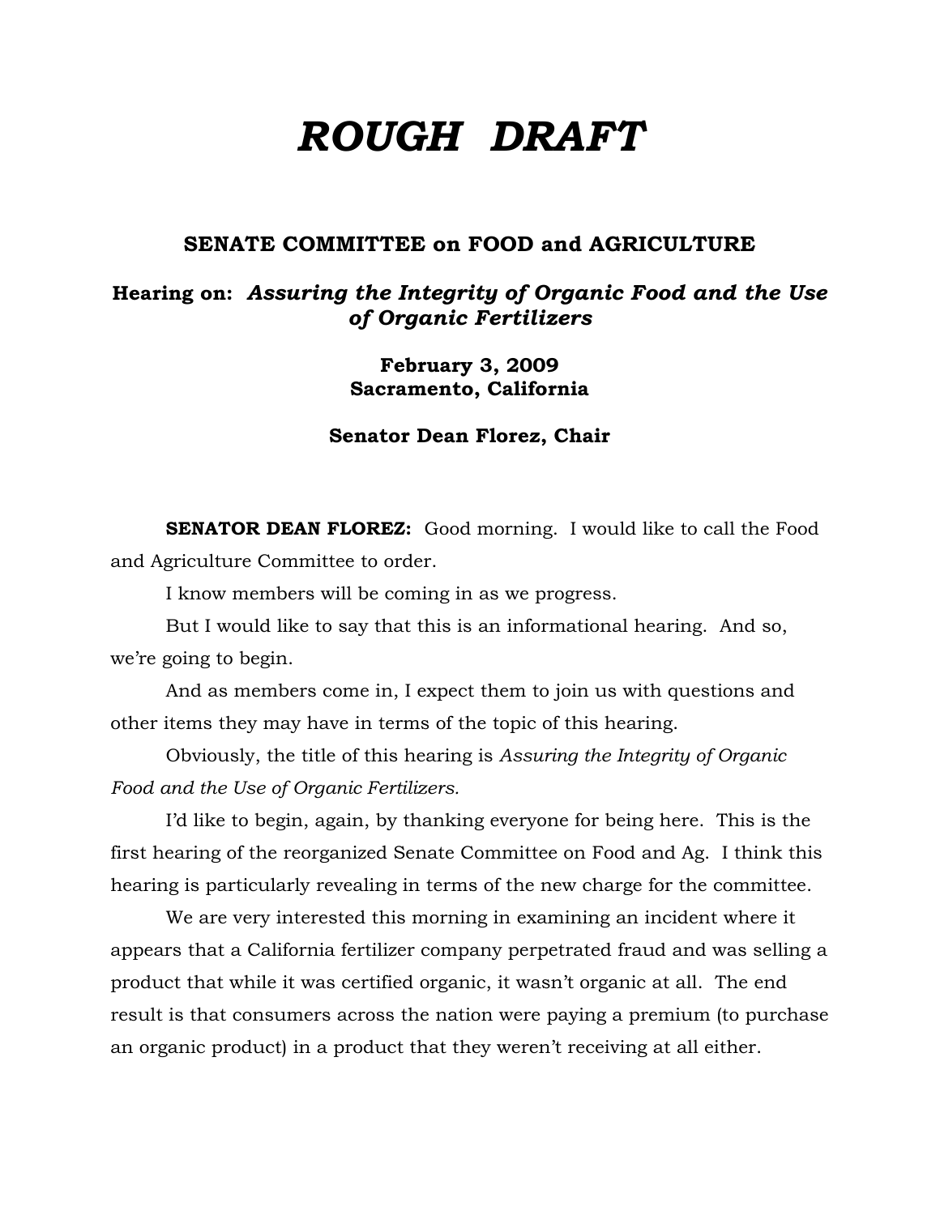# *ROUGH DRAFT*

## SENATE COMMITTEE on FOOD and AGRICULTURE

### Hearing on: *Assuring the Integrity of Organic Food and the Use of Organic Fertilizers*

**February 3, 2009**
**Sacramento, California**

**Senator Dean Florez, Chair**

**SENATOR DEAN FLOREZ:** Good morning. I would like to call the Food and Agriculture Committee to order.

I know members will be coming in as we progress.

But I would like to say that this is an informational hearing. And so, we're going to begin.

And as members come in, I expect them to join us with questions and other items they may have in terms of the topic of this hearing.

Obviously, the title of this hearing is *Assuring the Integrity of Organic Food and the Use of Organic Fertilizers.*

I'd like to begin, again, by thanking everyone for being here. This is the first hearing of the reorganized Senate Committee on Food and Ag. I think this hearing is particularly revealing in terms of the new charge for the committee.

We are very interested this morning in examining an incident where it appears that a California fertilizer company perpetrated fraud and was selling a product that while it was certified organic, it wasn't organic at all. The end result is that consumers across the nation were paying a premium (to purchase an organic product) in a product that they weren't receiving at all either.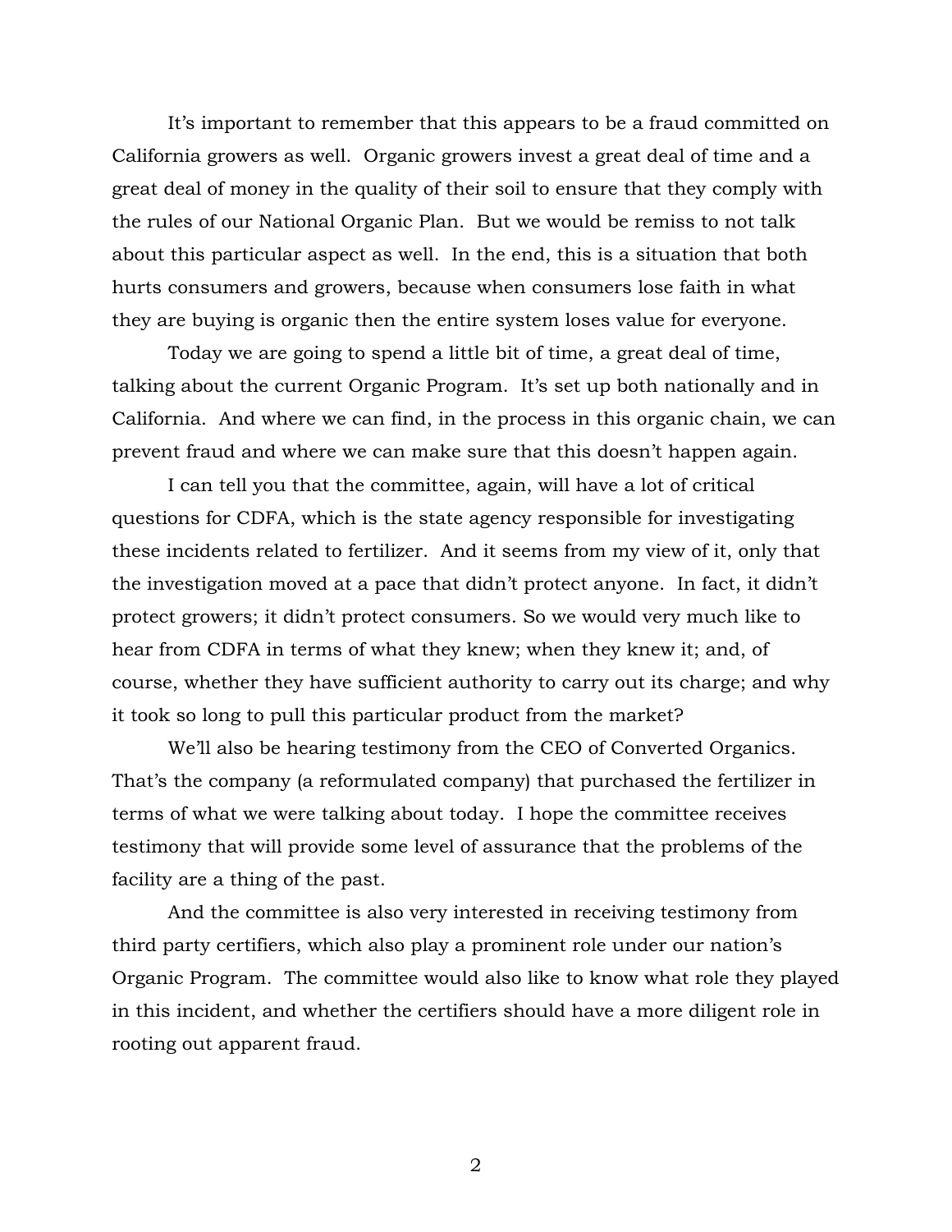It's important to remember that this appears to be a fraud committed on California growers as well. Organic growers invest a great deal of time and a great deal of money in the quality of their soil to ensure that they comply with the rules of our National Organic Plan. But we would be remiss to not talk about this particular aspect as well. In the end, this is a situation that both hurts consumers and growers, because when consumers lose faith in what they are buying is organic then the entire system loses value for everyone.

Today we are going to spend a little bit of time, a great deal of time, talking about the current Organic Program. It's set up both nationally and in California. And where we can find, in the process in this organic chain, we can prevent fraud and where we can make sure that this doesn't happen again.

I can tell you that the committee, again, will have a lot of critical questions for CDFA, which is the state agency responsible for investigating these incidents related to fertilizer. And it seems from my view of it, only that the investigation moved at a pace that didn't protect anyone. In fact, it didn't protect growers; it didn't protect consumers. So we would very much like to hear from CDFA in terms of what they knew; when they knew it; and, of course, whether they have sufficient authority to carry out its charge; and why it took so long to pull this particular product from the market?

We'll also be hearing testimony from the CEO of Converted Organics. That's the company (a reformulated company) that purchased the fertilizer in terms of what we were talking about today. I hope the committee receives testimony that will provide some level of assurance that the problems of the facility are a thing of the past.

And the committee is also very interested in receiving testimony from third party certifiers, which also play a prominent role under our nation's Organic Program. The committee would also like to know what role they played in this incident, and whether the certifiers should have a more diligent role in rooting out apparent fraud.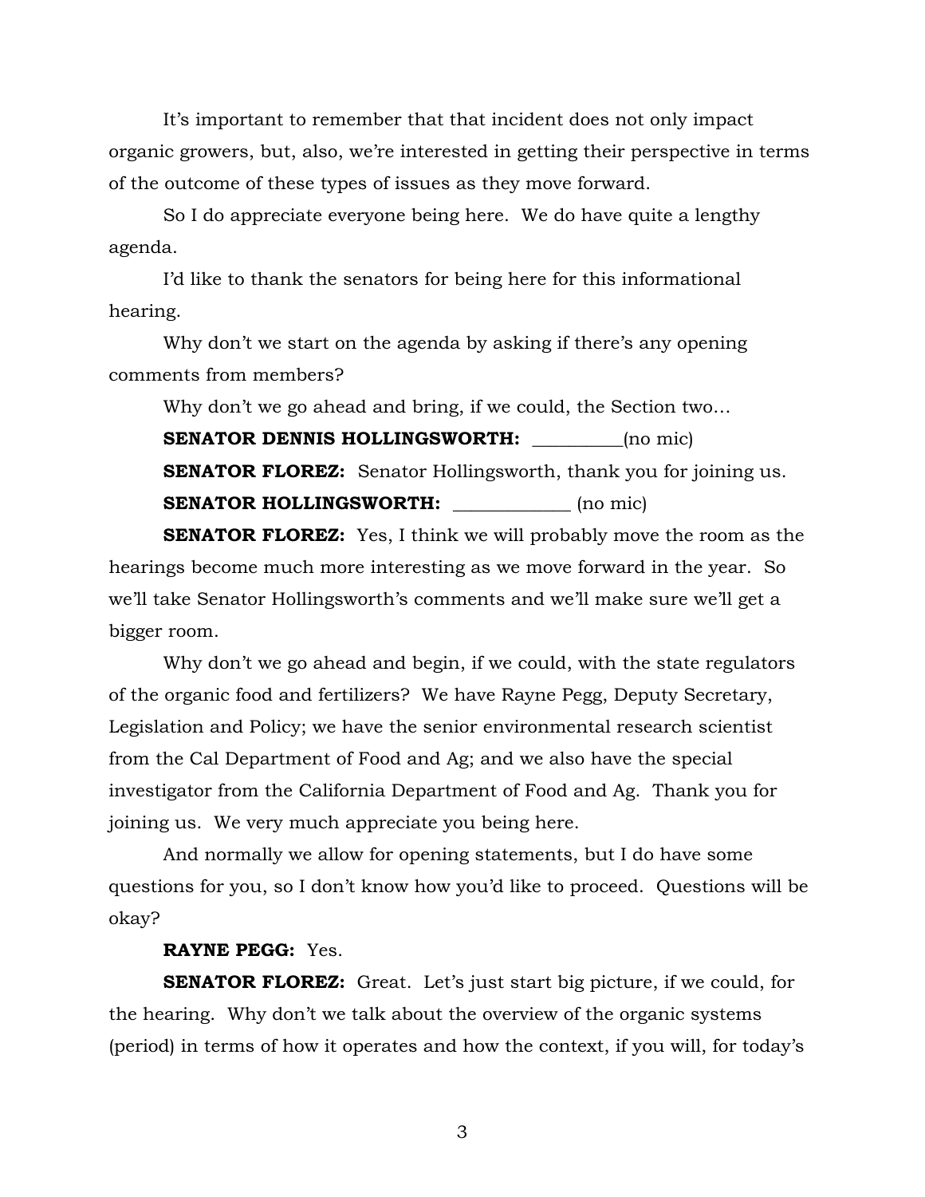It’s important to remember that that incident does not only impact organic growers, but, also, we’re interested in getting their perspective in terms of the outcome of these types of issues as they move forward.

So I do appreciate everyone being here. We do have quite a lengthy agenda.

I’d like to thank the senators for being here for this informational hearing.

Why don’t we start on the agenda by asking if there’s any opening comments from members?

Why don’t we go ahead and bring, if we could, the Section two…

**SENATOR DENNIS HOLLINGSWORTH:** __________(no mic)

**SENATOR FLOREZ:** Senator Hollingsworth, thank you for joining us.

**SENATOR HOLLINGSWORTH:** _____________ (no mic)

**SENATOR FLOREZ:** Yes, I think we will probably move the room as the hearings become much more interesting as we move forward in the year. So we’ll take Senator Hollingsworth’s comments and we’ll make sure we’ll get a bigger room.

Why don’t we go ahead and begin, if we could, with the state regulators of the organic food and fertilizers? We have Rayne Pegg, Deputy Secretary, Legislation and Policy; we have the senior environmental research scientist from the Cal Department of Food and Ag; and we also have the special investigator from the California Department of Food and Ag. Thank you for joining us. We very much appreciate you being here.

And normally we allow for opening statements, but I do have some questions for you, so I don’t know how you’d like to proceed. Questions will be okay?

**RAYNE PEGG:** Yes.

**SENATOR FLOREZ:** Great. Let’s just start big picture, if we could, for the hearing. Why don’t we talk about the overview of the organic systems (period) in terms of how it operates and how the context, if you will, for today’s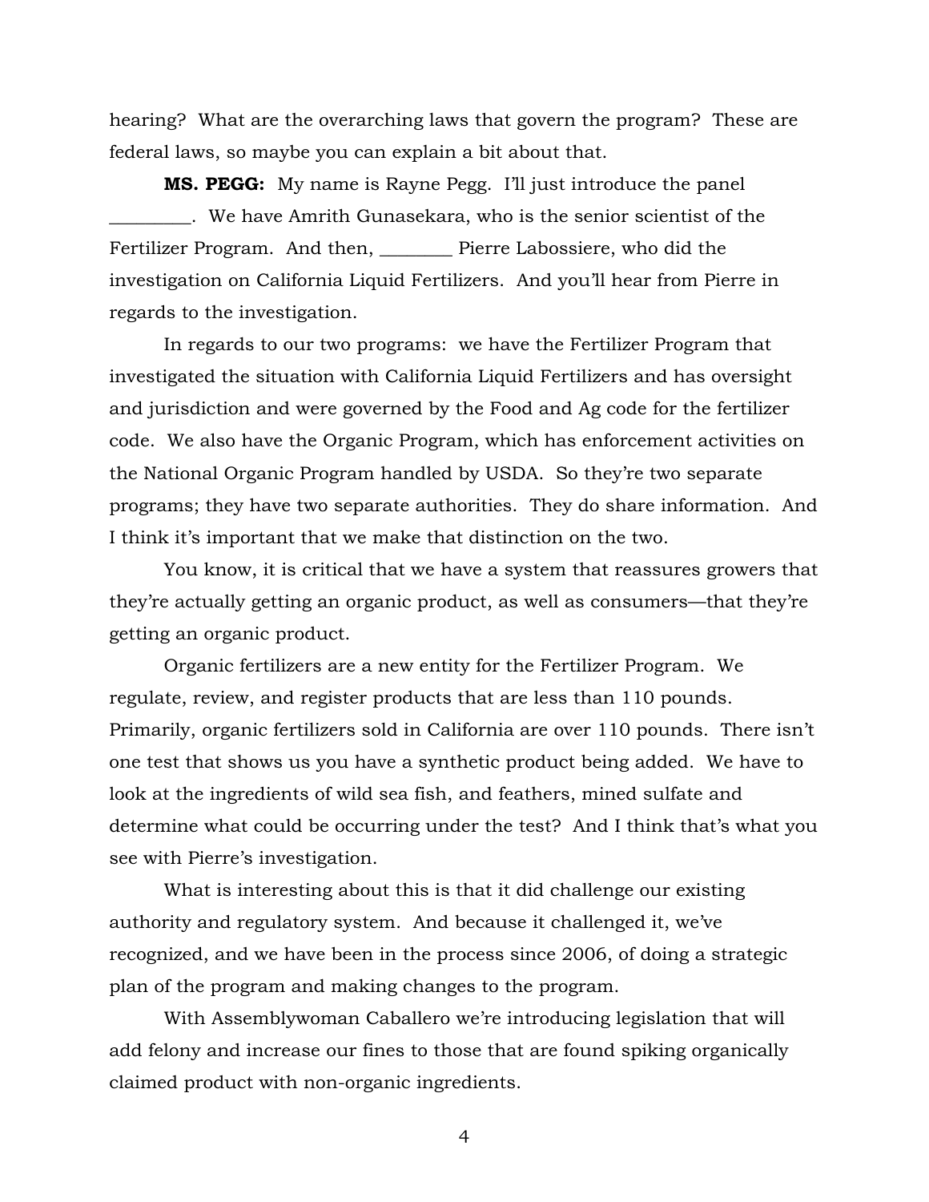hearing? What are the overarching laws that govern the program? These are federal laws, so maybe you can explain a bit about that.

**MS. PEGG:** My name is Rayne Pegg. I'll just introduce the panel _________. We have Amrith Gunasekara, who is the senior scientist of the Fertilizer Program. And then, ________ Pierre Labossiere, who did the investigation on California Liquid Fertilizers. And you'll hear from Pierre in regards to the investigation.

In regards to our two programs: we have the Fertilizer Program that investigated the situation with California Liquid Fertilizers and has oversight and jurisdiction and were governed by the Food and Ag code for the fertilizer code. We also have the Organic Program, which has enforcement activities on the National Organic Program handled by USDA. So they're two separate programs; they have two separate authorities. They do share information. And I think it's important that we make that distinction on the two.

You know, it is critical that we have a system that reassures growers that they're actually getting an organic product, as well as consumers—that they're getting an organic product.

Organic fertilizers are a new entity for the Fertilizer Program. We regulate, review, and register products that are less than 110 pounds. Primarily, organic fertilizers sold in California are over 110 pounds. There isn't one test that shows us you have a synthetic product being added. We have to look at the ingredients of wild sea fish, and feathers, mined sulfate and determine what could be occurring under the test? And I think that's what you see with Pierre's investigation.

What is interesting about this is that it did challenge our existing authority and regulatory system. And because it challenged it, we've recognized, and we have been in the process since 2006, of doing a strategic plan of the program and making changes to the program.

With Assemblywoman Caballero we're introducing legislation that will add felony and increase our fines to those that are found spiking organically claimed product with non-organic ingredients.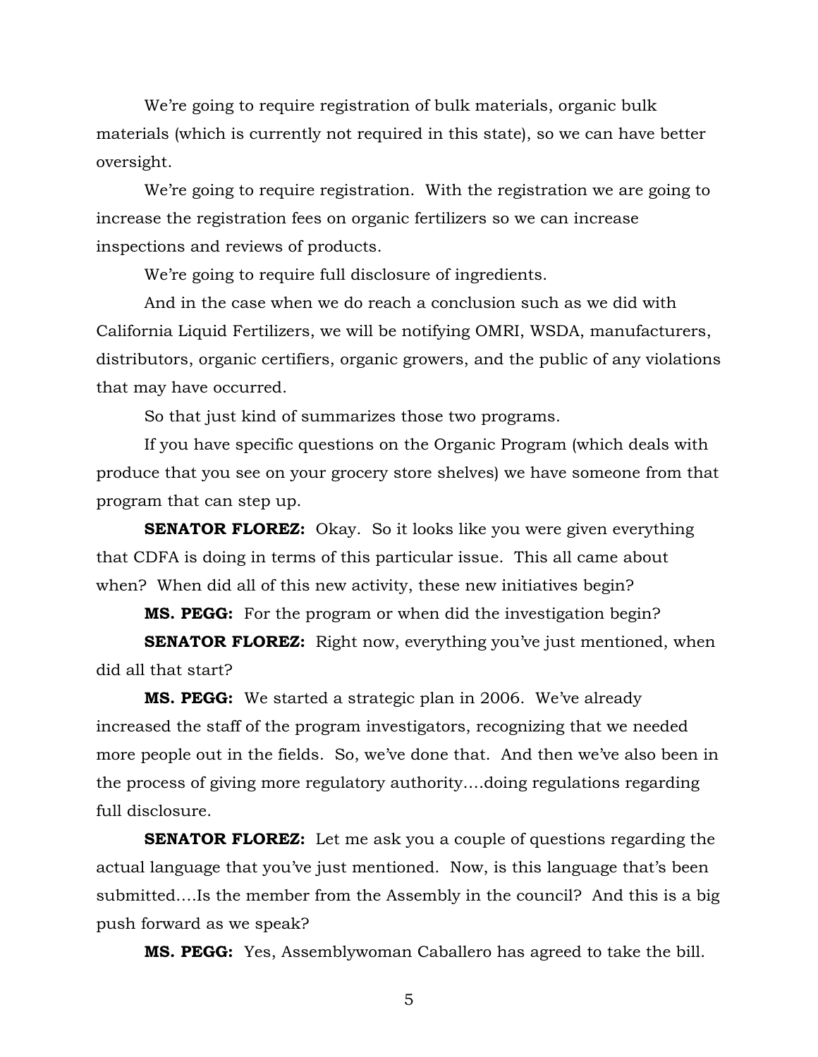We're going to require registration of bulk materials, organic bulk materials (which is currently not required in this state), so we can have better oversight.

We're going to require registration. With the registration we are going to increase the registration fees on organic fertilizers so we can increase inspections and reviews of products.

We're going to require full disclosure of ingredients.

And in the case when we do reach a conclusion such as we did with California Liquid Fertilizers, we will be notifying OMRI, WSDA, manufacturers, distributors, organic certifiers, organic growers, and the public of any violations that may have occurred.

So that just kind of summarizes those two programs.

If you have specific questions on the Organic Program (which deals with produce that you see on your grocery store shelves) we have someone from that program that can step up.

**SENATOR FLOREZ:** Okay. So it looks like you were given everything that CDFA is doing in terms of this particular issue. This all came about when? When did all of this new activity, these new initiatives begin?

**MS. PEGG:** For the program or when did the investigation begin?

**SENATOR FLOREZ:** Right now, everything you've just mentioned, when did all that start?

**MS. PEGG:** We started a strategic plan in 2006. We've already increased the staff of the program investigators, recognizing that we needed more people out in the fields. So, we've done that. And then we've also been in the process of giving more regulatory authority….doing regulations regarding full disclosure.

**SENATOR FLOREZ:** Let me ask you a couple of questions regarding the actual language that you've just mentioned. Now, is this language that's been submitted….Is the member from the Assembly in the council? And this is a big push forward as we speak?

**MS. PEGG:** Yes, Assemblywoman Caballero has agreed to take the bill.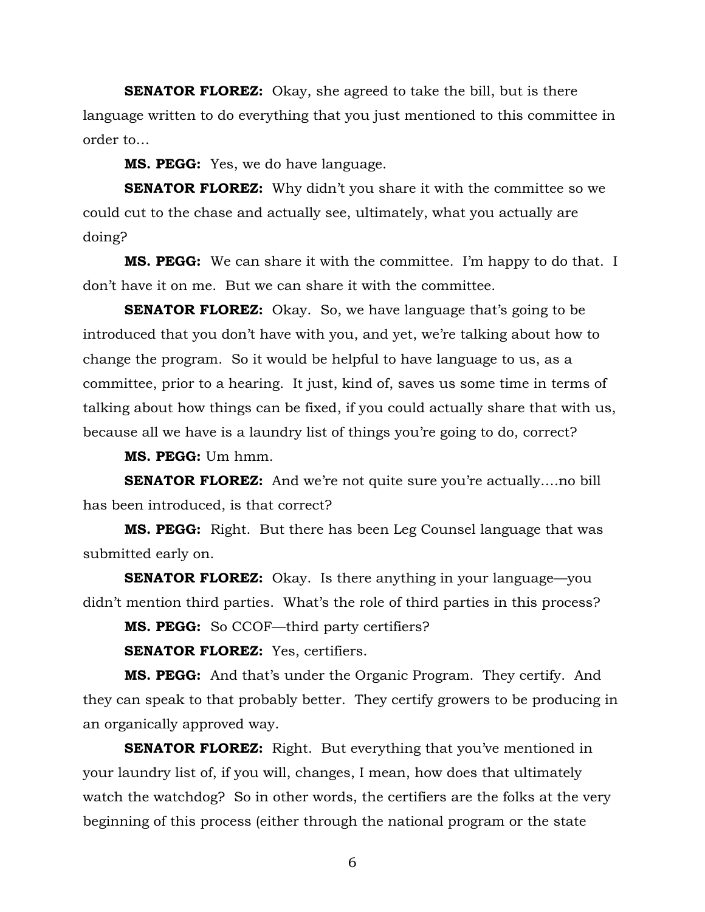**SENATOR FLOREZ:** Okay, she agreed to take the bill, but is there language written to do everything that you just mentioned to this committee in order to…

**MS. PEGG:** Yes, we do have language.

**SENATOR FLOREZ:** Why didn't you share it with the committee so we could cut to the chase and actually see, ultimately, what you actually are doing?

**MS. PEGG:** We can share it with the committee. I'm happy to do that. I don't have it on me. But we can share it with the committee.

**SENATOR FLOREZ:** Okay. So, we have language that's going to be introduced that you don't have with you, and yet, we're talking about how to change the program. So it would be helpful to have language to us, as a committee, prior to a hearing. It just, kind of, saves us some time in terms of talking about how things can be fixed, if you could actually share that with us, because all we have is a laundry list of things you're going to do, correct?

**MS. PEGG:** Um hmm.

**SENATOR FLOREZ:** And we're not quite sure you're actually….no bill has been introduced, is that correct?

**MS. PEGG:** Right. But there has been Leg Counsel language that was submitted early on.

**SENATOR FLOREZ:** Okay. Is there anything in your language—you didn't mention third parties. What's the role of third parties in this process?

**MS. PEGG:** So CCOF—third party certifiers?

**SENATOR FLOREZ:** Yes, certifiers.

**MS. PEGG:** And that's under the Organic Program. They certify. And they can speak to that probably better. They certify growers to be producing in an organically approved way.

**SENATOR FLOREZ:** Right. But everything that you've mentioned in your laundry list of, if you will, changes, I mean, how does that ultimately watch the watchdog? So in other words, the certifiers are the folks at the very beginning of this process (either through the national program or the state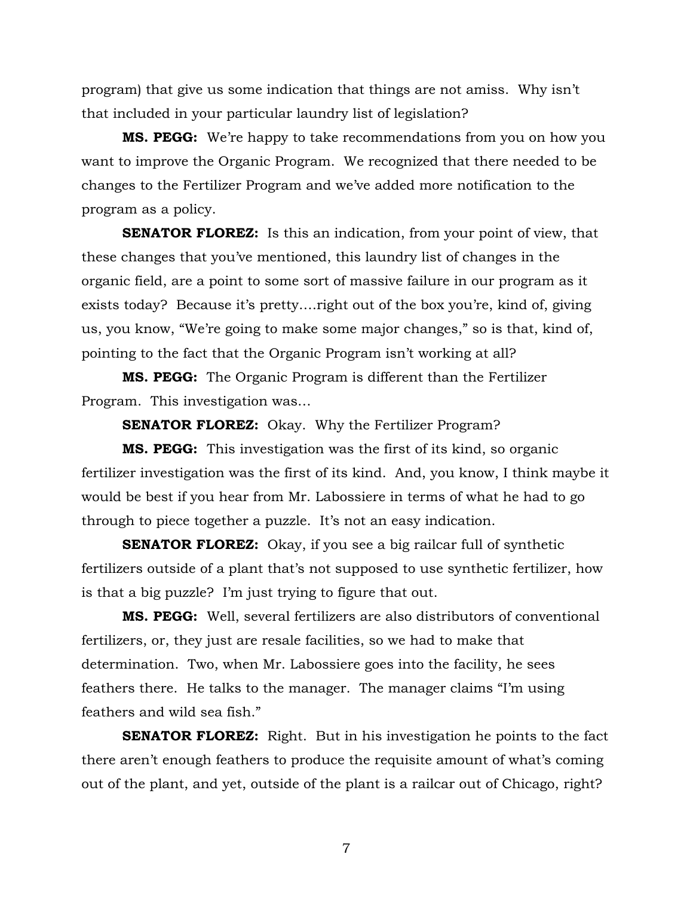program) that give us some indication that things are not amiss. Why isn't that included in your particular laundry list of legislation?

**MS. PEGG:** We're happy to take recommendations from you on how you want to improve the Organic Program. We recognized that there needed to be changes to the Fertilizer Program and we've added more notification to the program as a policy.

**SENATOR FLOREZ:** Is this an indication, from your point of view, that these changes that you've mentioned, this laundry list of changes in the organic field, are a point to some sort of massive failure in our program as it exists today? Because it's pretty....right out of the box you're, kind of, giving us, you know, "We're going to make some major changes," so is that, kind of, pointing to the fact that the Organic Program isn't working at all?

**MS. PEGG:** The Organic Program is different than the Fertilizer Program. This investigation was…

**SENATOR FLOREZ:** Okay. Why the Fertilizer Program?

**MS. PEGG:** This investigation was the first of its kind, so organic fertilizer investigation was the first of its kind. And, you know, I think maybe it would be best if you hear from Mr. Labossiere in terms of what he had to go through to piece together a puzzle. It's not an easy indication.

**SENATOR FLOREZ:** Okay, if you see a big railcar full of synthetic fertilizers outside of a plant that's not supposed to use synthetic fertilizer, how is that a big puzzle? I'm just trying to figure that out.

**MS. PEGG:** Well, several fertilizers are also distributors of conventional fertilizers, or, they just are resale facilities, so we had to make that determination. Two, when Mr. Labossiere goes into the facility, he sees feathers there. He talks to the manager. The manager claims "I'm using feathers and wild sea fish."

**SENATOR FLOREZ:** Right. But in his investigation he points to the fact there aren't enough feathers to produce the requisite amount of what's coming out of the plant, and yet, outside of the plant is a railcar out of Chicago, right?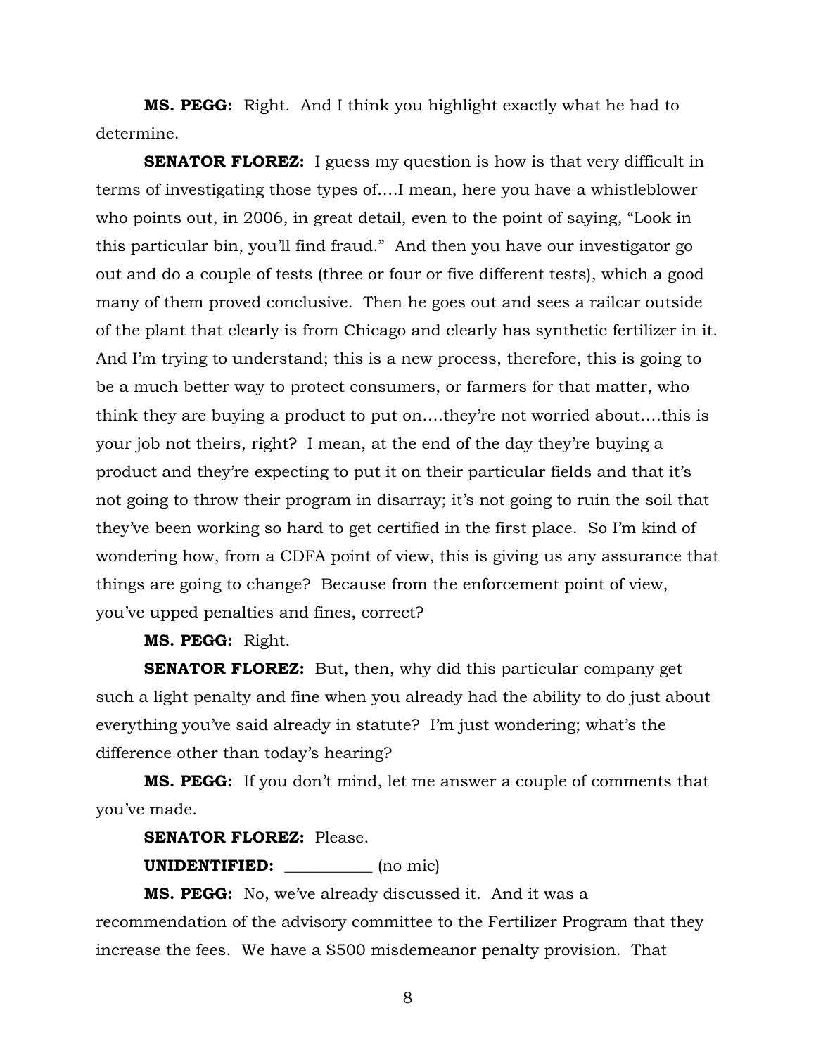**MS. PEGG:** Right. And I think you highlight exactly what he had to determine.

**SENATOR FLOREZ:** I guess my question is how is that very difficult in terms of investigating those types of….I mean, here you have a whistleblower who points out, in 2006, in great detail, even to the point of saying, "Look in this particular bin, you'll find fraud." And then you have our investigator go out and do a couple of tests (three or four or five different tests), which a good many of them proved conclusive. Then he goes out and sees a railcar outside of the plant that clearly is from Chicago and clearly has synthetic fertilizer in it. And I'm trying to understand; this is a new process, therefore, this is going to be a much better way to protect consumers, or farmers for that matter, who think they are buying a product to put on….they're not worried about….this is your job not theirs, right? I mean, at the end of the day they're buying a product and they're expecting to put it on their particular fields and that it's not going to throw their program in disarray; it's not going to ruin the soil that they've been working so hard to get certified in the first place. So I'm kind of wondering how, from a CDFA point of view, this is giving us any assurance that things are going to change? Because from the enforcement point of view, you've upped penalties and fines, correct?

**MS. PEGG:** Right.

**SENATOR FLOREZ:** But, then, why did this particular company get such a light penalty and fine when you already had the ability to do just about everything you've said already in statute? I'm just wondering; what's the difference other than today's hearing?

**MS. PEGG:** If you don't mind, let me answer a couple of comments that you've made.

**SENATOR FLOREZ:** Please.

**UNIDENTIFIED:** ___________ (no mic)

**MS. PEGG:** No, we've already discussed it. And it was a recommendation of the advisory committee to the Fertilizer Program that they increase the fees. We have a $500 misdemeanor penalty provision. That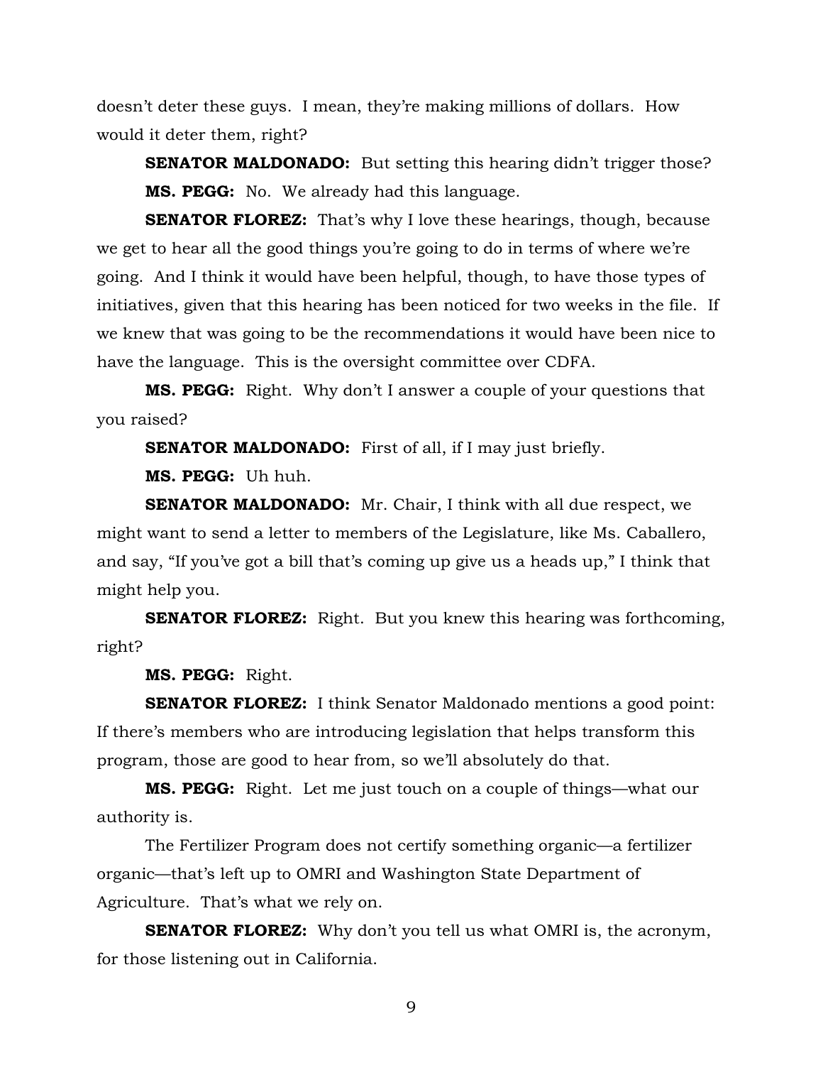doesn't deter these guys. I mean, they're making millions of dollars. How would it deter them, right?

**SENATOR MALDONADO:** But setting this hearing didn't trigger those?

**MS. PEGG:** No. We already had this language.

**SENATOR FLOREZ:** That's why I love these hearings, though, because we get to hear all the good things you're going to do in terms of where we're going. And I think it would have been helpful, though, to have those types of initiatives, given that this hearing has been noticed for two weeks in the file. If we knew that was going to be the recommendations it would have been nice to have the language. This is the oversight committee over CDFA.

**MS. PEGG:** Right. Why don't I answer a couple of your questions that you raised?

**SENATOR MALDONADO:** First of all, if I may just briefly.

**MS. PEGG:** Uh huh.

**SENATOR MALDONADO:** Mr. Chair, I think with all due respect, we might want to send a letter to members of the Legislature, like Ms. Caballero, and say, "If you've got a bill that's coming up give us a heads up," I think that might help you.

**SENATOR FLOREZ:** Right. But you knew this hearing was forthcoming, right?

**MS. PEGG:** Right.

**SENATOR FLOREZ:** I think Senator Maldonado mentions a good point: If there's members who are introducing legislation that helps transform this program, those are good to hear from, so we'll absolutely do that.

**MS. PEGG:** Right. Let me just touch on a couple of things—what our authority is.

The Fertilizer Program does not certify something organic—a fertilizer organic—that's left up to OMRI and Washington State Department of Agriculture. That's what we rely on.

**SENATOR FLOREZ:** Why don't you tell us what OMRI is, the acronym, for those listening out in California.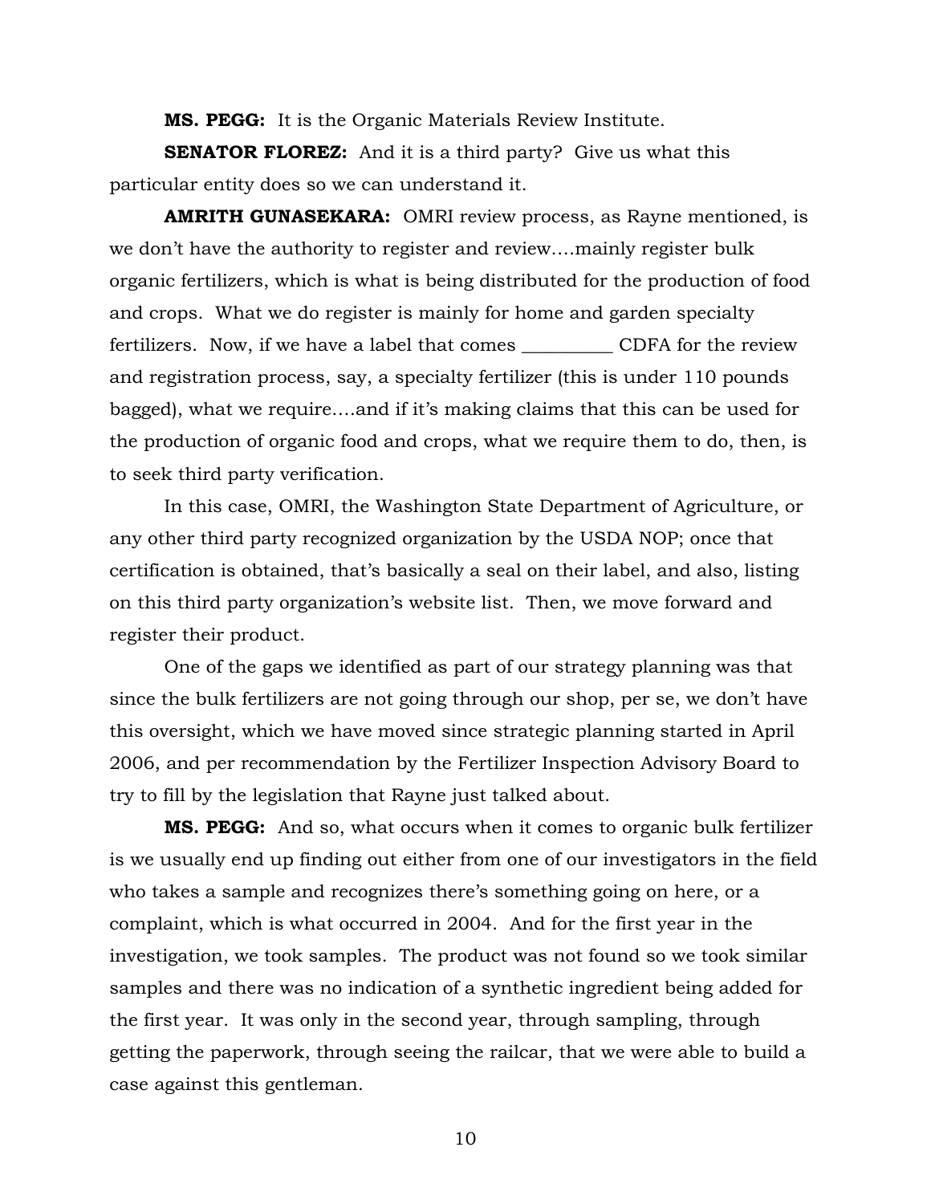**MS. PEGG:** It is the Organic Materials Review Institute.

**SENATOR FLOREZ:** And it is a third party? Give us what this particular entity does so we can understand it.

**AMRITH GUNASEKARA:** OMRI review process, as Rayne mentioned, is we don't have the authority to register and review….mainly register bulk organic fertilizers, which is what is being distributed for the production of food and crops. What we do register is mainly for home and garden specialty fertilizers. Now, if we have a label that comes __________ CDFA for the review and registration process, say, a specialty fertilizer (this is under 110 pounds bagged), what we require….and if it's making claims that this can be used for the production of organic food and crops, what we require them to do, then, is to seek third party verification.

In this case, OMRI, the Washington State Department of Agriculture, or any other third party recognized organization by the USDA NOP; once that certification is obtained, that's basically a seal on their label, and also, listing on this third party organization's website list. Then, we move forward and register their product.

One of the gaps we identified as part of our strategy planning was that since the bulk fertilizers are not going through our shop, per se, we don't have this oversight, which we have moved since strategic planning started in April 2006, and per recommendation by the Fertilizer Inspection Advisory Board to try to fill by the legislation that Rayne just talked about.

**MS. PEGG:** And so, what occurs when it comes to organic bulk fertilizer is we usually end up finding out either from one of our investigators in the field who takes a sample and recognizes there's something going on here, or a complaint, which is what occurred in 2004. And for the first year in the investigation, we took samples. The product was not found so we took similar samples and there was no indication of a synthetic ingredient being added for the first year. It was only in the second year, through sampling, through getting the paperwork, through seeing the railcar, that we were able to build a case against this gentleman.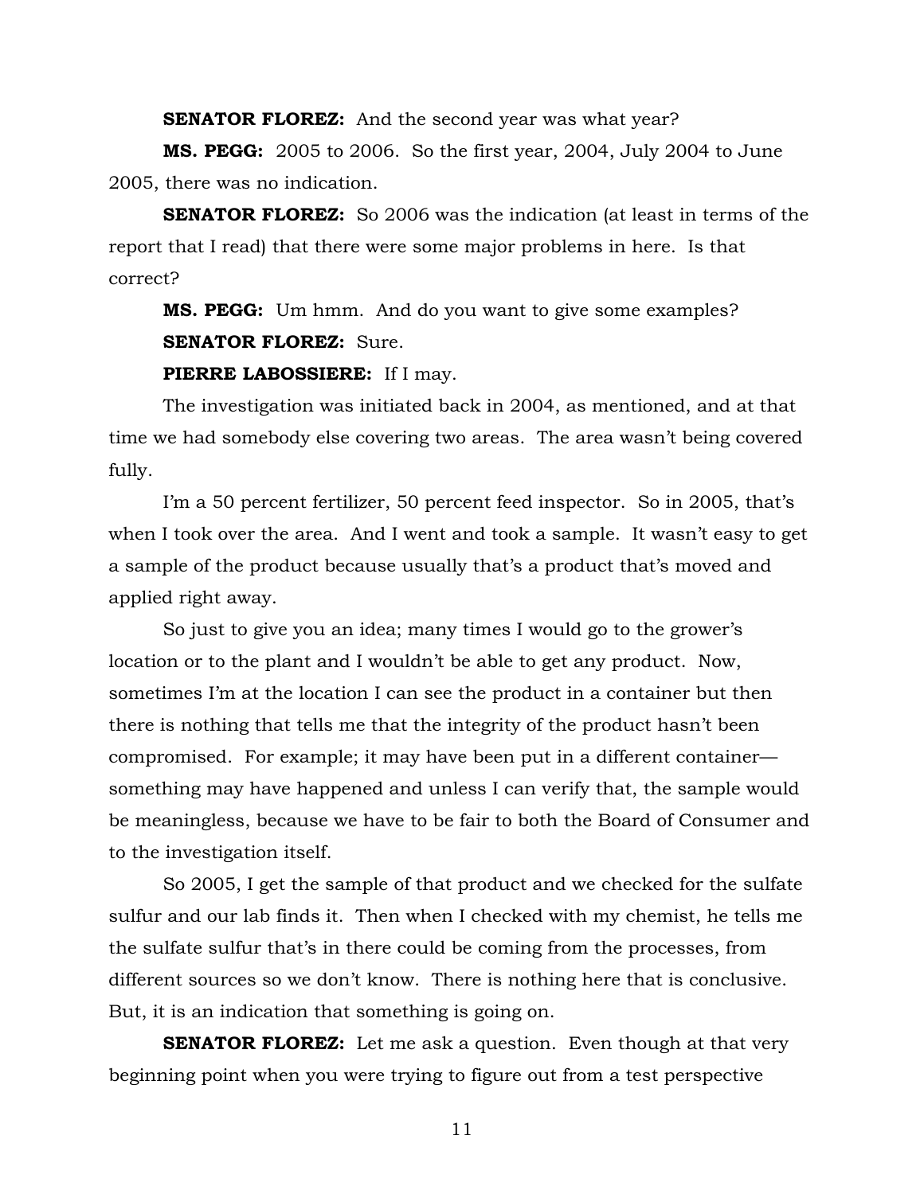**SENATOR FLOREZ:** And the second year was what year?

**MS. PEGG:** 2005 to 2006. So the first year, 2004, July 2004 to June 2005, there was no indication.

**SENATOR FLOREZ:** So 2006 was the indication (at least in terms of the report that I read) that there were some major problems in here. Is that correct?

**MS. PEGG:** Um hmm. And do you want to give some examples?

**SENATOR FLOREZ:** Sure.

**PIERRE LABOSSIERE:** If I may.

The investigation was initiated back in 2004, as mentioned, and at that time we had somebody else covering two areas. The area wasn't being covered fully.

I'm a 50 percent fertilizer, 50 percent feed inspector. So in 2005, that's when I took over the area. And I went and took a sample. It wasn't easy to get a sample of the product because usually that's a product that's moved and applied right away.

So just to give you an idea; many times I would go to the grower's location or to the plant and I wouldn't be able to get any product. Now, sometimes I'm at the location I can see the product in a container but then there is nothing that tells me that the integrity of the product hasn't been compromised. For example; it may have been put in a different container—something may have happened and unless I can verify that, the sample would be meaningless, because we have to be fair to both the Board of Consumer and to the investigation itself.

So 2005, I get the sample of that product and we checked for the sulfate sulfur and our lab finds it. Then when I checked with my chemist, he tells me the sulfate sulfur that's in there could be coming from the processes, from different sources so we don't know. There is nothing here that is conclusive. But, it is an indication that something is going on.

**SENATOR FLOREZ:** Let me ask a question. Even though at that very beginning point when you were trying to figure out from a test perspective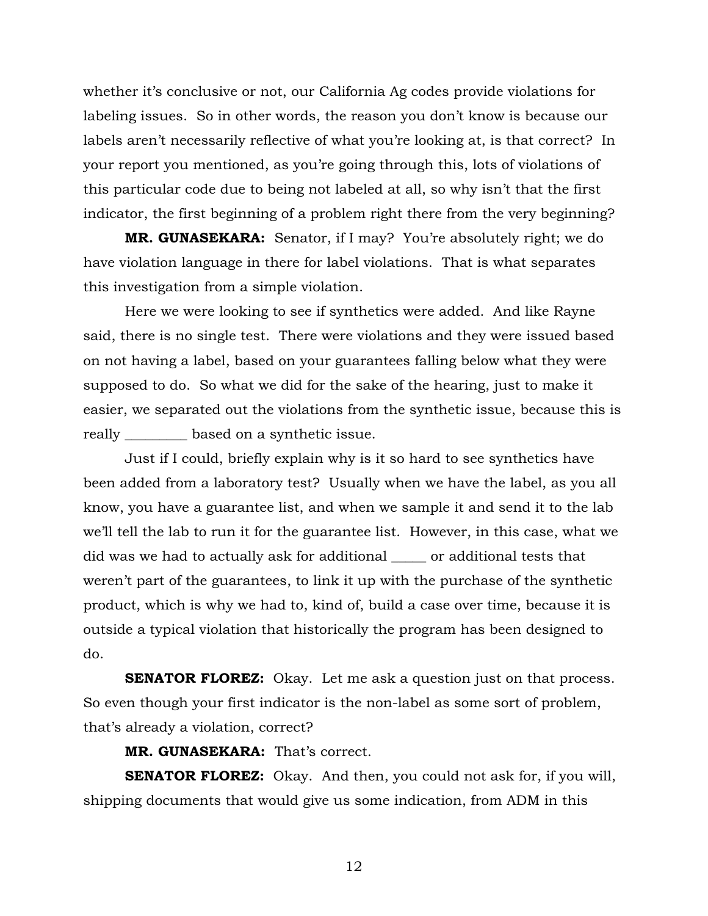whether it's conclusive or not, our California Ag codes provide violations for labeling issues. So in other words, the reason you don't know is because our labels aren't necessarily reflective of what you're looking at, is that correct? In your report you mentioned, as you're going through this, lots of violations of this particular code due to being not labeled at all, so why isn't that the first indicator, the first beginning of a problem right there from the very beginning?

**MR. GUNASEKARA:** Senator, if I may? You're absolutely right; we do have violation language in there for label violations. That is what separates this investigation from a simple violation.

Here we were looking to see if synthetics were added. And like Rayne said, there is no single test. There were violations and they were issued based on not having a label, based on your guarantees falling below what they were supposed to do. So what we did for the sake of the hearing, just to make it easier, we separated out the violations from the synthetic issue, because this is really _________ based on a synthetic issue.

Just if I could, briefly explain why is it so hard to see synthetics have been added from a laboratory test? Usually when we have the label, as you all know, you have a guarantee list, and when we sample it and send it to the lab we'll tell the lab to run it for the guarantee list. However, in this case, what we did was we had to actually ask for additional _____ or additional tests that weren't part of the guarantees, to link it up with the purchase of the synthetic product, which is why we had to, kind of, build a case over time, because it is outside a typical violation that historically the program has been designed to do.

**SENATOR FLOREZ:** Okay. Let me ask a question just on that process. So even though your first indicator is the non-label as some sort of problem, that's already a violation, correct?

**MR. GUNASEKARA:** That's correct.

**SENATOR FLOREZ:** Okay. And then, you could not ask for, if you will, shipping documents that would give us some indication, from ADM in this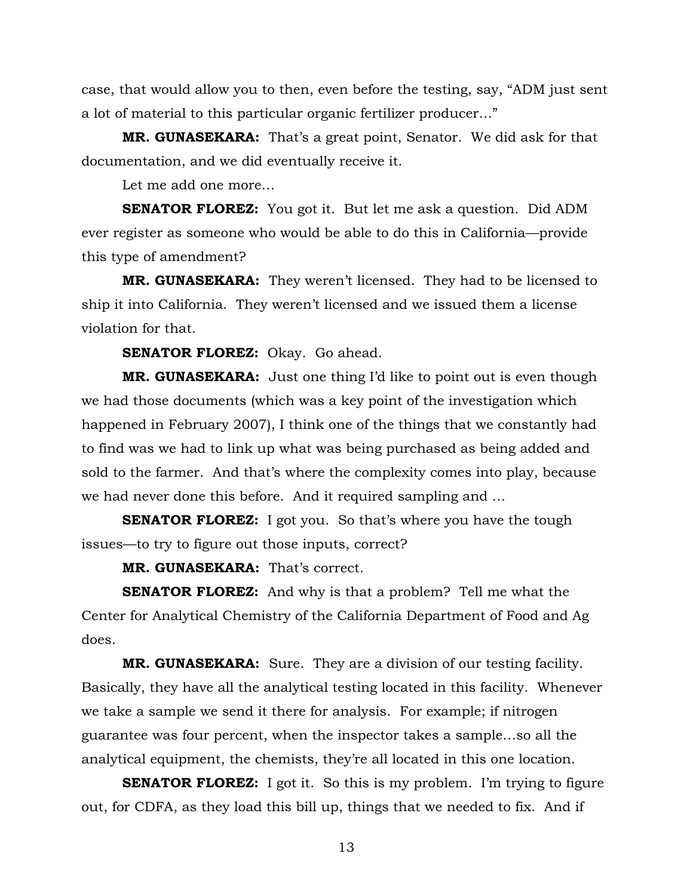case, that would allow you to then, even before the testing, say, "ADM just sent a lot of material to this particular organic fertilizer producer…"

**MR. GUNASEKARA:** That's a great point, Senator. We did ask for that documentation, and we did eventually receive it.

Let me add one more…

**SENATOR FLOREZ:** You got it. But let me ask a question. Did ADM ever register as someone who would be able to do this in California—provide this type of amendment?

**MR. GUNASEKARA:** They weren't licensed. They had to be licensed to ship it into California. They weren't licensed and we issued them a license violation for that.

**SENATOR FLOREZ:** Okay. Go ahead.

**MR. GUNASEKARA:** Just one thing I'd like to point out is even though we had those documents (which was a key point of the investigation which happened in February 2007), I think one of the things that we constantly had to find was we had to link up what was being purchased as being added and sold to the farmer. And that's where the complexity comes into play, because we had never done this before. And it required sampling and …

**SENATOR FLOREZ:** I got you. So that's where you have the tough issues—to try to figure out those inputs, correct?

**MR. GUNASEKARA:** That's correct.

**SENATOR FLOREZ:** And why is that a problem? Tell me what the Center for Analytical Chemistry of the California Department of Food and Ag does.

**MR. GUNASEKARA:** Sure. They are a division of our testing facility. Basically, they have all the analytical testing located in this facility. Whenever we take a sample we send it there for analysis. For example; if nitrogen guarantee was four percent, when the inspector takes a sample…so all the analytical equipment, the chemists, they're all located in this one location.

**SENATOR FLOREZ:** I got it. So this is my problem. I'm trying to figure out, for CDFA, as they load this bill up, things that we needed to fix. And if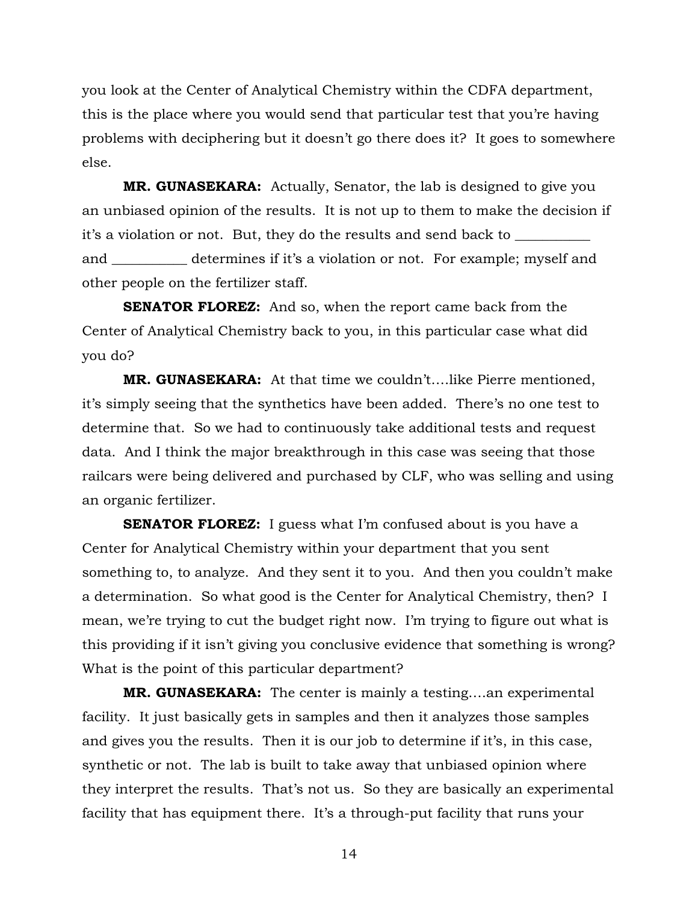you look at the Center of Analytical Chemistry within the CDFA department, this is the place where you would send that particular test that you're having problems with deciphering but it doesn't go there does it? It goes to somewhere else.

**MR. GUNASEKARA:** Actually, Senator, the lab is designed to give you an unbiased opinion of the results. It is not up to them to make the decision if it's a violation or not. But, they do the results and send back to ___________ and ___________ determines if it's a violation or not. For example; myself and other people on the fertilizer staff.

**SENATOR FLOREZ:** And so, when the report came back from the Center of Analytical Chemistry back to you, in this particular case what did you do?

**MR. GUNASEKARA:** At that time we couldn't….like Pierre mentioned, it's simply seeing that the synthetics have been added. There's no one test to determine that. So we had to continuously take additional tests and request data. And I think the major breakthrough in this case was seeing that those railcars were being delivered and purchased by CLF, who was selling and using an organic fertilizer.

**SENATOR FLOREZ:** I guess what I'm confused about is you have a Center for Analytical Chemistry within your department that you sent something to, to analyze. And they sent it to you. And then you couldn't make a determination. So what good is the Center for Analytical Chemistry, then? I mean, we're trying to cut the budget right now. I'm trying to figure out what is this providing if it isn't giving you conclusive evidence that something is wrong? What is the point of this particular department?

**MR. GUNASEKARA:** The center is mainly a testing….an experimental facility. It just basically gets in samples and then it analyzes those samples and gives you the results. Then it is our job to determine if it's, in this case, synthetic or not. The lab is built to take away that unbiased opinion where they interpret the results. That's not us. So they are basically an experimental facility that has equipment there. It's a through-put facility that runs your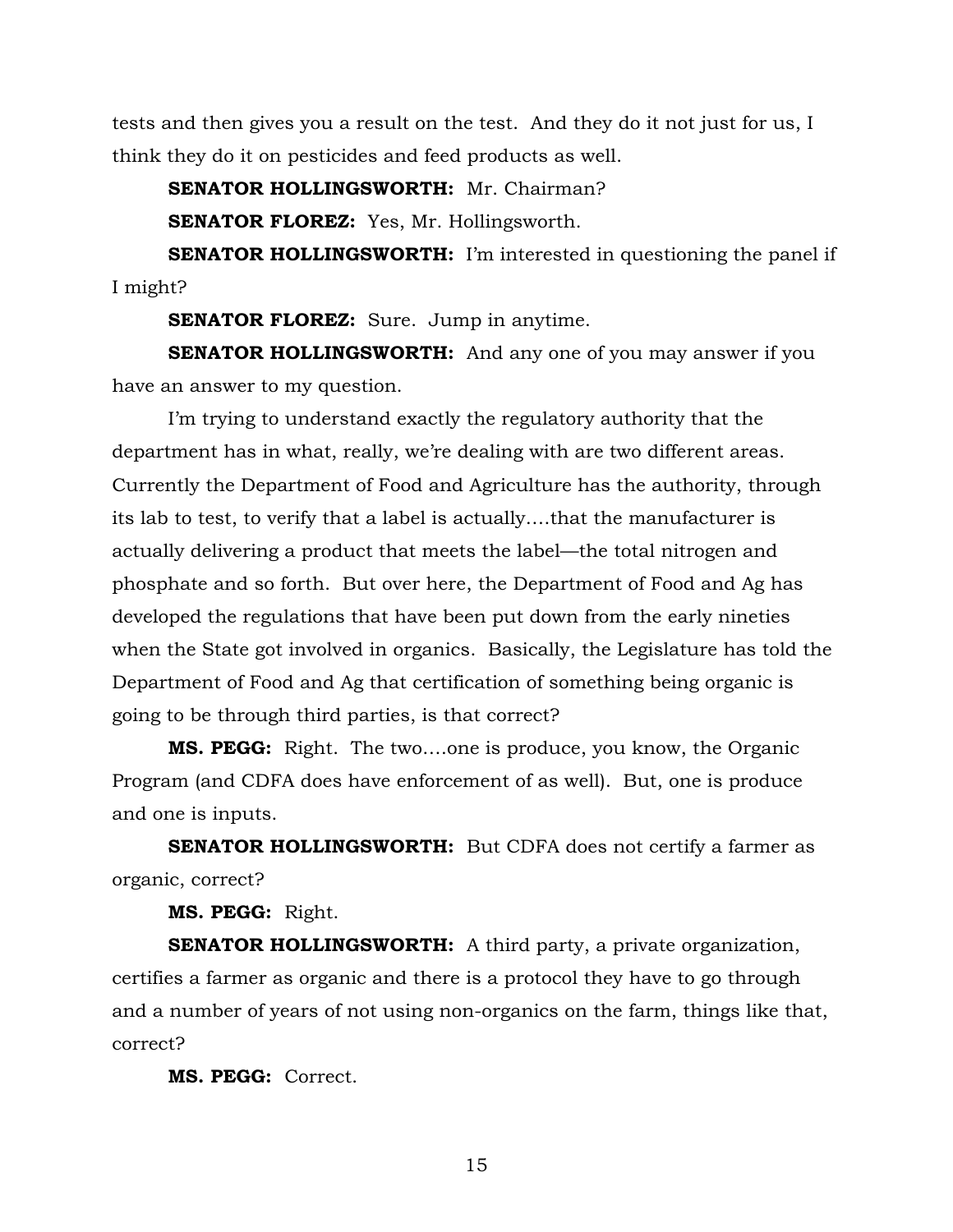tests and then gives you a result on the test. And they do it not just for us, I think they do it on pesticides and feed products as well.

**SENATOR HOLLINGSWORTH:** Mr. Chairman?

**SENATOR FLOREZ:** Yes, Mr. Hollingsworth.

**SENATOR HOLLINGSWORTH:** I'm interested in questioning the panel if I might?

**SENATOR FLOREZ:** Sure. Jump in anytime.

**SENATOR HOLLINGSWORTH:** And any one of you may answer if you have an answer to my question.

I'm trying to understand exactly the regulatory authority that the department has in what, really, we're dealing with are two different areas. Currently the Department of Food and Agriculture has the authority, through its lab to test, to verify that a label is actually….that the manufacturer is actually delivering a product that meets the label—the total nitrogen and phosphate and so forth. But over here, the Department of Food and Ag has developed the regulations that have been put down from the early nineties when the State got involved in organics. Basically, the Legislature has told the Department of Food and Ag that certification of something being organic is going to be through third parties, is that correct?

**MS. PEGG:** Right. The two….one is produce, you know, the Organic Program (and CDFA does have enforcement of as well). But, one is produce and one is inputs.

**SENATOR HOLLINGSWORTH:** But CDFA does not certify a farmer as organic, correct?

**MS. PEGG:** Right.

**SENATOR HOLLINGSWORTH:** A third party, a private organization, certifies a farmer as organic and there is a protocol they have to go through and a number of years of not using non-organics on the farm, things like that, correct?

**MS. PEGG:** Correct.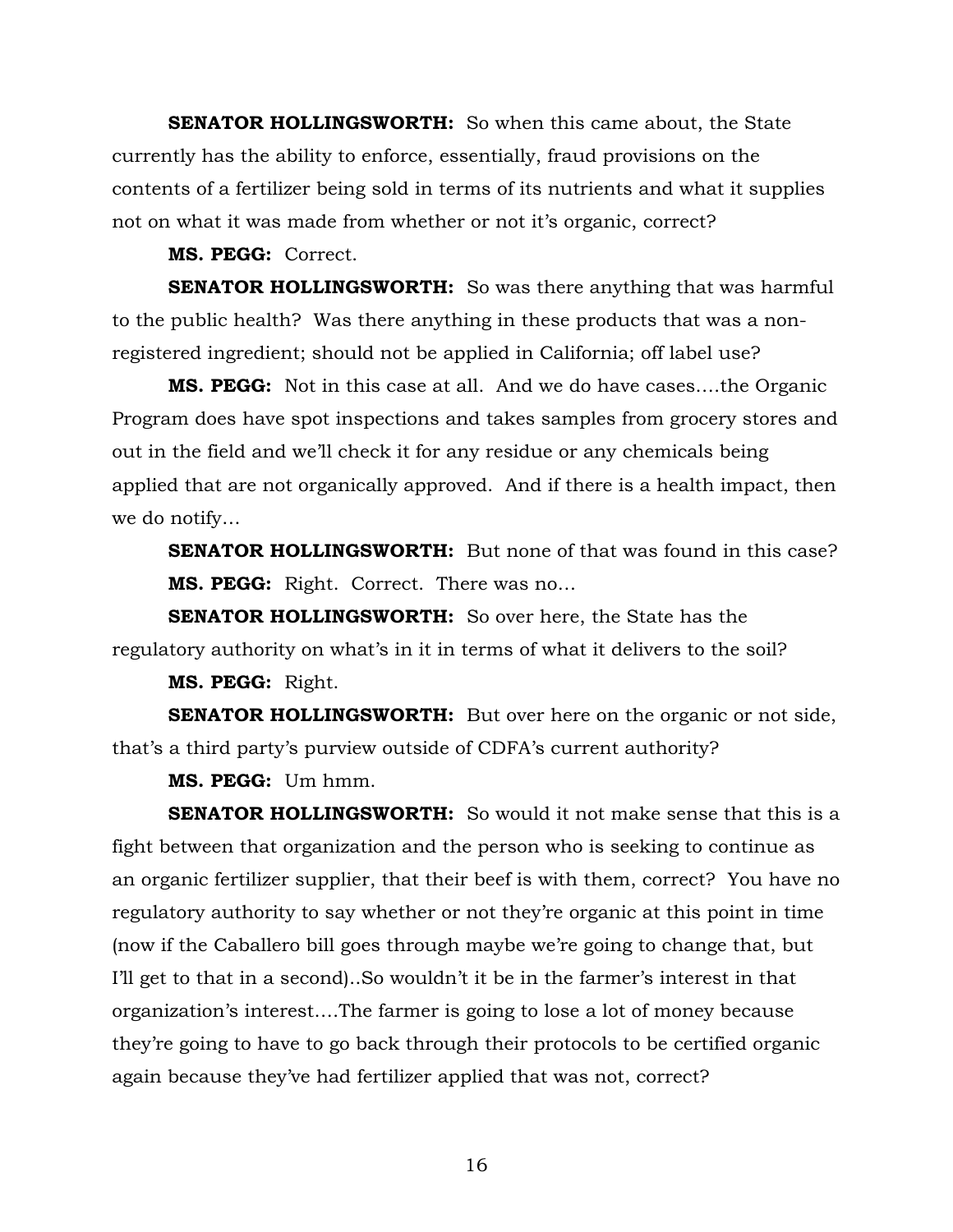**SENATOR HOLLINGSWORTH:** So when this came about, the State currently has the ability to enforce, essentially, fraud provisions on the contents of a fertilizer being sold in terms of its nutrients and what it supplies not on what it was made from whether or not it's organic, correct?

**MS. PEGG:** Correct.

**SENATOR HOLLINGSWORTH:** So was there anything that was harmful to the public health? Was there anything in these products that was a non-registered ingredient; should not be applied in California; off label use?

**MS. PEGG:** Not in this case at all. And we do have cases….the Organic Program does have spot inspections and takes samples from grocery stores and out in the field and we'll check it for any residue or any chemicals being applied that are not organically approved. And if there is a health impact, then we do notify…

**SENATOR HOLLINGSWORTH:** But none of that was found in this case?

**MS. PEGG:** Right. Correct. There was no…

**SENATOR HOLLINGSWORTH:** So over here, the State has the regulatory authority on what's in it in terms of what it delivers to the soil?

**MS. PEGG:** Right.

**SENATOR HOLLINGSWORTH:** But over here on the organic or not side, that's a third party's purview outside of CDFA's current authority?

**MS. PEGG:** Um hmm.

**SENATOR HOLLINGSWORTH:** So would it not make sense that this is a fight between that organization and the person who is seeking to continue as an organic fertilizer supplier, that their beef is with them, correct? You have no regulatory authority to say whether or not they're organic at this point in time (now if the Caballero bill goes through maybe we're going to change that, but I'll get to that in a second)..So wouldn't it be in the farmer's interest in that organization's interest….The farmer is going to lose a lot of money because they're going to have to go back through their protocols to be certified organic again because they've had fertilizer applied that was not, correct?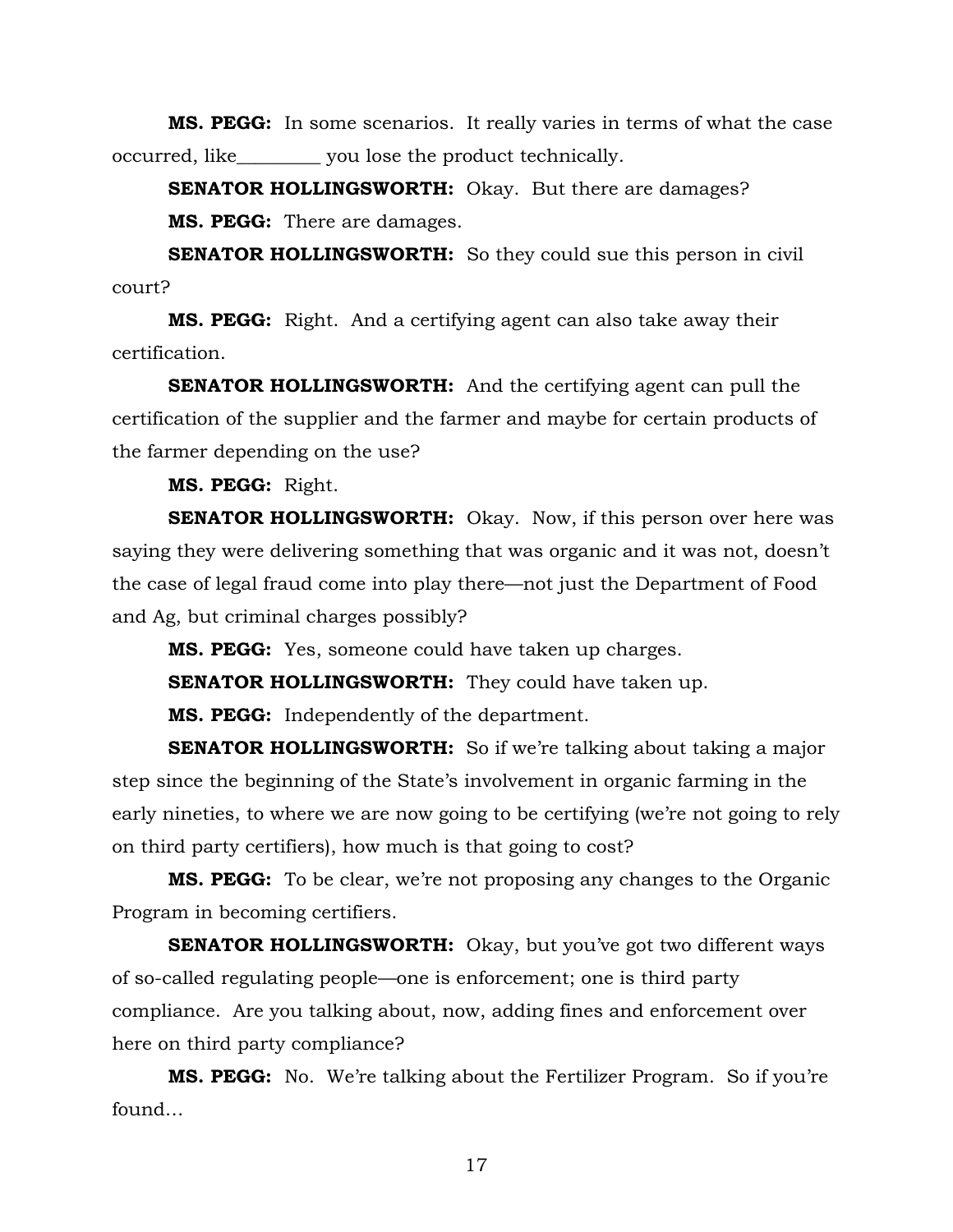**MS. PEGG:** In some scenarios. It really varies in terms of what the case occurred, like_________ you lose the product technically.

**SENATOR HOLLINGSWORTH:** Okay. But there are damages?

**MS. PEGG:** There are damages.

**SENATOR HOLLINGSWORTH:** So they could sue this person in civil court?

**MS. PEGG:** Right. And a certifying agent can also take away their certification.

**SENATOR HOLLINGSWORTH:** And the certifying agent can pull the certification of the supplier and the farmer and maybe for certain products of the farmer depending on the use?

**MS. PEGG:** Right.

**SENATOR HOLLINGSWORTH:** Okay. Now, if this person over here was saying they were delivering something that was organic and it was not, doesn't the case of legal fraud come into play there—not just the Department of Food and Ag, but criminal charges possibly?

**MS. PEGG:** Yes, someone could have taken up charges.

**SENATOR HOLLINGSWORTH:** They could have taken up.

**MS. PEGG:** Independently of the department.

**SENATOR HOLLINGSWORTH:** So if we're talking about taking a major step since the beginning of the State's involvement in organic farming in the early nineties, to where we are now going to be certifying (we're not going to rely on third party certifiers), how much is that going to cost?

**MS. PEGG:** To be clear, we're not proposing any changes to the Organic Program in becoming certifiers.

**SENATOR HOLLINGSWORTH:** Okay, but you've got two different ways of so-called regulating people—one is enforcement; one is third party compliance. Are you talking about, now, adding fines and enforcement over here on third party compliance?

**MS. PEGG:** No. We're talking about the Fertilizer Program. So if you're found…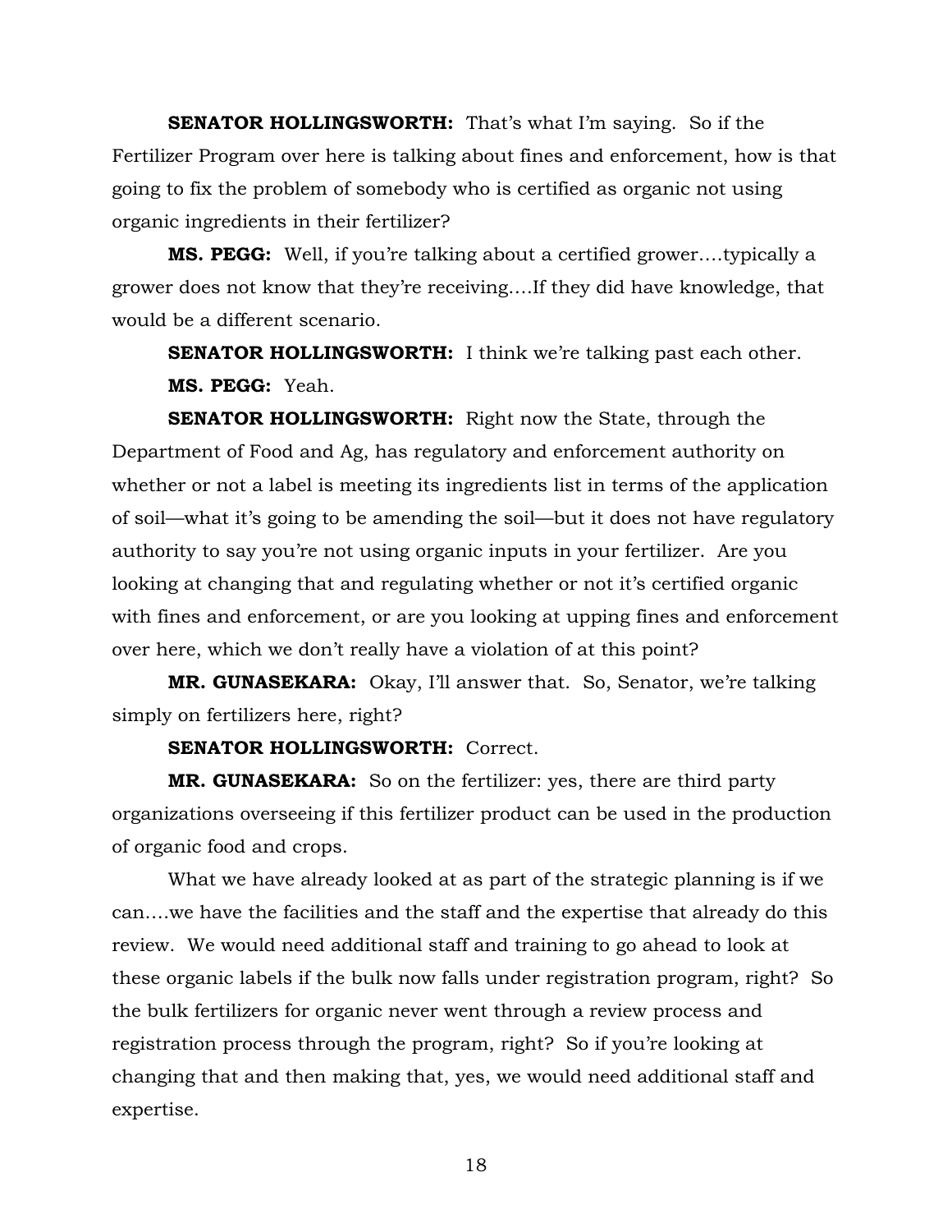**SENATOR HOLLINGSWORTH:** That's what I'm saying. So if the Fertilizer Program over here is talking about fines and enforcement, how is that going to fix the problem of somebody who is certified as organic not using organic ingredients in their fertilizer?

**MS. PEGG:** Well, if you're talking about a certified grower….typically a grower does not know that they're receiving….If they did have knowledge, that would be a different scenario.

**SENATOR HOLLINGSWORTH:** I think we're talking past each other.

**MS. PEGG:** Yeah.

**SENATOR HOLLINGSWORTH:** Right now the State, through the Department of Food and Ag, has regulatory and enforcement authority on whether or not a label is meeting its ingredients list in terms of the application of soil—what it's going to be amending the soil—but it does not have regulatory authority to say you're not using organic inputs in your fertilizer. Are you looking at changing that and regulating whether or not it's certified organic with fines and enforcement, or are you looking at upping fines and enforcement over here, which we don't really have a violation of at this point?

**MR. GUNASEKARA:** Okay, I'll answer that. So, Senator, we're talking simply on fertilizers here, right?

**SENATOR HOLLINGSWORTH:** Correct.

**MR. GUNASEKARA:** So on the fertilizer: yes, there are third party organizations overseeing if this fertilizer product can be used in the production of organic food and crops.

What we have already looked at as part of the strategic planning is if we can….we have the facilities and the staff and the expertise that already do this review. We would need additional staff and training to go ahead to look at these organic labels if the bulk now falls under registration program, right? So the bulk fertilizers for organic never went through a review process and registration process through the program, right? So if you're looking at changing that and then making that, yes, we would need additional staff and expertise.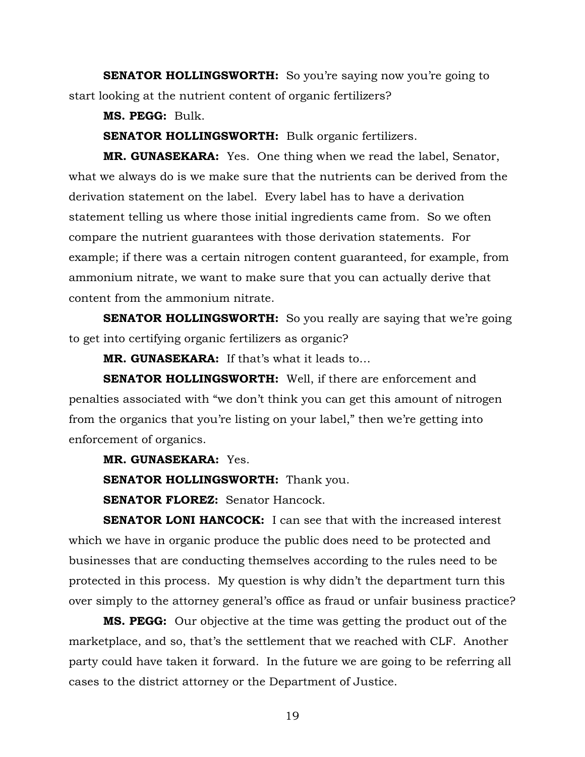**SENATOR HOLLINGSWORTH:** So you're saying now you're going to start looking at the nutrient content of organic fertilizers?

**MS. PEGG:** Bulk.

**SENATOR HOLLINGSWORTH:** Bulk organic fertilizers.

**MR. GUNASEKARA:** Yes. One thing when we read the label, Senator, what we always do is we make sure that the nutrients can be derived from the derivation statement on the label. Every label has to have a derivation statement telling us where those initial ingredients came from. So we often compare the nutrient guarantees with those derivation statements. For example; if there was a certain nitrogen content guaranteed, for example, from ammonium nitrate, we want to make sure that you can actually derive that content from the ammonium nitrate.

**SENATOR HOLLINGSWORTH:** So you really are saying that we're going to get into certifying organic fertilizers as organic?

**MR. GUNASEKARA:** If that's what it leads to…

**SENATOR HOLLINGSWORTH:** Well, if there are enforcement and penalties associated with "we don't think you can get this amount of nitrogen from the organics that you're listing on your label," then we're getting into enforcement of organics.

**MR. GUNASEKARA:** Yes.

**SENATOR HOLLINGSWORTH:** Thank you.

**SENATOR FLOREZ:** Senator Hancock.

**SENATOR LONI HANCOCK:** I can see that with the increased interest which we have in organic produce the public does need to be protected and businesses that are conducting themselves according to the rules need to be protected in this process. My question is why didn't the department turn this over simply to the attorney general's office as fraud or unfair business practice?

**MS. PEGG:** Our objective at the time was getting the product out of the marketplace, and so, that's the settlement that we reached with CLF. Another party could have taken it forward. In the future we are going to be referring all cases to the district attorney or the Department of Justice.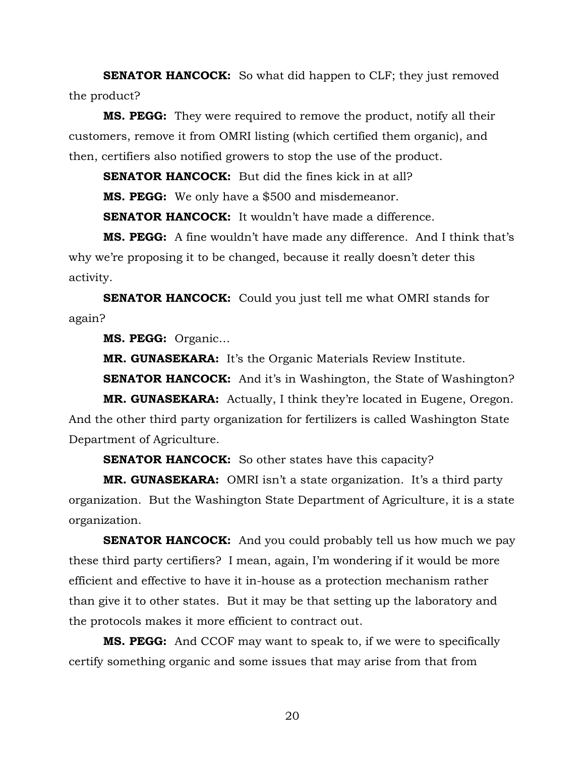**SENATOR HANCOCK:** So what did happen to CLF; they just removed the product?

**MS. PEGG:** They were required to remove the product, notify all their customers, remove it from OMRI listing (which certified them organic), and then, certifiers also notified growers to stop the use of the product.

**SENATOR HANCOCK:** But did the fines kick in at all?

**MS. PEGG:** We only have a $500 and misdemeanor.

**SENATOR HANCOCK:** It wouldn't have made a difference.

**MS. PEGG:** A fine wouldn't have made any difference. And I think that's why we're proposing it to be changed, because it really doesn't deter this activity.

**SENATOR HANCOCK:** Could you just tell me what OMRI stands for again?

**MS. PEGG:** Organic…

**MR. GUNASEKARA:** It's the Organic Materials Review Institute.

**SENATOR HANCOCK:** And it's in Washington, the State of Washington?

**MR. GUNASEKARA:** Actually, I think they're located in Eugene, Oregon. And the other third party organization for fertilizers is called Washington State Department of Agriculture.

**SENATOR HANCOCK:** So other states have this capacity?

**MR. GUNASEKARA:** OMRI isn't a state organization. It's a third party organization. But the Washington State Department of Agriculture, it is a state organization.

**SENATOR HANCOCK:** And you could probably tell us how much we pay these third party certifiers? I mean, again, I'm wondering if it would be more efficient and effective to have it in-house as a protection mechanism rather than give it to other states. But it may be that setting up the laboratory and the protocols makes it more efficient to contract out.

**MS. PEGG:** And CCOF may want to speak to, if we were to specifically certify something organic and some issues that may arise from that from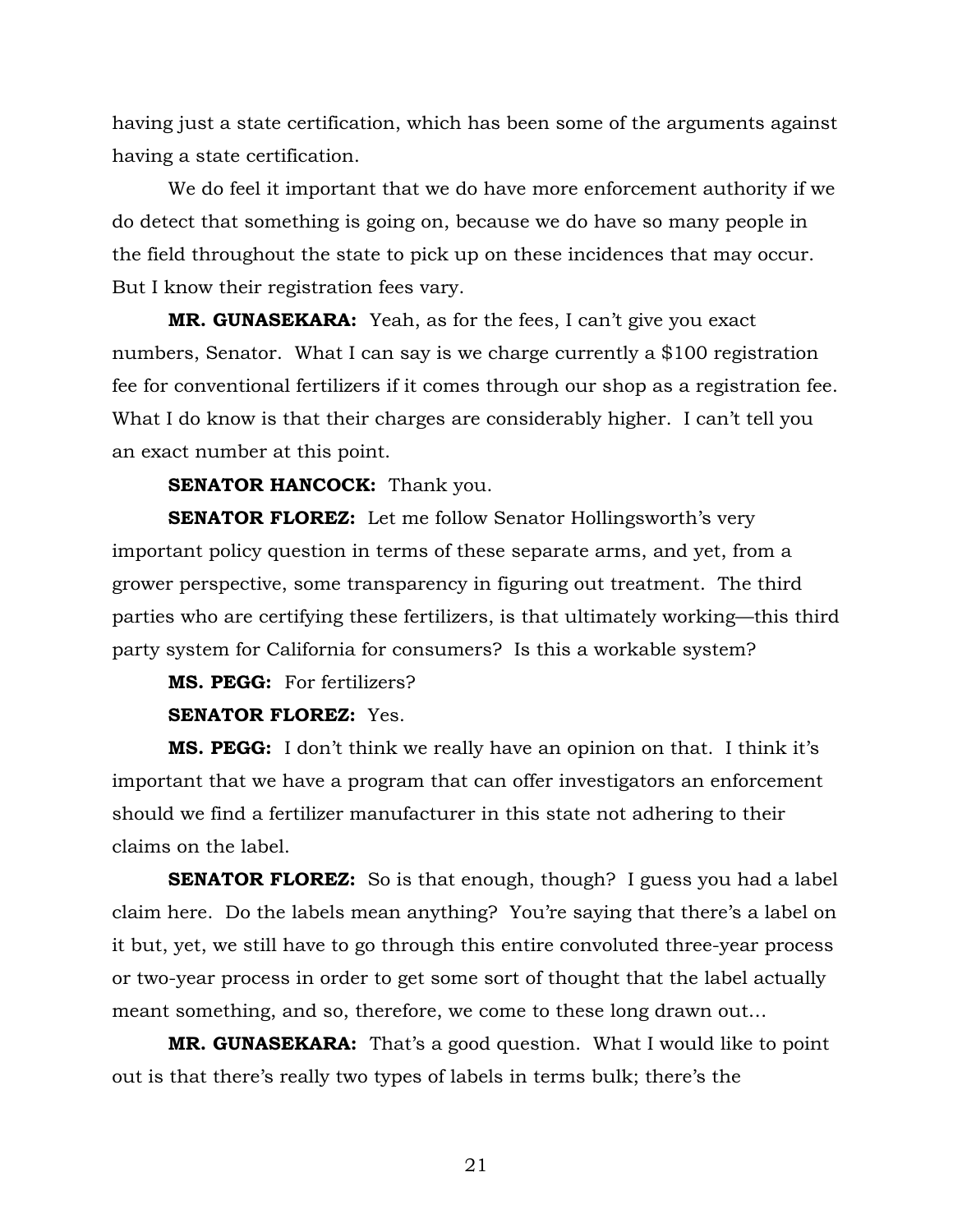having just a state certification, which has been some of the arguments against having a state certification.

We do feel it important that we do have more enforcement authority if we do detect that something is going on, because we do have so many people in the field throughout the state to pick up on these incidences that may occur. But I know their registration fees vary.

**MR. GUNASEKARA:** Yeah, as for the fees, I can't give you exact numbers, Senator. What I can say is we charge currently a $100 registration fee for conventional fertilizers if it comes through our shop as a registration fee. What I do know is that their charges are considerably higher. I can't tell you an exact number at this point.

**SENATOR HANCOCK:** Thank you.

**SENATOR FLOREZ:** Let me follow Senator Hollingsworth's very important policy question in terms of these separate arms, and yet, from a grower perspective, some transparency in figuring out treatment. The third parties who are certifying these fertilizers, is that ultimately working—this third party system for California for consumers? Is this a workable system?

**MS. PEGG:** For fertilizers?

**SENATOR FLOREZ:** Yes.

**MS. PEGG:** I don't think we really have an opinion on that. I think it's important that we have a program that can offer investigators an enforcement should we find a fertilizer manufacturer in this state not adhering to their claims on the label.

**SENATOR FLOREZ:** So is that enough, though? I guess you had a label claim here. Do the labels mean anything? You're saying that there's a label on it but, yet, we still have to go through this entire convoluted three-year process or two-year process in order to get some sort of thought that the label actually meant something, and so, therefore, we come to these long drawn out…

**MR. GUNASEKARA:** That's a good question. What I would like to point out is that there's really two types of labels in terms bulk; there's the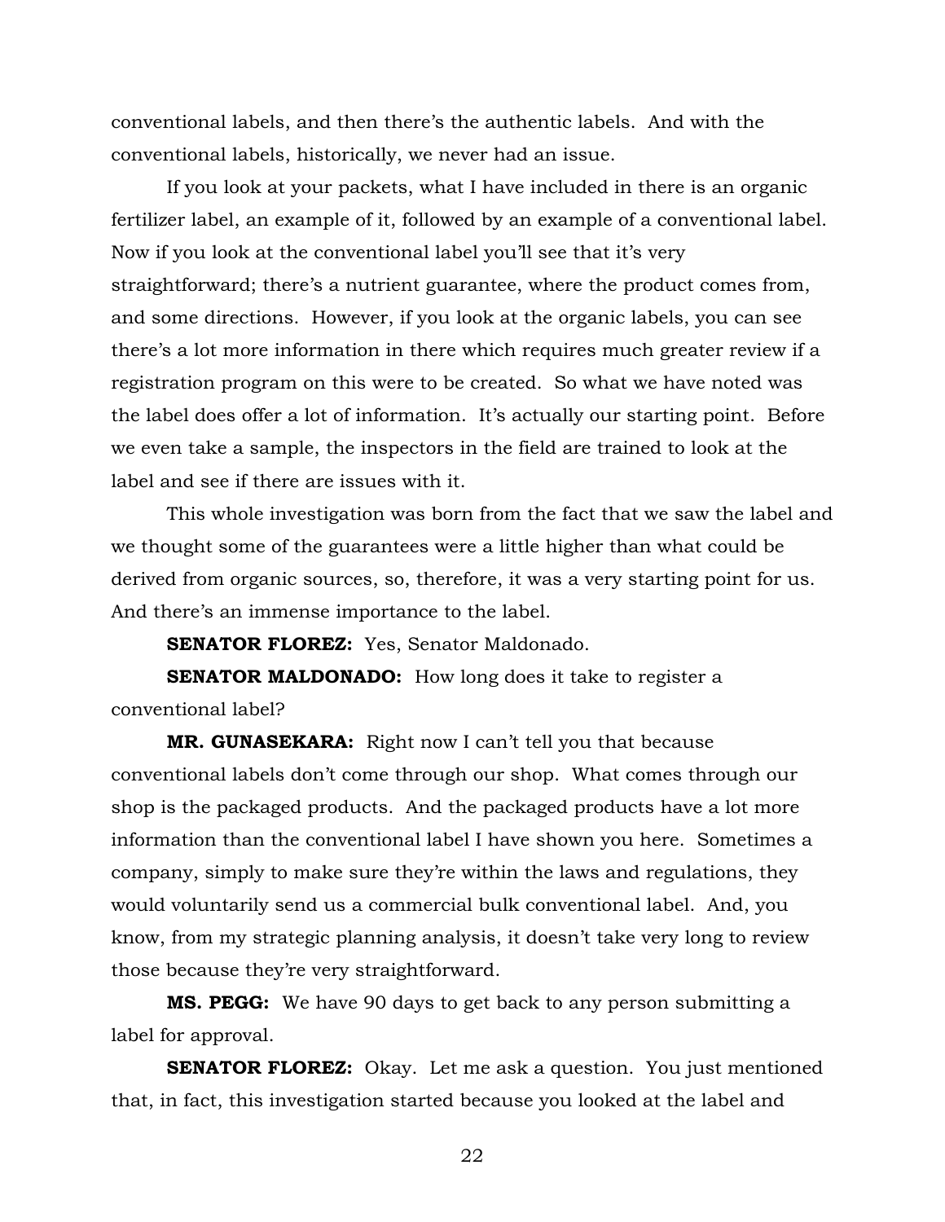conventional labels, and then there's the authentic labels. And with the conventional labels, historically, we never had an issue.

If you look at your packets, what I have included in there is an organic fertilizer label, an example of it, followed by an example of a conventional label. Now if you look at the conventional label you'll see that it's very straightforward; there's a nutrient guarantee, where the product comes from, and some directions. However, if you look at the organic labels, you can see there's a lot more information in there which requires much greater review if a registration program on this were to be created. So what we have noted was the label does offer a lot of information. It's actually our starting point. Before we even take a sample, the inspectors in the field are trained to look at the label and see if there are issues with it.

This whole investigation was born from the fact that we saw the label and we thought some of the guarantees were a little higher than what could be derived from organic sources, so, therefore, it was a very starting point for us. And there's an immense importance to the label.

**SENATOR FLOREZ:** Yes, Senator Maldonado.

**SENATOR MALDONADO:** How long does it take to register a conventional label?

**MR. GUNASEKARA:** Right now I can't tell you that because conventional labels don't come through our shop. What comes through our shop is the packaged products. And the packaged products have a lot more information than the conventional label I have shown you here. Sometimes a company, simply to make sure they're within the laws and regulations, they would voluntarily send us a commercial bulk conventional label. And, you know, from my strategic planning analysis, it doesn't take very long to review those because they're very straightforward.

**MS. PEGG:** We have 90 days to get back to any person submitting a label for approval.

**SENATOR FLOREZ:** Okay. Let me ask a question. You just mentioned that, in fact, this investigation started because you looked at the label and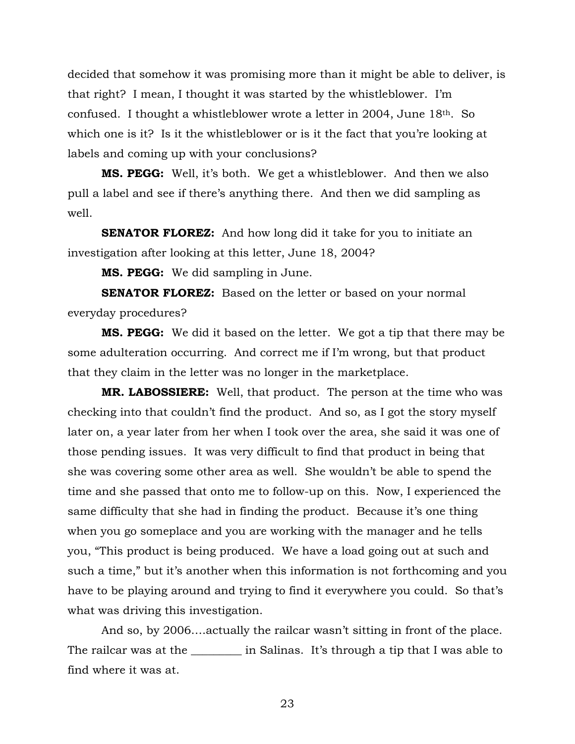decided that somehow it was promising more than it might be able to deliver, is that right? I mean, I thought it was started by the whistleblower. I'm confused. I thought a whistleblower wrote a letter in 2004, June 18th. So which one is it? Is it the whistleblower or is it the fact that you're looking at labels and coming up with your conclusions?

**MS. PEGG:** Well, it's both. We get a whistleblower. And then we also pull a label and see if there's anything there. And then we did sampling as well.

**SENATOR FLOREZ:** And how long did it take for you to initiate an investigation after looking at this letter, June 18, 2004?

**MS. PEGG:** We did sampling in June.

**SENATOR FLOREZ:** Based on the letter or based on your normal everyday procedures?

**MS. PEGG:** We did it based on the letter. We got a tip that there may be some adulteration occurring. And correct me if I'm wrong, but that product that they claim in the letter was no longer in the marketplace.

**MR. LABOSSIERE:** Well, that product. The person at the time who was checking into that couldn't find the product. And so, as I got the story myself later on, a year later from her when I took over the area, she said it was one of those pending issues. It was very difficult to find that product in being that she was covering some other area as well. She wouldn't be able to spend the time and she passed that onto me to follow-up on this. Now, I experienced the same difficulty that she had in finding the product. Because it's one thing when you go someplace and you are working with the manager and he tells you, "This product is being produced. We have a load going out at such and such a time," but it's another when this information is not forthcoming and you have to be playing around and trying to find it everywhere you could. So that's what was driving this investigation.

And so, by 2006….actually the railcar wasn't sitting in front of the place. The railcar was at the _________ in Salinas. It's through a tip that I was able to find where it was at.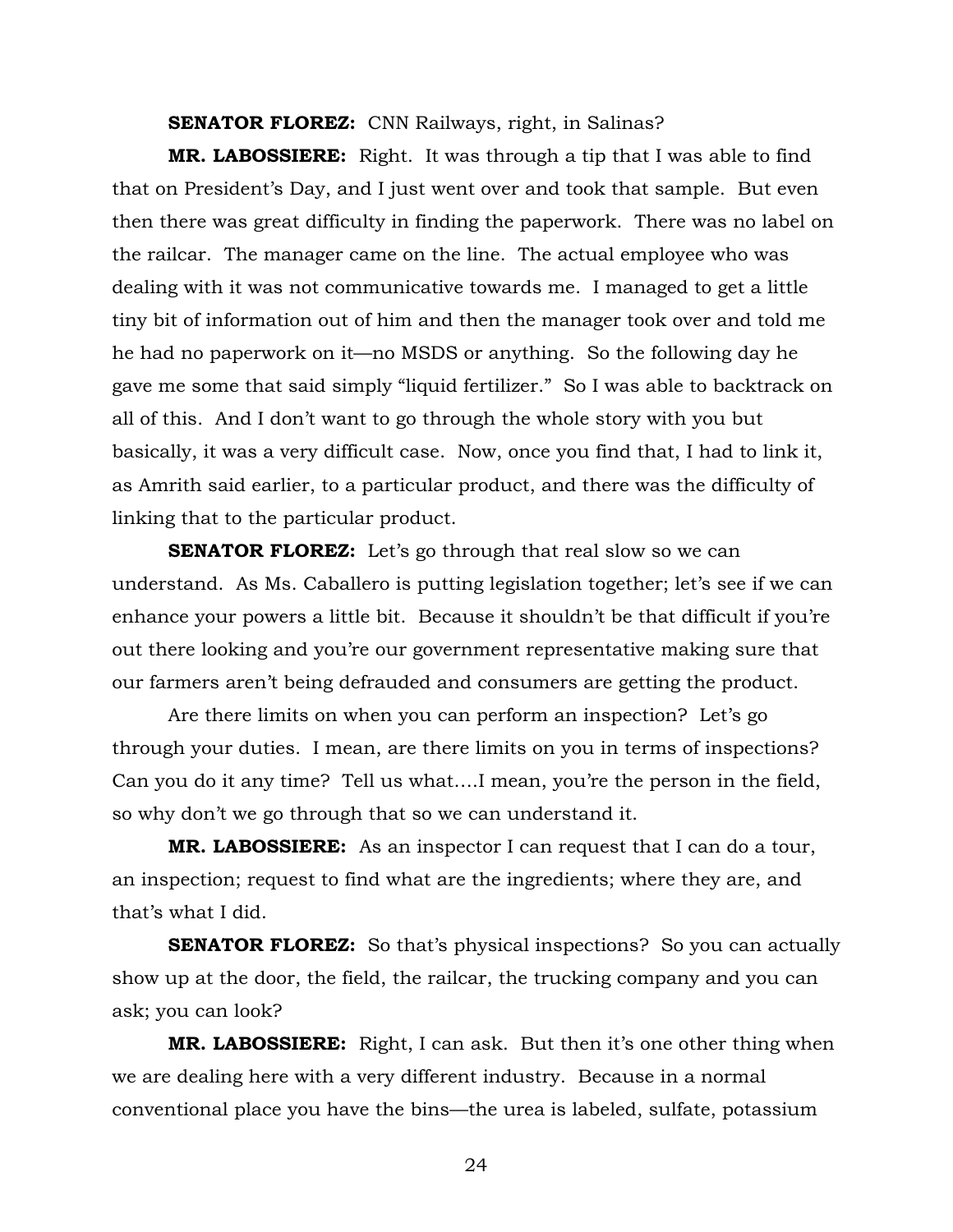**SENATOR FLOREZ:** CNN Railways, right, in Salinas?

**MR. LABOSSIERE:** Right. It was through a tip that I was able to find that on President's Day, and I just went over and took that sample. But even then there was great difficulty in finding the paperwork. There was no label on the railcar. The manager came on the line. The actual employee who was dealing with it was not communicative towards me. I managed to get a little tiny bit of information out of him and then the manager took over and told me he had no paperwork on it—no MSDS or anything. So the following day he gave me some that said simply "liquid fertilizer." So I was able to backtrack on all of this. And I don't want to go through the whole story with you but basically, it was a very difficult case. Now, once you find that, I had to link it, as Amrith said earlier, to a particular product, and there was the difficulty of linking that to the particular product.

**SENATOR FLOREZ:** Let's go through that real slow so we can understand. As Ms. Caballero is putting legislation together; let's see if we can enhance your powers a little bit. Because it shouldn't be that difficult if you're out there looking and you're our government representative making sure that our farmers aren't being defrauded and consumers are getting the product.

Are there limits on when you can perform an inspection? Let's go through your duties. I mean, are there limits on you in terms of inspections? Can you do it any time? Tell us what….I mean, you're the person in the field, so why don't we go through that so we can understand it.

**MR. LABOSSIERE:** As an inspector I can request that I can do a tour, an inspection; request to find what are the ingredients; where they are, and that's what I did.

**SENATOR FLOREZ:** So that's physical inspections? So you can actually show up at the door, the field, the railcar, the trucking company and you can ask; you can look?

**MR. LABOSSIERE:** Right, I can ask. But then it's one other thing when we are dealing here with a very different industry. Because in a normal conventional place you have the bins—the urea is labeled, sulfate, potassium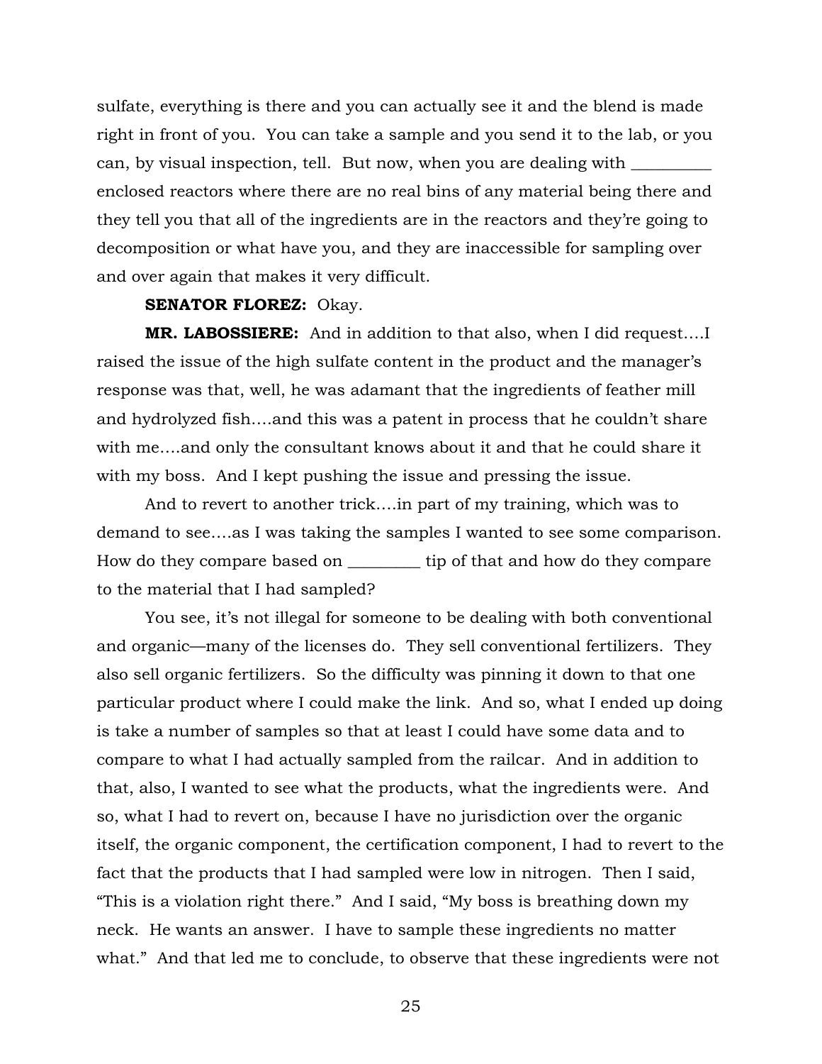sulfate, everything is there and you can actually see it and the blend is made right in front of you. You can take a sample and you send it to the lab, or you can, by visual inspection, tell. But now, when you are dealing with _________ enclosed reactors where there are no real bins of any material being there and they tell you that all of the ingredients are in the reactors and they're going to decomposition or what have you, and they are inaccessible for sampling over and over again that makes it very difficult.

**SENATOR FLOREZ:** Okay.

**MR. LABOSSIERE:** And in addition to that also, when I did request….I raised the issue of the high sulfate content in the product and the manager's response was that, well, he was adamant that the ingredients of feather mill and hydrolyzed fish….and this was a patent in process that he couldn't share with me….and only the consultant knows about it and that he could share it with my boss. And I kept pushing the issue and pressing the issue.

And to revert to another trick….in part of my training, which was to demand to see….as I was taking the samples I wanted to see some comparison. How do they compare based on _________ tip of that and how do they compare to the material that I had sampled?

You see, it's not illegal for someone to be dealing with both conventional and organic—many of the licenses do. They sell conventional fertilizers. They also sell organic fertilizers. So the difficulty was pinning it down to that one particular product where I could make the link. And so, what I ended up doing is take a number of samples so that at least I could have some data and to compare to what I had actually sampled from the railcar. And in addition to that, also, I wanted to see what the products, what the ingredients were. And so, what I had to revert on, because I have no jurisdiction over the organic itself, the organic component, the certification component, I had to revert to the fact that the products that I had sampled were low in nitrogen. Then I said, "This is a violation right there." And I said, "My boss is breathing down my neck. He wants an answer. I have to sample these ingredients no matter what." And that led me to conclude, to observe that these ingredients were not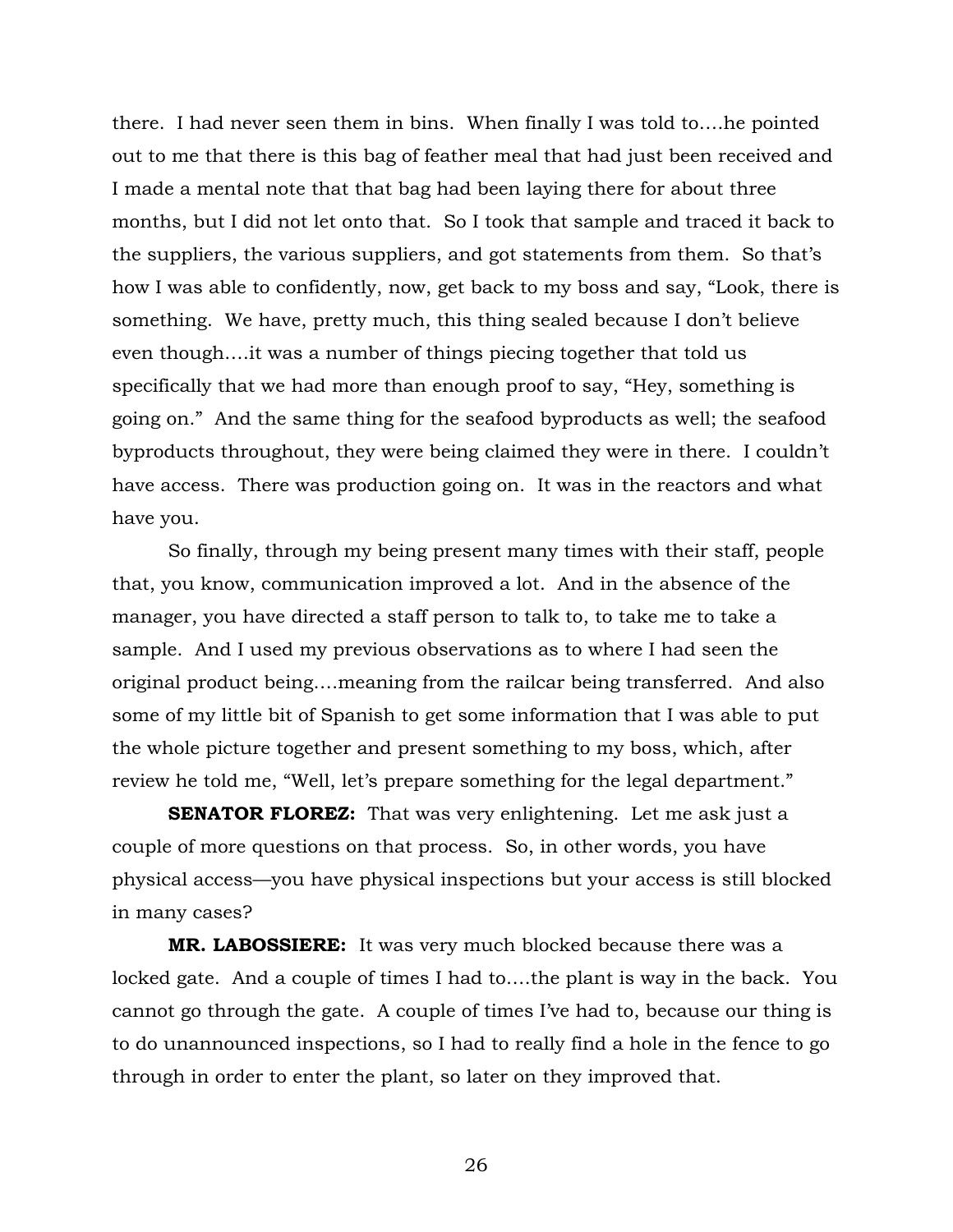there. I had never seen them in bins. When finally I was told to....he pointed out to me that there is this bag of feather meal that had just been received and I made a mental note that that bag had been laying there for about three months, but I did not let onto that. So I took that sample and traced it back to the suppliers, the various suppliers, and got statements from them. So that's how I was able to confidently, now, get back to my boss and say, "Look, there is something. We have, pretty much, this thing sealed because I don't believe even though....it was a number of things piecing together that told us specifically that we had more than enough proof to say, "Hey, something is going on." And the same thing for the seafood byproducts as well; the seafood byproducts throughout, they were being claimed they were in there. I couldn't have access. There was production going on. It was in the reactors and what have you.

So finally, through my being present many times with their staff, people that, you know, communication improved a lot. And in the absence of the manager, you have directed a staff person to talk to, to take me to take a sample. And I used my previous observations as to where I had seen the original product being....meaning from the railcar being transferred. And also some of my little bit of Spanish to get some information that I was able to put the whole picture together and present something to my boss, which, after review he told me, "Well, let's prepare something for the legal department."

**SENATOR FLOREZ:** That was very enlightening. Let me ask just a couple of more questions on that process. So, in other words, you have physical access—you have physical inspections but your access is still blocked in many cases?

**MR. LABOSSIERE:** It was very much blocked because there was a locked gate. And a couple of times I had to....the plant is way in the back. You cannot go through the gate. A couple of times I've had to, because our thing is to do unannounced inspections, so I had to really find a hole in the fence to go through in order to enter the plant, so later on they improved that.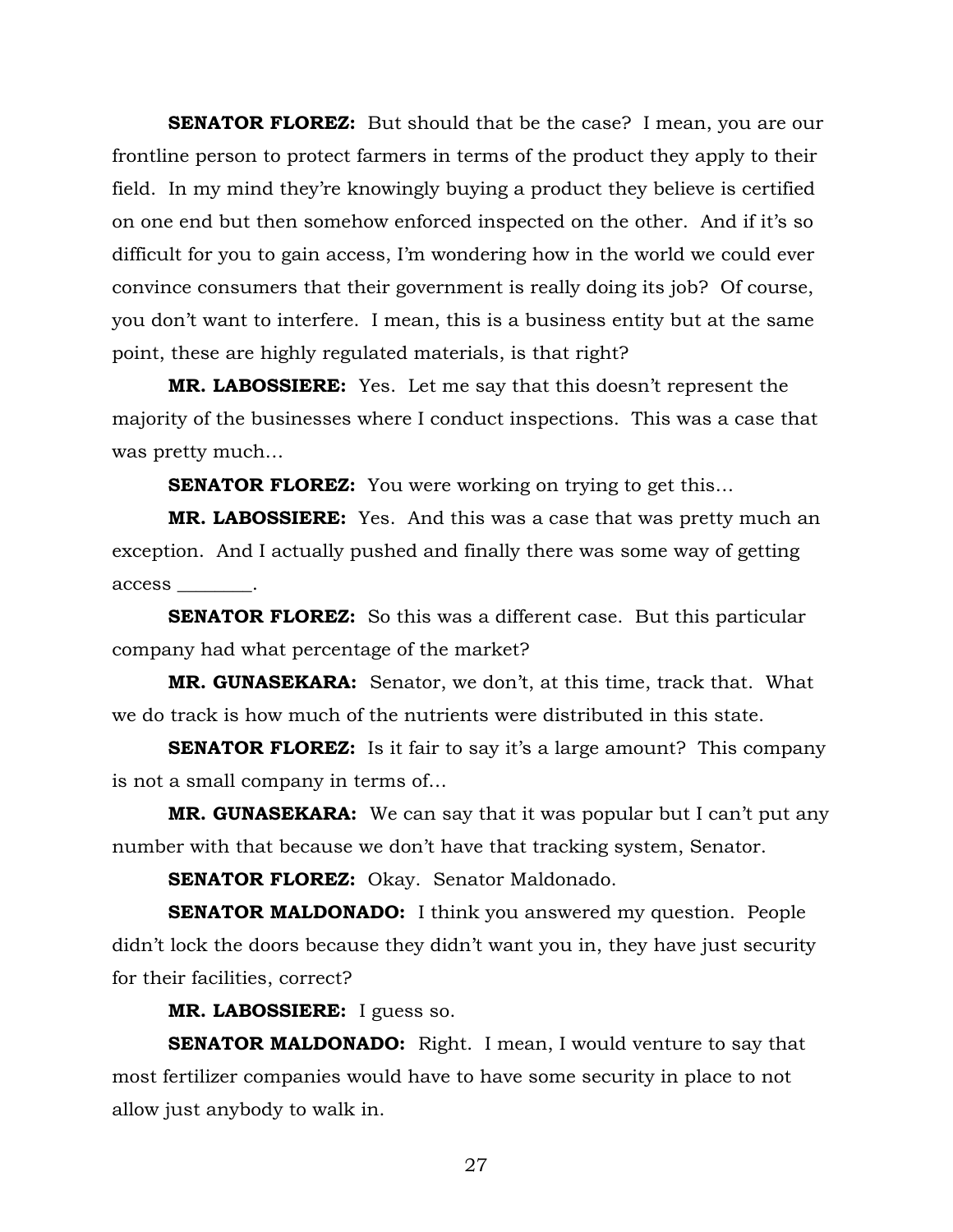**SENATOR FLOREZ:** But should that be the case? I mean, you are our frontline person to protect farmers in terms of the product they apply to their field. In my mind they're knowingly buying a product they believe is certified on one end but then somehow enforced inspected on the other. And if it's so difficult for you to gain access, I'm wondering how in the world we could ever convince consumers that their government is really doing its job? Of course, you don't want to interfere. I mean, this is a business entity but at the same point, these are highly regulated materials, is that right?

**MR. LABOSSIERE:** Yes. Let me say that this doesn't represent the majority of the businesses where I conduct inspections. This was a case that was pretty much…

**SENATOR FLOREZ:** You were working on trying to get this…

**MR. LABOSSIERE:** Yes. And this was a case that was pretty much an exception. And I actually pushed and finally there was some way of getting access ________.

**SENATOR FLOREZ:** So this was a different case. But this particular company had what percentage of the market?

**MR. GUNASEKARA:** Senator, we don't, at this time, track that. What we do track is how much of the nutrients were distributed in this state.

**SENATOR FLOREZ:** Is it fair to say it's a large amount? This company is not a small company in terms of…

**MR. GUNASEKARA:** We can say that it was popular but I can't put any number with that because we don't have that tracking system, Senator.

**SENATOR FLOREZ:** Okay. Senator Maldonado.

**SENATOR MALDONADO:** I think you answered my question. People didn't lock the doors because they didn't want you in, they have just security for their facilities, correct?

**MR. LABOSSIERE:** I guess so.

**SENATOR MALDONADO:** Right. I mean, I would venture to say that most fertilizer companies would have to have some security in place to not allow just anybody to walk in.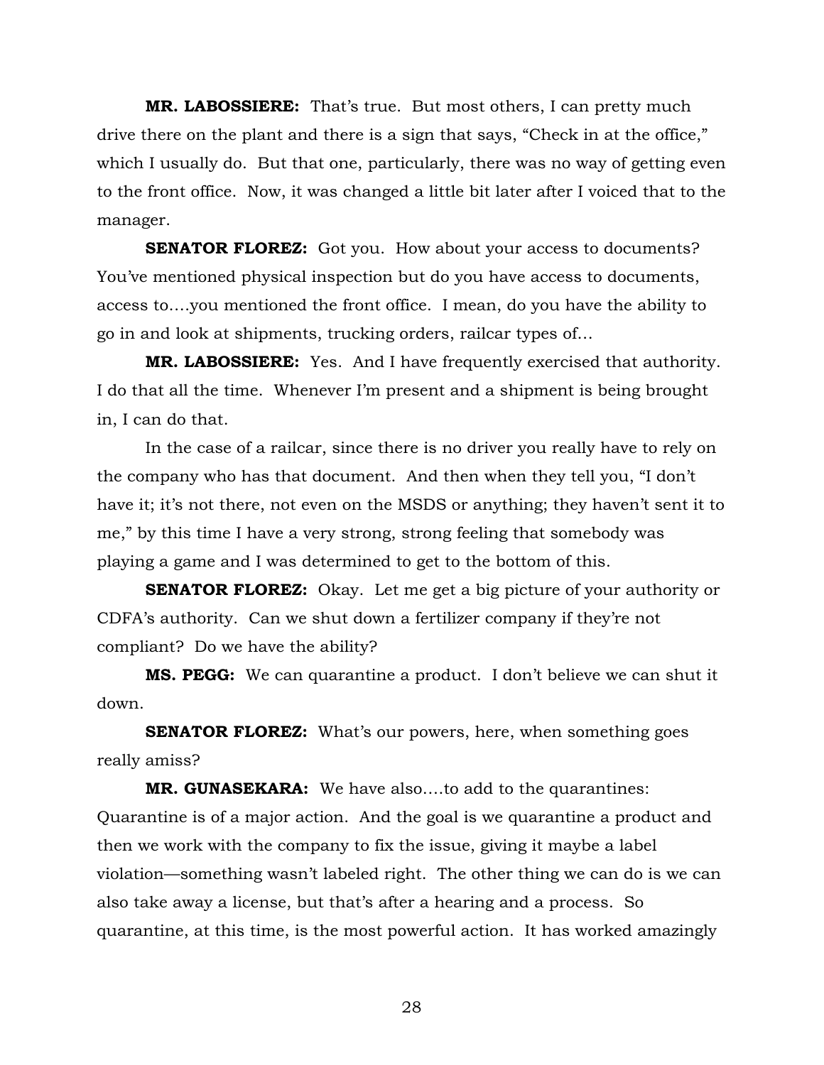**MR. LABOSSIERE:** That's true. But most others, I can pretty much drive there on the plant and there is a sign that says, "Check in at the office," which I usually do. But that one, particularly, there was no way of getting even to the front office. Now, it was changed a little bit later after I voiced that to the manager.

**SENATOR FLOREZ:** Got you. How about your access to documents? You've mentioned physical inspection but do you have access to documents, access to….you mentioned the front office. I mean, do you have the ability to go in and look at shipments, trucking orders, railcar types of…

**MR. LABOSSIERE:** Yes. And I have frequently exercised that authority. I do that all the time. Whenever I'm present and a shipment is being brought in, I can do that.

In the case of a railcar, since there is no driver you really have to rely on the company who has that document. And then when they tell you, "I don't have it; it's not there, not even on the MSDS or anything; they haven't sent it to me," by this time I have a very strong, strong feeling that somebody was playing a game and I was determined to get to the bottom of this.

**SENATOR FLOREZ:** Okay. Let me get a big picture of your authority or CDFA's authority. Can we shut down a fertilizer company if they're not compliant? Do we have the ability?

**MS. PEGG:** We can quarantine a product. I don't believe we can shut it down.

**SENATOR FLOREZ:** What's our powers, here, when something goes really amiss?

**MR. GUNASEKARA:** We have also….to add to the quarantines: Quarantine is of a major action. And the goal is we quarantine a product and then we work with the company to fix the issue, giving it maybe a label violation—something wasn't labeled right. The other thing we can do is we can also take away a license, but that's after a hearing and a process. So quarantine, at this time, is the most powerful action. It has worked amazingly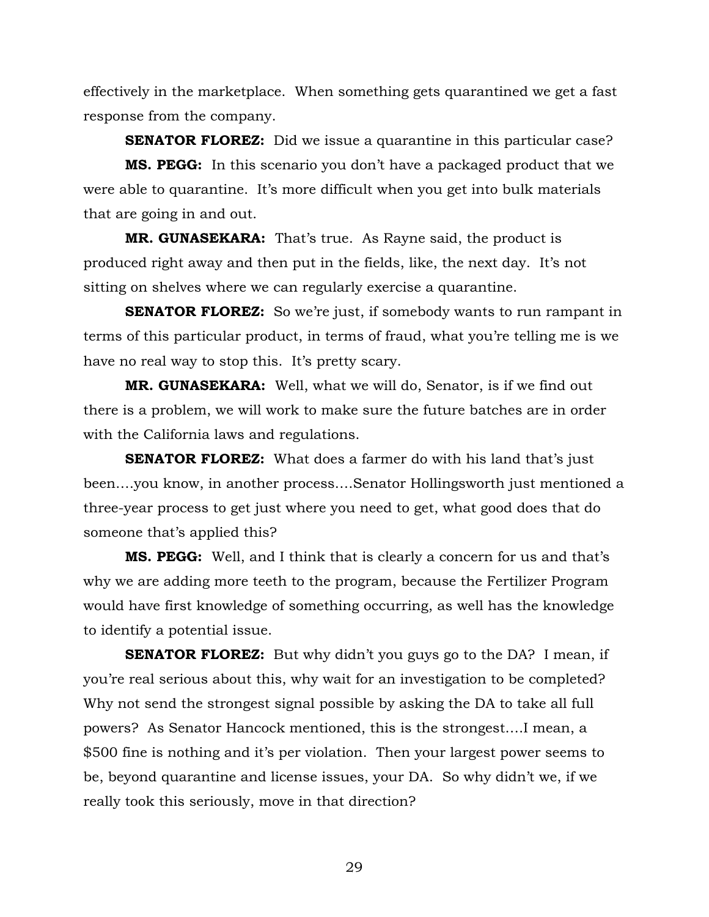effectively in the marketplace. When something gets quarantined we get a fast response from the company.

**SENATOR FLOREZ:** Did we issue a quarantine in this particular case?

**MS. PEGG:** In this scenario you don't have a packaged product that we were able to quarantine. It's more difficult when you get into bulk materials that are going in and out.

**MR. GUNASEKARA:** That's true. As Rayne said, the product is produced right away and then put in the fields, like, the next day. It's not sitting on shelves where we can regularly exercise a quarantine.

**SENATOR FLOREZ:** So we're just, if somebody wants to run rampant in terms of this particular product, in terms of fraud, what you're telling me is we have no real way to stop this. It's pretty scary.

**MR. GUNASEKARA:** Well, what we will do, Senator, is if we find out there is a problem, we will work to make sure the future batches are in order with the California laws and regulations.

**SENATOR FLOREZ:** What does a farmer do with his land that's just been….you know, in another process….Senator Hollingsworth just mentioned a three-year process to get just where you need to get, what good does that do someone that's applied this?

**MS. PEGG:** Well, and I think that is clearly a concern for us and that's why we are adding more teeth to the program, because the Fertilizer Program would have first knowledge of something occurring, as well has the knowledge to identify a potential issue.

**SENATOR FLOREZ:** But why didn't you guys go to the DA? I mean, if you're real serious about this, why wait for an investigation to be completed? Why not send the strongest signal possible by asking the DA to take all full powers? As Senator Hancock mentioned, this is the strongest….I mean, a $500 fine is nothing and it's per violation. Then your largest power seems to be, beyond quarantine and license issues, your DA. So why didn't we, if we really took this seriously, move in that direction?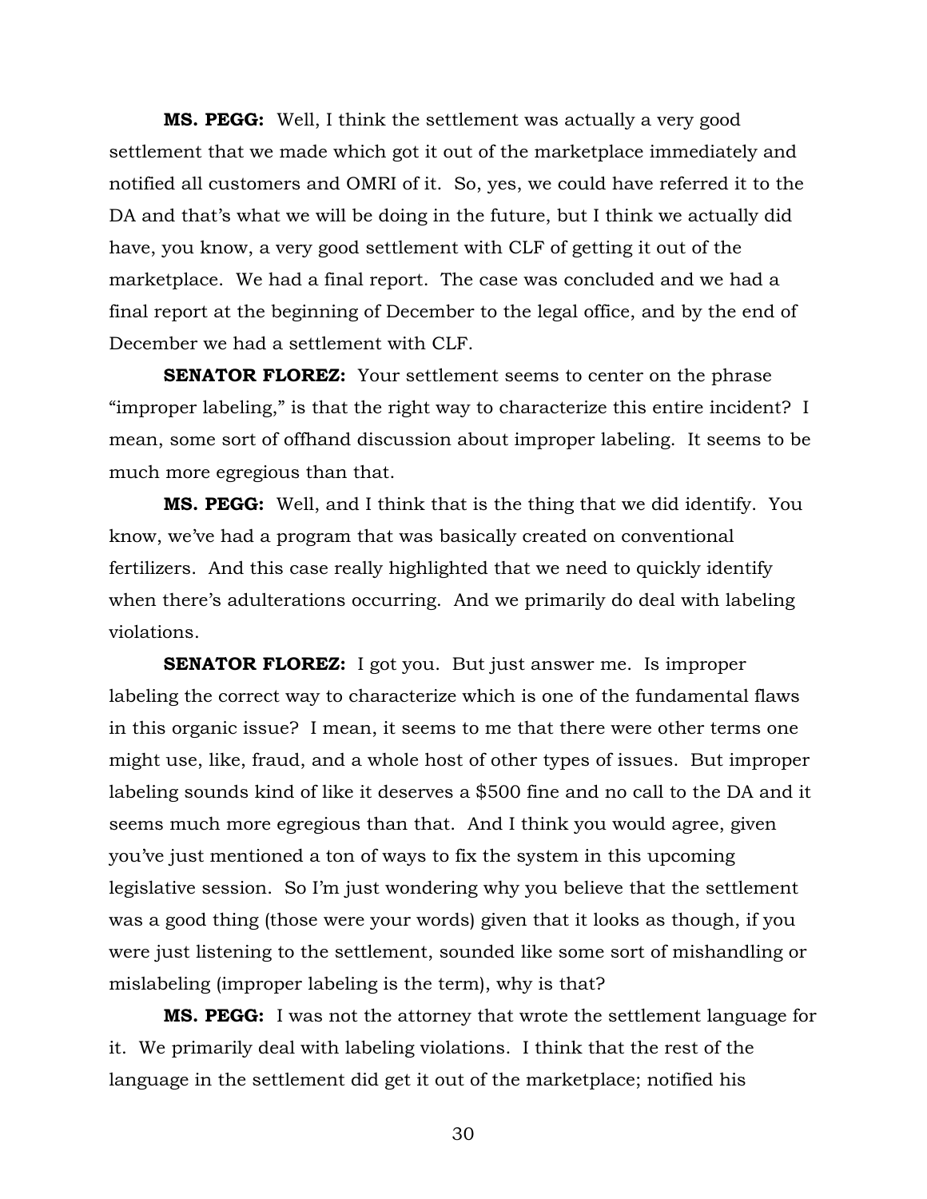**MS. PEGG:** Well, I think the settlement was actually a very good settlement that we made which got it out of the marketplace immediately and notified all customers and OMRI of it. So, yes, we could have referred it to the DA and that's what we will be doing in the future, but I think we actually did have, you know, a very good settlement with CLF of getting it out of the marketplace. We had a final report. The case was concluded and we had a final report at the beginning of December to the legal office, and by the end of December we had a settlement with CLF.

**SENATOR FLOREZ:** Your settlement seems to center on the phrase "improper labeling," is that the right way to characterize this entire incident? I mean, some sort of offhand discussion about improper labeling. It seems to be much more egregious than that.

**MS. PEGG:** Well, and I think that is the thing that we did identify. You know, we've had a program that was basically created on conventional fertilizers. And this case really highlighted that we need to quickly identify when there's adulterations occurring. And we primarily do deal with labeling violations.

**SENATOR FLOREZ:** I got you. But just answer me. Is improper labeling the correct way to characterize which is one of the fundamental flaws in this organic issue? I mean, it seems to me that there were other terms one might use, like, fraud, and a whole host of other types of issues. But improper labeling sounds kind of like it deserves a $500 fine and no call to the DA and it seems much more egregious than that. And I think you would agree, given you've just mentioned a ton of ways to fix the system in this upcoming legislative session. So I'm just wondering why you believe that the settlement was a good thing (those were your words) given that it looks as though, if you were just listening to the settlement, sounded like some sort of mishandling or mislabeling (improper labeling is the term), why is that?

**MS. PEGG:** I was not the attorney that wrote the settlement language for it. We primarily deal with labeling violations. I think that the rest of the language in the settlement did get it out of the marketplace; notified his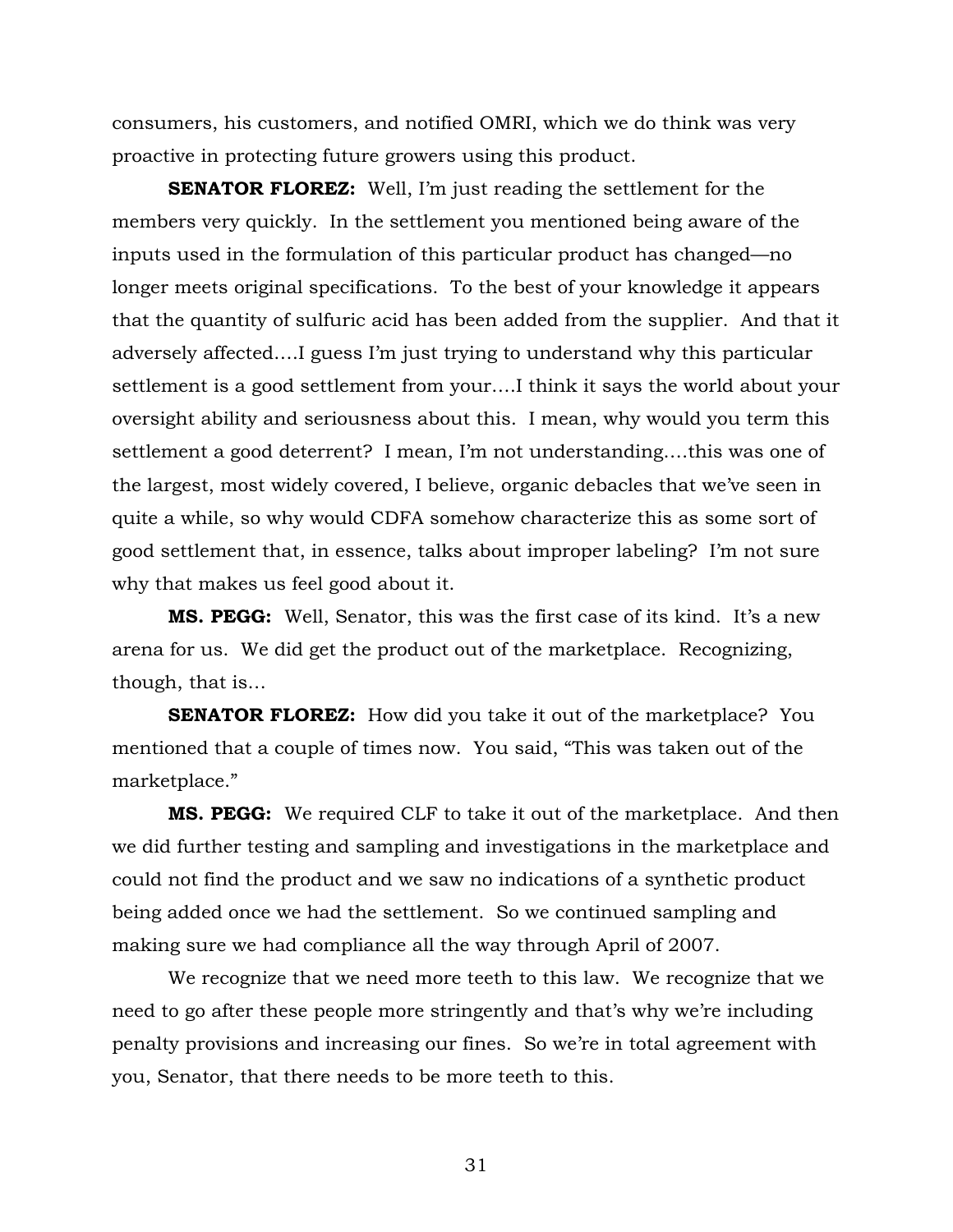consumers, his customers, and notified OMRI, which we do think was very proactive in protecting future growers using this product.

**SENATOR FLOREZ:** Well, I'm just reading the settlement for the members very quickly. In the settlement you mentioned being aware of the inputs used in the formulation of this particular product has changed—no longer meets original specifications. To the best of your knowledge it appears that the quantity of sulfuric acid has been added from the supplier. And that it adversely affected….I guess I'm just trying to understand why this particular settlement is a good settlement from your….I think it says the world about your oversight ability and seriousness about this. I mean, why would you term this settlement a good deterrent? I mean, I'm not understanding….this was one of the largest, most widely covered, I believe, organic debacles that we've seen in quite a while, so why would CDFA somehow characterize this as some sort of good settlement that, in essence, talks about improper labeling? I'm not sure why that makes us feel good about it.

**MS. PEGG:** Well, Senator, this was the first case of its kind. It's a new arena for us. We did get the product out of the marketplace. Recognizing, though, that is…

**SENATOR FLOREZ:** How did you take it out of the marketplace? You mentioned that a couple of times now. You said, "This was taken out of the marketplace."

**MS. PEGG:** We required CLF to take it out of the marketplace. And then we did further testing and sampling and investigations in the marketplace and could not find the product and we saw no indications of a synthetic product being added once we had the settlement. So we continued sampling and making sure we had compliance all the way through April of 2007.

We recognize that we need more teeth to this law. We recognize that we need to go after these people more stringently and that's why we're including penalty provisions and increasing our fines. So we're in total agreement with you, Senator, that there needs to be more teeth to this.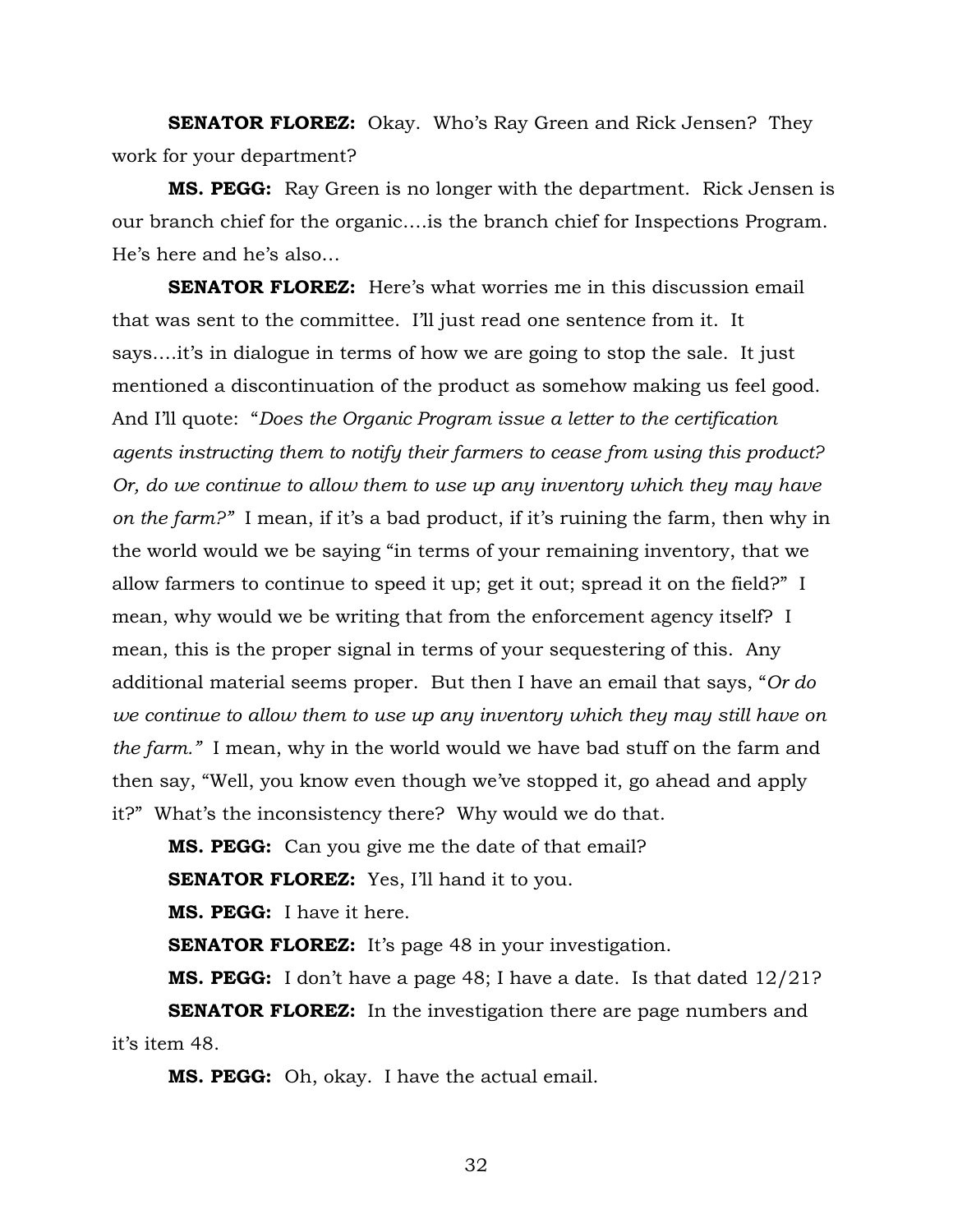**SENATOR FLOREZ:** Okay. Who's Ray Green and Rick Jensen? They work for your department?

**MS. PEGG:** Ray Green is no longer with the department. Rick Jensen is our branch chief for the organic….is the branch chief for Inspections Program. He's here and he's also…

**SENATOR FLOREZ:** Here's what worries me in this discussion email that was sent to the committee. I'll just read one sentence from it. It says….it's in dialogue in terms of how we are going to stop the sale. It just mentioned a discontinuation of the product as somehow making us feel good. And I'll quote: "*Does the Organic Program issue a letter to the certification agents instructing them to notify their farmers to cease from using this product? Or, do we continue to allow them to use up any inventory which they may have on the farm?"* I mean, if it's a bad product, if it's ruining the farm, then why in the world would we be saying "in terms of your remaining inventory, that we allow farmers to continue to speed it up; get it out; spread it on the field?" I mean, why would we be writing that from the enforcement agency itself? I mean, this is the proper signal in terms of your sequestering of this. Any additional material seems proper. But then I have an email that says, "*Or do we continue to allow them to use up any inventory which they may still have on the farm."* I mean, why in the world would we have bad stuff on the farm and then say, "Well, you know even though we've stopped it, go ahead and apply it?" What's the inconsistency there? Why would we do that.

**MS. PEGG:** Can you give me the date of that email?

**SENATOR FLOREZ:** Yes, I'll hand it to you.

**MS. PEGG:** I have it here.

**SENATOR FLOREZ:** It's page 48 in your investigation.

**MS. PEGG:** I don't have a page 48; I have a date. Is that dated 12/21?

**SENATOR FLOREZ:** In the investigation there are page numbers and it's item 48.

**MS. PEGG:** Oh, okay. I have the actual email.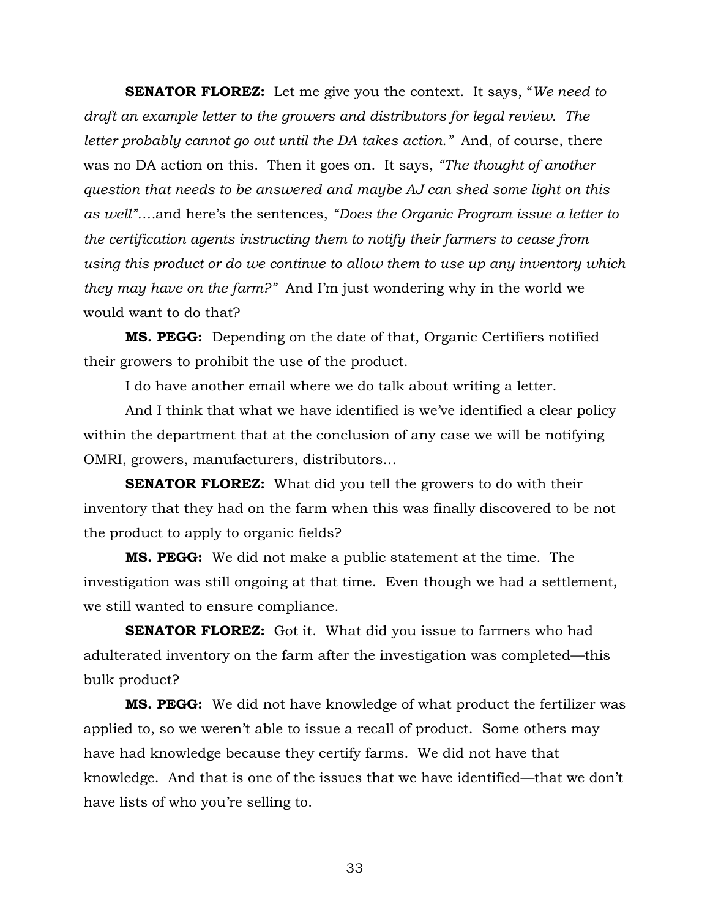**SENATOR FLOREZ:** Let me give you the context. It says, "*We need to draft an example letter to the growers and distributors for legal review. The letter probably cannot go out until the DA takes action.*" And, of course, there was no DA action on this. Then it goes on. It says, *"The thought of another question that needs to be answered and maybe AJ can shed some light on this as well"*….and here's the sentences, *"Does the Organic Program issue a letter to the certification agents instructing them to notify their farmers to cease from using this product or do we continue to allow them to use up any inventory which they may have on the farm?"* And I'm just wondering why in the world we would want to do that?

**MS. PEGG:** Depending on the date of that, Organic Certifiers notified their growers to prohibit the use of the product.

I do have another email where we do talk about writing a letter.

And I think that what we have identified is we've identified a clear policy within the department that at the conclusion of any case we will be notifying OMRI, growers, manufacturers, distributors…

**SENATOR FLOREZ:** What did you tell the growers to do with their inventory that they had on the farm when this was finally discovered to be not the product to apply to organic fields?

**MS. PEGG:** We did not make a public statement at the time. The investigation was still ongoing at that time. Even though we had a settlement, we still wanted to ensure compliance.

**SENATOR FLOREZ:** Got it. What did you issue to farmers who had adulterated inventory on the farm after the investigation was completed—this bulk product?

**MS. PEGG:** We did not have knowledge of what product the fertilizer was applied to, so we weren't able to issue a recall of product. Some others may have had knowledge because they certify farms. We did not have that knowledge. And that is one of the issues that we have identified—that we don't have lists of who you're selling to.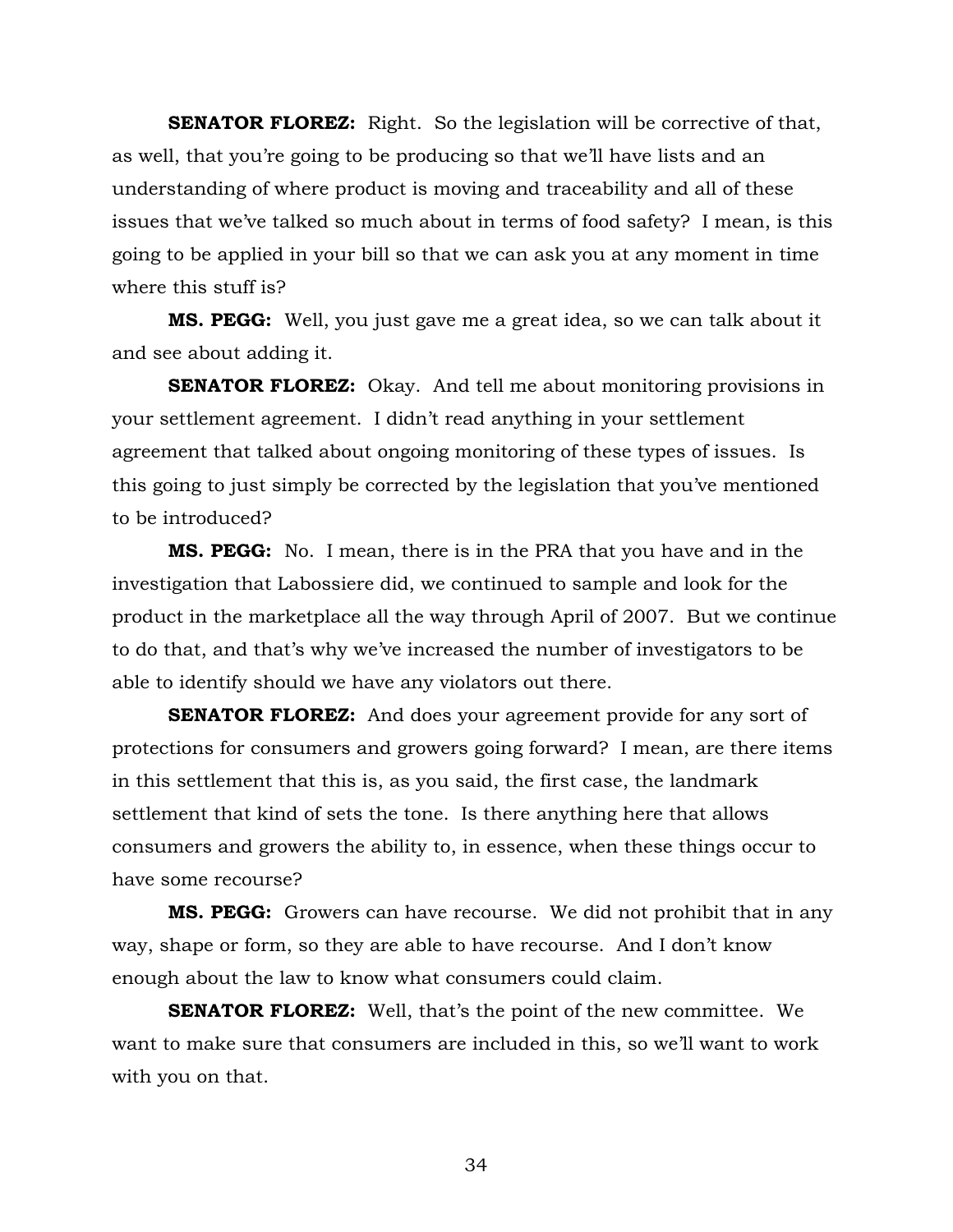**SENATOR FLOREZ:** Right. So the legislation will be corrective of that, as well, that you're going to be producing so that we'll have lists and an understanding of where product is moving and traceability and all of these issues that we've talked so much about in terms of food safety? I mean, is this going to be applied in your bill so that we can ask you at any moment in time where this stuff is?

**MS. PEGG:** Well, you just gave me a great idea, so we can talk about it and see about adding it.

**SENATOR FLOREZ:** Okay. And tell me about monitoring provisions in your settlement agreement. I didn't read anything in your settlement agreement that talked about ongoing monitoring of these types of issues. Is this going to just simply be corrected by the legislation that you've mentioned to be introduced?

**MS. PEGG:** No. I mean, there is in the PRA that you have and in the investigation that Labossiere did, we continued to sample and look for the product in the marketplace all the way through April of 2007. But we continue to do that, and that's why we've increased the number of investigators to be able to identify should we have any violators out there.

**SENATOR FLOREZ:** And does your agreement provide for any sort of protections for consumers and growers going forward? I mean, are there items in this settlement that this is, as you said, the first case, the landmark settlement that kind of sets the tone. Is there anything here that allows consumers and growers the ability to, in essence, when these things occur to have some recourse?

**MS. PEGG:** Growers can have recourse. We did not prohibit that in any way, shape or form, so they are able to have recourse. And I don't know enough about the law to know what consumers could claim.

**SENATOR FLOREZ:** Well, that's the point of the new committee. We want to make sure that consumers are included in this, so we'll want to work with you on that.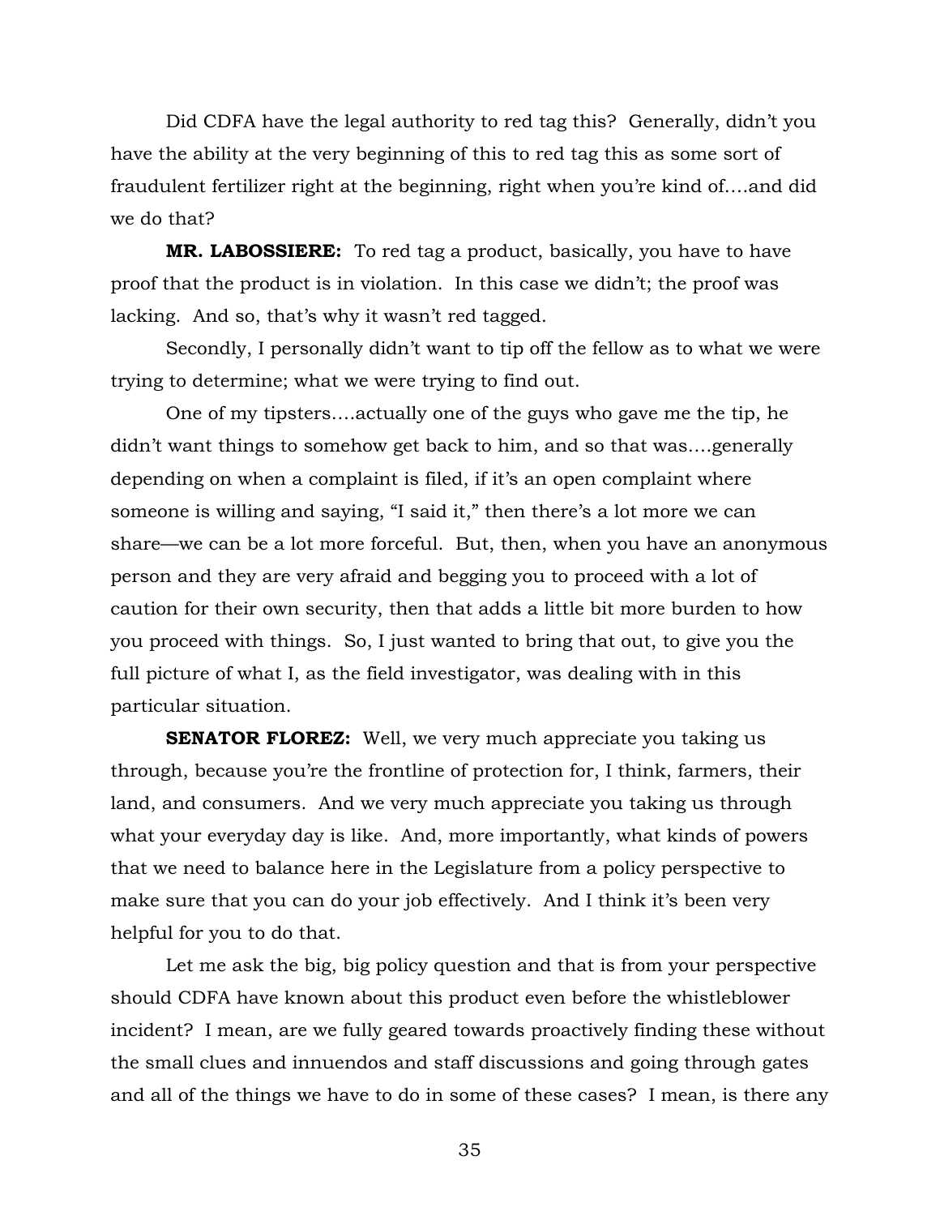Did CDFA have the legal authority to red tag this? Generally, didn't you have the ability at the very beginning of this to red tag this as some sort of fraudulent fertilizer right at the beginning, right when you're kind of….and did we do that?

**MR. LABOSSIERE:** To red tag a product, basically, you have to have proof that the product is in violation. In this case we didn't; the proof was lacking. And so, that's why it wasn't red tagged.

Secondly, I personally didn't want to tip off the fellow as to what we were trying to determine; what we were trying to find out.

One of my tipsters….actually one of the guys who gave me the tip, he didn't want things to somehow get back to him, and so that was….generally depending on when a complaint is filed, if it's an open complaint where someone is willing and saying, "I said it," then there's a lot more we can share—we can be a lot more forceful. But, then, when you have an anonymous person and they are very afraid and begging you to proceed with a lot of caution for their own security, then that adds a little bit more burden to how you proceed with things. So, I just wanted to bring that out, to give you the full picture of what I, as the field investigator, was dealing with in this particular situation.

**SENATOR FLOREZ:** Well, we very much appreciate you taking us through, because you're the frontline of protection for, I think, farmers, their land, and consumers. And we very much appreciate you taking us through what your everyday day is like. And, more importantly, what kinds of powers that we need to balance here in the Legislature from a policy perspective to make sure that you can do your job effectively. And I think it's been very helpful for you to do that.

Let me ask the big, big policy question and that is from your perspective should CDFA have known about this product even before the whistleblower incident? I mean, are we fully geared towards proactively finding these without the small clues and innuendos and staff discussions and going through gates and all of the things we have to do in some of these cases? I mean, is there any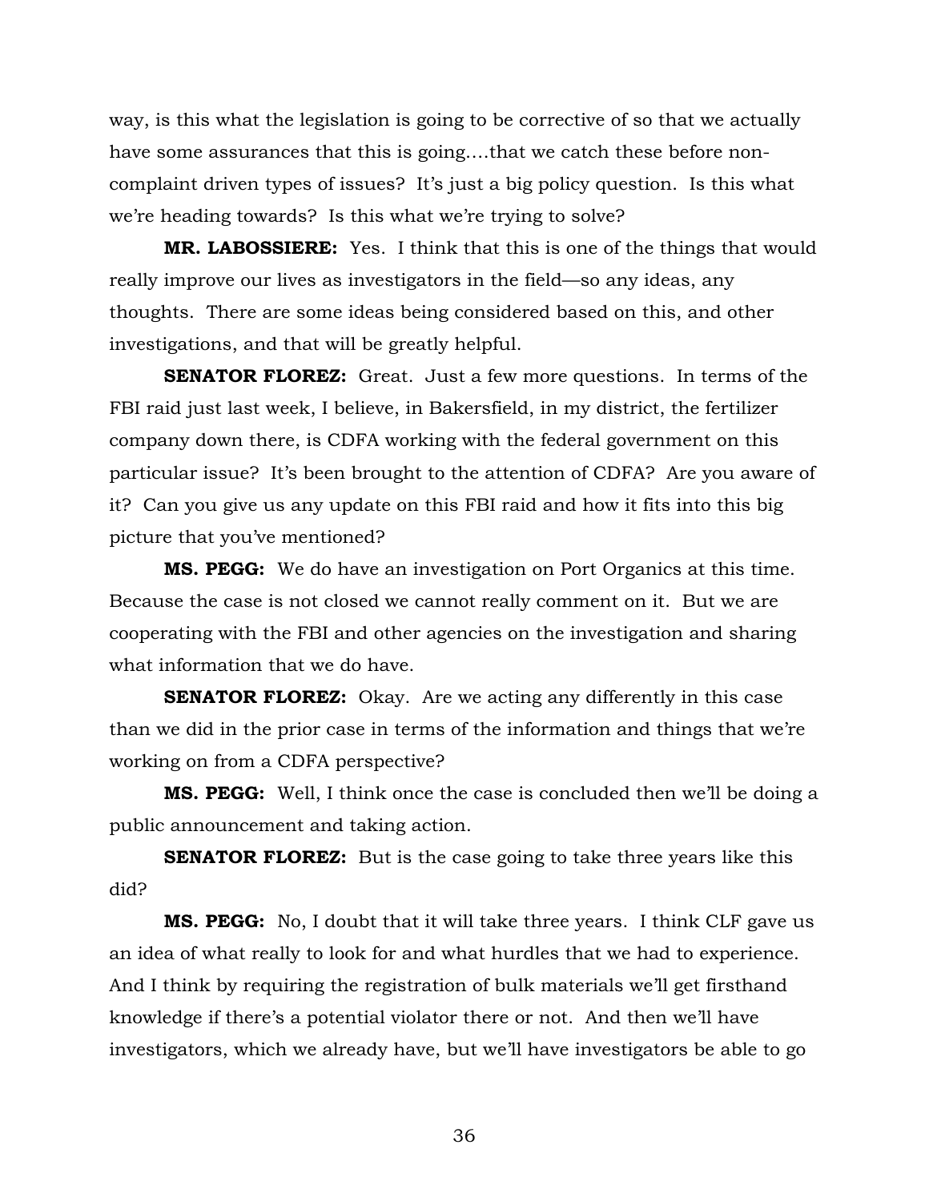way, is this what the legislation is going to be corrective of so that we actually have some assurances that this is going….that we catch these before non-complaint driven types of issues? It's just a big policy question. Is this what we're heading towards? Is this what we're trying to solve?

**MR. LABOSSIERE:** Yes. I think that this is one of the things that would really improve our lives as investigators in the field—so any ideas, any thoughts. There are some ideas being considered based on this, and other investigations, and that will be greatly helpful.

**SENATOR FLOREZ:** Great. Just a few more questions. In terms of the FBI raid just last week, I believe, in Bakersfield, in my district, the fertilizer company down there, is CDFA working with the federal government on this particular issue? It's been brought to the attention of CDFA? Are you aware of it? Can you give us any update on this FBI raid and how it fits into this big picture that you've mentioned?

**MS. PEGG:** We do have an investigation on Port Organics at this time. Because the case is not closed we cannot really comment on it. But we are cooperating with the FBI and other agencies on the investigation and sharing what information that we do have.

**SENATOR FLOREZ:** Okay. Are we acting any differently in this case than we did in the prior case in terms of the information and things that we're working on from a CDFA perspective?

**MS. PEGG:** Well, I think once the case is concluded then we'll be doing a public announcement and taking action.

**SENATOR FLOREZ:** But is the case going to take three years like this did?

**MS. PEGG:** No, I doubt that it will take three years. I think CLF gave us an idea of what really to look for and what hurdles that we had to experience. And I think by requiring the registration of bulk materials we'll get firsthand knowledge if there's a potential violator there or not. And then we'll have investigators, which we already have, but we'll have investigators be able to go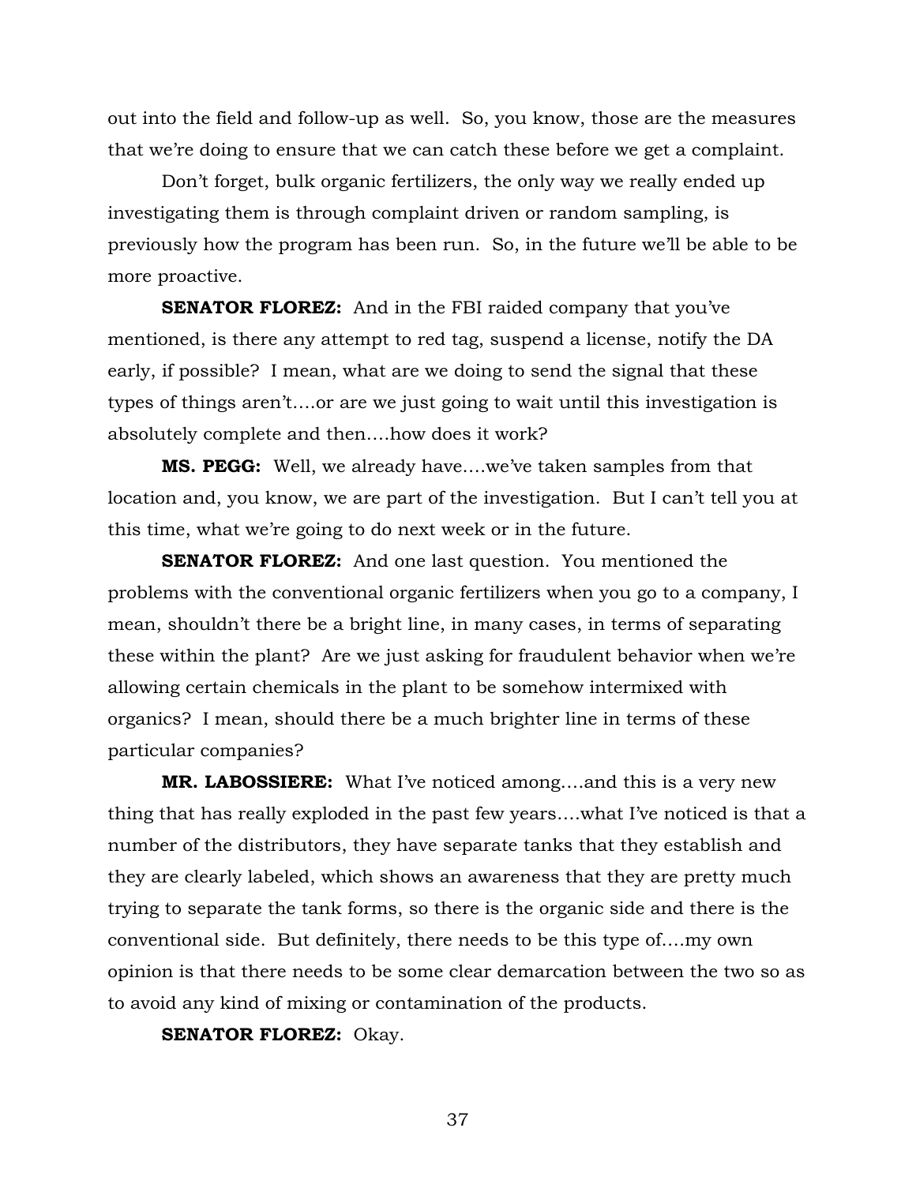out into the field and follow-up as well. So, you know, those are the measures that we're doing to ensure that we can catch these before we get a complaint.

Don't forget, bulk organic fertilizers, the only way we really ended up investigating them is through complaint driven or random sampling, is previously how the program has been run. So, in the future we'll be able to be more proactive.

**SENATOR FLOREZ:** And in the FBI raided company that you've mentioned, is there any attempt to red tag, suspend a license, notify the DA early, if possible? I mean, what are we doing to send the signal that these types of things aren't....or are we just going to wait until this investigation is absolutely complete and then....how does it work?

**MS. PEGG:** Well, we already have....we've taken samples from that location and, you know, we are part of the investigation. But I can't tell you at this time, what we're going to do next week or in the future.

**SENATOR FLOREZ:** And one last question. You mentioned the problems with the conventional organic fertilizers when you go to a company, I mean, shouldn't there be a bright line, in many cases, in terms of separating these within the plant? Are we just asking for fraudulent behavior when we're allowing certain chemicals in the plant to be somehow intermixed with organics? I mean, should there be a much brighter line in terms of these particular companies?

**MR. LABOSSIERE:** What I've noticed among....and this is a very new thing that has really exploded in the past few years....what I've noticed is that a number of the distributors, they have separate tanks that they establish and they are clearly labeled, which shows an awareness that they are pretty much trying to separate the tank forms, so there is the organic side and there is the conventional side. But definitely, there needs to be this type of....my own opinion is that there needs to be some clear demarcation between the two so as to avoid any kind of mixing or contamination of the products.

**SENATOR FLOREZ:** Okay.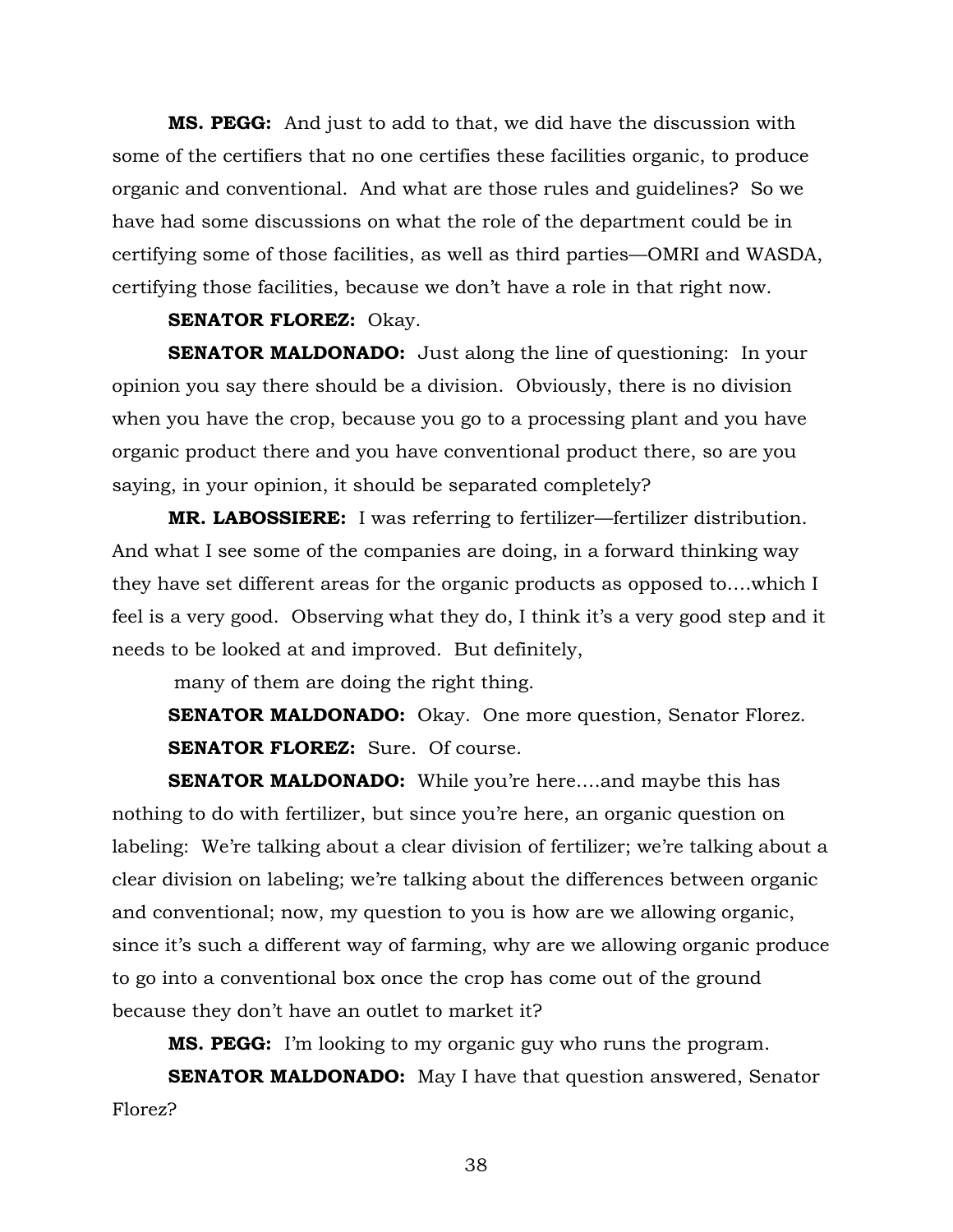**MS. PEGG:** And just to add to that, we did have the discussion with some of the certifiers that no one certifies these facilities organic, to produce organic and conventional. And what are those rules and guidelines? So we have had some discussions on what the role of the department could be in certifying some of those facilities, as well as third parties—OMRI and WASDA, certifying those facilities, because we don't have a role in that right now.

**SENATOR FLOREZ:** Okay.

**SENATOR MALDONADO:** Just along the line of questioning: In your opinion you say there should be a division. Obviously, there is no division when you have the crop, because you go to a processing plant and you have organic product there and you have conventional product there, so are you saying, in your opinion, it should be separated completely?

**MR. LABOSSIERE:** I was referring to fertilizer—fertilizer distribution. And what I see some of the companies are doing, in a forward thinking way they have set different areas for the organic products as opposed to….which I feel is a very good. Observing what they do, I think it's a very good step and it needs to be looked at and improved. But definitely,

many of them are doing the right thing.

**SENATOR MALDONADO:** Okay. One more question, Senator Florez.

**SENATOR FLOREZ:** Sure. Of course.

**SENATOR MALDONADO:** While you're here….and maybe this has nothing to do with fertilizer, but since you're here, an organic question on labeling: We're talking about a clear division of fertilizer; we're talking about a clear division on labeling; we're talking about the differences between organic and conventional; now, my question to you is how are we allowing organic, since it's such a different way of farming, why are we allowing organic produce to go into a conventional box once the crop has come out of the ground because they don't have an outlet to market it?

**MS. PEGG:** I'm looking to my organic guy who runs the program.

**SENATOR MALDONADO:** May I have that question answered, Senator Florez?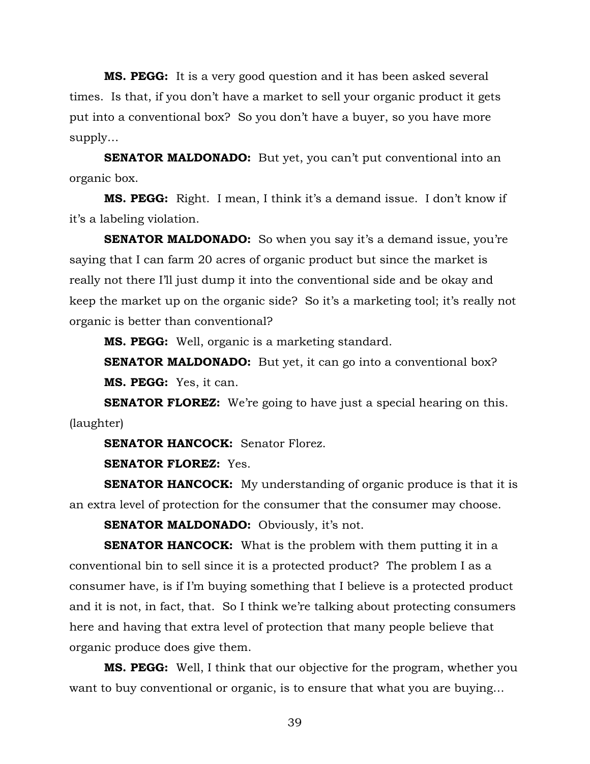**MS. PEGG:** It is a very good question and it has been asked several times. Is that, if you don't have a market to sell your organic product it gets put into a conventional box? So you don't have a buyer, so you have more supply…

**SENATOR MALDONADO:** But yet, you can't put conventional into an organic box.

**MS. PEGG:** Right. I mean, I think it's a demand issue. I don't know if it's a labeling violation.

**SENATOR MALDONADO:** So when you say it's a demand issue, you're saying that I can farm 20 acres of organic product but since the market is really not there I'll just dump it into the conventional side and be okay and keep the market up on the organic side? So it's a marketing tool; it's really not organic is better than conventional?

**MS. PEGG:** Well, organic is a marketing standard.

**SENATOR MALDONADO:** But yet, it can go into a conventional box?

**MS. PEGG:** Yes, it can.

**SENATOR FLOREZ:** We're going to have just a special hearing on this. (laughter)

**SENATOR HANCOCK:** Senator Florez.

**SENATOR FLOREZ:** Yes.

**SENATOR HANCOCK:** My understanding of organic produce is that it is an extra level of protection for the consumer that the consumer may choose.

**SENATOR MALDONADO:** Obviously, it's not.

**SENATOR HANCOCK:** What is the problem with them putting it in a conventional bin to sell since it is a protected product? The problem I as a consumer have, is if I'm buying something that I believe is a protected product and it is not, in fact, that. So I think we're talking about protecting consumers here and having that extra level of protection that many people believe that organic produce does give them.

**MS. PEGG:** Well, I think that our objective for the program, whether you want to buy conventional or organic, is to ensure that what you are buying…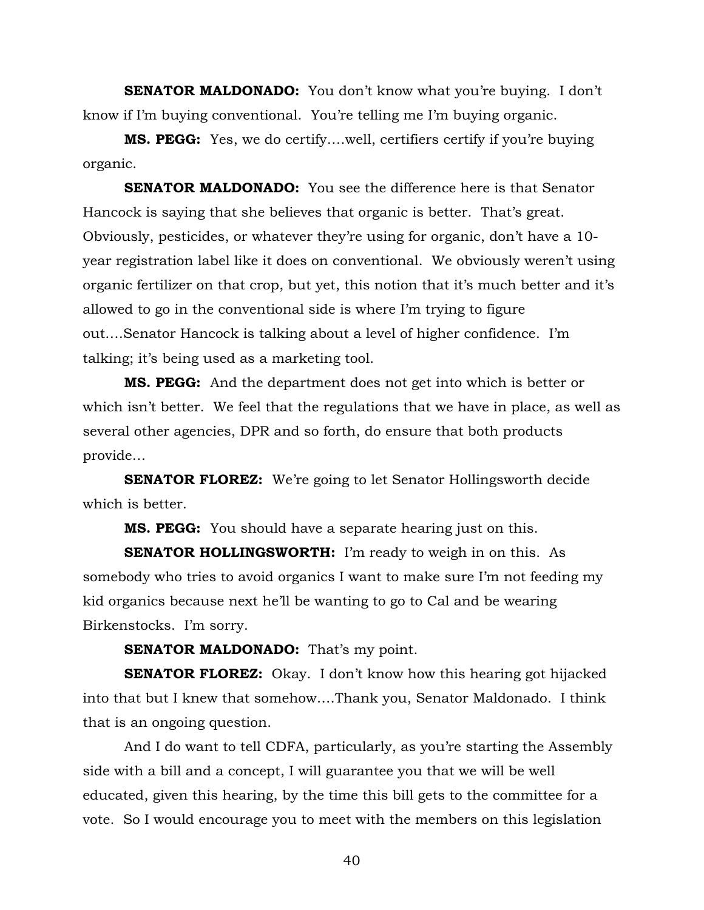**SENATOR MALDONADO:** You don't know what you're buying. I don't know if I'm buying conventional. You're telling me I'm buying organic.

**MS. PEGG:** Yes, we do certify….well, certifiers certify if you're buying organic.

**SENATOR MALDONADO:** You see the difference here is that Senator Hancock is saying that she believes that organic is better. That's great. Obviously, pesticides, or whatever they're using for organic, don't have a 10-year registration label like it does on conventional. We obviously weren't using organic fertilizer on that crop, but yet, this notion that it's much better and it's allowed to go in the conventional side is where I'm trying to figure out….Senator Hancock is talking about a level of higher confidence. I'm talking; it's being used as a marketing tool.

**MS. PEGG:** And the department does not get into which is better or which isn't better. We feel that the regulations that we have in place, as well as several other agencies, DPR and so forth, do ensure that both products provide…

**SENATOR FLOREZ:** We're going to let Senator Hollingsworth decide which is better.

**MS. PEGG:** You should have a separate hearing just on this.

**SENATOR HOLLINGSWORTH:** I'm ready to weigh in on this. As somebody who tries to avoid organics I want to make sure I'm not feeding my kid organics because next he'll be wanting to go to Cal and be wearing Birkenstocks. I'm sorry.

**SENATOR MALDONADO:** That's my point.

**SENATOR FLOREZ:** Okay. I don't know how this hearing got hijacked into that but I knew that somehow….Thank you, Senator Maldonado. I think that is an ongoing question.

And I do want to tell CDFA, particularly, as you're starting the Assembly side with a bill and a concept, I will guarantee you that we will be well educated, given this hearing, by the time this bill gets to the committee for a vote. So I would encourage you to meet with the members on this legislation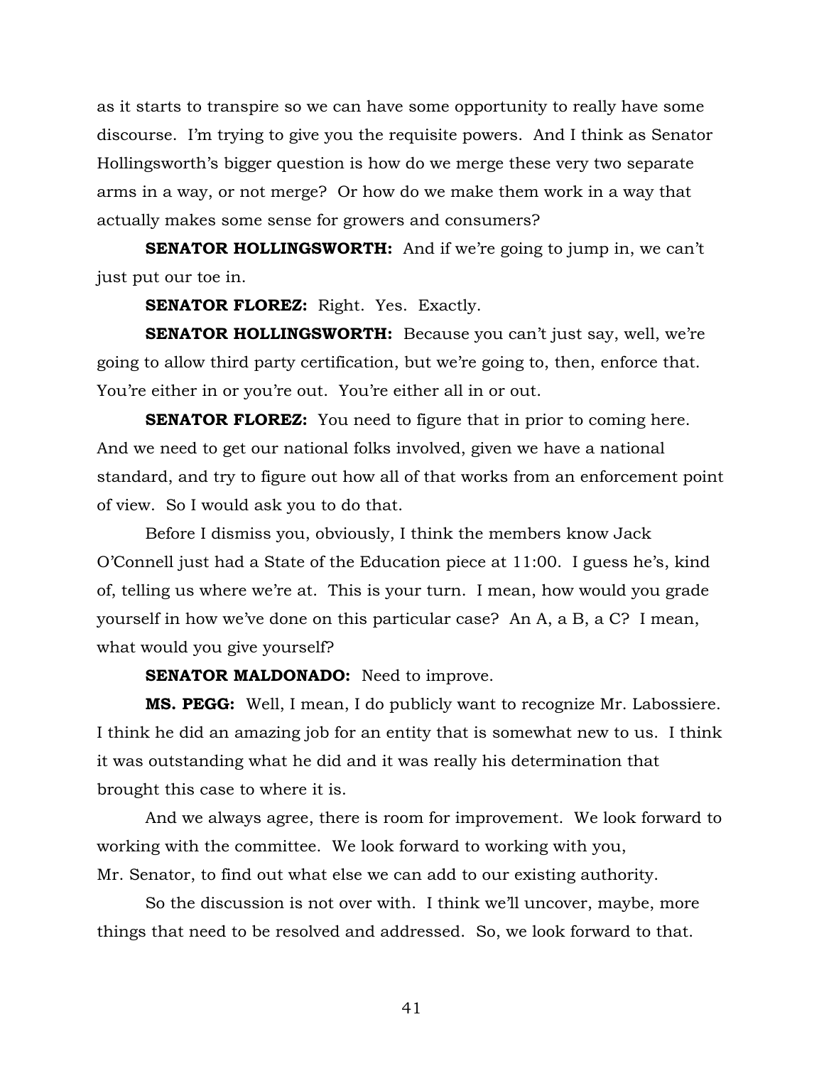as it starts to transpire so we can have some opportunity to really have some discourse. I'm trying to give you the requisite powers. And I think as Senator Hollingsworth's bigger question is how do we merge these very two separate arms in a way, or not merge? Or how do we make them work in a way that actually makes some sense for growers and consumers?

**SENATOR HOLLINGSWORTH:** And if we're going to jump in, we can't just put our toe in.

**SENATOR FLOREZ:** Right. Yes. Exactly.

**SENATOR HOLLINGSWORTH:** Because you can't just say, well, we're going to allow third party certification, but we're going to, then, enforce that. You're either in or you're out. You're either all in or out.

**SENATOR FLOREZ:** You need to figure that in prior to coming here. And we need to get our national folks involved, given we have a national standard, and try to figure out how all of that works from an enforcement point of view. So I would ask you to do that.

Before I dismiss you, obviously, I think the members know Jack O'Connell just had a State of the Education piece at 11:00. I guess he's, kind of, telling us where we're at. This is your turn. I mean, how would you grade yourself in how we've done on this particular case? An A, a B, a C? I mean, what would you give yourself?

**SENATOR MALDONADO:** Need to improve.

**MS. PEGG:** Well, I mean, I do publicly want to recognize Mr. Labossiere. I think he did an amazing job for an entity that is somewhat new to us. I think it was outstanding what he did and it was really his determination that brought this case to where it is.

And we always agree, there is room for improvement. We look forward to working with the committee. We look forward to working with you, Mr. Senator, to find out what else we can add to our existing authority.

So the discussion is not over with. I think we'll uncover, maybe, more things that need to be resolved and addressed. So, we look forward to that.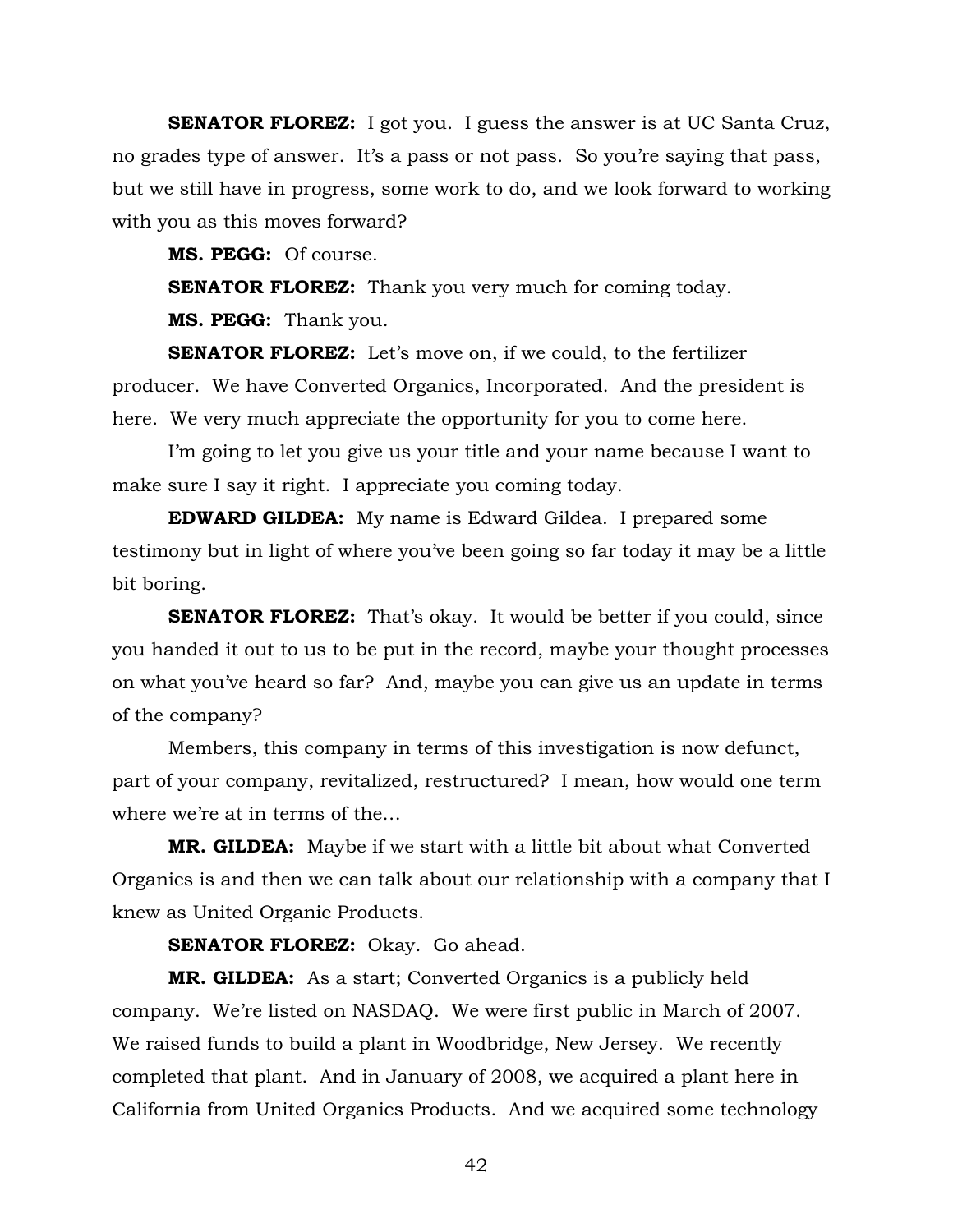**SENATOR FLOREZ:** I got you. I guess the answer is at UC Santa Cruz, no grades type of answer. It's a pass or not pass. So you're saying that pass, but we still have in progress, some work to do, and we look forward to working with you as this moves forward?

**MS. PEGG:** Of course.

**SENATOR FLOREZ:** Thank you very much for coming today.

**MS. PEGG:** Thank you.

**SENATOR FLOREZ:** Let's move on, if we could, to the fertilizer producer. We have Converted Organics, Incorporated. And the president is here. We very much appreciate the opportunity for you to come here.

I'm going to let you give us your title and your name because I want to make sure I say it right. I appreciate you coming today.

**EDWARD GILDEA:** My name is Edward Gildea. I prepared some testimony but in light of where you've been going so far today it may be a little bit boring.

**SENATOR FLOREZ:** That's okay. It would be better if you could, since you handed it out to us to be put in the record, maybe your thought processes on what you've heard so far? And, maybe you can give us an update in terms of the company?

Members, this company in terms of this investigation is now defunct, part of your company, revitalized, restructured? I mean, how would one term where we're at in terms of the…

**MR. GILDEA:** Maybe if we start with a little bit about what Converted Organics is and then we can talk about our relationship with a company that I knew as United Organic Products.

**SENATOR FLOREZ:** Okay. Go ahead.

**MR. GILDEA:** As a start; Converted Organics is a publicly held company. We're listed on NASDAQ. We were first public in March of 2007. We raised funds to build a plant in Woodbridge, New Jersey. We recently completed that plant. And in January of 2008, we acquired a plant here in California from United Organics Products. And we acquired some technology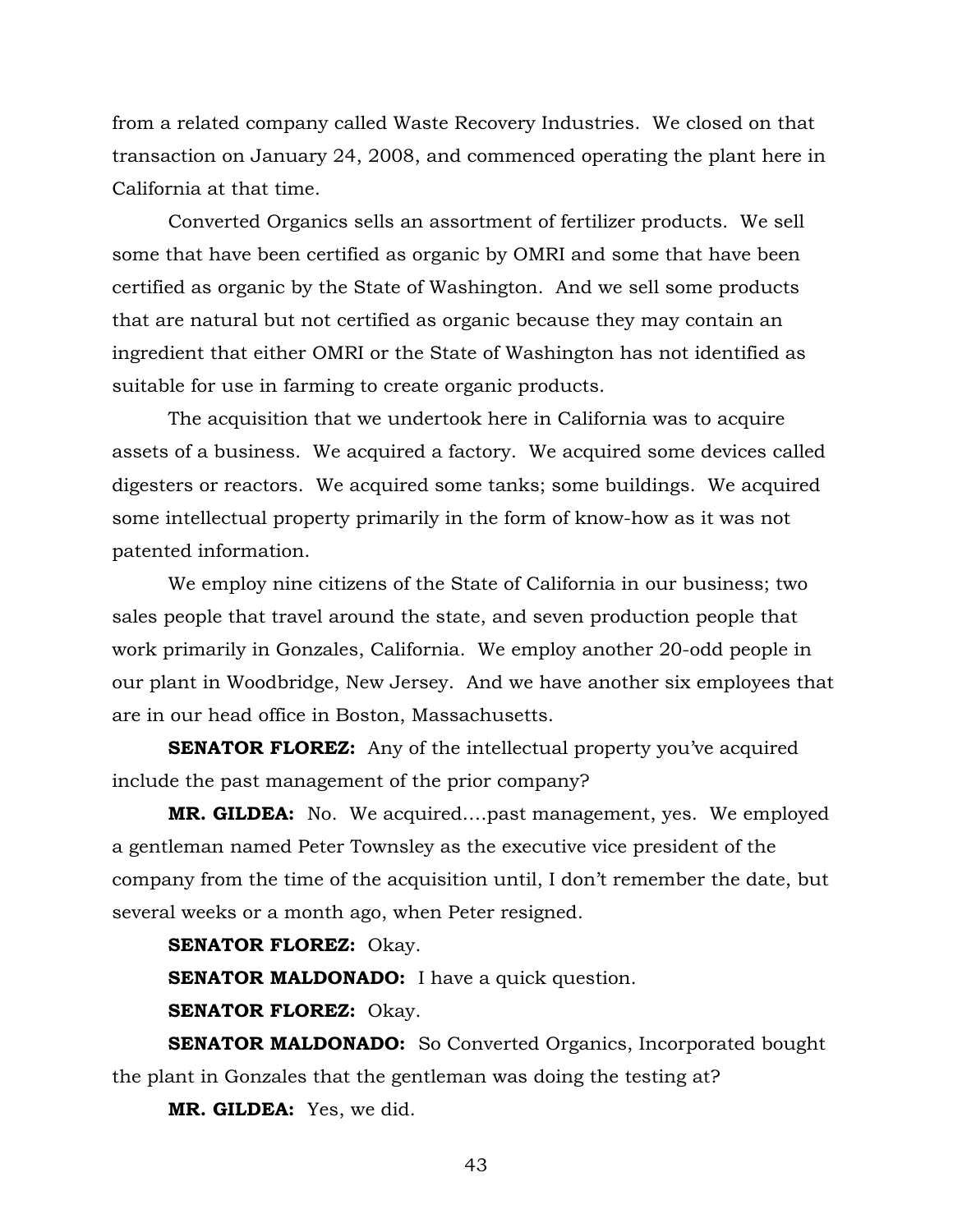from a related company called Waste Recovery Industries. We closed on that transaction on January 24, 2008, and commenced operating the plant here in California at that time.

Converted Organics sells an assortment of fertilizer products. We sell some that have been certified as organic by OMRI and some that have been certified as organic by the State of Washington. And we sell some products that are natural but not certified as organic because they may contain an ingredient that either OMRI or the State of Washington has not identified as suitable for use in farming to create organic products.

The acquisition that we undertook here in California was to acquire assets of a business. We acquired a factory. We acquired some devices called digesters or reactors. We acquired some tanks; some buildings. We acquired some intellectual property primarily in the form of know-how as it was not patented information.

We employ nine citizens of the State of California in our business; two sales people that travel around the state, and seven production people that work primarily in Gonzales, California. We employ another 20-odd people in our plant in Woodbridge, New Jersey. And we have another six employees that are in our head office in Boston, Massachusetts.

**SENATOR FLOREZ:** Any of the intellectual property you've acquired include the past management of the prior company?

**MR. GILDEA:** No. We acquired....past management, yes. We employed a gentleman named Peter Townsley as the executive vice president of the company from the time of the acquisition until, I don't remember the date, but several weeks or a month ago, when Peter resigned.

**SENATOR FLOREZ:** Okay.

**SENATOR MALDONADO:** I have a quick question.

**SENATOR FLOREZ:** Okay.

**SENATOR MALDONADO:** So Converted Organics, Incorporated bought the plant in Gonzales that the gentleman was doing the testing at?

**MR. GILDEA:** Yes, we did.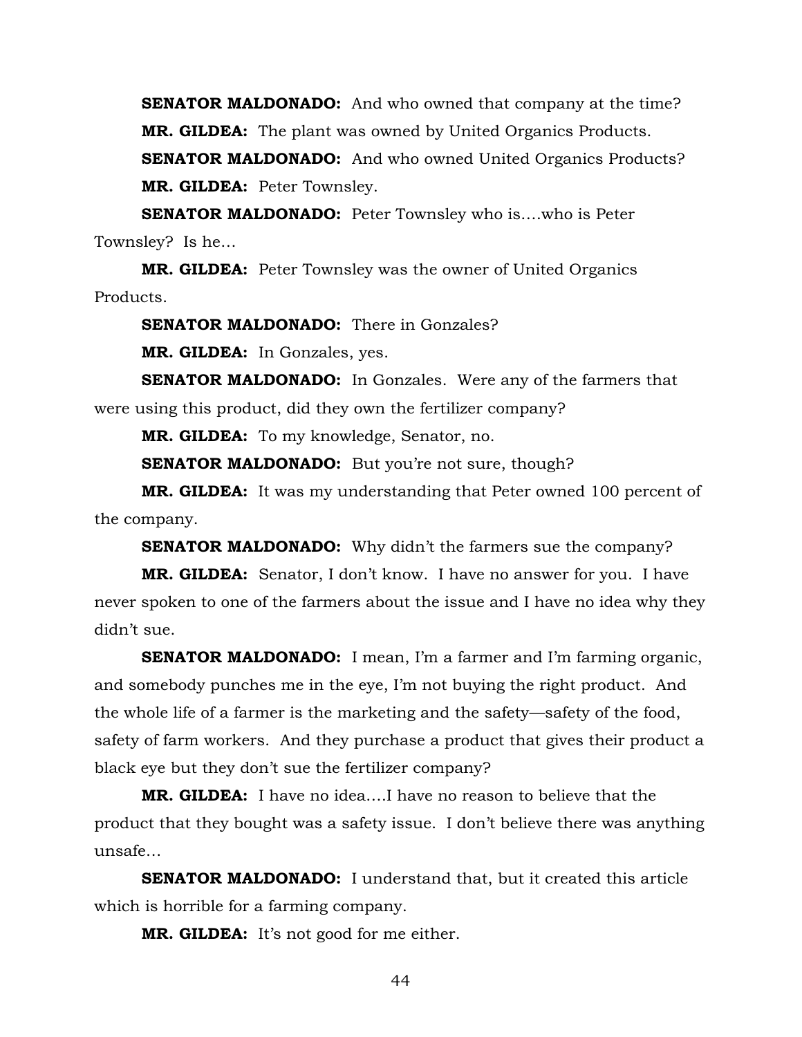**SENATOR MALDONADO:** And who owned that company at the time?

**MR. GILDEA:** The plant was owned by United Organics Products.

**SENATOR MALDONADO:** And who owned United Organics Products?

**MR. GILDEA:** Peter Townsley.

**SENATOR MALDONADO:** Peter Townsley who is….who is Peter Townsley? Is he…

**MR. GILDEA:** Peter Townsley was the owner of United Organics Products.

**SENATOR MALDONADO:** There in Gonzales?

**MR. GILDEA:** In Gonzales, yes.

**SENATOR MALDONADO:** In Gonzales. Were any of the farmers that were using this product, did they own the fertilizer company?

**MR. GILDEA:** To my knowledge, Senator, no.

**SENATOR MALDONADO:** But you're not sure, though?

**MR. GILDEA:** It was my understanding that Peter owned 100 percent of the company.

**SENATOR MALDONADO:** Why didn't the farmers sue the company?

**MR. GILDEA:** Senator, I don't know. I have no answer for you. I have never spoken to one of the farmers about the issue and I have no idea why they didn't sue.

**SENATOR MALDONADO:** I mean, I'm a farmer and I'm farming organic, and somebody punches me in the eye, I'm not buying the right product. And the whole life of a farmer is the marketing and the safety—safety of the food, safety of farm workers. And they purchase a product that gives their product a black eye but they don't sue the fertilizer company?

**MR. GILDEA:** I have no idea….I have no reason to believe that the product that they bought was a safety issue. I don't believe there was anything unsafe…

**SENATOR MALDONADO:** I understand that, but it created this article which is horrible for a farming company.

**MR. GILDEA:** It's not good for me either.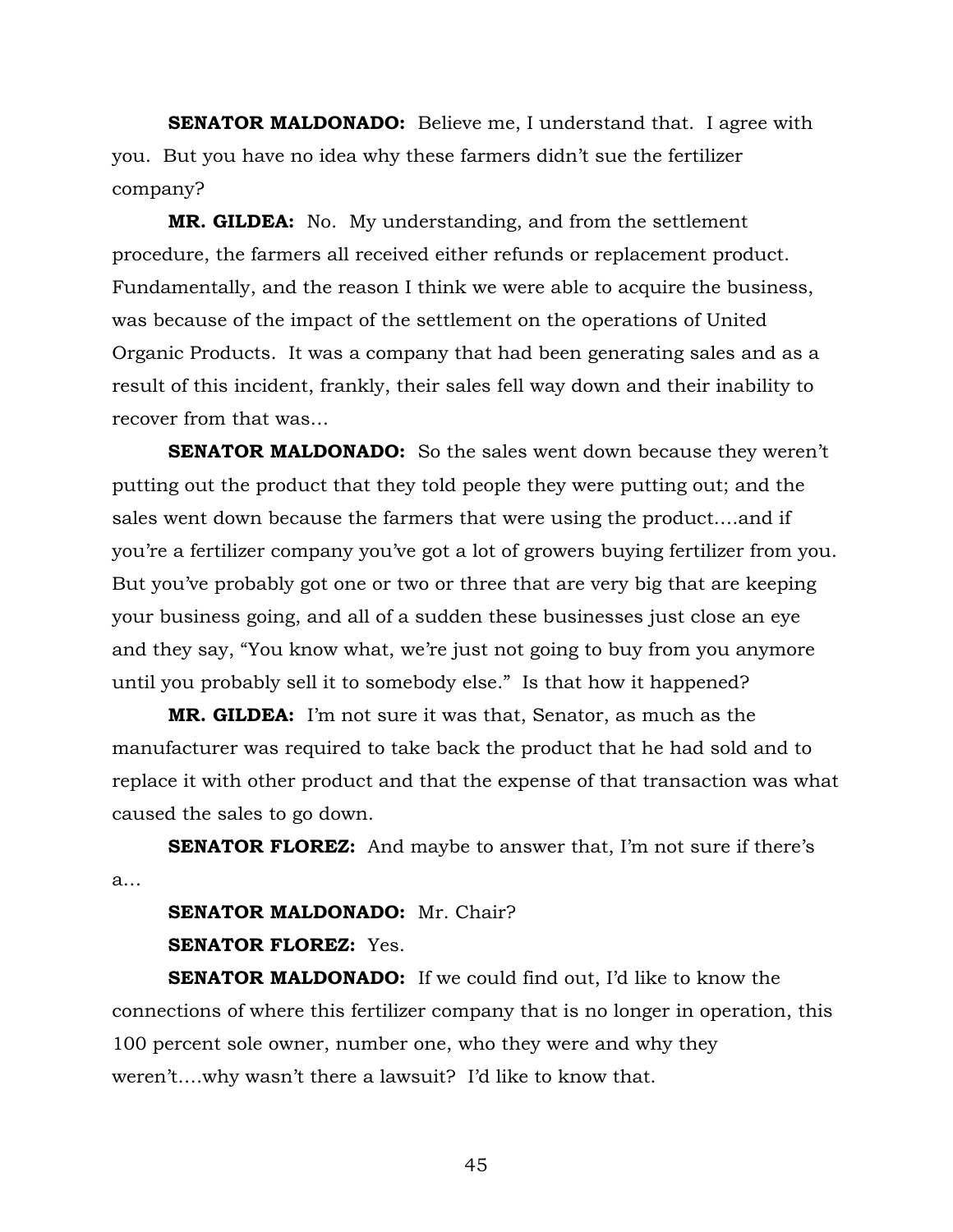**SENATOR MALDONADO:** Believe me, I understand that. I agree with you. But you have no idea why these farmers didn't sue the fertilizer company?

**MR. GILDEA:** No. My understanding, and from the settlement procedure, the farmers all received either refunds or replacement product. Fundamentally, and the reason I think we were able to acquire the business, was because of the impact of the settlement on the operations of United Organic Products. It was a company that had been generating sales and as a result of this incident, frankly, their sales fell way down and their inability to recover from that was…

**SENATOR MALDONADO:** So the sales went down because they weren't putting out the product that they told people they were putting out; and the sales went down because the farmers that were using the product….and if you're a fertilizer company you've got a lot of growers buying fertilizer from you. But you've probably got one or two or three that are very big that are keeping your business going, and all of a sudden these businesses just close an eye and they say, "You know what, we're just not going to buy from you anymore until you probably sell it to somebody else." Is that how it happened?

**MR. GILDEA:** I'm not sure it was that, Senator, as much as the manufacturer was required to take back the product that he had sold and to replace it with other product and that the expense of that transaction was what caused the sales to go down.

**SENATOR FLOREZ:** And maybe to answer that, I'm not sure if there's a…

**SENATOR MALDONADO:** Mr. Chair?

**SENATOR FLOREZ:** Yes.

**SENATOR MALDONADO:** If we could find out, I'd like to know the connections of where this fertilizer company that is no longer in operation, this 100 percent sole owner, number one, who they were and why they weren't….why wasn't there a lawsuit? I'd like to know that.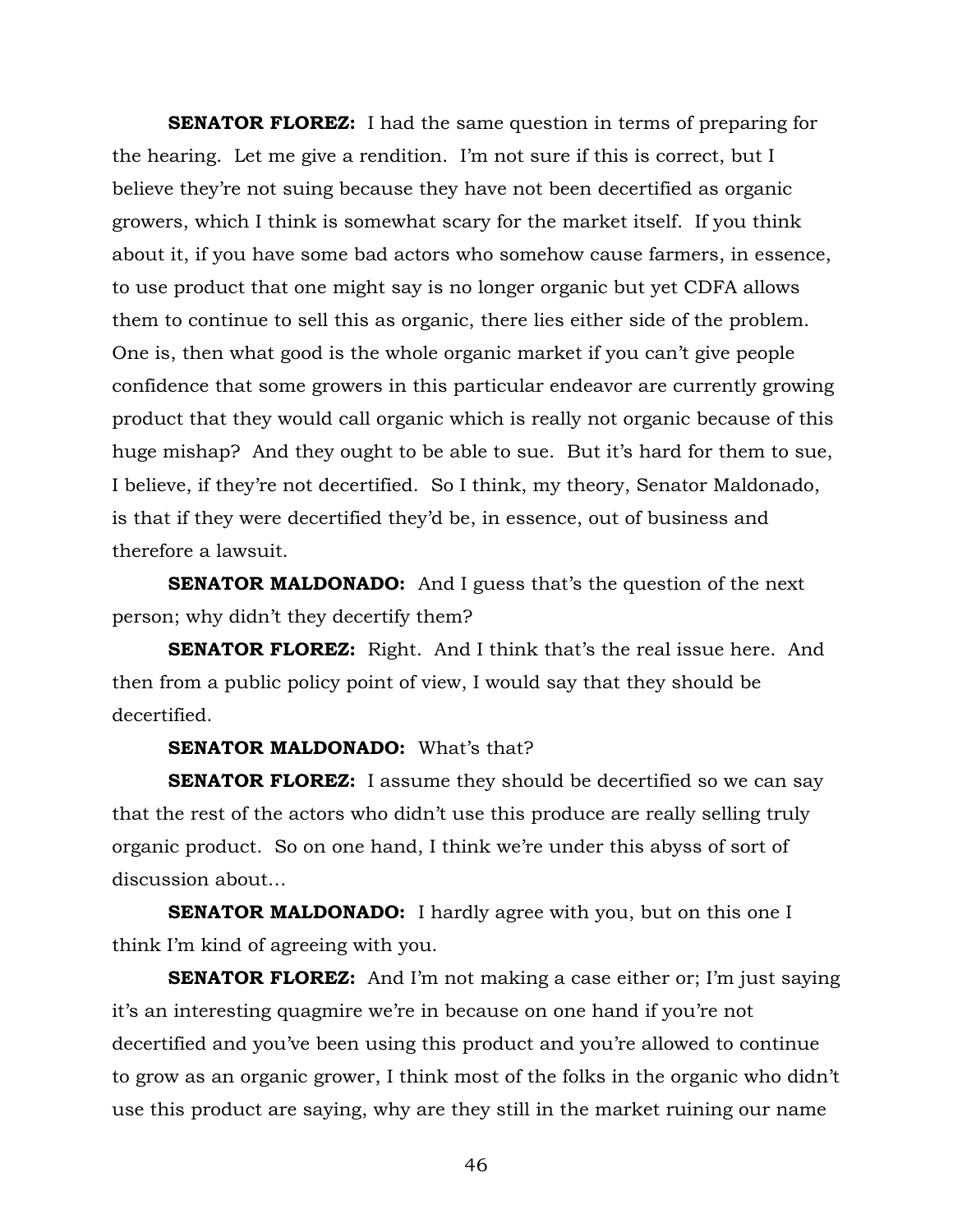**SENATOR FLOREZ:** I had the same question in terms of preparing for the hearing. Let me give a rendition. I'm not sure if this is correct, but I believe they're not suing because they have not been decertified as organic growers, which I think is somewhat scary for the market itself. If you think about it, if you have some bad actors who somehow cause farmers, in essence, to use product that one might say is no longer organic but yet CDFA allows them to continue to sell this as organic, there lies either side of the problem. One is, then what good is the whole organic market if you can't give people confidence that some growers in this particular endeavor are currently growing product that they would call organic which is really not organic because of this huge mishap? And they ought to be able to sue. But it's hard for them to sue, I believe, if they're not decertified. So I think, my theory, Senator Maldonado, is that if they were decertified they'd be, in essence, out of business and therefore a lawsuit.

**SENATOR MALDONADO:** And I guess that's the question of the next person; why didn't they decertify them?

**SENATOR FLOREZ:** Right. And I think that's the real issue here. And then from a public policy point of view, I would say that they should be decertified.

**SENATOR MALDONADO:** What's that?

**SENATOR FLOREZ:** I assume they should be decertified so we can say that the rest of the actors who didn't use this produce are really selling truly organic product. So on one hand, I think we're under this abyss of sort of discussion about…

**SENATOR MALDONADO:** I hardly agree with you, but on this one I think I'm kind of agreeing with you.

**SENATOR FLOREZ:** And I'm not making a case either or; I'm just saying it's an interesting quagmire we're in because on one hand if you're not decertified and you've been using this product and you're allowed to continue to grow as an organic grower, I think most of the folks in the organic who didn't use this product are saying, why are they still in the market ruining our name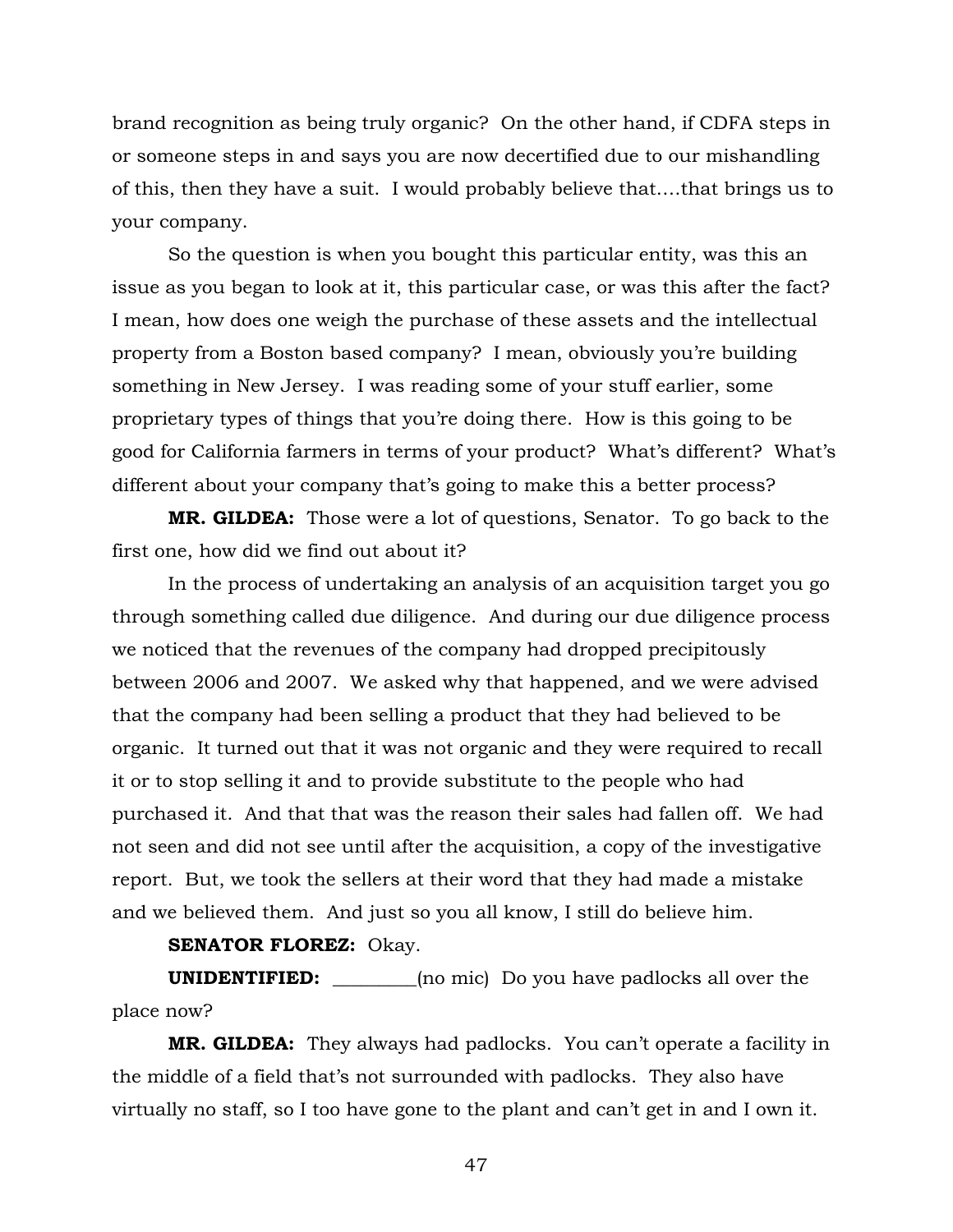brand recognition as being truly organic? On the other hand, if CDFA steps in or someone steps in and says you are now decertified due to our mishandling of this, then they have a suit. I would probably believe that….that brings us to your company.

So the question is when you bought this particular entity, was this an issue as you began to look at it, this particular case, or was this after the fact? I mean, how does one weigh the purchase of these assets and the intellectual property from a Boston based company? I mean, obviously you're building something in New Jersey. I was reading some of your stuff earlier, some proprietary types of things that you're doing there. How is this going to be good for California farmers in terms of your product? What's different? What's different about your company that's going to make this a better process?

**MR. GILDEA:** Those were a lot of questions, Senator. To go back to the first one, how did we find out about it?

In the process of undertaking an analysis of an acquisition target you go through something called due diligence. And during our due diligence process we noticed that the revenues of the company had dropped precipitously between 2006 and 2007. We asked why that happened, and we were advised that the company had been selling a product that they had believed to be organic. It turned out that it was not organic and they were required to recall it or to stop selling it and to provide substitute to the people who had purchased it. And that that was the reason their sales had fallen off. We had not seen and did not see until after the acquisition, a copy of the investigative report. But, we took the sellers at their word that they had made a mistake and we believed them. And just so you all know, I still do believe him.

**SENATOR FLOREZ:** Okay.

**UNIDENTIFIED:** _________(no mic) Do you have padlocks all over the place now?

**MR. GILDEA:** They always had padlocks. You can't operate a facility in the middle of a field that's not surrounded with padlocks. They also have virtually no staff, so I too have gone to the plant and can't get in and I own it.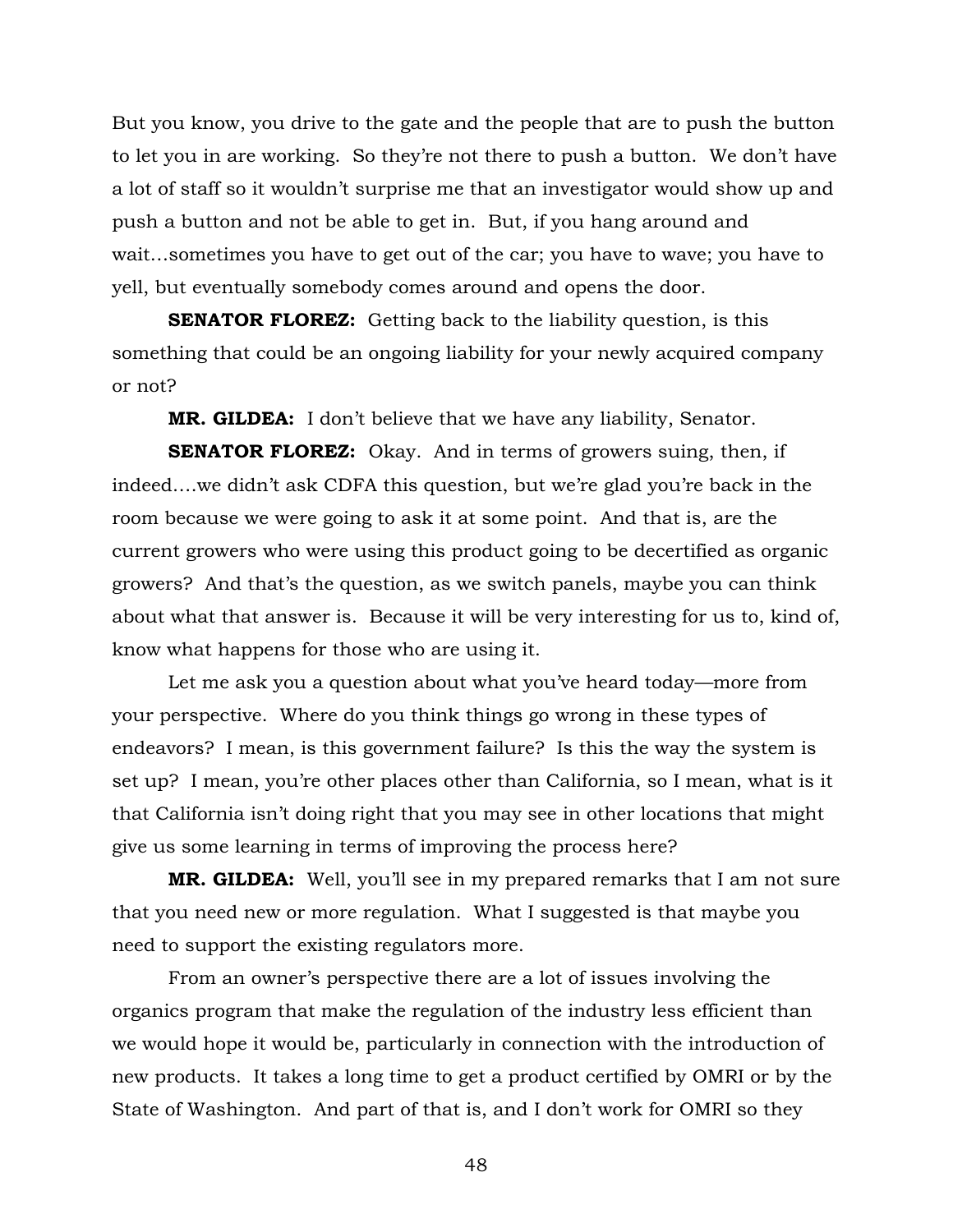But you know, you drive to the gate and the people that are to push the button to let you in are working. So they're not there to push a button. We don't have a lot of staff so it wouldn't surprise me that an investigator would show up and push a button and not be able to get in. But, if you hang around and wait…sometimes you have to get out of the car; you have to wave; you have to yell, but eventually somebody comes around and opens the door.

**SENATOR FLOREZ:** Getting back to the liability question, is this something that could be an ongoing liability for your newly acquired company or not?

**MR. GILDEA:** I don't believe that we have any liability, Senator.

**SENATOR FLOREZ:** Okay. And in terms of growers suing, then, if indeed….we didn't ask CDFA this question, but we're glad you're back in the room because we were going to ask it at some point. And that is, are the current growers who were using this product going to be decertified as organic growers? And that's the question, as we switch panels, maybe you can think about what that answer is. Because it will be very interesting for us to, kind of, know what happens for those who are using it.

Let me ask you a question about what you've heard today—more from your perspective. Where do you think things go wrong in these types of endeavors? I mean, is this government failure? Is this the way the system is set up? I mean, you're other places other than California, so I mean, what is it that California isn't doing right that you may see in other locations that might give us some learning in terms of improving the process here?

**MR. GILDEA:** Well, you'll see in my prepared remarks that I am not sure that you need new or more regulation. What I suggested is that maybe you need to support the existing regulators more.

From an owner's perspective there are a lot of issues involving the organics program that make the regulation of the industry less efficient than we would hope it would be, particularly in connection with the introduction of new products. It takes a long time to get a product certified by OMRI or by the State of Washington. And part of that is, and I don't work for OMRI so they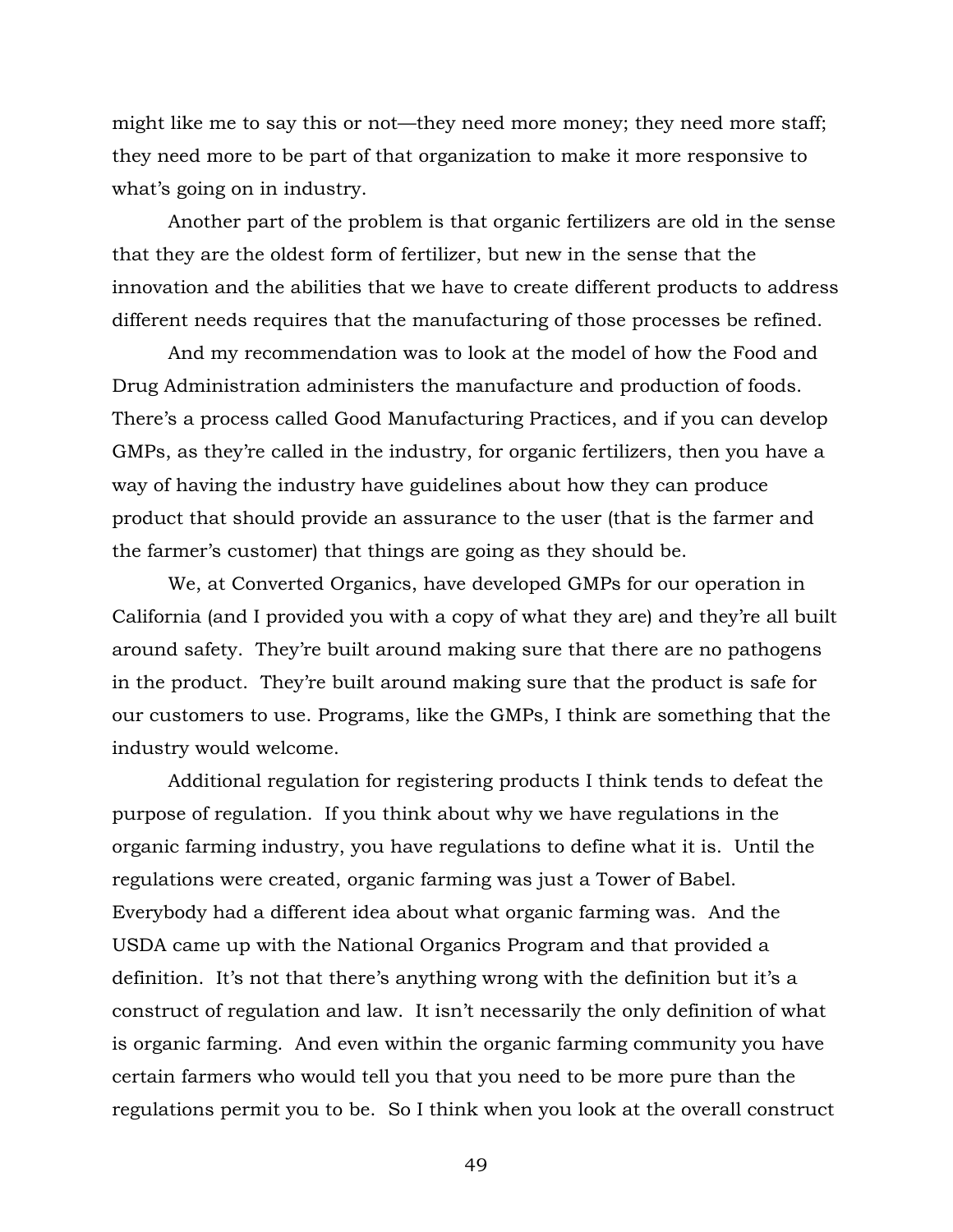might like me to say this or not—they need more money; they need more staff; they need more to be part of that organization to make it more responsive to what's going on in industry.

Another part of the problem is that organic fertilizers are old in the sense that they are the oldest form of fertilizer, but new in the sense that the innovation and the abilities that we have to create different products to address different needs requires that the manufacturing of those processes be refined.

And my recommendation was to look at the model of how the Food and Drug Administration administers the manufacture and production of foods. There's a process called Good Manufacturing Practices, and if you can develop GMPs, as they're called in the industry, for organic fertilizers, then you have a way of having the industry have guidelines about how they can produce product that should provide an assurance to the user (that is the farmer and the farmer's customer) that things are going as they should be.

We, at Converted Organics, have developed GMPs for our operation in California (and I provided you with a copy of what they are) and they're all built around safety. They're built around making sure that there are no pathogens in the product. They're built around making sure that the product is safe for our customers to use. Programs, like the GMPs, I think are something that the industry would welcome.

Additional regulation for registering products I think tends to defeat the purpose of regulation. If you think about why we have regulations in the organic farming industry, you have regulations to define what it is. Until the regulations were created, organic farming was just a Tower of Babel. Everybody had a different idea about what organic farming was. And the USDA came up with the National Organics Program and that provided a definition. It's not that there's anything wrong with the definition but it's a construct of regulation and law. It isn't necessarily the only definition of what is organic farming. And even within the organic farming community you have certain farmers who would tell you that you need to be more pure than the regulations permit you to be. So I think when you look at the overall construct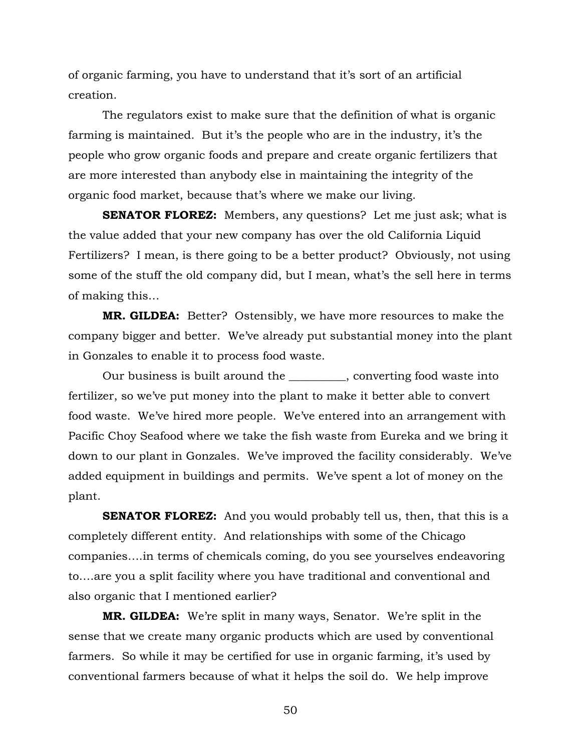of organic farming, you have to understand that it's sort of an artificial creation.

The regulators exist to make sure that the definition of what is organic farming is maintained. But it's the people who are in the industry, it's the people who grow organic foods and prepare and create organic fertilizers that are more interested than anybody else in maintaining the integrity of the organic food market, because that's where we make our living.

**SENATOR FLOREZ:** Members, any questions? Let me just ask; what is the value added that your new company has over the old California Liquid Fertilizers? I mean, is there going to be a better product? Obviously, not using some of the stuff the old company did, but I mean, what's the sell here in terms of making this…

**MR. GILDEA:** Better? Ostensibly, we have more resources to make the company bigger and better. We've already put substantial money into the plant in Gonzales to enable it to process food waste.

Our business is built around the __________, converting food waste into fertilizer, so we've put money into the plant to make it better able to convert food waste. We've hired more people. We've entered into an arrangement with Pacific Choy Seafood where we take the fish waste from Eureka and we bring it down to our plant in Gonzales. We've improved the facility considerably. We've added equipment in buildings and permits. We've spent a lot of money on the plant.

**SENATOR FLOREZ:** And you would probably tell us, then, that this is a completely different entity. And relationships with some of the Chicago companies….in terms of chemicals coming, do you see yourselves endeavoring to….are you a split facility where you have traditional and conventional and also organic that I mentioned earlier?

**MR. GILDEA:** We're split in many ways, Senator. We're split in the sense that we create many organic products which are used by conventional farmers. So while it may be certified for use in organic farming, it's used by conventional farmers because of what it helps the soil do. We help improve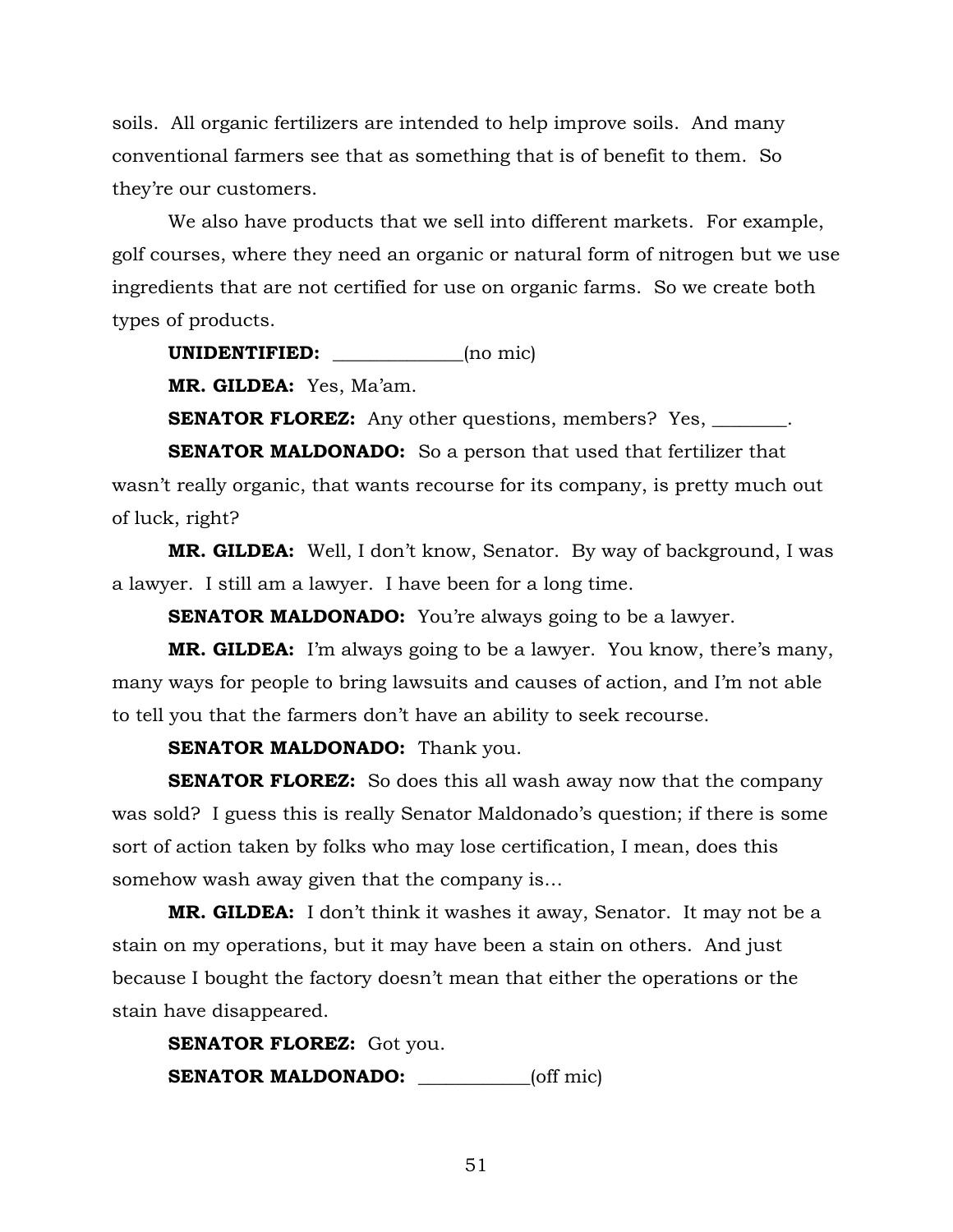soils. All organic fertilizers are intended to help improve soils. And many conventional farmers see that as something that is of benefit to them. So they're our customers.

We also have products that we sell into different markets. For example, golf courses, where they need an organic or natural form of nitrogen but we use ingredients that are not certified for use on organic farms. So we create both types of products.

**UNIDENTIFIED:** _____________(no mic)

**MR. GILDEA:** Yes, Ma'am.

**SENATOR FLOREZ:** Any other questions, members? Yes, ________.

**SENATOR MALDONADO:** So a person that used that fertilizer that wasn't really organic, that wants recourse for its company, is pretty much out of luck, right?

**MR. GILDEA:** Well, I don't know, Senator. By way of background, I was a lawyer. I still am a lawyer. I have been for a long time.

**SENATOR MALDONADO:** You're always going to be a lawyer.

**MR. GILDEA:** I'm always going to be a lawyer. You know, there's many, many ways for people to bring lawsuits and causes of action, and I'm not able to tell you that the farmers don't have an ability to seek recourse.

**SENATOR MALDONADO:** Thank you.

**SENATOR FLOREZ:** So does this all wash away now that the company was sold? I guess this is really Senator Maldonado's question; if there is some sort of action taken by folks who may lose certification, I mean, does this somehow wash away given that the company is…

**MR. GILDEA:** I don't think it washes it away, Senator. It may not be a stain on my operations, but it may have been a stain on others. And just because I bought the factory doesn't mean that either the operations or the stain have disappeared.

**SENATOR FLOREZ:** Got you.

**SENATOR MALDONADO:** ___________(off mic)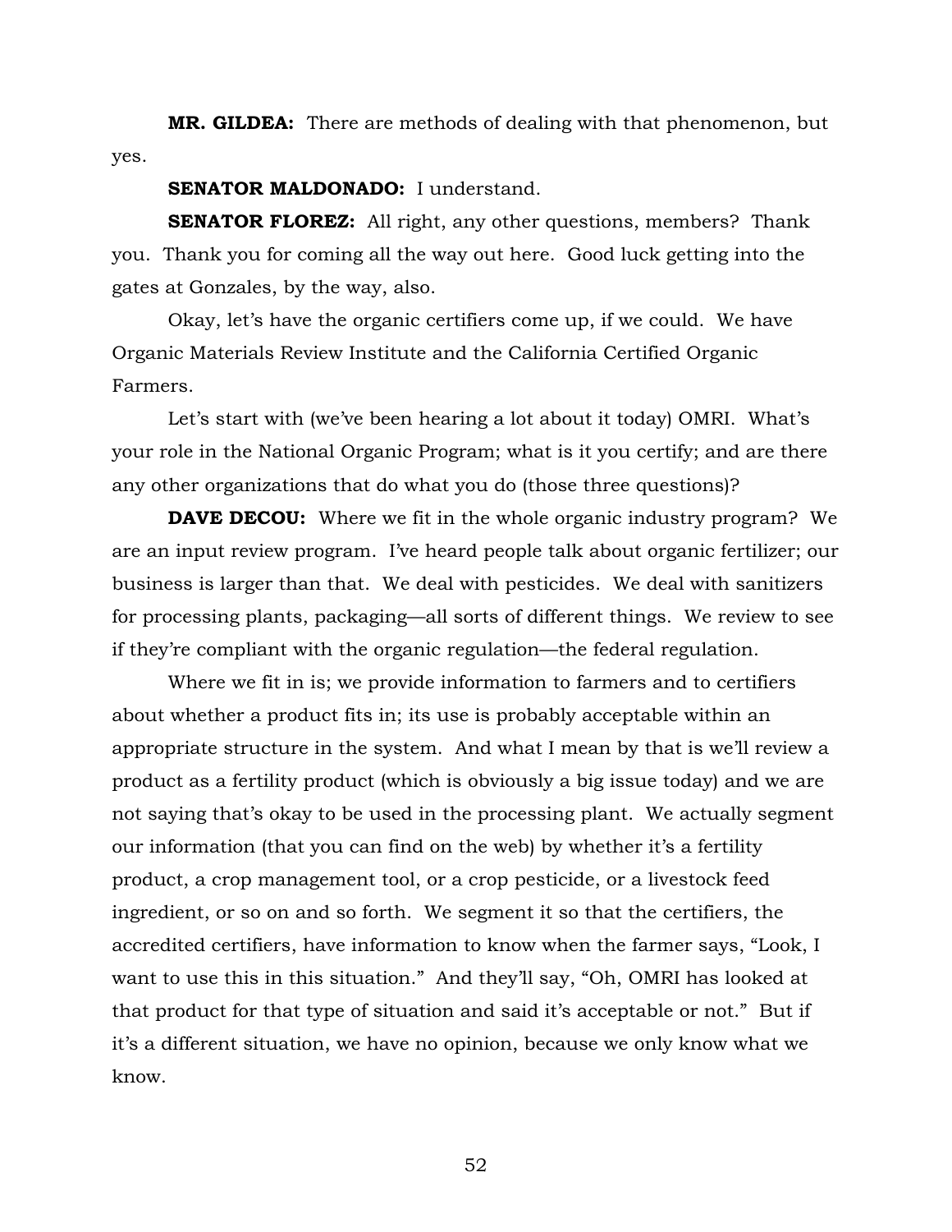**MR. GILDEA:** There are methods of dealing with that phenomenon, but yes.

**SENATOR MALDONADO:** I understand.

**SENATOR FLOREZ:** All right, any other questions, members? Thank you. Thank you for coming all the way out here. Good luck getting into the gates at Gonzales, by the way, also.

Okay, let's have the organic certifiers come up, if we could. We have Organic Materials Review Institute and the California Certified Organic Farmers.

Let's start with (we've been hearing a lot about it today) OMRI. What's your role in the National Organic Program; what is it you certify; and are there any other organizations that do what you do (those three questions)?

**DAVE DECOU:** Where we fit in the whole organic industry program? We are an input review program. I've heard people talk about organic fertilizer; our business is larger than that. We deal with pesticides. We deal with sanitizers for processing plants, packaging—all sorts of different things. We review to see if they're compliant with the organic regulation—the federal regulation.

Where we fit in is; we provide information to farmers and to certifiers about whether a product fits in; its use is probably acceptable within an appropriate structure in the system. And what I mean by that is we'll review a product as a fertility product (which is obviously a big issue today) and we are not saying that's okay to be used in the processing plant. We actually segment our information (that you can find on the web) by whether it's a fertility product, a crop management tool, or a crop pesticide, or a livestock feed ingredient, or so on and so forth. We segment it so that the certifiers, the accredited certifiers, have information to know when the farmer says, "Look, I want to use this in this situation." And they'll say, "Oh, OMRI has looked at that product for that type of situation and said it's acceptable or not." But if it's a different situation, we have no opinion, because we only know what we know.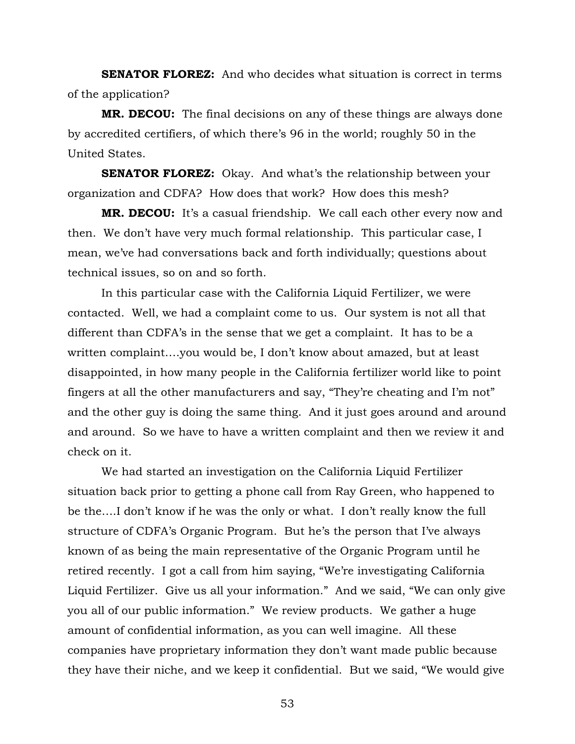**SENATOR FLOREZ:** And who decides what situation is correct in terms of the application?

**MR. DECOU:** The final decisions on any of these things are always done by accredited certifiers, of which there's 96 in the world; roughly 50 in the United States.

**SENATOR FLOREZ:** Okay. And what's the relationship between your organization and CDFA? How does that work? How does this mesh?

**MR. DECOU:** It's a casual friendship. We call each other every now and then. We don't have very much formal relationship. This particular case, I mean, we've had conversations back and forth individually; questions about technical issues, so on and so forth.

In this particular case with the California Liquid Fertilizer, we were contacted. Well, we had a complaint come to us. Our system is not all that different than CDFA's in the sense that we get a complaint. It has to be a written complaint….you would be, I don't know about amazed, but at least disappointed, in how many people in the California fertilizer world like to point fingers at all the other manufacturers and say, "They're cheating and I'm not" and the other guy is doing the same thing. And it just goes around and around and around. So we have to have a written complaint and then we review it and check on it.

We had started an investigation on the California Liquid Fertilizer situation back prior to getting a phone call from Ray Green, who happened to be the….I don't know if he was the only or what. I don't really know the full structure of CDFA's Organic Program. But he's the person that I've always known of as being the main representative of the Organic Program until he retired recently. I got a call from him saying, "We're investigating California Liquid Fertilizer. Give us all your information." And we said, "We can only give you all of our public information." We review products. We gather a huge amount of confidential information, as you can well imagine. All these companies have proprietary information they don't want made public because they have their niche, and we keep it confidential. But we said, "We would give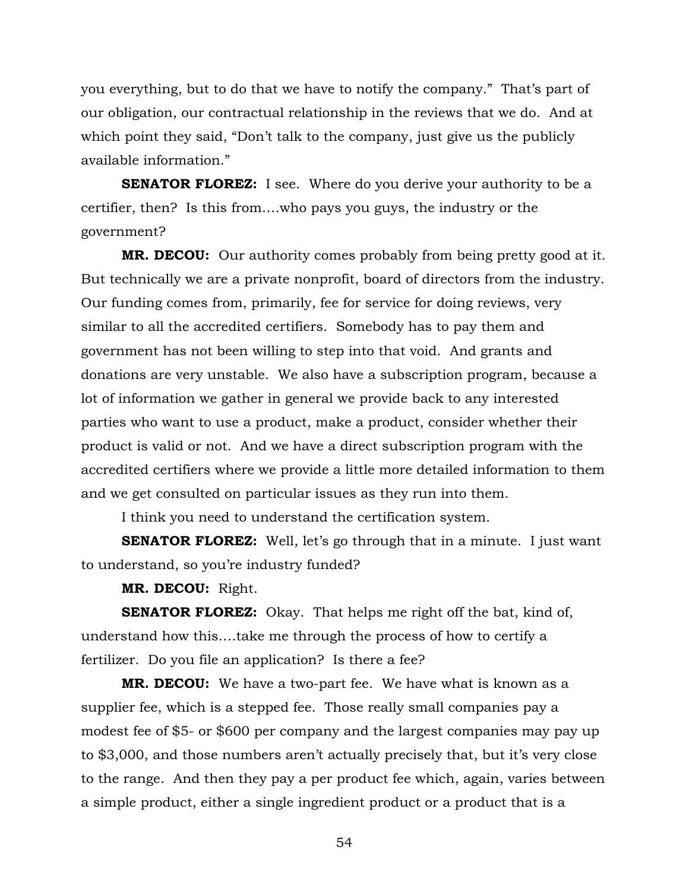you everything, but to do that we have to notify the company." That's part of our obligation, our contractual relationship in the reviews that we do. And at which point they said, "Don't talk to the company, just give us the publicly available information."

**SENATOR FLOREZ:** I see. Where do you derive your authority to be a certifier, then? Is this from….who pays you guys, the industry or the government?

**MR. DECOU:** Our authority comes probably from being pretty good at it. But technically we are a private nonprofit, board of directors from the industry. Our funding comes from, primarily, fee for service for doing reviews, very similar to all the accredited certifiers. Somebody has to pay them and government has not been willing to step into that void. And grants and donations are very unstable. We also have a subscription program, because a lot of information we gather in general we provide back to any interested parties who want to use a product, make a product, consider whether their product is valid or not. And we have a direct subscription program with the accredited certifiers where we provide a little more detailed information to them and we get consulted on particular issues as they run into them.

I think you need to understand the certification system.

**SENATOR FLOREZ:** Well, let's go through that in a minute. I just want to understand, so you're industry funded?

**MR. DECOU:** Right.

**SENATOR FLOREZ:** Okay. That helps me right off the bat, kind of, understand how this….take me through the process of how to certify a fertilizer. Do you file an application? Is there a fee?

**MR. DECOU:** We have a two-part fee. We have what is known as a supplier fee, which is a stepped fee. Those really small companies pay a modest fee of $5- or $600 per company and the largest companies may pay up to $3,000, and those numbers aren't actually precisely that, but it's very close to the range. And then they pay a per product fee which, again, varies between a simple product, either a single ingredient product or a product that is a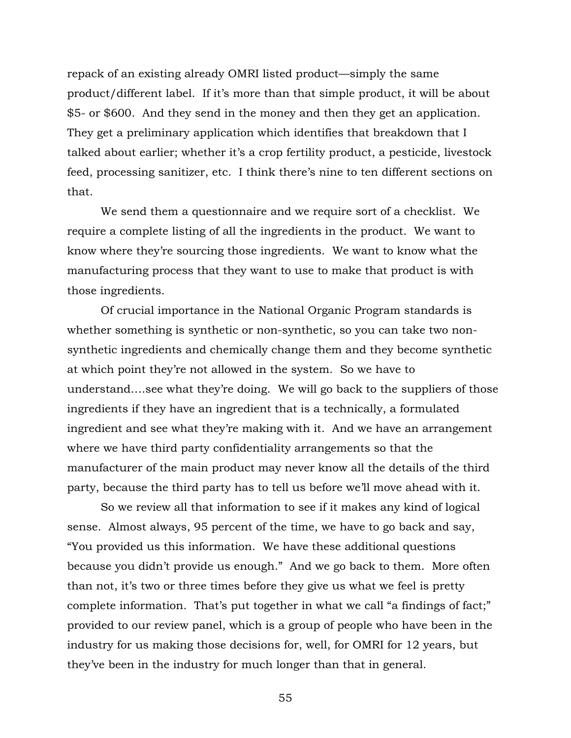repack of an existing already OMRI listed product—simply the same product/different label. If it's more than that simple product, it will be about $5- or $600. And they send in the money and then they get an application. They get a preliminary application which identifies that breakdown that I talked about earlier; whether it's a crop fertility product, a pesticide, livestock feed, processing sanitizer, etc. I think there's nine to ten different sections on that.

We send them a questionnaire and we require sort of a checklist. We require a complete listing of all the ingredients in the product. We want to know where they're sourcing those ingredients. We want to know what the manufacturing process that they want to use to make that product is with those ingredients.

Of crucial importance in the National Organic Program standards is whether something is synthetic or non-synthetic, so you can take two non-synthetic ingredients and chemically change them and they become synthetic at which point they're not allowed in the system. So we have to understand….see what they're doing. We will go back to the suppliers of those ingredients if they have an ingredient that is a technically, a formulated ingredient and see what they're making with it. And we have an arrangement where we have third party confidentiality arrangements so that the manufacturer of the main product may never know all the details of the third party, because the third party has to tell us before we'll move ahead with it.

So we review all that information to see if it makes any kind of logical sense. Almost always, 95 percent of the time, we have to go back and say, "You provided us this information. We have these additional questions because you didn't provide us enough." And we go back to them. More often than not, it's two or three times before they give us what we feel is pretty complete information. That's put together in what we call "a findings of fact;" provided to our review panel, which is a group of people who have been in the industry for us making those decisions for, well, for OMRI for 12 years, but they've been in the industry for much longer than that in general.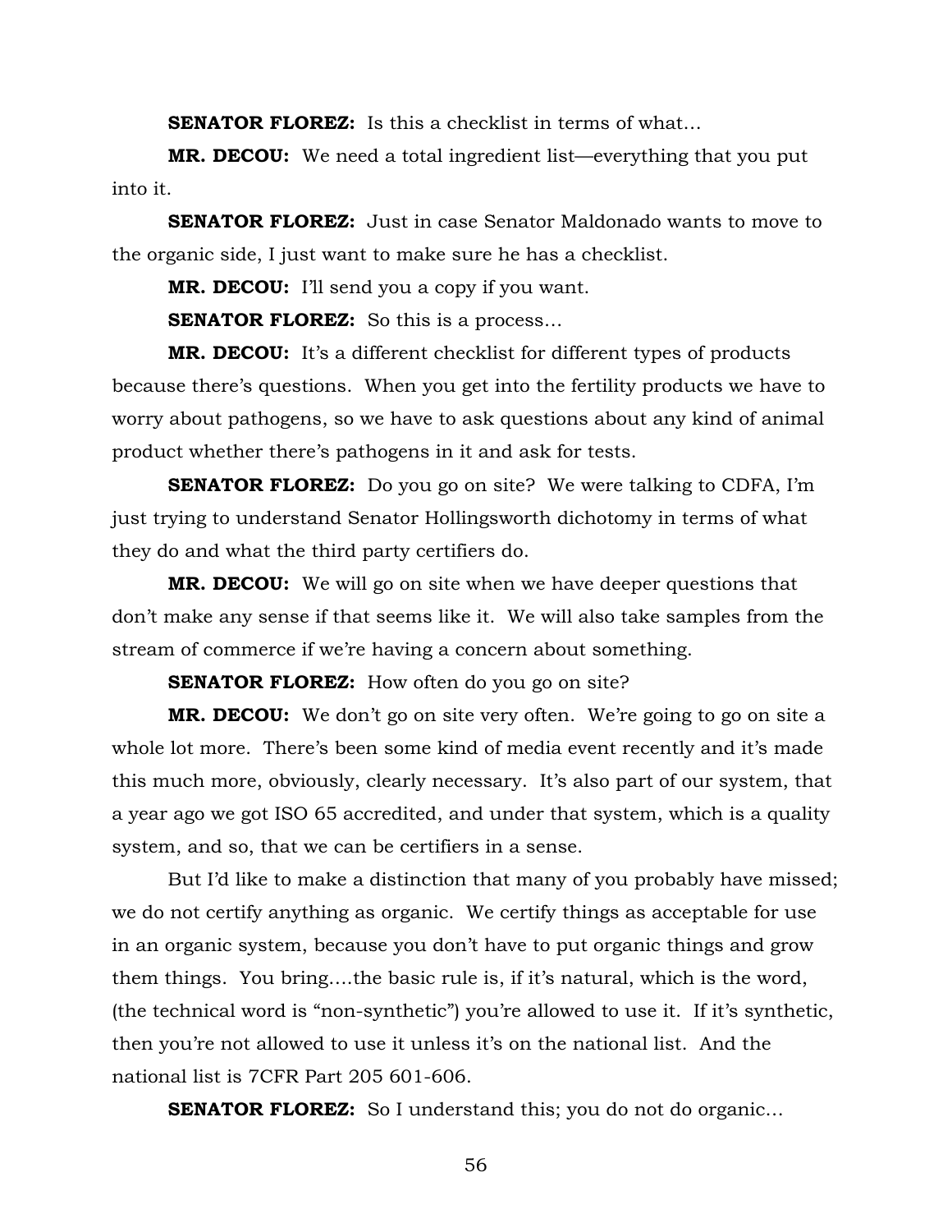**SENATOR FLOREZ:** Is this a checklist in terms of what…

**MR. DECOU:** We need a total ingredient list—everything that you put into it.

**SENATOR FLOREZ:** Just in case Senator Maldonado wants to move to the organic side, I just want to make sure he has a checklist.

**MR. DECOU:** I'll send you a copy if you want.

**SENATOR FLOREZ:** So this is a process…

**MR. DECOU:** It's a different checklist for different types of products because there's questions. When you get into the fertility products we have to worry about pathogens, so we have to ask questions about any kind of animal product whether there's pathogens in it and ask for tests.

**SENATOR FLOREZ:** Do you go on site? We were talking to CDFA, I'm just trying to understand Senator Hollingsworth dichotomy in terms of what they do and what the third party certifiers do.

**MR. DECOU:** We will go on site when we have deeper questions that don't make any sense if that seems like it. We will also take samples from the stream of commerce if we're having a concern about something.

**SENATOR FLOREZ:** How often do you go on site?

**MR. DECOU:** We don't go on site very often. We're going to go on site a whole lot more. There's been some kind of media event recently and it's made this much more, obviously, clearly necessary. It's also part of our system, that a year ago we got ISO 65 accredited, and under that system, which is a quality system, and so, that we can be certifiers in a sense.

But I'd like to make a distinction that many of you probably have missed; we do not certify anything as organic. We certify things as acceptable for use in an organic system, because you don't have to put organic things and grow them things. You bring….the basic rule is, if it's natural, which is the word, (the technical word is "non-synthetic") you're allowed to use it. If it's synthetic, then you're not allowed to use it unless it's on the national list. And the national list is 7CFR Part 205 601-606.

**SENATOR FLOREZ:** So I understand this; you do not do organic…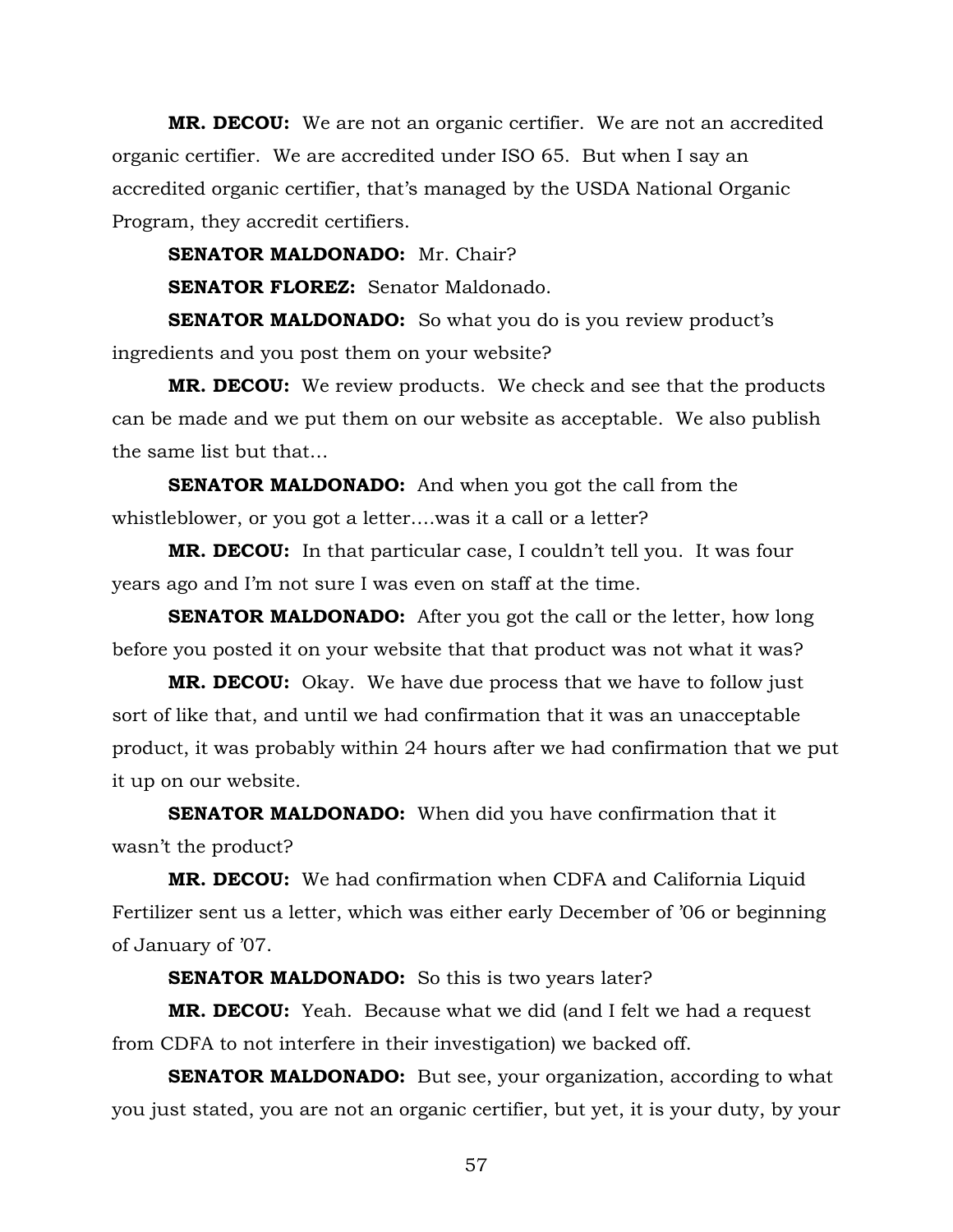**MR. DECOU:** We are not an organic certifier. We are not an accredited organic certifier. We are accredited under ISO 65. But when I say an accredited organic certifier, that's managed by the USDA National Organic Program, they accredit certifiers.

**SENATOR MALDONADO:** Mr. Chair?

**SENATOR FLOREZ:** Senator Maldonado.

**SENATOR MALDONADO:** So what you do is you review product's ingredients and you post them on your website?

**MR. DECOU:** We review products. We check and see that the products can be made and we put them on our website as acceptable. We also publish the same list but that…

**SENATOR MALDONADO:** And when you got the call from the whistleblower, or you got a letter….was it a call or a letter?

**MR. DECOU:** In that particular case, I couldn't tell you. It was four years ago and I'm not sure I was even on staff at the time.

**SENATOR MALDONADO:** After you got the call or the letter, how long before you posted it on your website that that product was not what it was?

**MR. DECOU:** Okay. We have due process that we have to follow just sort of like that, and until we had confirmation that it was an unacceptable product, it was probably within 24 hours after we had confirmation that we put it up on our website.

**SENATOR MALDONADO:** When did you have confirmation that it wasn't the product?

**MR. DECOU:** We had confirmation when CDFA and California Liquid Fertilizer sent us a letter, which was either early December of '06 or beginning of January of '07.

**SENATOR MALDONADO:** So this is two years later?

**MR. DECOU:** Yeah. Because what we did (and I felt we had a request from CDFA to not interfere in their investigation) we backed off.

**SENATOR MALDONADO:** But see, your organization, according to what you just stated, you are not an organic certifier, but yet, it is your duty, by your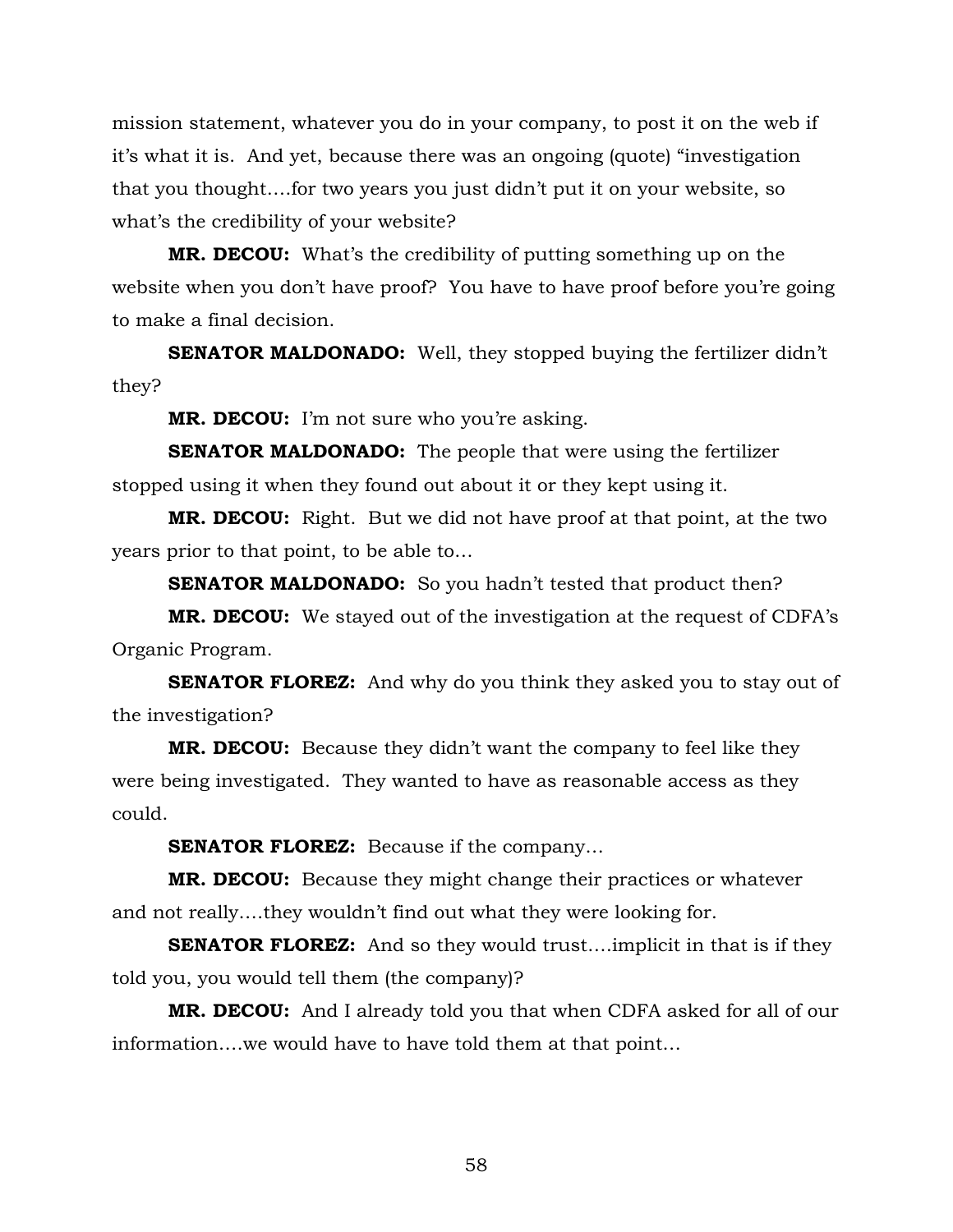mission statement, whatever you do in your company, to post it on the web if it's what it is. And yet, because there was an ongoing (quote) "investigation that you thought….for two years you just didn't put it on your website, so what's the credibility of your website?

**MR. DECOU:** What's the credibility of putting something up on the website when you don't have proof? You have to have proof before you're going to make a final decision.

**SENATOR MALDONADO:** Well, they stopped buying the fertilizer didn't they?

**MR. DECOU:** I'm not sure who you're asking.

**SENATOR MALDONADO:** The people that were using the fertilizer stopped using it when they found out about it or they kept using it.

**MR. DECOU:** Right. But we did not have proof at that point, at the two years prior to that point, to be able to…

**SENATOR MALDONADO:** So you hadn't tested that product then?

**MR. DECOU:** We stayed out of the investigation at the request of CDFA's Organic Program.

**SENATOR FLOREZ:** And why do you think they asked you to stay out of the investigation?

**MR. DECOU:** Because they didn't want the company to feel like they were being investigated. They wanted to have as reasonable access as they could.

**SENATOR FLOREZ:** Because if the company…

**MR. DECOU:** Because they might change their practices or whatever and not really….they wouldn't find out what they were looking for.

**SENATOR FLOREZ:** And so they would trust….implicit in that is if they told you, you would tell them (the company)?

**MR. DECOU:** And I already told you that when CDFA asked for all of our information….we would have to have told them at that point…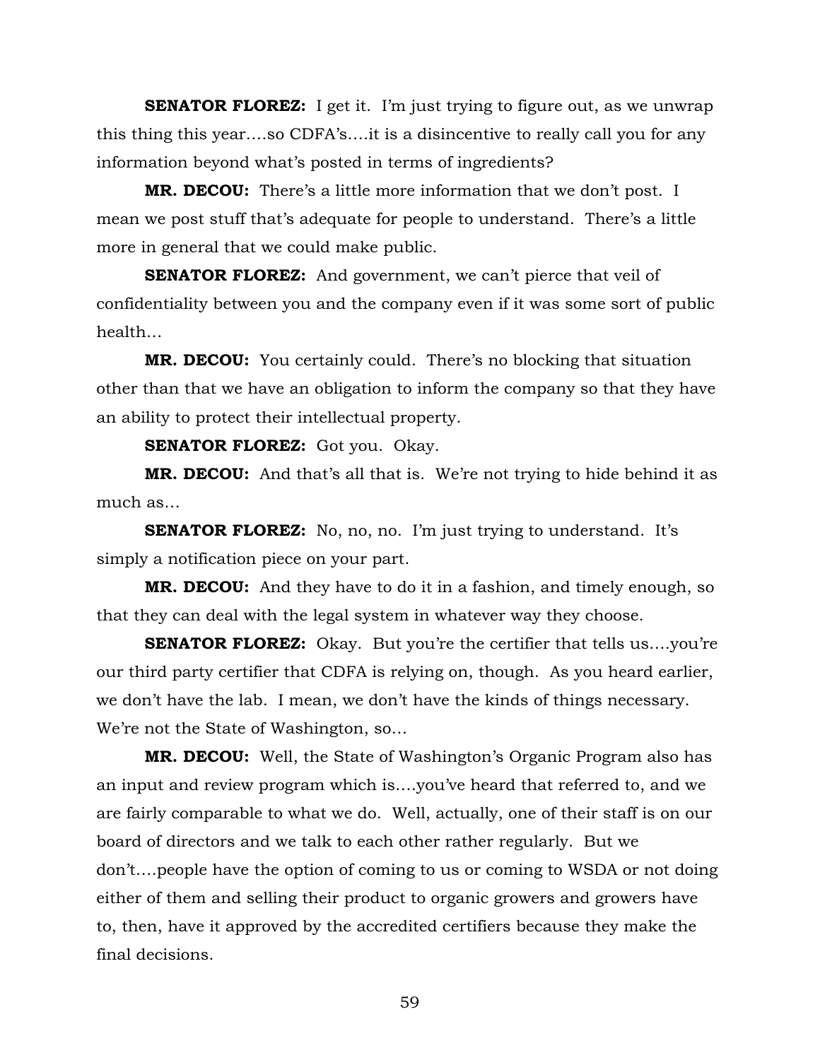**SENATOR FLOREZ:** I get it. I'm just trying to figure out, as we unwrap this thing this year….so CDFA's….it is a disincentive to really call you for any information beyond what's posted in terms of ingredients?

**MR. DECOU:** There's a little more information that we don't post. I mean we post stuff that's adequate for people to understand. There's a little more in general that we could make public.

**SENATOR FLOREZ:** And government, we can't pierce that veil of confidentiality between you and the company even if it was some sort of public health…

**MR. DECOU:** You certainly could. There's no blocking that situation other than that we have an obligation to inform the company so that they have an ability to protect their intellectual property.

**SENATOR FLOREZ:** Got you. Okay.

**MR. DECOU:** And that's all that is. We're not trying to hide behind it as much as…

**SENATOR FLOREZ:** No, no, no. I'm just trying to understand. It's simply a notification piece on your part.

**MR. DECOU:** And they have to do it in a fashion, and timely enough, so that they can deal with the legal system in whatever way they choose.

**SENATOR FLOREZ:** Okay. But you're the certifier that tells us….you're our third party certifier that CDFA is relying on, though. As you heard earlier, we don't have the lab. I mean, we don't have the kinds of things necessary. We're not the State of Washington, so…

**MR. DECOU:** Well, the State of Washington's Organic Program also has an input and review program which is….you've heard that referred to, and we are fairly comparable to what we do. Well, actually, one of their staff is on our board of directors and we talk to each other rather regularly. But we don't….people have the option of coming to us or coming to WSDA or not doing either of them and selling their product to organic growers and growers have to, then, have it approved by the accredited certifiers because they make the final decisions.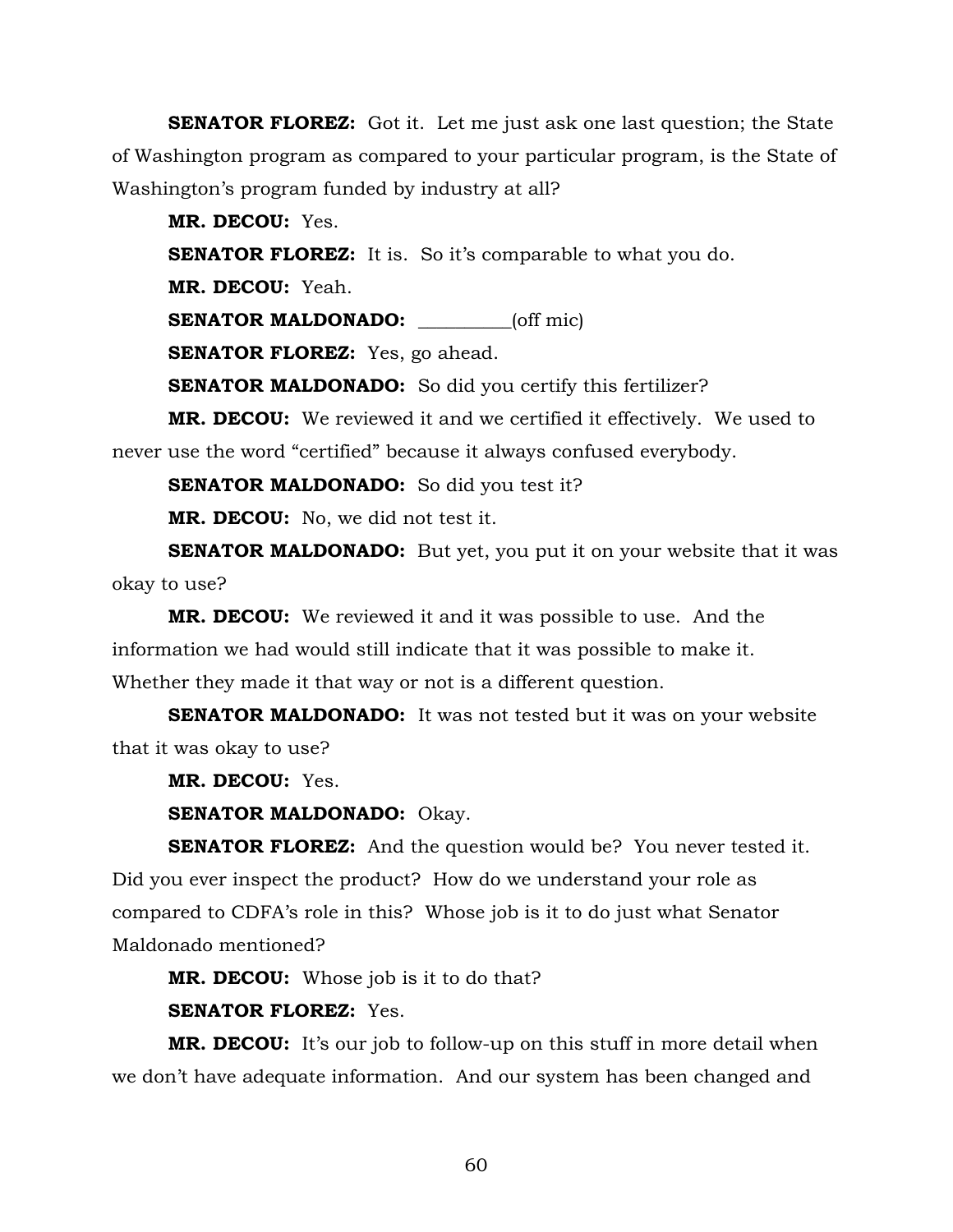**SENATOR FLOREZ:** Got it. Let me just ask one last question; the State of Washington program as compared to your particular program, is the State of Washington's program funded by industry at all?

**MR. DECOU:** Yes.

**SENATOR FLOREZ:** It is. So it's comparable to what you do.

**MR. DECOU:** Yeah.

**SENATOR MALDONADO:** __________(off mic)

**SENATOR FLOREZ:** Yes, go ahead.

**SENATOR MALDONADO:** So did you certify this fertilizer?

**MR. DECOU:** We reviewed it and we certified it effectively. We used to never use the word "certified" because it always confused everybody.

**SENATOR MALDONADO:** So did you test it?

**MR. DECOU:** No, we did not test it.

**SENATOR MALDONADO:** But yet, you put it on your website that it was okay to use?

**MR. DECOU:** We reviewed it and it was possible to use. And the information we had would still indicate that it was possible to make it. Whether they made it that way or not is a different question.

**SENATOR MALDONADO:** It was not tested but it was on your website that it was okay to use?

**MR. DECOU:** Yes.

**SENATOR MALDONADO:** Okay.

**SENATOR FLOREZ:** And the question would be? You never tested it. Did you ever inspect the product? How do we understand your role as compared to CDFA's role in this? Whose job is it to do just what Senator Maldonado mentioned?

**MR. DECOU:** Whose job is it to do that?

**SENATOR FLOREZ:** Yes.

**MR. DECOU:** It's our job to follow-up on this stuff in more detail when we don't have adequate information. And our system has been changed and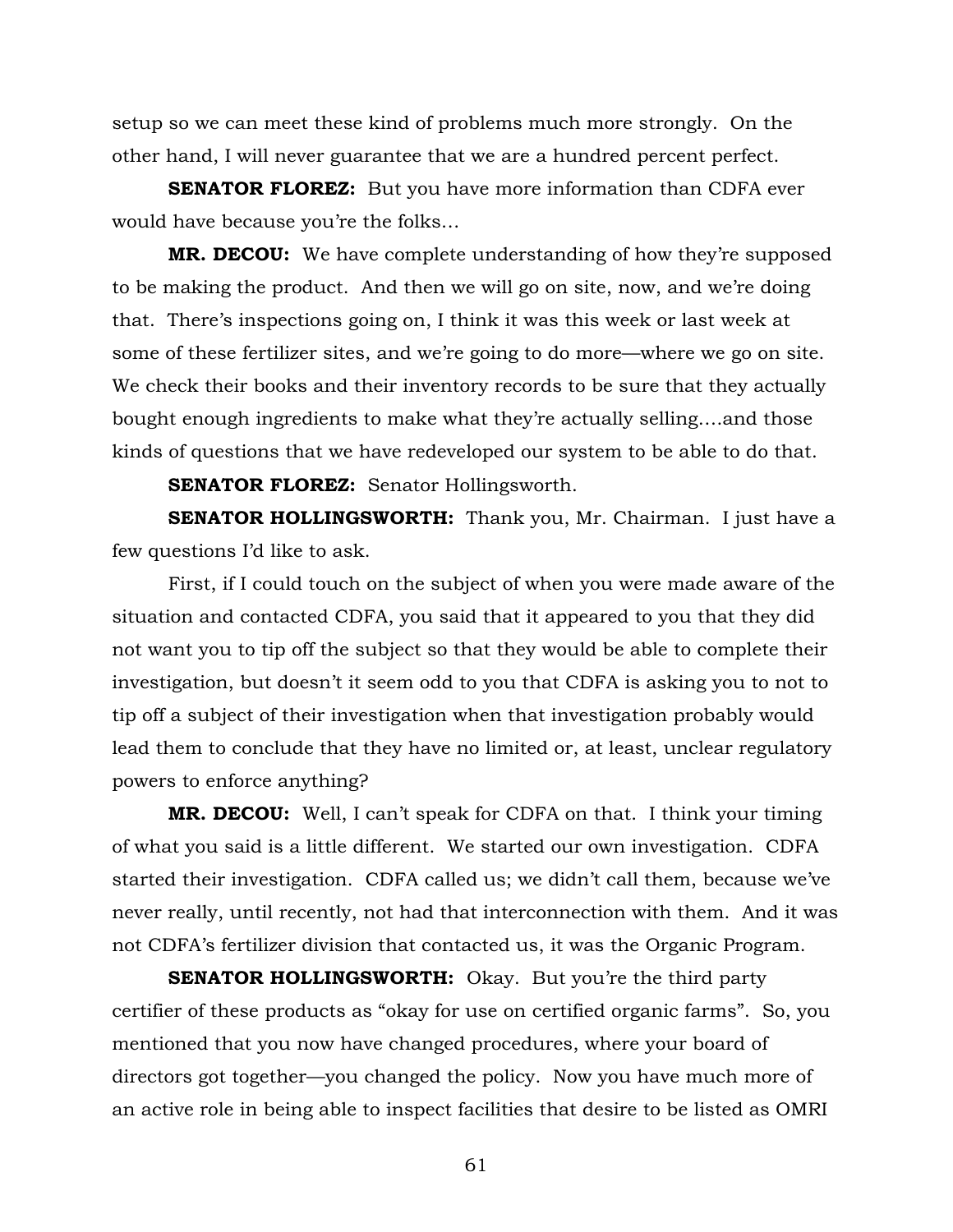setup so we can meet these kind of problems much more strongly. On the other hand, I will never guarantee that we are a hundred percent perfect.

**SENATOR FLOREZ:** But you have more information than CDFA ever would have because you're the folks…

**MR. DECOU:** We have complete understanding of how they're supposed to be making the product. And then we will go on site, now, and we're doing that. There's inspections going on, I think it was this week or last week at some of these fertilizer sites, and we're going to do more—where we go on site. We check their books and their inventory records to be sure that they actually bought enough ingredients to make what they're actually selling….and those kinds of questions that we have redeveloped our system to be able to do that.

**SENATOR FLOREZ:** Senator Hollingsworth.

**SENATOR HOLLINGSWORTH:** Thank you, Mr. Chairman. I just have a few questions I'd like to ask.

First, if I could touch on the subject of when you were made aware of the situation and contacted CDFA, you said that it appeared to you that they did not want you to tip off the subject so that they would be able to complete their investigation, but doesn't it seem odd to you that CDFA is asking you to not to tip off a subject of their investigation when that investigation probably would lead them to conclude that they have no limited or, at least, unclear regulatory powers to enforce anything?

**MR. DECOU:** Well, I can't speak for CDFA on that. I think your timing of what you said is a little different. We started our own investigation. CDFA started their investigation. CDFA called us; we didn't call them, because we've never really, until recently, not had that interconnection with them. And it was not CDFA's fertilizer division that contacted us, it was the Organic Program.

**SENATOR HOLLINGSWORTH:** Okay. But you're the third party certifier of these products as "okay for use on certified organic farms". So, you mentioned that you now have changed procedures, where your board of directors got together—you changed the policy. Now you have much more of an active role in being able to inspect facilities that desire to be listed as OMRI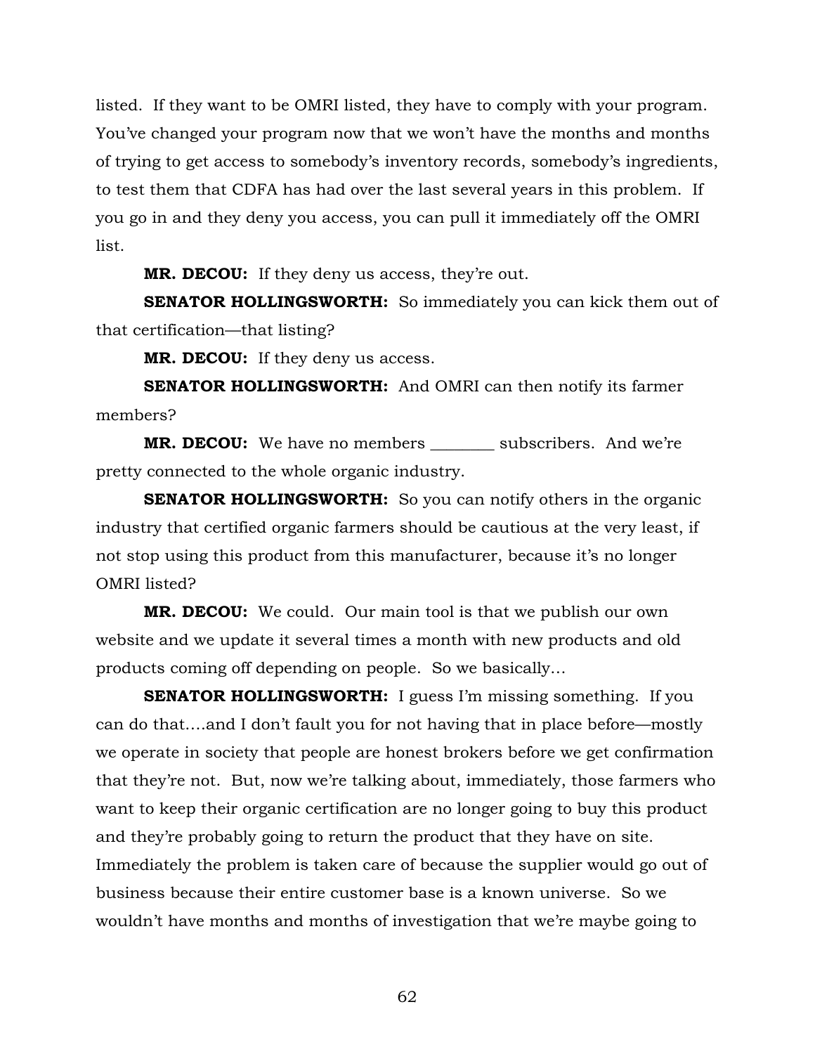listed. If they want to be OMRI listed, they have to comply with your program. You've changed your program now that we won't have the months and months of trying to get access to somebody's inventory records, somebody's ingredients, to test them that CDFA has had over the last several years in this problem. If you go in and they deny you access, you can pull it immediately off the OMRI list.

**MR. DECOU:** If they deny us access, they're out.

**SENATOR HOLLINGSWORTH:** So immediately you can kick them out of that certification—that listing?

**MR. DECOU:** If they deny us access.

**SENATOR HOLLINGSWORTH:** And OMRI can then notify its farmer members?

**MR. DECOU:** We have no members ________ subscribers. And we're pretty connected to the whole organic industry.

**SENATOR HOLLINGSWORTH:** So you can notify others in the organic industry that certified organic farmers should be cautious at the very least, if not stop using this product from this manufacturer, because it's no longer OMRI listed?

**MR. DECOU:** We could. Our main tool is that we publish our own website and we update it several times a month with new products and old products coming off depending on people. So we basically…

**SENATOR HOLLINGSWORTH:** I guess I'm missing something. If you can do that….and I don't fault you for not having that in place before—mostly we operate in society that people are honest brokers before we get confirmation that they're not. But, now we're talking about, immediately, those farmers who want to keep their organic certification are no longer going to buy this product and they're probably going to return the product that they have on site. Immediately the problem is taken care of because the supplier would go out of business because their entire customer base is a known universe. So we wouldn't have months and months of investigation that we're maybe going to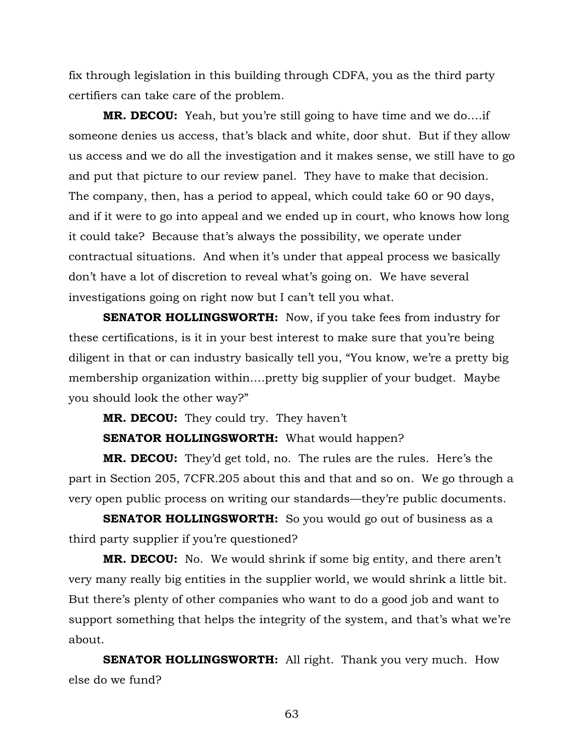fix through legislation in this building through CDFA, you as the third party certifiers can take care of the problem.

**MR. DECOU:** Yeah, but you're still going to have time and we do….if someone denies us access, that's black and white, door shut. But if they allow us access and we do all the investigation and it makes sense, we still have to go and put that picture to our review panel. They have to make that decision. The company, then, has a period to appeal, which could take 60 or 90 days, and if it were to go into appeal and we ended up in court, who knows how long it could take? Because that's always the possibility, we operate under contractual situations. And when it's under that appeal process we basically don't have a lot of discretion to reveal what's going on. We have several investigations going on right now but I can't tell you what.

**SENATOR HOLLINGSWORTH:** Now, if you take fees from industry for these certifications, is it in your best interest to make sure that you're being diligent in that or can industry basically tell you, "You know, we're a pretty big membership organization within….pretty big supplier of your budget. Maybe you should look the other way?"

**MR. DECOU:** They could try. They haven't

**SENATOR HOLLINGSWORTH:** What would happen?

**MR. DECOU:** They'd get told, no. The rules are the rules. Here's the part in Section 205, 7CFR.205 about this and that and so on. We go through a very open public process on writing our standards—they're public documents.

**SENATOR HOLLINGSWORTH:** So you would go out of business as a third party supplier if you're questioned?

**MR. DECOU:** No. We would shrink if some big entity, and there aren't very many really big entities in the supplier world, we would shrink a little bit. But there's plenty of other companies who want to do a good job and want to support something that helps the integrity of the system, and that's what we're about.

**SENATOR HOLLINGSWORTH:** All right. Thank you very much. How else do we fund?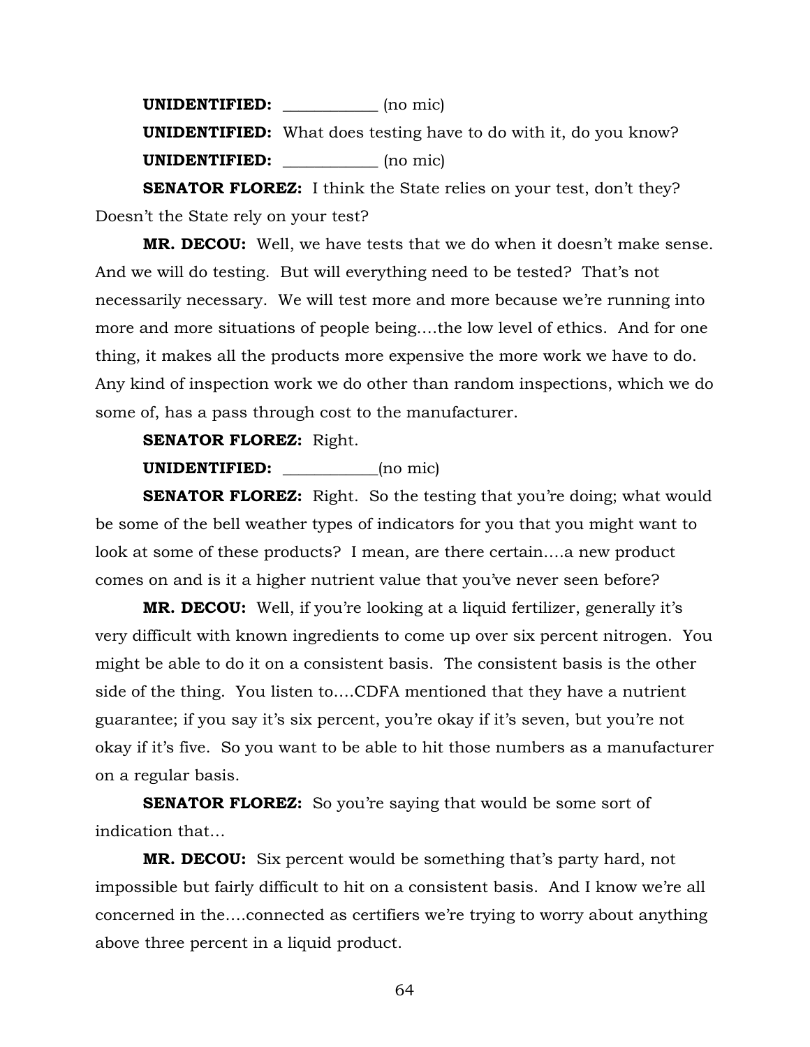**UNIDENTIFIED:** ___________ (no mic)

**UNIDENTIFIED:** What does testing have to do with it, do you know?

**UNIDENTIFIED:** ___________ (no mic)

**SENATOR FLOREZ:** I think the State relies on your test, don't they? Doesn't the State rely on your test?

**MR. DECOU:** Well, we have tests that we do when it doesn't make sense. And we will do testing. But will everything need to be tested? That's not necessarily necessary. We will test more and more because we're running into more and more situations of people being….the low level of ethics. And for one thing, it makes all the products more expensive the more work we have to do. Any kind of inspection work we do other than random inspections, which we do some of, has a pass through cost to the manufacturer.

**SENATOR FLOREZ:** Right.

**UNIDENTIFIED:** ___________(no mic)

**SENATOR FLOREZ:** Right. So the testing that you're doing; what would be some of the bell weather types of indicators for you that you might want to look at some of these products? I mean, are there certain….a new product comes on and is it a higher nutrient value that you've never seen before?

**MR. DECOU:** Well, if you're looking at a liquid fertilizer, generally it's very difficult with known ingredients to come up over six percent nitrogen. You might be able to do it on a consistent basis. The consistent basis is the other side of the thing. You listen to….CDFA mentioned that they have a nutrient guarantee; if you say it's six percent, you're okay if it's seven, but you're not okay if it's five. So you want to be able to hit those numbers as a manufacturer on a regular basis.

**SENATOR FLOREZ:** So you're saying that would be some sort of indication that…

**MR. DECOU:** Six percent would be something that's party hard, not impossible but fairly difficult to hit on a consistent basis. And I know we're all concerned in the….connected as certifiers we're trying to worry about anything above three percent in a liquid product.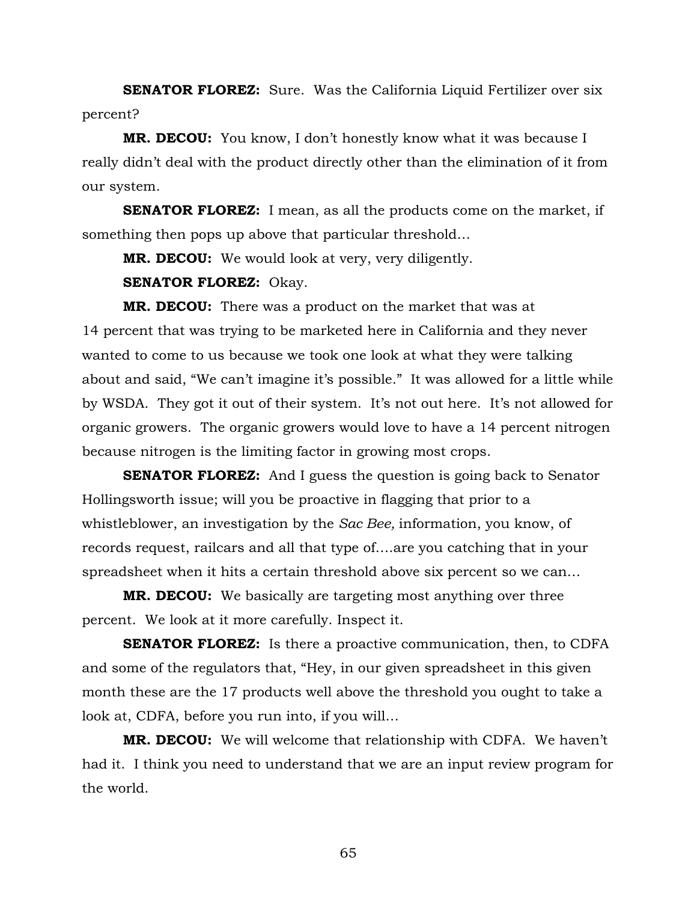**SENATOR FLOREZ:** Sure. Was the California Liquid Fertilizer over six percent?

**MR. DECOU:** You know, I don't honestly know what it was because I really didn't deal with the product directly other than the elimination of it from our system.

**SENATOR FLOREZ:** I mean, as all the products come on the market, if something then pops up above that particular threshold…

**MR. DECOU:** We would look at very, very diligently.

**SENATOR FLOREZ:** Okay.

**MR. DECOU:** There was a product on the market that was at 14 percent that was trying to be marketed here in California and they never wanted to come to us because we took one look at what they were talking about and said, "We can't imagine it's possible." It was allowed for a little while by WSDA. They got it out of their system. It's not out here. It's not allowed for organic growers. The organic growers would love to have a 14 percent nitrogen because nitrogen is the limiting factor in growing most crops.

**SENATOR FLOREZ:** And I guess the question is going back to Senator Hollingsworth issue; will you be proactive in flagging that prior to a whistleblower, an investigation by the *Sac Bee,* information, you know, of records request, railcars and all that type of….are you catching that in your spreadsheet when it hits a certain threshold above six percent so we can…

**MR. DECOU:** We basically are targeting most anything over three percent. We look at it more carefully. Inspect it.

**SENATOR FLOREZ:** Is there a proactive communication, then, to CDFA and some of the regulators that, "Hey, in our given spreadsheet in this given month these are the 17 products well above the threshold you ought to take a look at, CDFA, before you run into, if you will…

**MR. DECOU:** We will welcome that relationship with CDFA. We haven't had it. I think you need to understand that we are an input review program for the world.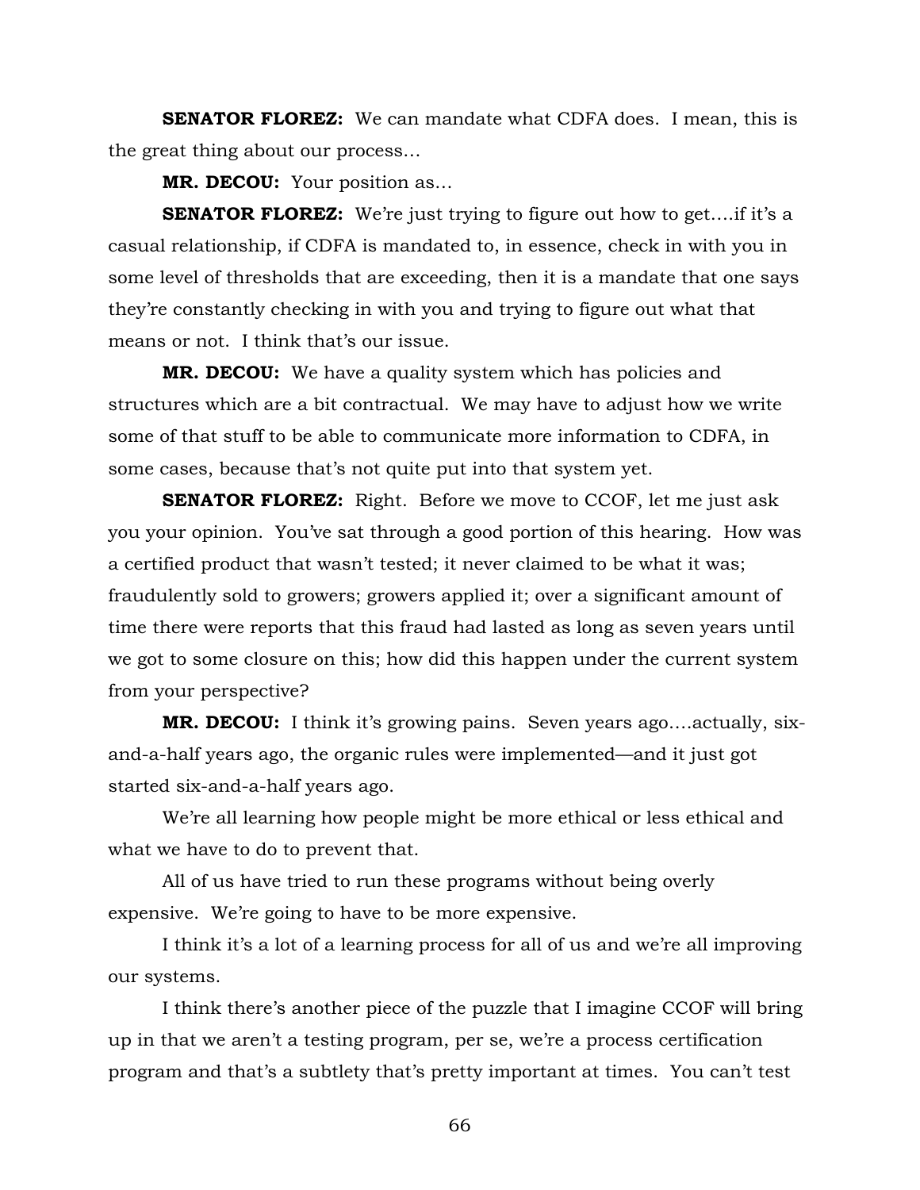**SENATOR FLOREZ:** We can mandate what CDFA does. I mean, this is the great thing about our process…

**MR. DECOU:** Your position as…

**SENATOR FLOREZ:** We're just trying to figure out how to get….if it's a casual relationship, if CDFA is mandated to, in essence, check in with you in some level of thresholds that are exceeding, then it is a mandate that one says they're constantly checking in with you and trying to figure out what that means or not. I think that's our issue.

**MR. DECOU:** We have a quality system which has policies and structures which are a bit contractual. We may have to adjust how we write some of that stuff to be able to communicate more information to CDFA, in some cases, because that's not quite put into that system yet.

**SENATOR FLOREZ:** Right. Before we move to CCOF, let me just ask you your opinion. You've sat through a good portion of this hearing. How was a certified product that wasn't tested; it never claimed to be what it was; fraudulently sold to growers; growers applied it; over a significant amount of time there were reports that this fraud had lasted as long as seven years until we got to some closure on this; how did this happen under the current system from your perspective?

**MR. DECOU:** I think it's growing pains. Seven years ago….actually, six-and-a-half years ago, the organic rules were implemented—and it just got started six-and-a-half years ago.

We're all learning how people might be more ethical or less ethical and what we have to do to prevent that.

All of us have tried to run these programs without being overly expensive. We're going to have to be more expensive.

I think it's a lot of a learning process for all of us and we're all improving our systems.

I think there's another piece of the puzzle that I imagine CCOF will bring up in that we aren't a testing program, per se, we're a process certification program and that's a subtlety that's pretty important at times. You can't test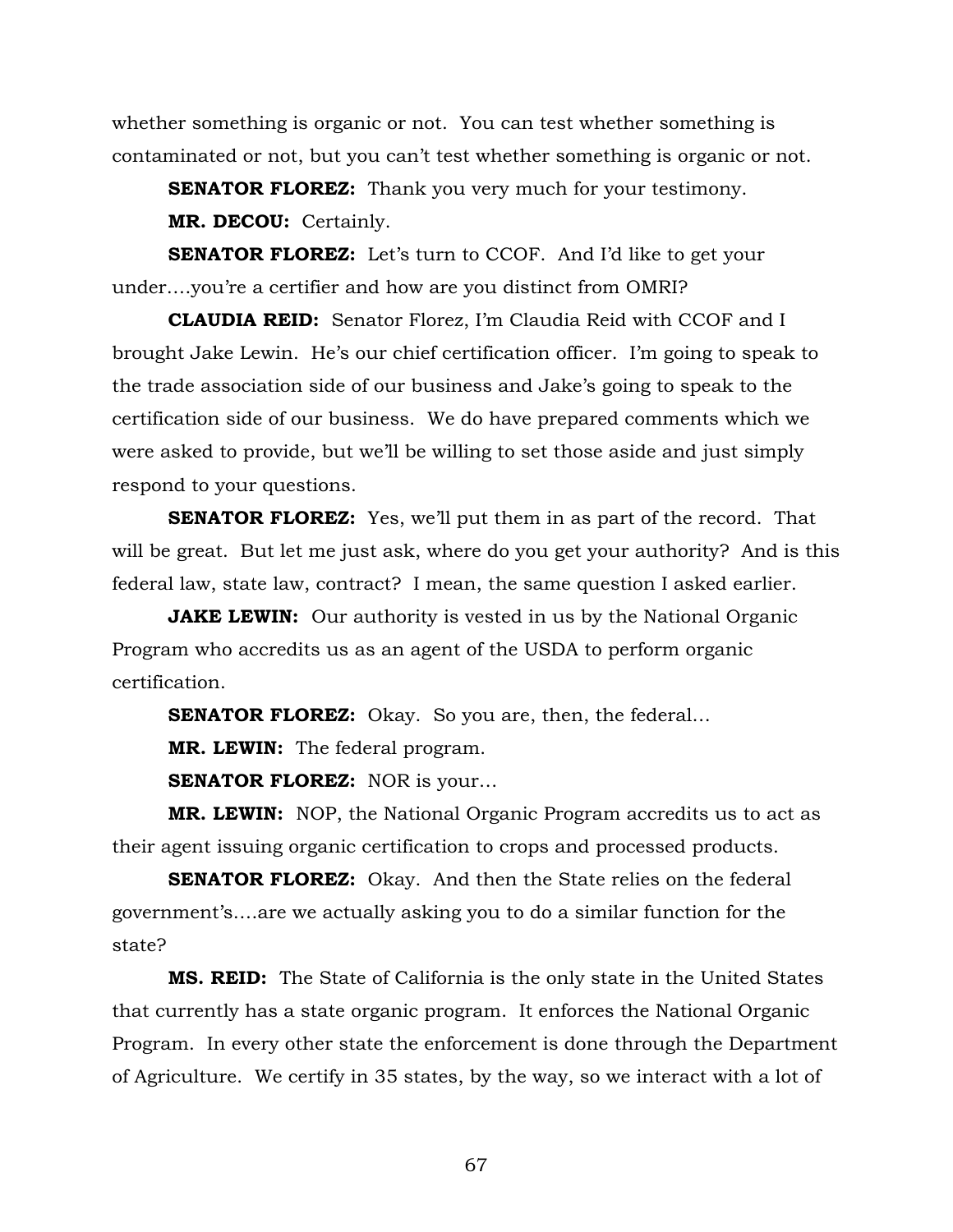whether something is organic or not. You can test whether something is contaminated or not, but you can't test whether something is organic or not.

**SENATOR FLOREZ:** Thank you very much for your testimony.

**MR. DECOU:** Certainly.

**SENATOR FLOREZ:** Let's turn to CCOF. And I'd like to get your under….you're a certifier and how are you distinct from OMRI?

**CLAUDIA REID:** Senator Florez, I'm Claudia Reid with CCOF and I brought Jake Lewin. He's our chief certification officer. I'm going to speak to the trade association side of our business and Jake's going to speak to the certification side of our business. We do have prepared comments which we were asked to provide, but we'll be willing to set those aside and just simply respond to your questions.

**SENATOR FLOREZ:** Yes, we'll put them in as part of the record. That will be great. But let me just ask, where do you get your authority? And is this federal law, state law, contract? I mean, the same question I asked earlier.

**JAKE LEWIN:** Our authority is vested in us by the National Organic Program who accredits us as an agent of the USDA to perform organic certification.

**SENATOR FLOREZ:** Okay. So you are, then, the federal…

**MR. LEWIN:** The federal program.

**SENATOR FLOREZ:** NOR is your…

**MR. LEWIN:** NOP, the National Organic Program accredits us to act as their agent issuing organic certification to crops and processed products.

**SENATOR FLOREZ:** Okay. And then the State relies on the federal government's….are we actually asking you to do a similar function for the state?

**MS. REID:** The State of California is the only state in the United States that currently has a state organic program. It enforces the National Organic Program. In every other state the enforcement is done through the Department of Agriculture. We certify in 35 states, by the way, so we interact with a lot of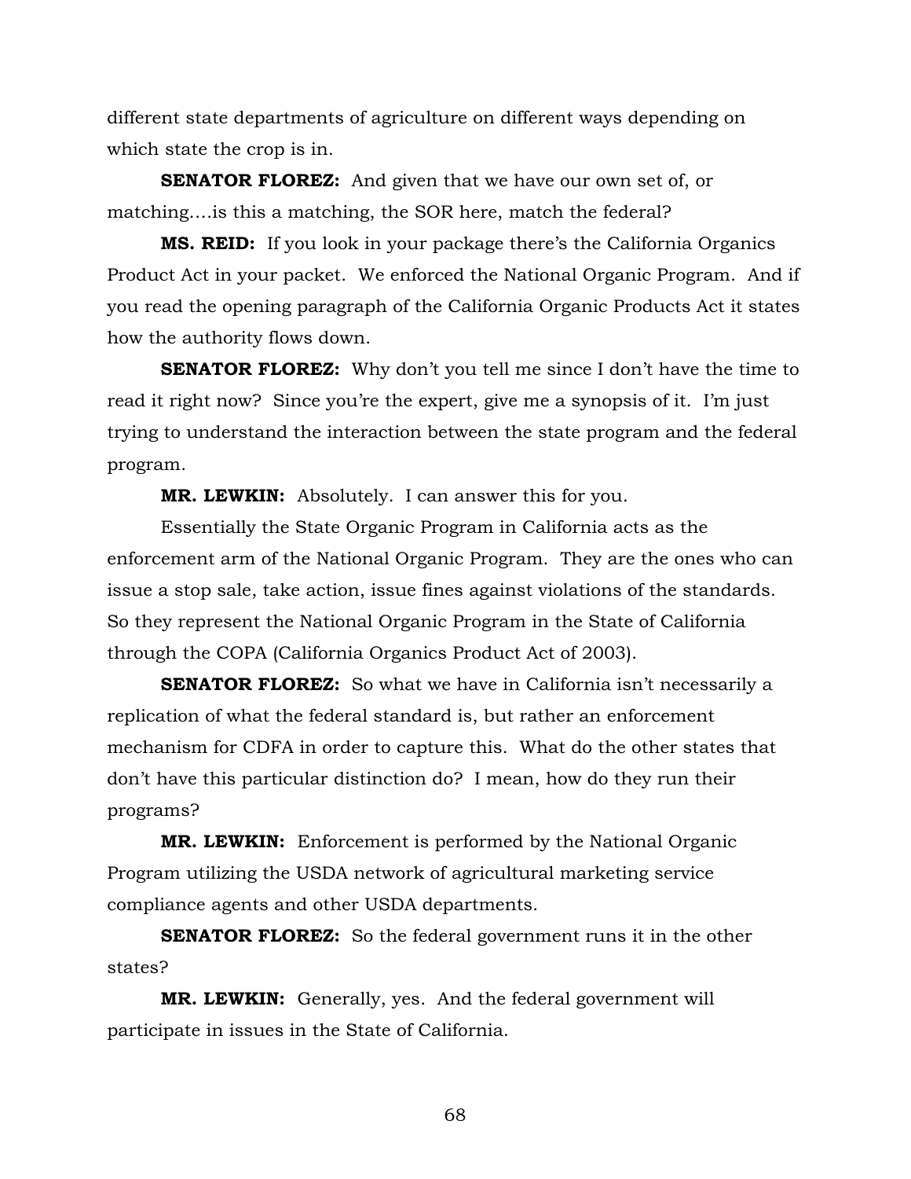different state departments of agriculture on different ways depending on which state the crop is in.

**SENATOR FLOREZ:** And given that we have our own set of, or matching….is this a matching, the SOR here, match the federal?

**MS. REID:** If you look in your package there's the California Organics Product Act in your packet. We enforced the National Organic Program. And if you read the opening paragraph of the California Organic Products Act it states how the authority flows down.

**SENATOR FLOREZ:** Why don't you tell me since I don't have the time to read it right now? Since you're the expert, give me a synopsis of it. I'm just trying to understand the interaction between the state program and the federal program.

**MR. LEWKIN:** Absolutely. I can answer this for you.

Essentially the State Organic Program in California acts as the enforcement arm of the National Organic Program. They are the ones who can issue a stop sale, take action, issue fines against violations of the standards. So they represent the National Organic Program in the State of California through the COPA (California Organics Product Act of 2003).

**SENATOR FLOREZ:** So what we have in California isn't necessarily a replication of what the federal standard is, but rather an enforcement mechanism for CDFA in order to capture this. What do the other states that don't have this particular distinction do? I mean, how do they run their programs?

**MR. LEWKIN:** Enforcement is performed by the National Organic Program utilizing the USDA network of agricultural marketing service compliance agents and other USDA departments.

**SENATOR FLOREZ:** So the federal government runs it in the other states?

**MR. LEWKIN:** Generally, yes. And the federal government will participate in issues in the State of California.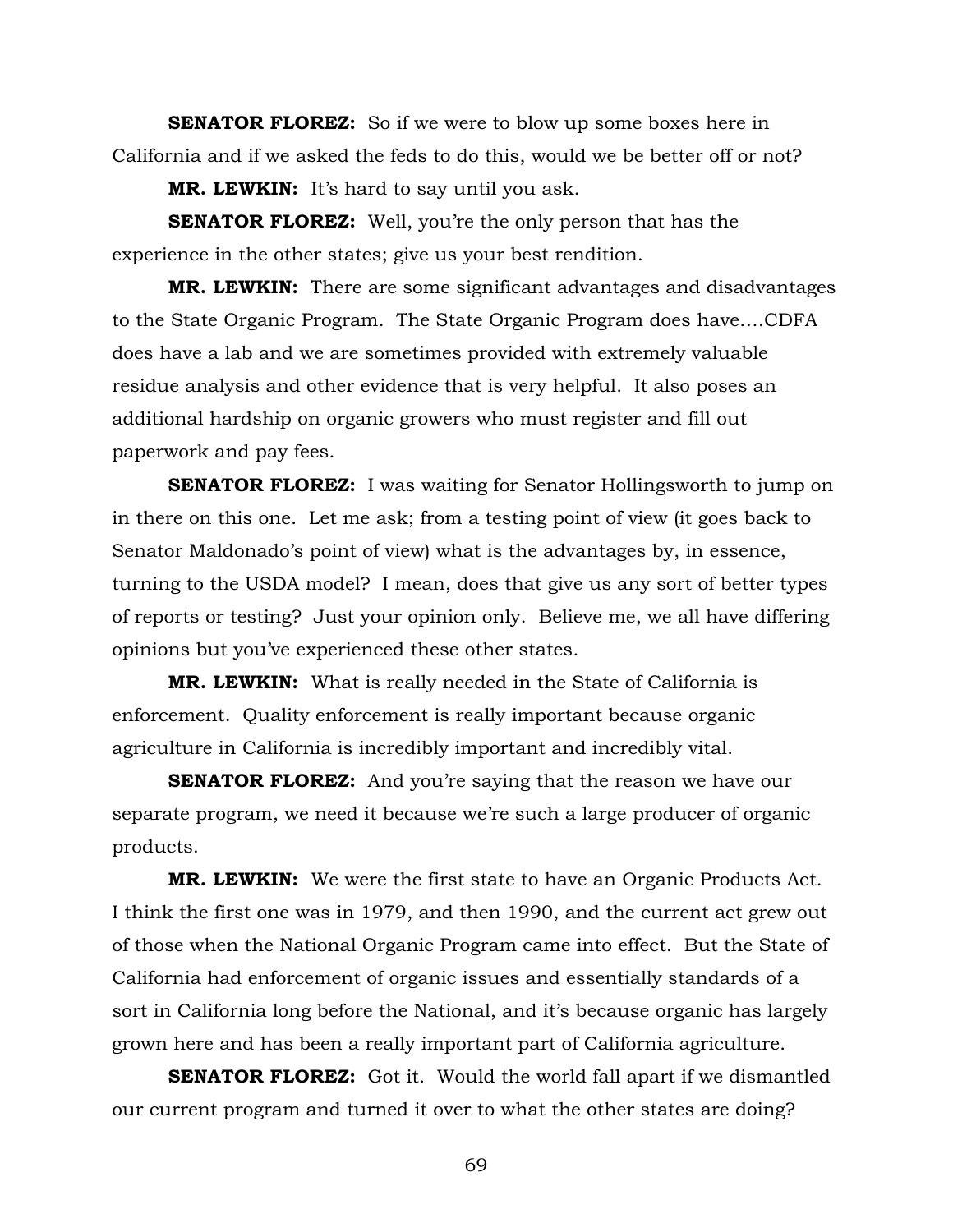**SENATOR FLOREZ:** So if we were to blow up some boxes here in California and if we asked the feds to do this, would we be better off or not?

**MR. LEWKIN:** It's hard to say until you ask.

**SENATOR FLOREZ:** Well, you're the only person that has the experience in the other states; give us your best rendition.

**MR. LEWKIN:** There are some significant advantages and disadvantages to the State Organic Program. The State Organic Program does have….CDFA does have a lab and we are sometimes provided with extremely valuable residue analysis and other evidence that is very helpful. It also poses an additional hardship on organic growers who must register and fill out paperwork and pay fees.

**SENATOR FLOREZ:** I was waiting for Senator Hollingsworth to jump on in there on this one. Let me ask; from a testing point of view (it goes back to Senator Maldonado's point of view) what is the advantages by, in essence, turning to the USDA model? I mean, does that give us any sort of better types of reports or testing? Just your opinion only. Believe me, we all have differing opinions but you've experienced these other states.

**MR. LEWKIN:** What is really needed in the State of California is enforcement. Quality enforcement is really important because organic agriculture in California is incredibly important and incredibly vital.

**SENATOR FLOREZ:** And you're saying that the reason we have our separate program, we need it because we're such a large producer of organic products.

**MR. LEWKIN:** We were the first state to have an Organic Products Act. I think the first one was in 1979, and then 1990, and the current act grew out of those when the National Organic Program came into effect. But the State of California had enforcement of organic issues and essentially standards of a sort in California long before the National, and it's because organic has largely grown here and has been a really important part of California agriculture.

**SENATOR FLOREZ:** Got it. Would the world fall apart if we dismantled our current program and turned it over to what the other states are doing?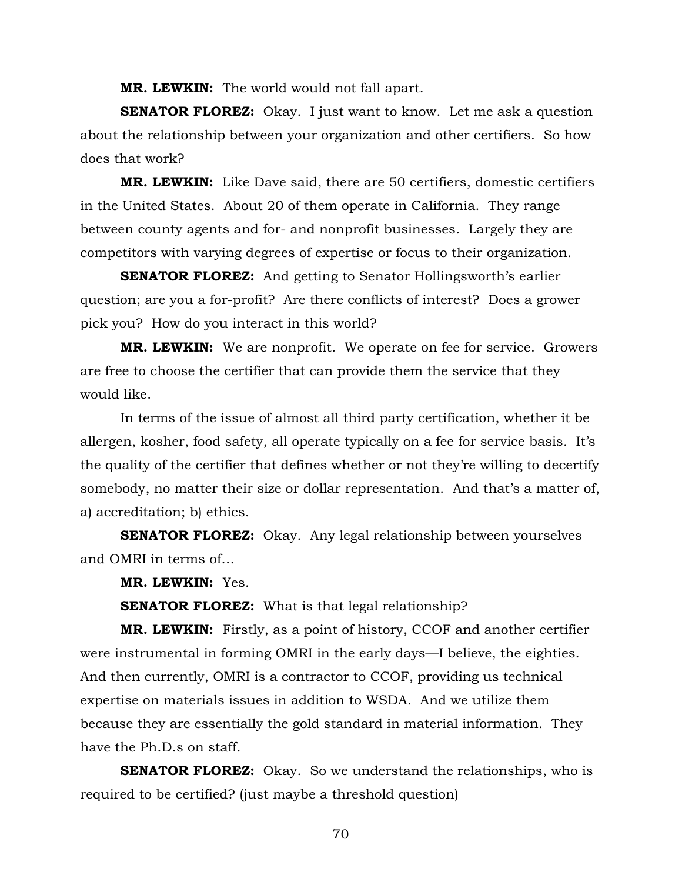**MR. LEWKIN:** The world would not fall apart.

**SENATOR FLOREZ:** Okay. I just want to know. Let me ask a question about the relationship between your organization and other certifiers. So how does that work?

**MR. LEWKIN:** Like Dave said, there are 50 certifiers, domestic certifiers in the United States. About 20 of them operate in California. They range between county agents and for- and nonprofit businesses. Largely they are competitors with varying degrees of expertise or focus to their organization.

**SENATOR FLOREZ:** And getting to Senator Hollingsworth's earlier question; are you a for-profit? Are there conflicts of interest? Does a grower pick you? How do you interact in this world?

**MR. LEWKIN:** We are nonprofit. We operate on fee for service. Growers are free to choose the certifier that can provide them the service that they would like.

In terms of the issue of almost all third party certification, whether it be allergen, kosher, food safety, all operate typically on a fee for service basis. It's the quality of the certifier that defines whether or not they're willing to decertify somebody, no matter their size or dollar representation. And that's a matter of, a) accreditation; b) ethics.

**SENATOR FLOREZ:** Okay. Any legal relationship between yourselves and OMRI in terms of…

**MR. LEWKIN:** Yes.

**SENATOR FLOREZ:** What is that legal relationship?

**MR. LEWKIN:** Firstly, as a point of history, CCOF and another certifier were instrumental in forming OMRI in the early days—I believe, the eighties. And then currently, OMRI is a contractor to CCOF, providing us technical expertise on materials issues in addition to WSDA. And we utilize them because they are essentially the gold standard in material information. They have the Ph.D.s on staff.

**SENATOR FLOREZ:** Okay. So we understand the relationships, who is required to be certified? (just maybe a threshold question)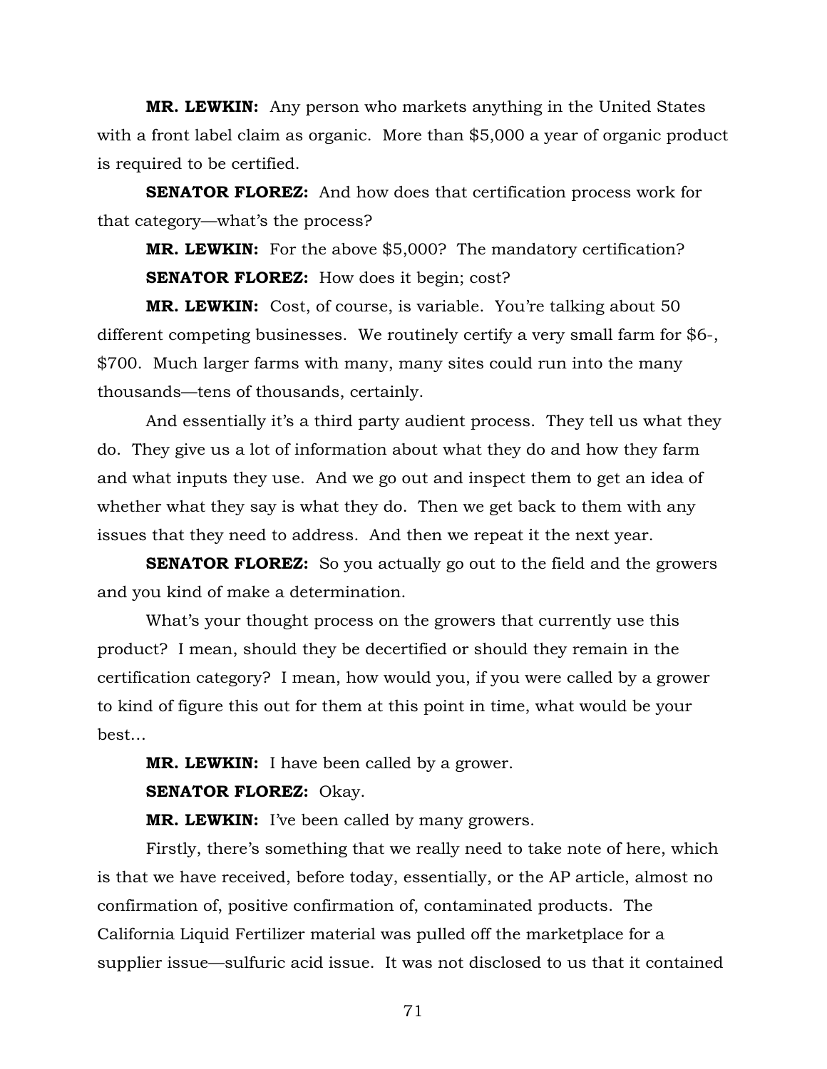**MR. LEWKIN:** Any person who markets anything in the United States with a front label claim as organic. More than $5,000 a year of organic product is required to be certified.

**SENATOR FLOREZ:** And how does that certification process work for that category—what's the process?

**MR. LEWKIN:** For the above $5,000? The mandatory certification?

**SENATOR FLOREZ:** How does it begin; cost?

**MR. LEWKIN:** Cost, of course, is variable. You're talking about 50 different competing businesses. We routinely certify a very small farm for $6-, $700. Much larger farms with many, many sites could run into the many thousands—tens of thousands, certainly.

And essentially it's a third party audient process. They tell us what they do. They give us a lot of information about what they do and how they farm and what inputs they use. And we go out and inspect them to get an idea of whether what they say is what they do. Then we get back to them with any issues that they need to address. And then we repeat it the next year.

**SENATOR FLOREZ:** So you actually go out to the field and the growers and you kind of make a determination.

What's your thought process on the growers that currently use this product? I mean, should they be decertified or should they remain in the certification category? I mean, how would you, if you were called by a grower to kind of figure this out for them at this point in time, what would be your best…

**MR. LEWKIN:** I have been called by a grower.

**SENATOR FLOREZ:** Okay.

**MR. LEWKIN:** I've been called by many growers.

Firstly, there's something that we really need to take note of here, which is that we have received, before today, essentially, or the AP article, almost no confirmation of, positive confirmation of, contaminated products. The California Liquid Fertilizer material was pulled off the marketplace for a supplier issue—sulfuric acid issue. It was not disclosed to us that it contained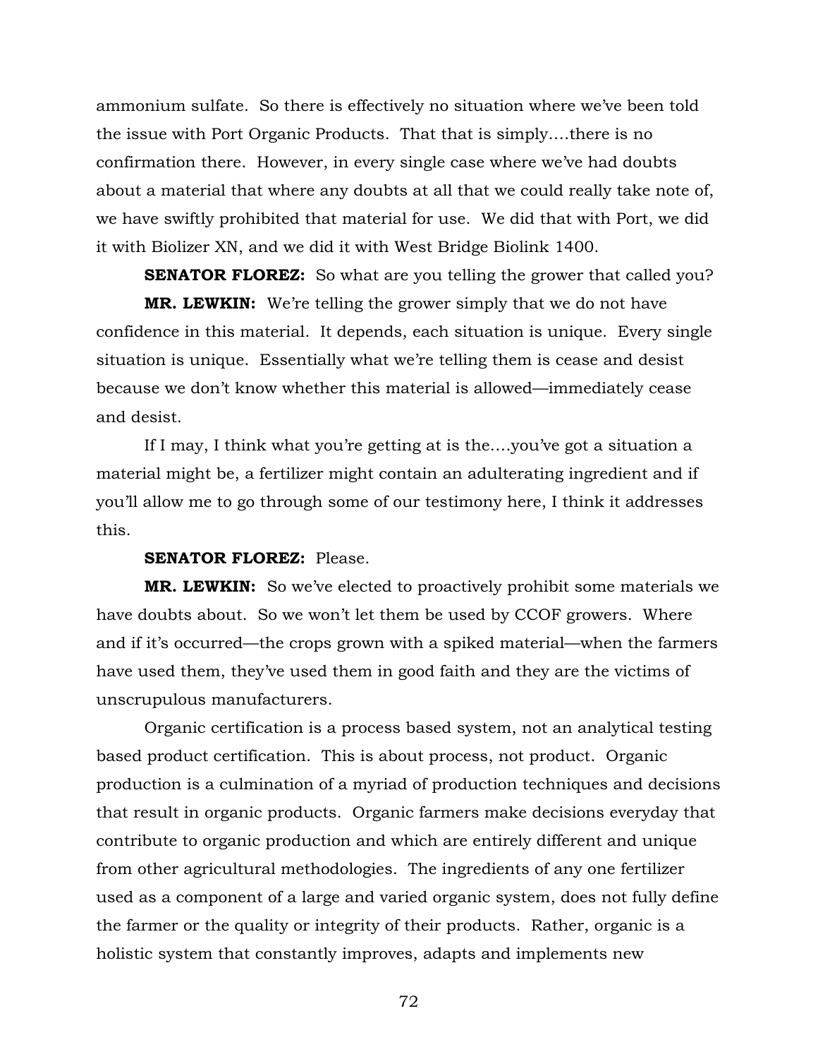ammonium sulfate. So there is effectively no situation where we've been told the issue with Port Organic Products. That that is simply….there is no confirmation there. However, in every single case where we've had doubts about a material that where any doubts at all that we could really take note of, we have swiftly prohibited that material for use. We did that with Port, we did it with Biolizer XN, and we did it with West Bridge Biolink 1400.

**SENATOR FLOREZ:** So what are you telling the grower that called you?

**MR. LEWKIN:** We're telling the grower simply that we do not have confidence in this material. It depends, each situation is unique. Every single situation is unique. Essentially what we're telling them is cease and desist because we don't know whether this material is allowed—immediately cease and desist.

If I may, I think what you're getting at is the….you've got a situation a material might be, a fertilizer might contain an adulterating ingredient and if you'll allow me to go through some of our testimony here, I think it addresses this.

**SENATOR FLOREZ:** Please.

**MR. LEWKIN:** So we've elected to proactively prohibit some materials we have doubts about. So we won't let them be used by CCOF growers. Where and if it's occurred—the crops grown with a spiked material—when the farmers have used them, they've used them in good faith and they are the victims of unscrupulous manufacturers.

Organic certification is a process based system, not an analytical testing based product certification. This is about process, not product. Organic production is a culmination of a myriad of production techniques and decisions that result in organic products. Organic farmers make decisions everyday that contribute to organic production and which are entirely different and unique from other agricultural methodologies. The ingredients of any one fertilizer used as a component of a large and varied organic system, does not fully define the farmer or the quality or integrity of their products. Rather, organic is a holistic system that constantly improves, adapts and implements new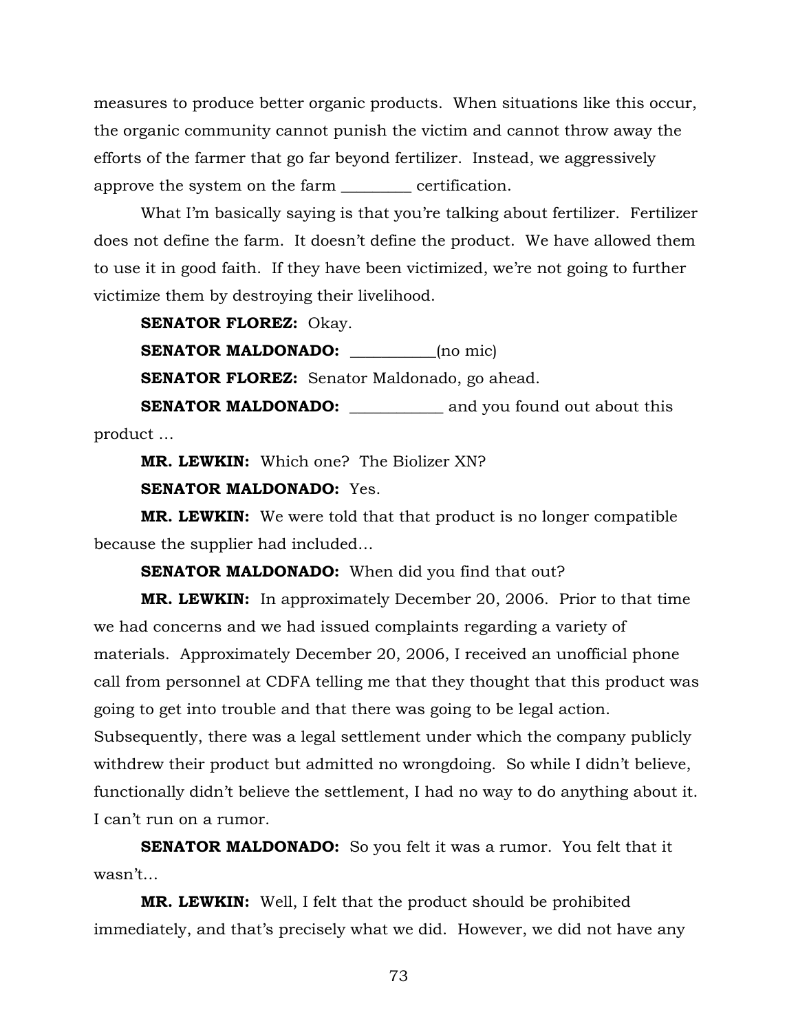measures to produce better organic products. When situations like this occur, the organic community cannot punish the victim and cannot throw away the efforts of the farmer that go far beyond fertilizer. Instead, we aggressively approve the system on the farm _________ certification.

What I'm basically saying is that you're talking about fertilizer. Fertilizer does not define the farm. It doesn't define the product. We have allowed them to use it in good faith. If they have been victimized, we're not going to further victimize them by destroying their livelihood.

**SENATOR FLOREZ:** Okay.

**SENATOR MALDONADO:** ___________(no mic)

**SENATOR FLOREZ:** Senator Maldonado, go ahead.

**SENATOR MALDONADO:** ____________ and you found out about this product …

**MR. LEWKIN:** Which one? The Biolizer XN?

**SENATOR MALDONADO:** Yes.

**MR. LEWKIN:** We were told that that product is no longer compatible because the supplier had included…

**SENATOR MALDONADO:** When did you find that out?

**MR. LEWKIN:** In approximately December 20, 2006. Prior to that time we had concerns and we had issued complaints regarding a variety of materials. Approximately December 20, 2006, I received an unofficial phone call from personnel at CDFA telling me that they thought that this product was going to get into trouble and that there was going to be legal action. Subsequently, there was a legal settlement under which the company publicly withdrew their product but admitted no wrongdoing. So while I didn't believe, functionally didn't believe the settlement, I had no way to do anything about it. I can't run on a rumor.

**SENATOR MALDONADO:** So you felt it was a rumor. You felt that it wasn't…

**MR. LEWKIN:** Well, I felt that the product should be prohibited immediately, and that's precisely what we did. However, we did not have any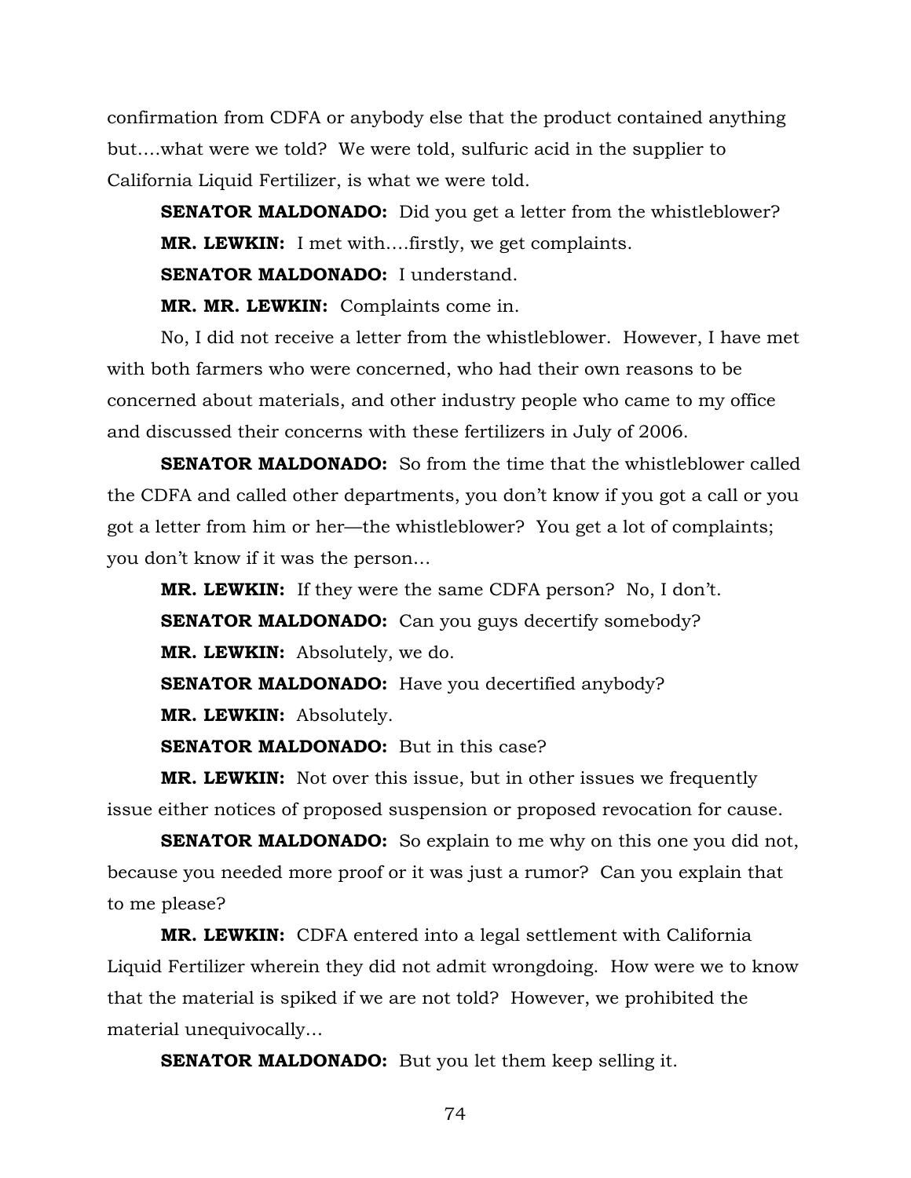confirmation from CDFA or anybody else that the product contained anything but….what were we told? We were told, sulfuric acid in the supplier to California Liquid Fertilizer, is what we were told.

**SENATOR MALDONADO:** Did you get a letter from the whistleblower?

**MR. LEWKIN:** I met with….firstly, we get complaints.

**SENATOR MALDONADO:** I understand.

**MR. MR. LEWKIN:** Complaints come in.

No, I did not receive a letter from the whistleblower. However, I have met with both farmers who were concerned, who had their own reasons to be concerned about materials, and other industry people who came to my office and discussed their concerns with these fertilizers in July of 2006.

**SENATOR MALDONADO:** So from the time that the whistleblower called the CDFA and called other departments, you don't know if you got a call or you got a letter from him or her—the whistleblower? You get a lot of complaints; you don't know if it was the person…

**MR. LEWKIN:** If they were the same CDFA person? No, I don't.

**SENATOR MALDONADO:** Can you guys decertify somebody?

**MR. LEWKIN:** Absolutely, we do.

**SENATOR MALDONADO:** Have you decertified anybody?

**MR. LEWKIN:** Absolutely.

**SENATOR MALDONADO:** But in this case?

**MR. LEWKIN:** Not over this issue, but in other issues we frequently issue either notices of proposed suspension or proposed revocation for cause.

**SENATOR MALDONADO:** So explain to me why on this one you did not, because you needed more proof or it was just a rumor? Can you explain that to me please?

**MR. LEWKIN:** CDFA entered into a legal settlement with California Liquid Fertilizer wherein they did not admit wrongdoing. How were we to know that the material is spiked if we are not told? However, we prohibited the material unequivocally…

**SENATOR MALDONADO:** But you let them keep selling it.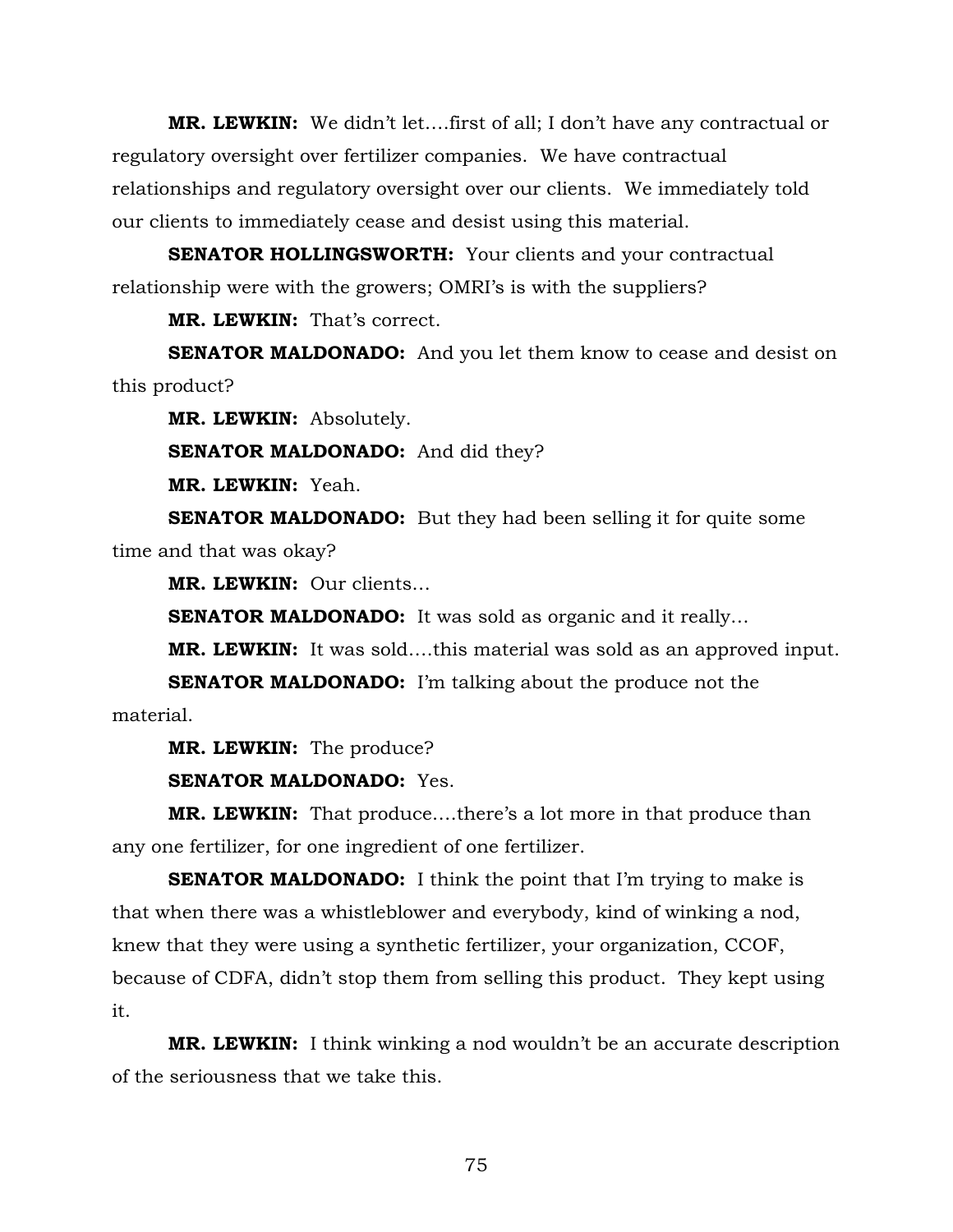**MR. LEWKIN:** We didn't let….first of all; I don't have any contractual or regulatory oversight over fertilizer companies. We have contractual relationships and regulatory oversight over our clients. We immediately told our clients to immediately cease and desist using this material.

**SENATOR HOLLINGSWORTH:** Your clients and your contractual relationship were with the growers; OMRI's is with the suppliers?

**MR. LEWKIN:** That's correct.

**SENATOR MALDONADO:** And you let them know to cease and desist on this product?

**MR. LEWKIN:** Absolutely.

**SENATOR MALDONADO:** And did they?

**MR. LEWKIN:** Yeah.

**SENATOR MALDONADO:** But they had been selling it for quite some time and that was okay?

**MR. LEWKIN:** Our clients…

**SENATOR MALDONADO:** It was sold as organic and it really…

**MR. LEWKIN:** It was sold….this material was sold as an approved input.

**SENATOR MALDONADO:** I'm talking about the produce not the material.

**MR. LEWKIN:** The produce?

**SENATOR MALDONADO:** Yes.

**MR. LEWKIN:** That produce….there's a lot more in that produce than any one fertilizer, for one ingredient of one fertilizer.

**SENATOR MALDONADO:** I think the point that I'm trying to make is that when there was a whistleblower and everybody, kind of winking a nod, knew that they were using a synthetic fertilizer, your organization, CCOF, because of CDFA, didn't stop them from selling this product. They kept using it.

**MR. LEWKIN:** I think winking a nod wouldn't be an accurate description of the seriousness that we take this.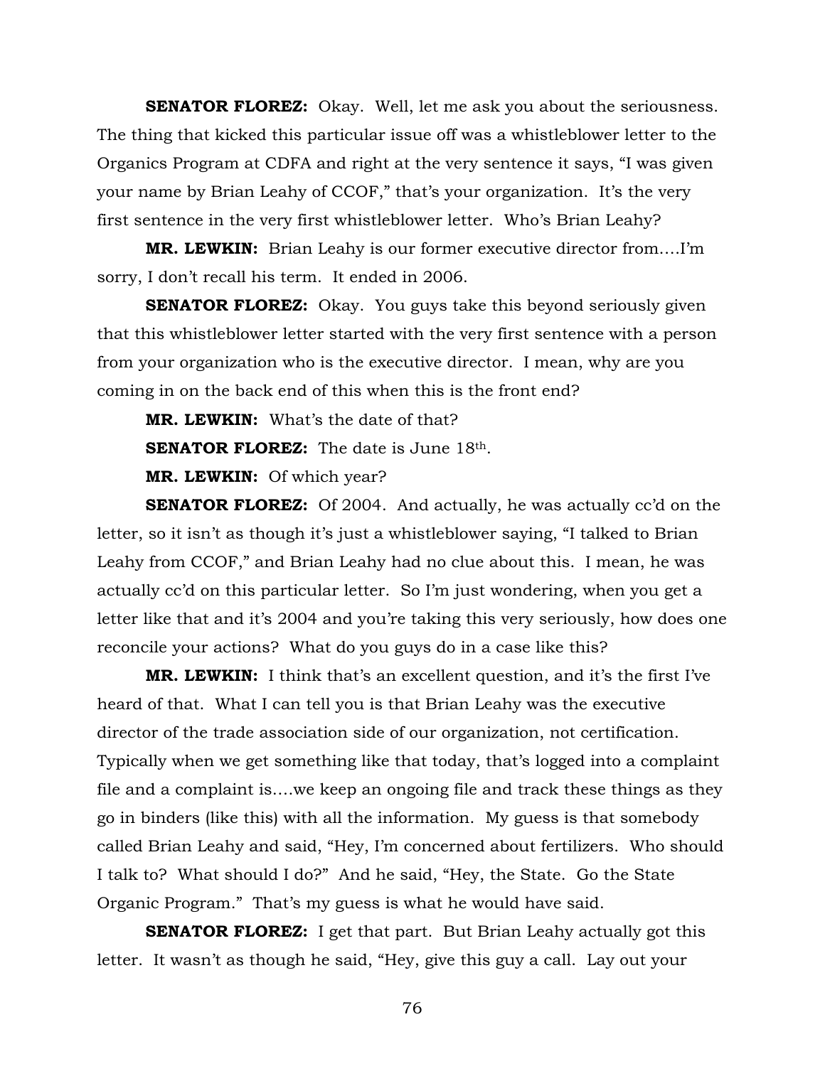**SENATOR FLOREZ:** Okay. Well, let me ask you about the seriousness. The thing that kicked this particular issue off was a whistleblower letter to the Organics Program at CDFA and right at the very sentence it says, "I was given your name by Brian Leahy of CCOF," that's your organization. It's the very first sentence in the very first whistleblower letter. Who's Brian Leahy?

**MR. LEWKIN:** Brian Leahy is our former executive director from….I'm sorry, I don't recall his term. It ended in 2006.

**SENATOR FLOREZ:** Okay. You guys take this beyond seriously given that this whistleblower letter started with the very first sentence with a person from your organization who is the executive director. I mean, why are you coming in on the back end of this when this is the front end?

**MR. LEWKIN:** What's the date of that?

**SENATOR FLOREZ:** The date is June 18th.

**MR. LEWKIN:** Of which year?

**SENATOR FLOREZ:** Of 2004. And actually, he was actually cc'd on the letter, so it isn't as though it's just a whistleblower saying, "I talked to Brian Leahy from CCOF," and Brian Leahy had no clue about this. I mean, he was actually cc'd on this particular letter. So I'm just wondering, when you get a letter like that and it's 2004 and you're taking this very seriously, how does one reconcile your actions? What do you guys do in a case like this?

**MR. LEWKIN:** I think that's an excellent question, and it's the first I've heard of that. What I can tell you is that Brian Leahy was the executive director of the trade association side of our organization, not certification. Typically when we get something like that today, that's logged into a complaint file and a complaint is….we keep an ongoing file and track these things as they go in binders (like this) with all the information. My guess is that somebody called Brian Leahy and said, "Hey, I'm concerned about fertilizers. Who should I talk to? What should I do?" And he said, "Hey, the State. Go the State Organic Program." That's my guess is what he would have said.

**SENATOR FLOREZ:** I get that part. But Brian Leahy actually got this letter. It wasn't as though he said, "Hey, give this guy a call. Lay out your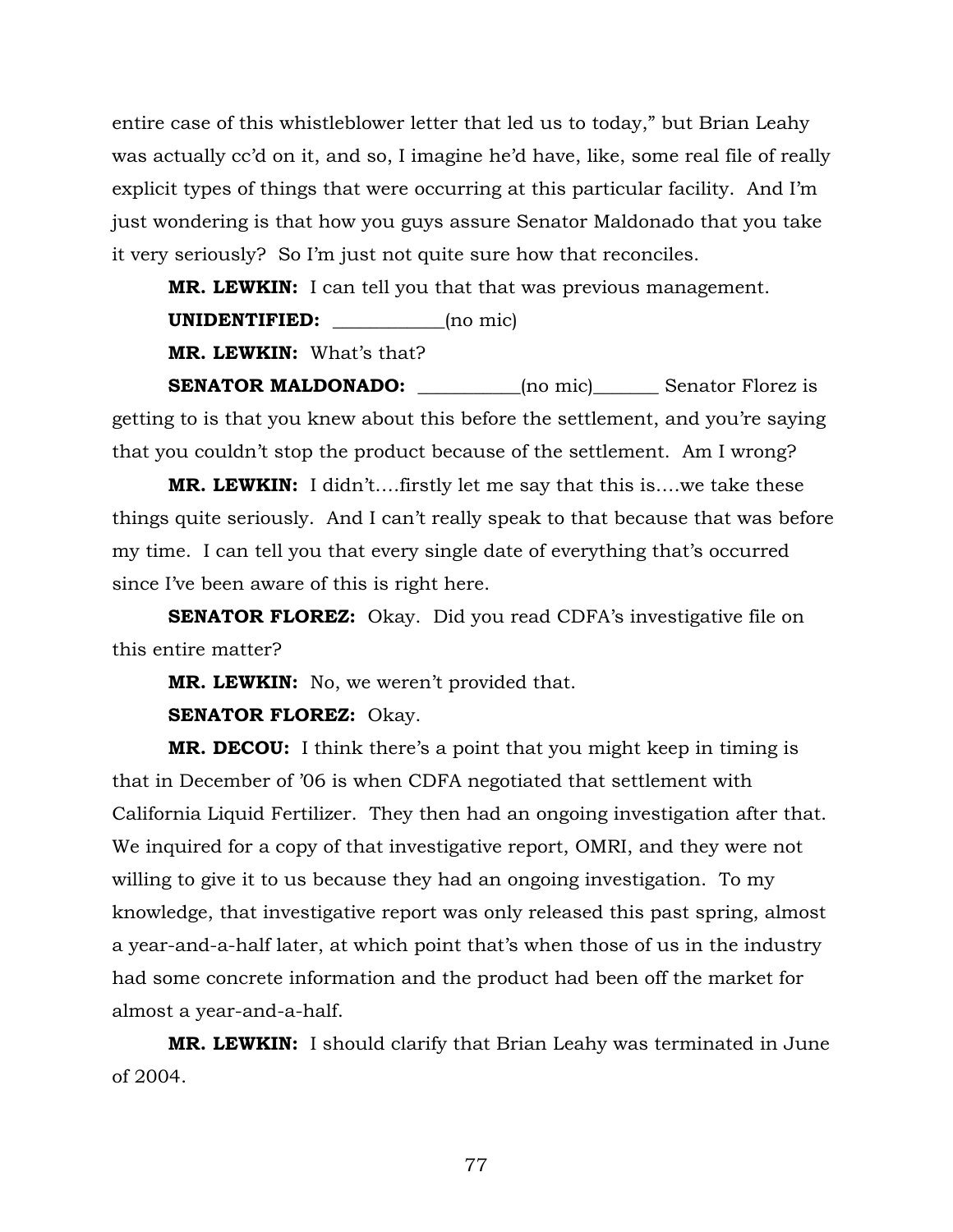entire case of this whistleblower letter that led us to today," but Brian Leahy was actually cc'd on it, and so, I imagine he'd have, like, some real file of really explicit types of things that were occurring at this particular facility. And I'm just wondering is that how you guys assure Senator Maldonado that you take it very seriously? So I'm just not quite sure how that reconciles.

**MR. LEWKIN:** I can tell you that that was previous management.

**UNIDENTIFIED:** ___________(no mic)

**MR. LEWKIN:** What's that?

**SENATOR MALDONADO:** __________(no mic)_______ Senator Florez is getting to is that you knew about this before the settlement, and you're saying that you couldn't stop the product because of the settlement. Am I wrong?

**MR. LEWKIN:** I didn't….firstly let me say that this is….we take these things quite seriously. And I can't really speak to that because that was before my time. I can tell you that every single date of everything that's occurred since I've been aware of this is right here.

**SENATOR FLOREZ:** Okay. Did you read CDFA's investigative file on this entire matter?

**MR. LEWKIN:** No, we weren't provided that.

**SENATOR FLOREZ:** Okay.

**MR. DECOU:** I think there's a point that you might keep in timing is that in December of '06 is when CDFA negotiated that settlement with California Liquid Fertilizer. They then had an ongoing investigation after that. We inquired for a copy of that investigative report, OMRI, and they were not willing to give it to us because they had an ongoing investigation. To my knowledge, that investigative report was only released this past spring, almost a year-and-a-half later, at which point that's when those of us in the industry had some concrete information and the product had been off the market for almost a year-and-a-half.

**MR. LEWKIN:** I should clarify that Brian Leahy was terminated in June of 2004.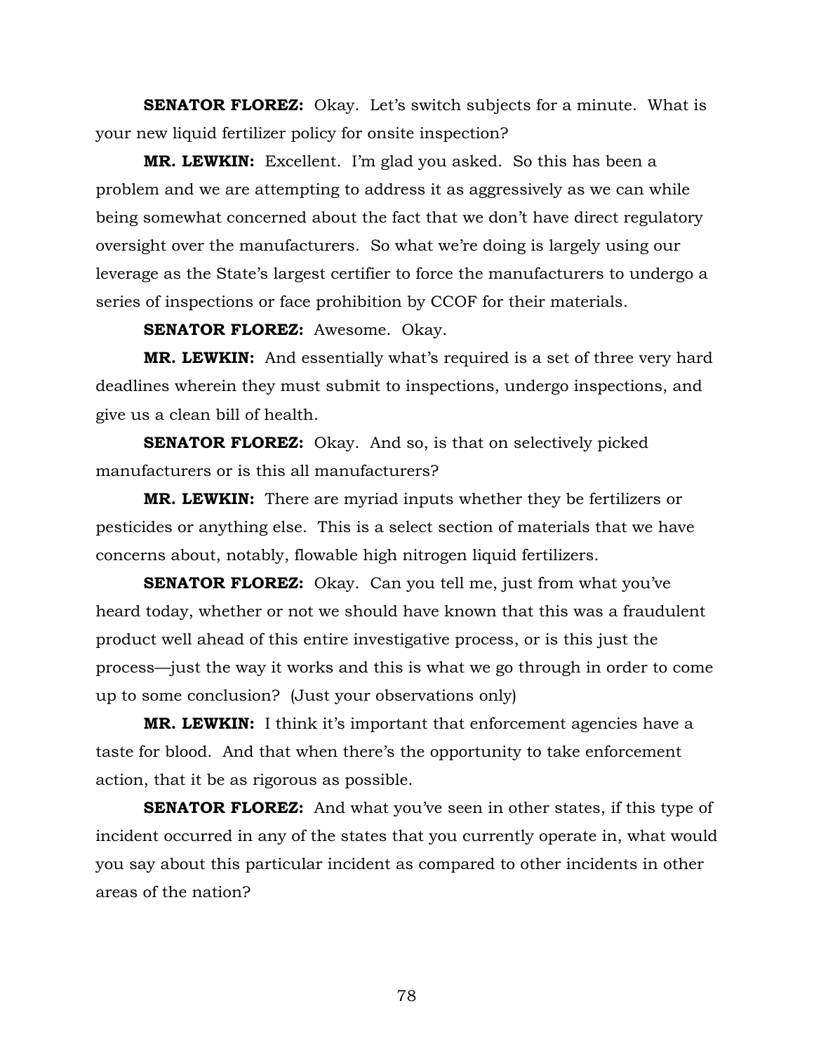**SENATOR FLOREZ:** Okay. Let's switch subjects for a minute. What is your new liquid fertilizer policy for onsite inspection?

**MR. LEWKIN:** Excellent. I'm glad you asked. So this has been a problem and we are attempting to address it as aggressively as we can while being somewhat concerned about the fact that we don't have direct regulatory oversight over the manufacturers. So what we're doing is largely using our leverage as the State's largest certifier to force the manufacturers to undergo a series of inspections or face prohibition by CCOF for their materials.

**SENATOR FLOREZ:** Awesome. Okay.

**MR. LEWKIN:** And essentially what's required is a set of three very hard deadlines wherein they must submit to inspections, undergo inspections, and give us a clean bill of health.

**SENATOR FLOREZ:** Okay. And so, is that on selectively picked manufacturers or is this all manufacturers?

**MR. LEWKIN:** There are myriad inputs whether they be fertilizers or pesticides or anything else. This is a select section of materials that we have concerns about, notably, flowable high nitrogen liquid fertilizers.

**SENATOR FLOREZ:** Okay. Can you tell me, just from what you've heard today, whether or not we should have known that this was a fraudulent product well ahead of this entire investigative process, or is this just the process—just the way it works and this is what we go through in order to come up to some conclusion? (Just your observations only)

**MR. LEWKIN:** I think it's important that enforcement agencies have a taste for blood. And that when there's the opportunity to take enforcement action, that it be as rigorous as possible.

**SENATOR FLOREZ:** And what you've seen in other states, if this type of incident occurred in any of the states that you currently operate in, what would you say about this particular incident as compared to other incidents in other areas of the nation?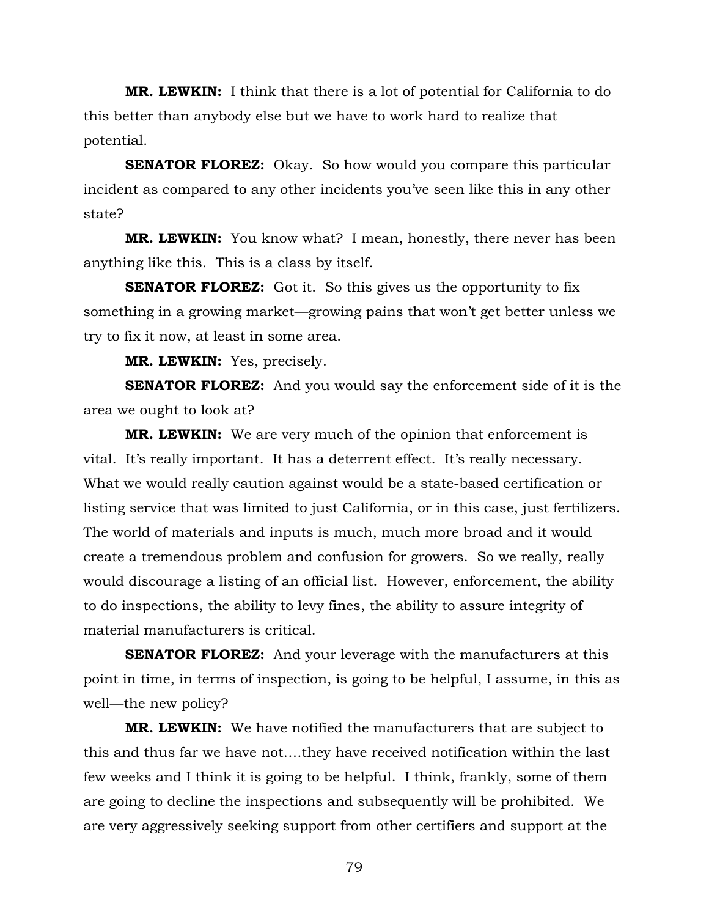**MR. LEWKIN:** I think that there is a lot of potential for California to do this better than anybody else but we have to work hard to realize that potential.

**SENATOR FLOREZ:** Okay. So how would you compare this particular incident as compared to any other incidents you've seen like this in any other state?

**MR. LEWKIN:** You know what? I mean, honestly, there never has been anything like this. This is a class by itself.

**SENATOR FLOREZ:** Got it. So this gives us the opportunity to fix something in a growing market—growing pains that won't get better unless we try to fix it now, at least in some area.

**MR. LEWKIN:** Yes, precisely.

**SENATOR FLOREZ:** And you would say the enforcement side of it is the area we ought to look at?

**MR. LEWKIN:** We are very much of the opinion that enforcement is vital. It's really important. It has a deterrent effect. It's really necessary. What we would really caution against would be a state-based certification or listing service that was limited to just California, or in this case, just fertilizers. The world of materials and inputs is much, much more broad and it would create a tremendous problem and confusion for growers. So we really, really would discourage a listing of an official list. However, enforcement, the ability to do inspections, the ability to levy fines, the ability to assure integrity of material manufacturers is critical.

**SENATOR FLOREZ:** And your leverage with the manufacturers at this point in time, in terms of inspection, is going to be helpful, I assume, in this as well—the new policy?

**MR. LEWKIN:** We have notified the manufacturers that are subject to this and thus far we have not….they have received notification within the last few weeks and I think it is going to be helpful. I think, frankly, some of them are going to decline the inspections and subsequently will be prohibited. We are very aggressively seeking support from other certifiers and support at the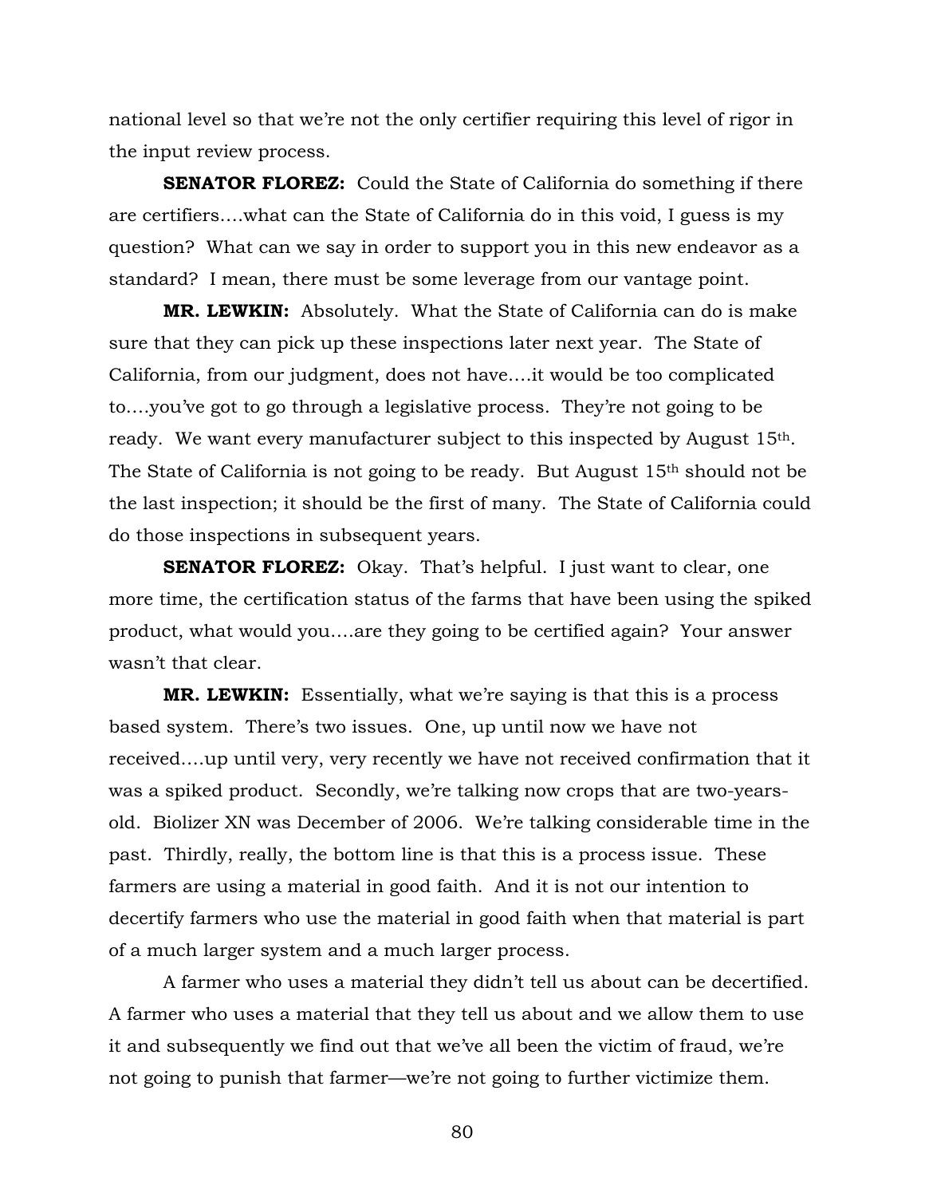national level so that we're not the only certifier requiring this level of rigor in the input review process.

**SENATOR FLOREZ:** Could the State of California do something if there are certifiers….what can the State of California do in this void, I guess is my question? What can we say in order to support you in this new endeavor as a standard? I mean, there must be some leverage from our vantage point.

**MR. LEWKIN:** Absolutely. What the State of California can do is make sure that they can pick up these inspections later next year. The State of California, from our judgment, does not have….it would be too complicated to….you've got to go through a legislative process. They're not going to be ready. We want every manufacturer subject to this inspected by August 15th. The State of California is not going to be ready. But August 15th should not be the last inspection; it should be the first of many. The State of California could do those inspections in subsequent years.

**SENATOR FLOREZ:** Okay. That's helpful. I just want to clear, one more time, the certification status of the farms that have been using the spiked product, what would you….are they going to be certified again? Your answer wasn't that clear.

**MR. LEWKIN:** Essentially, what we're saying is that this is a process based system. There's two issues. One, up until now we have not received….up until very, very recently we have not received confirmation that it was a spiked product. Secondly, we're talking now crops that are two-years-old. Biolizer XN was December of 2006. We're talking considerable time in the past. Thirdly, really, the bottom line is that this is a process issue. These farmers are using a material in good faith. And it is not our intention to decertify farmers who use the material in good faith when that material is part of a much larger system and a much larger process.

A farmer who uses a material they didn't tell us about can be decertified. A farmer who uses a material that they tell us about and we allow them to use it and subsequently we find out that we've all been the victim of fraud, we're not going to punish that farmer—we're not going to further victimize them.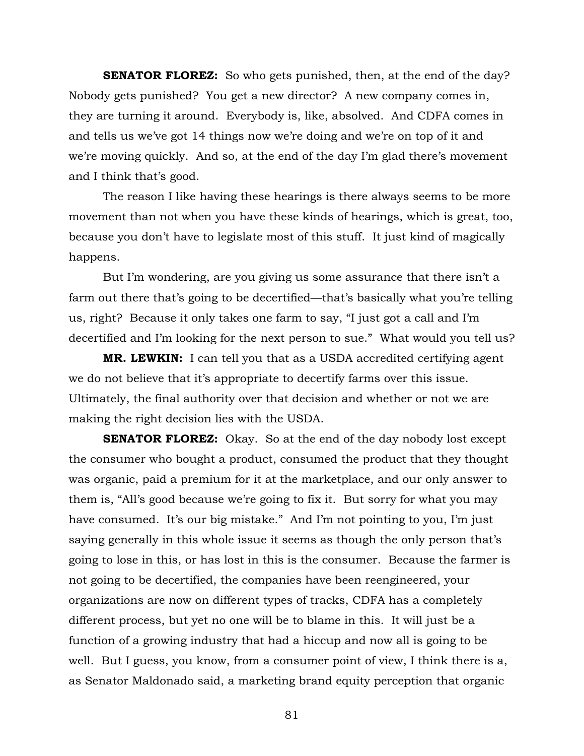**SENATOR FLOREZ:** So who gets punished, then, at the end of the day? Nobody gets punished? You get a new director? A new company comes in, they are turning it around. Everybody is, like, absolved. And CDFA comes in and tells us we've got 14 things now we're doing and we're on top of it and we're moving quickly. And so, at the end of the day I'm glad there's movement and I think that's good.

The reason I like having these hearings is there always seems to be more movement than not when you have these kinds of hearings, which is great, too, because you don't have to legislate most of this stuff. It just kind of magically happens.

But I'm wondering, are you giving us some assurance that there isn't a farm out there that's going to be decertified—that's basically what you're telling us, right? Because it only takes one farm to say, "I just got a call and I'm decertified and I'm looking for the next person to sue." What would you tell us?

**MR. LEWKIN:** I can tell you that as a USDA accredited certifying agent we do not believe that it's appropriate to decertify farms over this issue. Ultimately, the final authority over that decision and whether or not we are making the right decision lies with the USDA.

**SENATOR FLOREZ:** Okay. So at the end of the day nobody lost except the consumer who bought a product, consumed the product that they thought was organic, paid a premium for it at the marketplace, and our only answer to them is, "All's good because we're going to fix it. But sorry for what you may have consumed. It's our big mistake." And I'm not pointing to you, I'm just saying generally in this whole issue it seems as though the only person that's going to lose in this, or has lost in this is the consumer. Because the farmer is not going to be decertified, the companies have been reengineered, your organizations are now on different types of tracks, CDFA has a completely different process, but yet no one will be to blame in this. It will just be a function of a growing industry that had a hiccup and now all is going to be well. But I guess, you know, from a consumer point of view, I think there is a, as Senator Maldonado said, a marketing brand equity perception that organic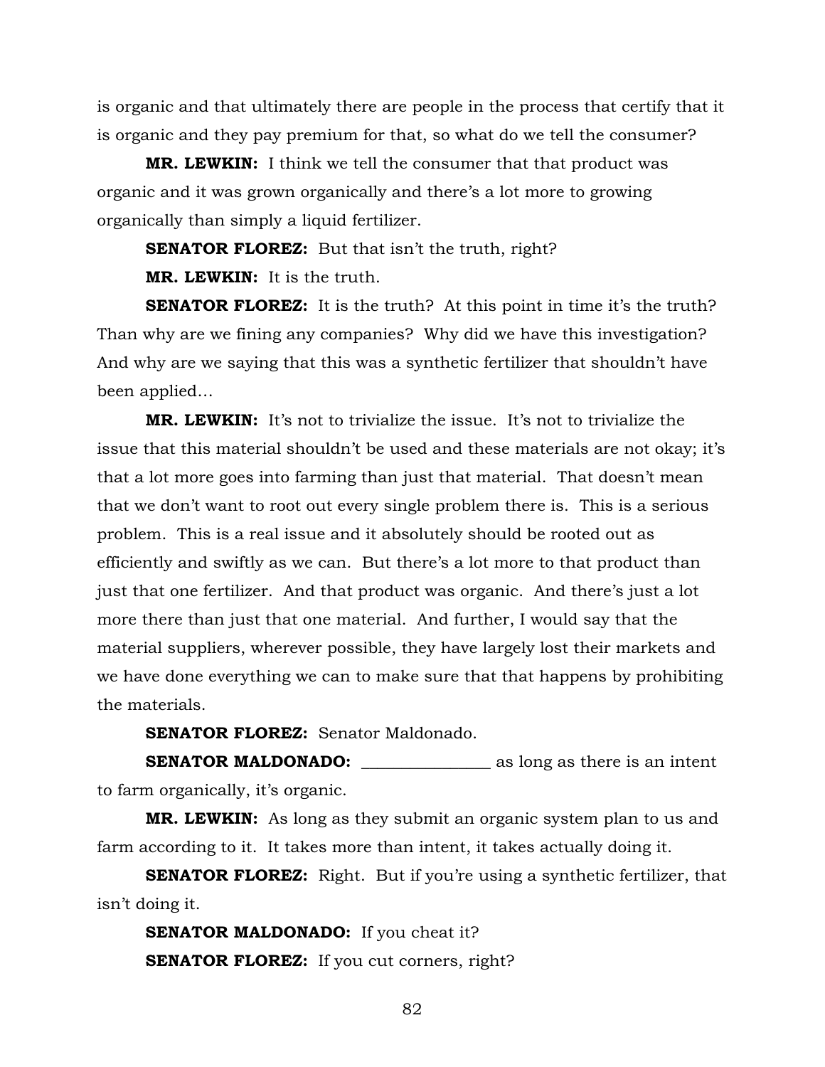is organic and that ultimately there are people in the process that certify that it is organic and they pay premium for that, so what do we tell the consumer?

**MR. LEWKIN:** I think we tell the consumer that that product was organic and it was grown organically and there's a lot more to growing organically than simply a liquid fertilizer.

**SENATOR FLOREZ:** But that isn't the truth, right?

**MR. LEWKIN:** It is the truth.

**SENATOR FLOREZ:** It is the truth? At this point in time it's the truth? Than why are we fining any companies? Why did we have this investigation? And why are we saying that this was a synthetic fertilizer that shouldn't have been applied…

**MR. LEWKIN:** It's not to trivialize the issue. It's not to trivialize the issue that this material shouldn't be used and these materials are not okay; it's that a lot more goes into farming than just that material. That doesn't mean that we don't want to root out every single problem there is. This is a serious problem. This is a real issue and it absolutely should be rooted out as efficiently and swiftly as we can. But there's a lot more to that product than just that one fertilizer. And that product was organic. And there's just a lot more there than just that one material. And further, I would say that the material suppliers, wherever possible, they have largely lost their markets and we have done everything we can to make sure that that happens by prohibiting the materials.

**SENATOR FLOREZ:** Senator Maldonado.

**SENATOR MALDONADO:** ________________ as long as there is an intent to farm organically, it's organic.

**MR. LEWKIN:** As long as they submit an organic system plan to us and farm according to it. It takes more than intent, it takes actually doing it.

**SENATOR FLOREZ:** Right. But if you're using a synthetic fertilizer, that isn't doing it.

**SENATOR MALDONADO:** If you cheat it?

**SENATOR FLOREZ:** If you cut corners, right?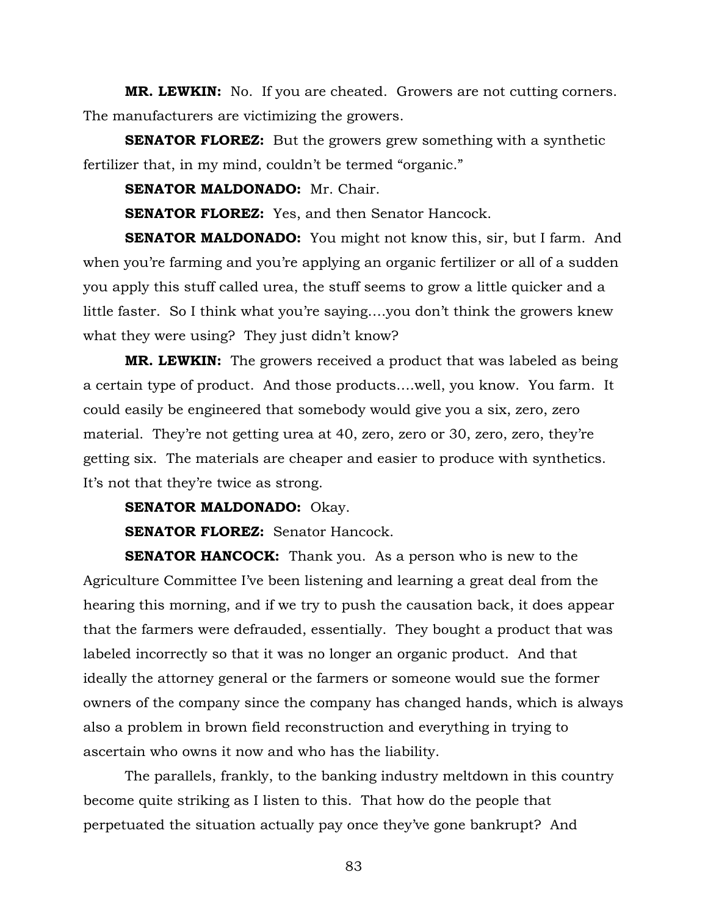**MR. LEWKIN:** No. If you are cheated. Growers are not cutting corners. The manufacturers are victimizing the growers.

**SENATOR FLOREZ:** But the growers grew something with a synthetic fertilizer that, in my mind, couldn't be termed "organic."

**SENATOR MALDONADO:** Mr. Chair.

**SENATOR FLOREZ:** Yes, and then Senator Hancock.

**SENATOR MALDONADO:** You might not know this, sir, but I farm. And when you're farming and you're applying an organic fertilizer or all of a sudden you apply this stuff called urea, the stuff seems to grow a little quicker and a little faster. So I think what you're saying….you don't think the growers knew what they were using? They just didn't know?

**MR. LEWKIN:** The growers received a product that was labeled as being a certain type of product. And those products….well, you know. You farm. It could easily be engineered that somebody would give you a six, zero, zero material. They're not getting urea at 40, zero, zero or 30, zero, zero, they're getting six. The materials are cheaper and easier to produce with synthetics. It's not that they're twice as strong.

**SENATOR MALDONADO:** Okay.

**SENATOR FLOREZ:** Senator Hancock.

**SENATOR HANCOCK:** Thank you. As a person who is new to the Agriculture Committee I've been listening and learning a great deal from the hearing this morning, and if we try to push the causation back, it does appear that the farmers were defrauded, essentially. They bought a product that was labeled incorrectly so that it was no longer an organic product. And that ideally the attorney general or the farmers or someone would sue the former owners of the company since the company has changed hands, which is always also a problem in brown field reconstruction and everything in trying to ascertain who owns it now and who has the liability.

The parallels, frankly, to the banking industry meltdown in this country become quite striking as I listen to this. That how do the people that perpetuated the situation actually pay once they've gone bankrupt? And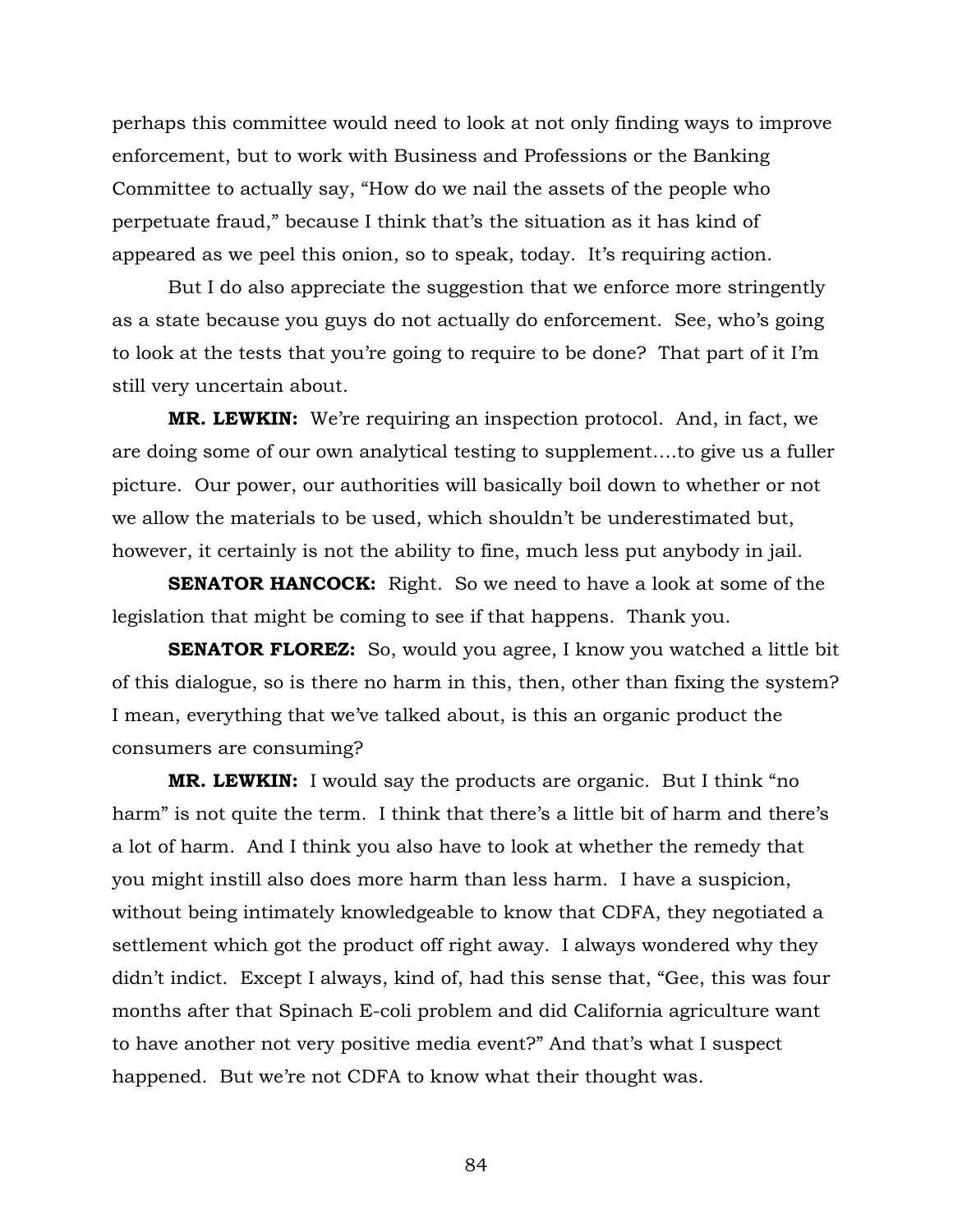perhaps this committee would need to look at not only finding ways to improve enforcement, but to work with Business and Professions or the Banking Committee to actually say, "How do we nail the assets of the people who perpetuate fraud," because I think that's the situation as it has kind of appeared as we peel this onion, so to speak, today. It's requiring action.

But I do also appreciate the suggestion that we enforce more stringently as a state because you guys do not actually do enforcement. See, who's going to look at the tests that you're going to require to be done? That part of it I'm still very uncertain about.

**MR. LEWKIN:** We're requiring an inspection protocol. And, in fact, we are doing some of our own analytical testing to supplement….to give us a fuller picture. Our power, our authorities will basically boil down to whether or not we allow the materials to be used, which shouldn't be underestimated but, however, it certainly is not the ability to fine, much less put anybody in jail.

**SENATOR HANCOCK:** Right. So we need to have a look at some of the legislation that might be coming to see if that happens. Thank you.

**SENATOR FLOREZ:** So, would you agree, I know you watched a little bit of this dialogue, so is there no harm in this, then, other than fixing the system? I mean, everything that we've talked about, is this an organic product the consumers are consuming?

**MR. LEWKIN:** I would say the products are organic. But I think "no harm" is not quite the term. I think that there's a little bit of harm and there's a lot of harm. And I think you also have to look at whether the remedy that you might instill also does more harm than less harm. I have a suspicion, without being intimately knowledgeable to know that CDFA, they negotiated a settlement which got the product off right away. I always wondered why they didn't indict. Except I always, kind of, had this sense that, "Gee, this was four months after that Spinach E-coli problem and did California agriculture want to have another not very positive media event?" And that's what I suspect happened. But we're not CDFA to know what their thought was.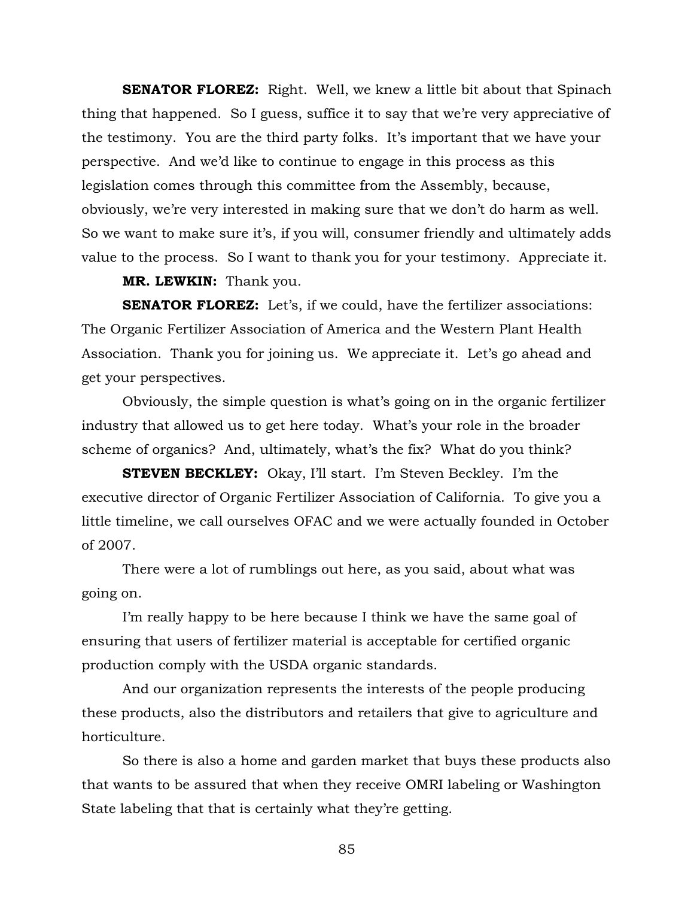**SENATOR FLOREZ:** Right. Well, we knew a little bit about that Spinach thing that happened. So I guess, suffice it to say that we're very appreciative of the testimony. You are the third party folks. It's important that we have your perspective. And we'd like to continue to engage in this process as this legislation comes through this committee from the Assembly, because, obviously, we're very interested in making sure that we don't do harm as well. So we want to make sure it's, if you will, consumer friendly and ultimately adds value to the process. So I want to thank you for your testimony. Appreciate it.

**MR. LEWKIN:** Thank you.

**SENATOR FLOREZ:** Let's, if we could, have the fertilizer associations: The Organic Fertilizer Association of America and the Western Plant Health Association. Thank you for joining us. We appreciate it. Let's go ahead and get your perspectives.

Obviously, the simple question is what's going on in the organic fertilizer industry that allowed us to get here today. What's your role in the broader scheme of organics? And, ultimately, what's the fix? What do you think?

**STEVEN BECKLEY:** Okay, I'll start. I'm Steven Beckley. I'm the executive director of Organic Fertilizer Association of California. To give you a little timeline, we call ourselves OFAC and we were actually founded in October of 2007.

There were a lot of rumblings out here, as you said, about what was going on.

I'm really happy to be here because I think we have the same goal of ensuring that users of fertilizer material is acceptable for certified organic production comply with the USDA organic standards.

And our organization represents the interests of the people producing these products, also the distributors and retailers that give to agriculture and horticulture.

So there is also a home and garden market that buys these products also that wants to be assured that when they receive OMRI labeling or Washington State labeling that that is certainly what they're getting.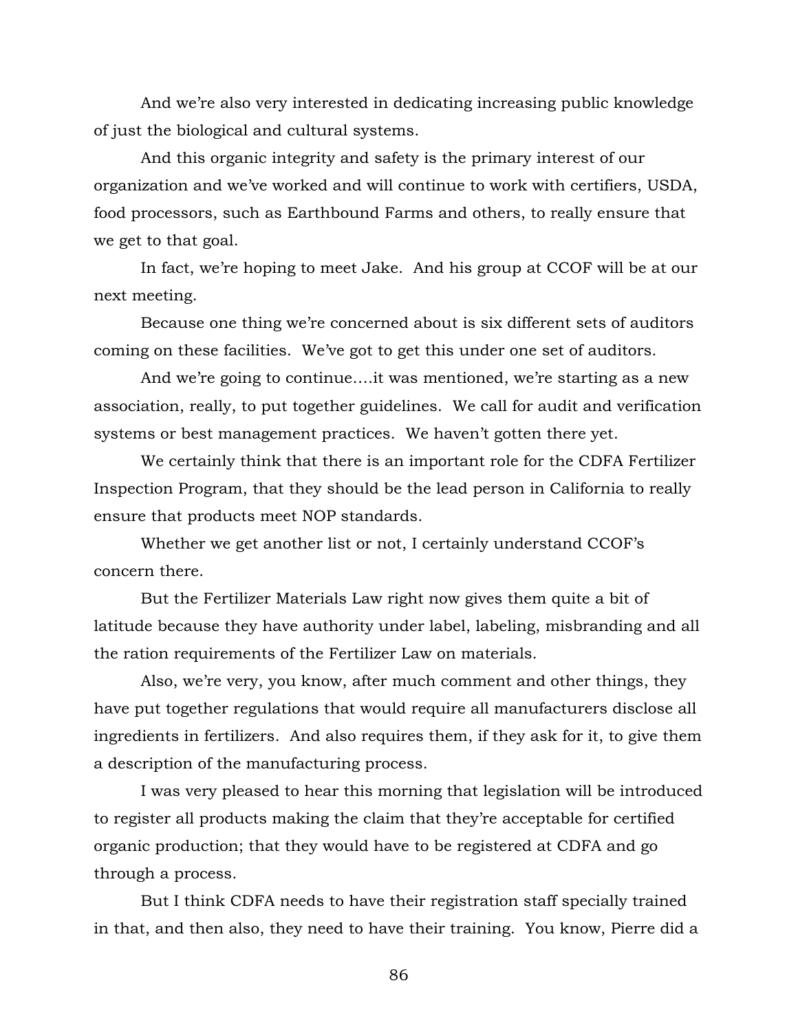And we're also very interested in dedicating increasing public knowledge of just the biological and cultural systems.

And this organic integrity and safety is the primary interest of our organization and we've worked and will continue to work with certifiers, USDA, food processors, such as Earthbound Farms and others, to really ensure that we get to that goal.

In fact, we're hoping to meet Jake. And his group at CCOF will be at our next meeting.

Because one thing we're concerned about is six different sets of auditors coming on these facilities. We've got to get this under one set of auditors.

And we're going to continue....it was mentioned, we're starting as a new association, really, to put together guidelines. We call for audit and verification systems or best management practices. We haven't gotten there yet.

We certainly think that there is an important role for the CDFA Fertilizer Inspection Program, that they should be the lead person in California to really ensure that products meet NOP standards.

Whether we get another list or not, I certainly understand CCOF's concern there.

But the Fertilizer Materials Law right now gives them quite a bit of latitude because they have authority under label, labeling, misbranding and all the ration requirements of the Fertilizer Law on materials.

Also, we're very, you know, after much comment and other things, they have put together regulations that would require all manufacturers disclose all ingredients in fertilizers. And also requires them, if they ask for it, to give them a description of the manufacturing process.

I was very pleased to hear this morning that legislation will be introduced to register all products making the claim that they're acceptable for certified organic production; that they would have to be registered at CDFA and go through a process.

But I think CDFA needs to have their registration staff specially trained in that, and then also, they need to have their training. You know, Pierre did a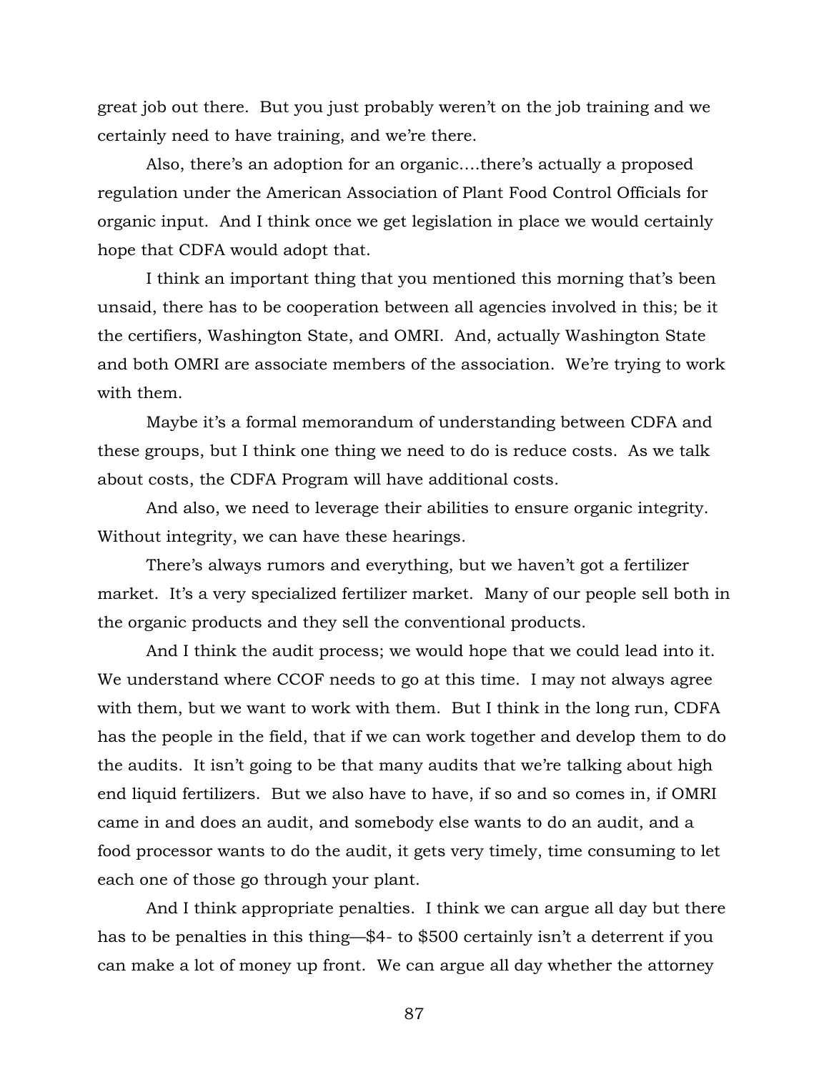great job out there. But you just probably weren't on the job training and we certainly need to have training, and we're there.

Also, there's an adoption for an organic….there's actually a proposed regulation under the American Association of Plant Food Control Officials for organic input. And I think once we get legislation in place we would certainly hope that CDFA would adopt that.

I think an important thing that you mentioned this morning that's been unsaid, there has to be cooperation between all agencies involved in this; be it the certifiers, Washington State, and OMRI. And, actually Washington State and both OMRI are associate members of the association. We're trying to work with them.

Maybe it's a formal memorandum of understanding between CDFA and these groups, but I think one thing we need to do is reduce costs. As we talk about costs, the CDFA Program will have additional costs.

And also, we need to leverage their abilities to ensure organic integrity. Without integrity, we can have these hearings.

There's always rumors and everything, but we haven't got a fertilizer market. It's a very specialized fertilizer market. Many of our people sell both in the organic products and they sell the conventional products.

And I think the audit process; we would hope that we could lead into it. We understand where CCOF needs to go at this time. I may not always agree with them, but we want to work with them. But I think in the long run, CDFA has the people in the field, that if we can work together and develop them to do the audits. It isn't going to be that many audits that we're talking about high end liquid fertilizers. But we also have to have, if so and so comes in, if OMRI came in and does an audit, and somebody else wants to do an audit, and a food processor wants to do the audit, it gets very timely, time consuming to let each one of those go through your plant.

And I think appropriate penalties. I think we can argue all day but there has to be penalties in this thing—$4- to $500 certainly isn't a deterrent if you can make a lot of money up front. We can argue all day whether the attorney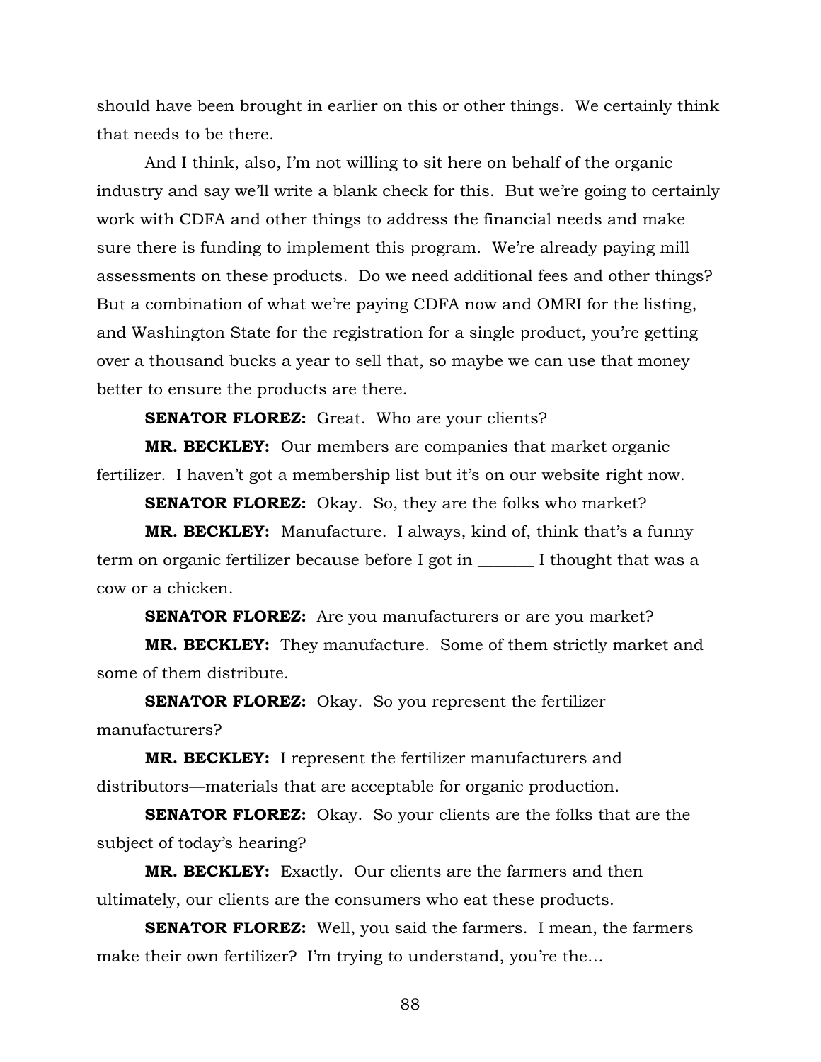should have been brought in earlier on this or other things. We certainly think that needs to be there.

And I think, also, I'm not willing to sit here on behalf of the organic industry and say we'll write a blank check for this. But we're going to certainly work with CDFA and other things to address the financial needs and make sure there is funding to implement this program. We're already paying mill assessments on these products. Do we need additional fees and other things? But a combination of what we're paying CDFA now and OMRI for the listing, and Washington State for the registration for a single product, you're getting over a thousand bucks a year to sell that, so maybe we can use that money better to ensure the products are there.

**SENATOR FLOREZ:** Great. Who are your clients?

**MR. BECKLEY:** Our members are companies that market organic fertilizer. I haven't got a membership list but it's on our website right now.

**SENATOR FLOREZ:** Okay. So, they are the folks who market?

**MR. BECKLEY:** Manufacture. I always, kind of, think that's a funny term on organic fertilizer because before I got in _______ I thought that was a cow or a chicken.

**SENATOR FLOREZ:** Are you manufacturers or are you market?

**MR. BECKLEY:** They manufacture. Some of them strictly market and some of them distribute.

**SENATOR FLOREZ:** Okay. So you represent the fertilizer manufacturers?

**MR. BECKLEY:** I represent the fertilizer manufacturers and distributors—materials that are acceptable for organic production.

**SENATOR FLOREZ:** Okay. So your clients are the folks that are the subject of today's hearing?

**MR. BECKLEY:** Exactly. Our clients are the farmers and then ultimately, our clients are the consumers who eat these products.

**SENATOR FLOREZ:** Well, you said the farmers. I mean, the farmers make their own fertilizer? I'm trying to understand, you're the…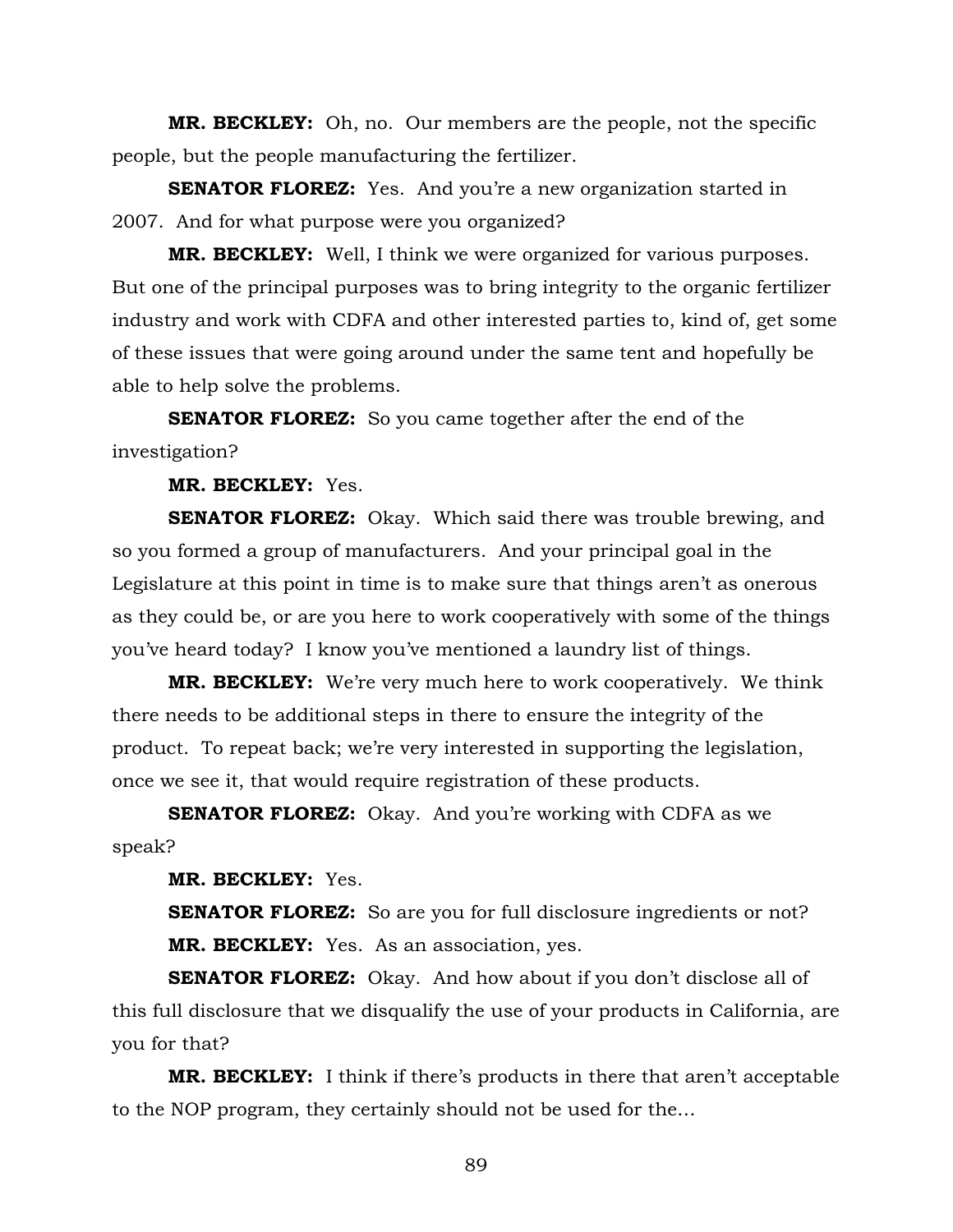**MR. BECKLEY:** Oh, no. Our members are the people, not the specific people, but the people manufacturing the fertilizer.

**SENATOR FLOREZ:** Yes. And you're a new organization started in 2007. And for what purpose were you organized?

**MR. BECKLEY:** Well, I think we were organized for various purposes. But one of the principal purposes was to bring integrity to the organic fertilizer industry and work with CDFA and other interested parties to, kind of, get some of these issues that were going around under the same tent and hopefully be able to help solve the problems.

**SENATOR FLOREZ:** So you came together after the end of the investigation?

**MR. BECKLEY:** Yes.

**SENATOR FLOREZ:** Okay. Which said there was trouble brewing, and so you formed a group of manufacturers. And your principal goal in the Legislature at this point in time is to make sure that things aren't as onerous as they could be, or are you here to work cooperatively with some of the things you've heard today? I know you've mentioned a laundry list of things.

**MR. BECKLEY:** We're very much here to work cooperatively. We think there needs to be additional steps in there to ensure the integrity of the product. To repeat back; we're very interested in supporting the legislation, once we see it, that would require registration of these products.

**SENATOR FLOREZ:** Okay. And you're working with CDFA as we speak?

**MR. BECKLEY:** Yes.

**SENATOR FLOREZ:** So are you for full disclosure ingredients or not?

**MR. BECKLEY:** Yes. As an association, yes.

**SENATOR FLOREZ:** Okay. And how about if you don't disclose all of this full disclosure that we disqualify the use of your products in California, are you for that?

**MR. BECKLEY:** I think if there's products in there that aren't acceptable to the NOP program, they certainly should not be used for the…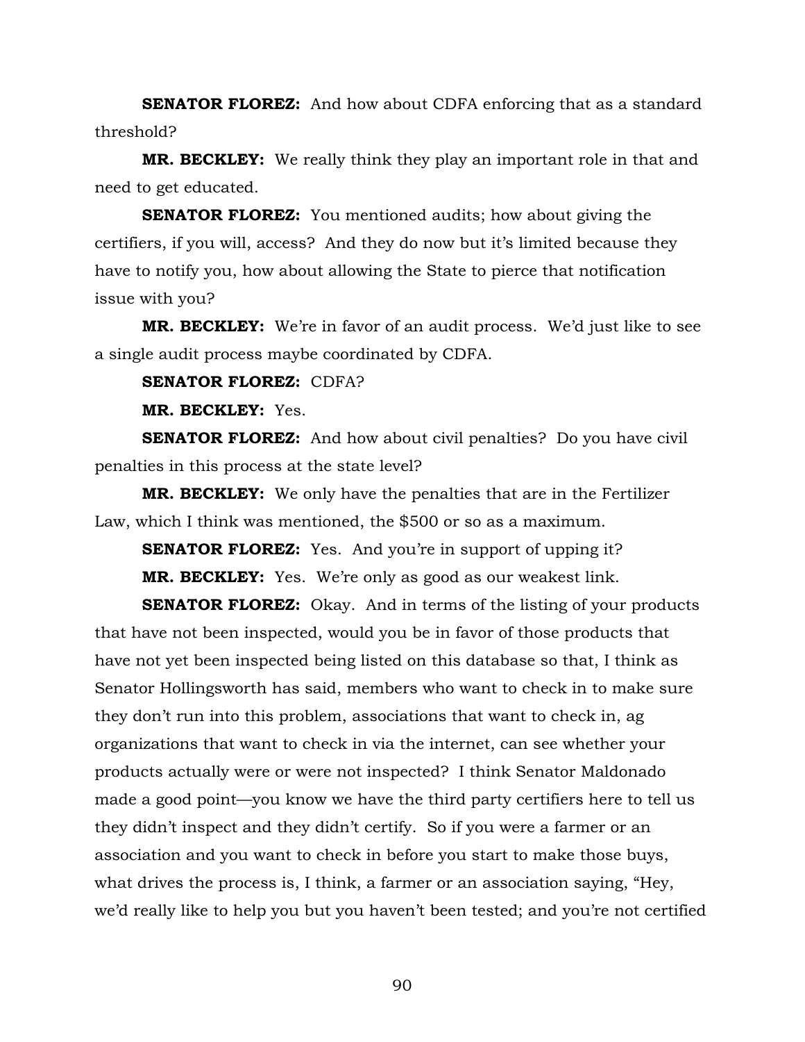**SENATOR FLOREZ:** And how about CDFA enforcing that as a standard threshold?

**MR. BECKLEY:** We really think they play an important role in that and need to get educated.

**SENATOR FLOREZ:** You mentioned audits; how about giving the certifiers, if you will, access? And they do now but it's limited because they have to notify you, how about allowing the State to pierce that notification issue with you?

**MR. BECKLEY:** We're in favor of an audit process. We'd just like to see a single audit process maybe coordinated by CDFA.

**SENATOR FLOREZ:** CDFA?

**MR. BECKLEY:** Yes.

**SENATOR FLOREZ:** And how about civil penalties? Do you have civil penalties in this process at the state level?

**MR. BECKLEY:** We only have the penalties that are in the Fertilizer Law, which I think was mentioned, the $500 or so as a maximum.

**SENATOR FLOREZ:** Yes. And you're in support of upping it?

**MR. BECKLEY:** Yes. We're only as good as our weakest link.

**SENATOR FLOREZ:** Okay. And in terms of the listing of your products that have not been inspected, would you be in favor of those products that have not yet been inspected being listed on this database so that, I think as Senator Hollingsworth has said, members who want to check in to make sure they don't run into this problem, associations that want to check in, ag organizations that want to check in via the internet, can see whether your products actually were or were not inspected? I think Senator Maldonado made a good point—you know we have the third party certifiers here to tell us they didn't inspect and they didn't certify. So if you were a farmer or an association and you want to check in before you start to make those buys, what drives the process is, I think, a farmer or an association saying, "Hey, we'd really like to help you but you haven't been tested; and you're not certified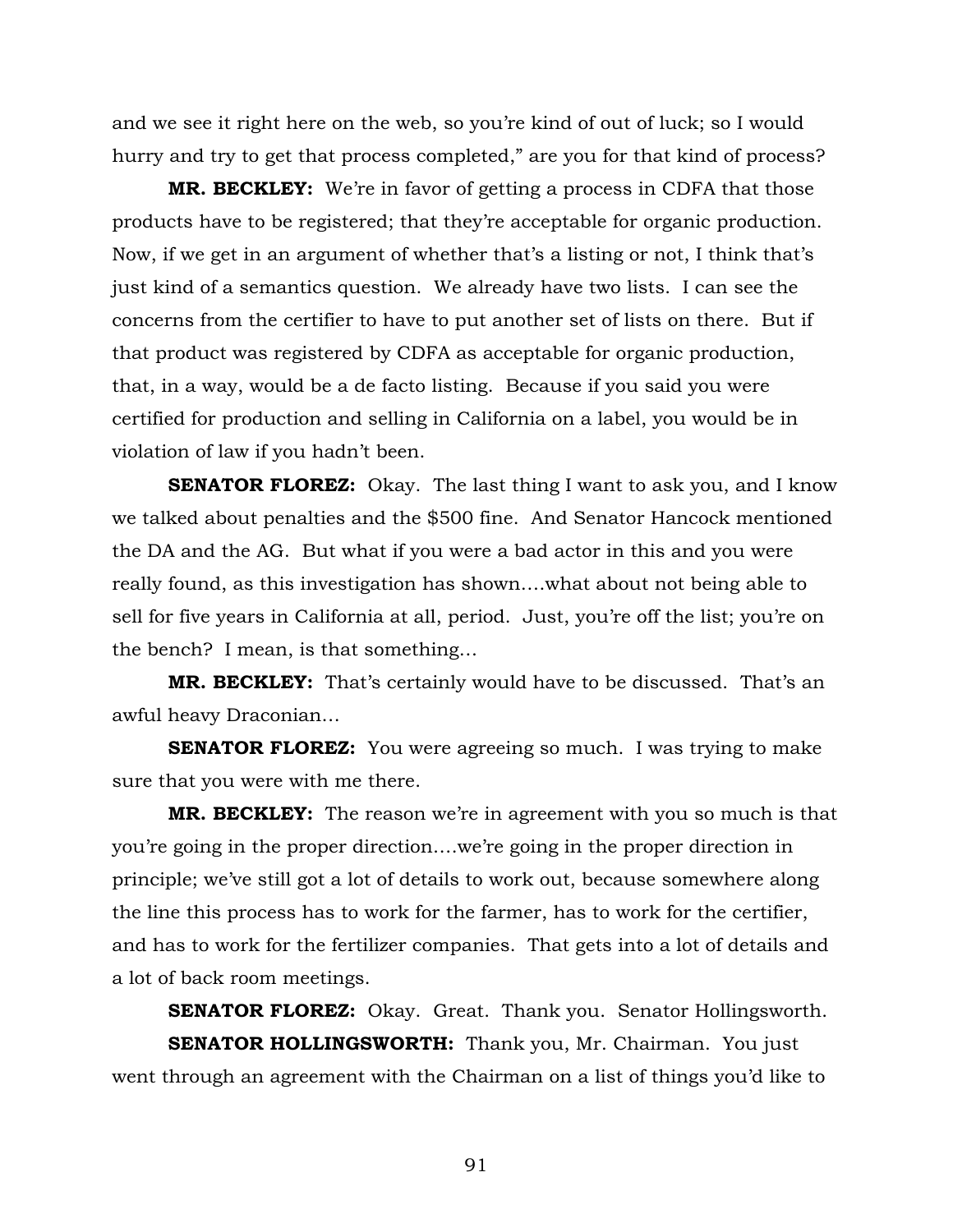and we see it right here on the web, so you're kind of out of luck; so I would hurry and try to get that process completed," are you for that kind of process?

**MR. BECKLEY:** We're in favor of getting a process in CDFA that those products have to be registered; that they're acceptable for organic production. Now, if we get in an argument of whether that's a listing or not, I think that's just kind of a semantics question. We already have two lists. I can see the concerns from the certifier to have to put another set of lists on there. But if that product was registered by CDFA as acceptable for organic production, that, in a way, would be a de facto listing. Because if you said you were certified for production and selling in California on a label, you would be in violation of law if you hadn't been.

**SENATOR FLOREZ:** Okay. The last thing I want to ask you, and I know we talked about penalties and the $500 fine. And Senator Hancock mentioned the DA and the AG. But what if you were a bad actor in this and you were really found, as this investigation has shown….what about not being able to sell for five years in California at all, period. Just, you're off the list; you're on the bench? I mean, is that something…

**MR. BECKLEY:** That's certainly would have to be discussed. That's an awful heavy Draconian…

**SENATOR FLOREZ:** You were agreeing so much. I was trying to make sure that you were with me there.

**MR. BECKLEY:** The reason we're in agreement with you so much is that you're going in the proper direction….we're going in the proper direction in principle; we've still got a lot of details to work out, because somewhere along the line this process has to work for the farmer, has to work for the certifier, and has to work for the fertilizer companies. That gets into a lot of details and a lot of back room meetings.

**SENATOR FLOREZ:** Okay. Great. Thank you. Senator Hollingsworth.

**SENATOR HOLLINGSWORTH:** Thank you, Mr. Chairman. You just went through an agreement with the Chairman on a list of things you'd like to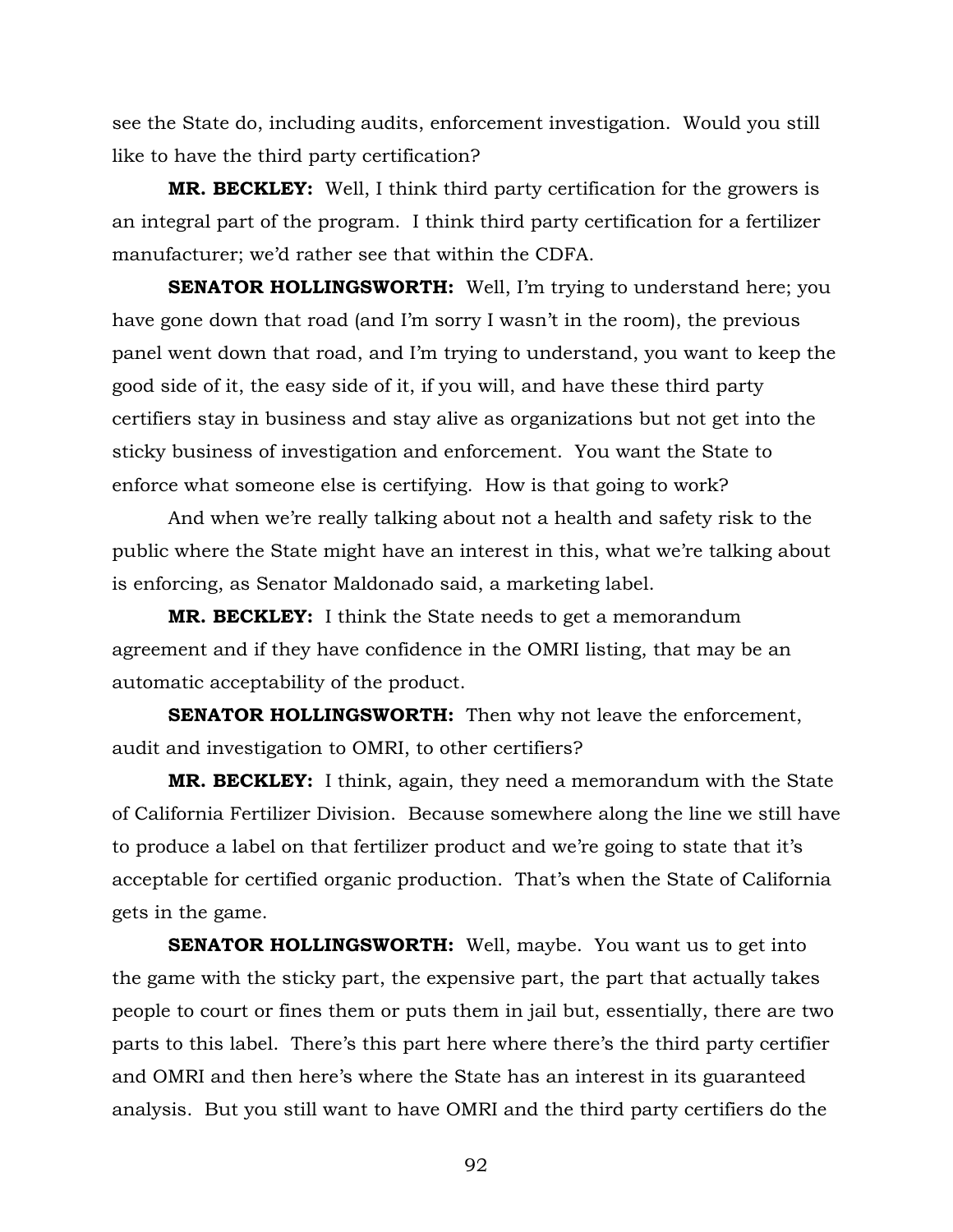see the State do, including audits, enforcement investigation. Would you still like to have the third party certification?

**MR. BECKLEY:** Well, I think third party certification for the growers is an integral part of the program. I think third party certification for a fertilizer manufacturer; we'd rather see that within the CDFA.

**SENATOR HOLLINGSWORTH:** Well, I'm trying to understand here; you have gone down that road (and I'm sorry I wasn't in the room), the previous panel went down that road, and I'm trying to understand, you want to keep the good side of it, the easy side of it, if you will, and have these third party certifiers stay in business and stay alive as organizations but not get into the sticky business of investigation and enforcement. You want the State to enforce what someone else is certifying. How is that going to work?

And when we're really talking about not a health and safety risk to the public where the State might have an interest in this, what we're talking about is enforcing, as Senator Maldonado said, a marketing label.

**MR. BECKLEY:** I think the State needs to get a memorandum agreement and if they have confidence in the OMRI listing, that may be an automatic acceptability of the product.

**SENATOR HOLLINGSWORTH:** Then why not leave the enforcement, audit and investigation to OMRI, to other certifiers?

**MR. BECKLEY:** I think, again, they need a memorandum with the State of California Fertilizer Division. Because somewhere along the line we still have to produce a label on that fertilizer product and we're going to state that it's acceptable for certified organic production. That's when the State of California gets in the game.

**SENATOR HOLLINGSWORTH:** Well, maybe. You want us to get into the game with the sticky part, the expensive part, the part that actually takes people to court or fines them or puts them in jail but, essentially, there are two parts to this label. There's this part here where there's the third party certifier and OMRI and then here's where the State has an interest in its guaranteed analysis. But you still want to have OMRI and the third party certifiers do the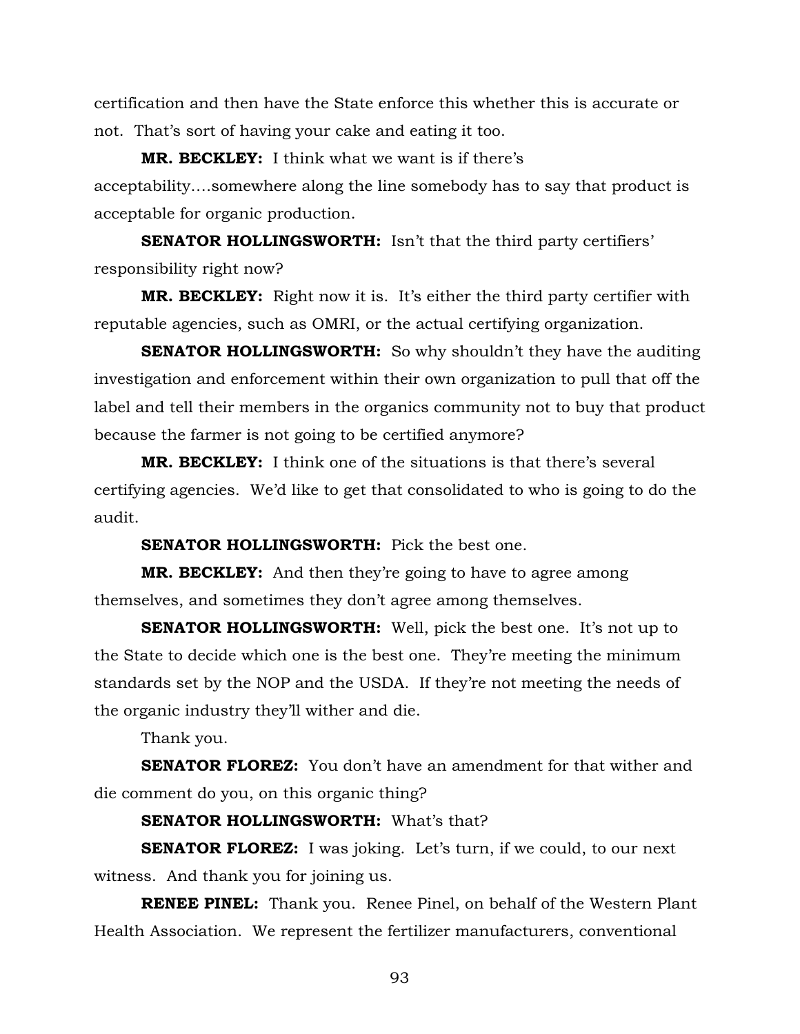certification and then have the State enforce this whether this is accurate or not. That's sort of having your cake and eating it too.

**MR. BECKLEY:** I think what we want is if there's acceptability….somewhere along the line somebody has to say that product is acceptable for organic production.

**SENATOR HOLLINGSWORTH:** Isn't that the third party certifiers' responsibility right now?

**MR. BECKLEY:** Right now it is. It's either the third party certifier with reputable agencies, such as OMRI, or the actual certifying organization.

**SENATOR HOLLINGSWORTH:** So why shouldn't they have the auditing investigation and enforcement within their own organization to pull that off the label and tell their members in the organics community not to buy that product because the farmer is not going to be certified anymore?

**MR. BECKLEY:** I think one of the situations is that there's several certifying agencies. We'd like to get that consolidated to who is going to do the audit.

**SENATOR HOLLINGSWORTH:** Pick the best one.

**MR. BECKLEY:** And then they're going to have to agree among themselves, and sometimes they don't agree among themselves.

**SENATOR HOLLINGSWORTH:** Well, pick the best one. It's not up to the State to decide which one is the best one. They're meeting the minimum standards set by the NOP and the USDA. If they're not meeting the needs of the organic industry they'll wither and die.

Thank you.

**SENATOR FLOREZ:** You don't have an amendment for that wither and die comment do you, on this organic thing?

**SENATOR HOLLINGSWORTH:** What's that?

**SENATOR FLOREZ:** I was joking. Let's turn, if we could, to our next witness. And thank you for joining us.

**RENEE PINEL:** Thank you. Renee Pinel, on behalf of the Western Plant Health Association. We represent the fertilizer manufacturers, conventional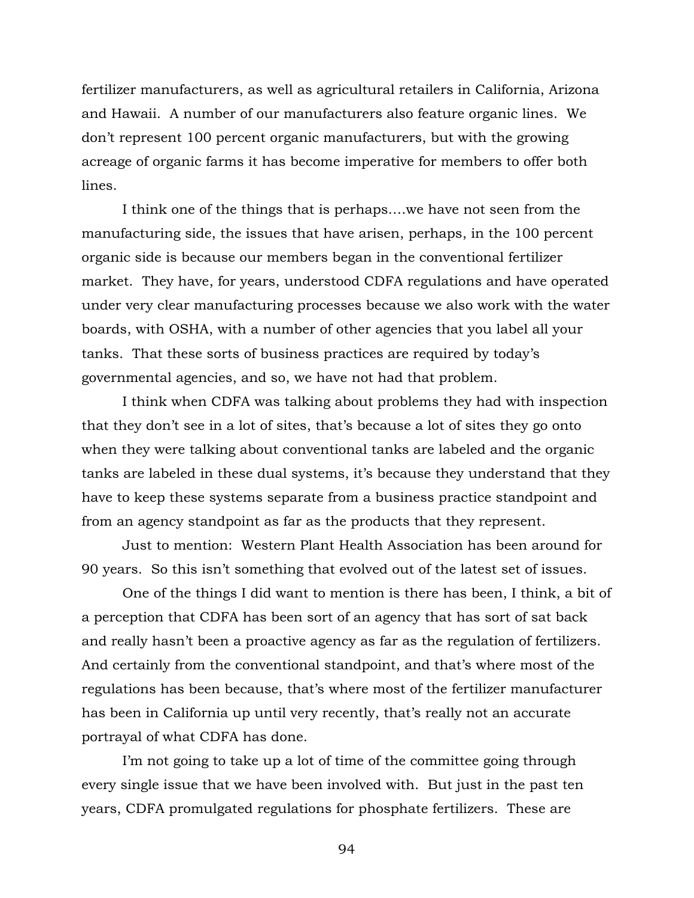fertilizer manufacturers, as well as agricultural retailers in California, Arizona and Hawaii. A number of our manufacturers also feature organic lines. We don't represent 100 percent organic manufacturers, but with the growing acreage of organic farms it has become imperative for members to offer both lines.

I think one of the things that is perhaps….we have not seen from the manufacturing side, the issues that have arisen, perhaps, in the 100 percent organic side is because our members began in the conventional fertilizer market. They have, for years, understood CDFA regulations and have operated under very clear manufacturing processes because we also work with the water boards, with OSHA, with a number of other agencies that you label all your tanks. That these sorts of business practices are required by today's governmental agencies, and so, we have not had that problem.

I think when CDFA was talking about problems they had with inspection that they don't see in a lot of sites, that's because a lot of sites they go onto when they were talking about conventional tanks are labeled and the organic tanks are labeled in these dual systems, it's because they understand that they have to keep these systems separate from a business practice standpoint and from an agency standpoint as far as the products that they represent.

Just to mention: Western Plant Health Association has been around for 90 years. So this isn't something that evolved out of the latest set of issues.

One of the things I did want to mention is there has been, I think, a bit of a perception that CDFA has been sort of an agency that has sort of sat back and really hasn't been a proactive agency as far as the regulation of fertilizers. And certainly from the conventional standpoint, and that's where most of the regulations has been because, that's where most of the fertilizer manufacturer has been in California up until very recently, that's really not an accurate portrayal of what CDFA has done.

I'm not going to take up a lot of time of the committee going through every single issue that we have been involved with. But just in the past ten years, CDFA promulgated regulations for phosphate fertilizers. These are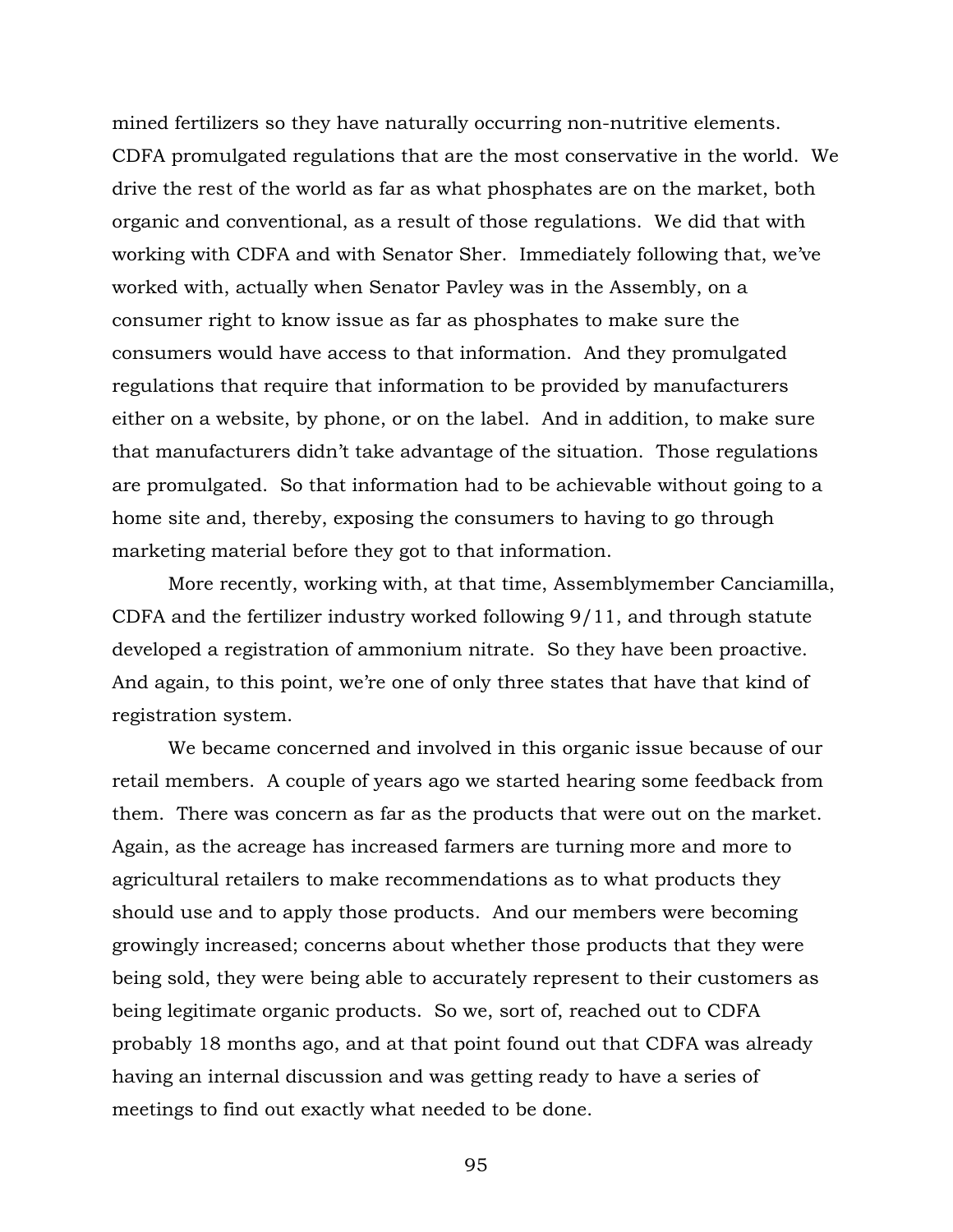mined fertilizers so they have naturally occurring non-nutritive elements. CDFA promulgated regulations that are the most conservative in the world. We drive the rest of the world as far as what phosphates are on the market, both organic and conventional, as a result of those regulations. We did that with working with CDFA and with Senator Sher. Immediately following that, we've worked with, actually when Senator Pavley was in the Assembly, on a consumer right to know issue as far as phosphates to make sure the consumers would have access to that information. And they promulgated regulations that require that information to be provided by manufacturers either on a website, by phone, or on the label. And in addition, to make sure that manufacturers didn't take advantage of the situation. Those regulations are promulgated. So that information had to be achievable without going to a home site and, thereby, exposing the consumers to having to go through marketing material before they got to that information.

More recently, working with, at that time, Assemblymember Canciamilla, CDFA and the fertilizer industry worked following 9/11, and through statute developed a registration of ammonium nitrate. So they have been proactive. And again, to this point, we're one of only three states that have that kind of registration system.

We became concerned and involved in this organic issue because of our retail members. A couple of years ago we started hearing some feedback from them. There was concern as far as the products that were out on the market. Again, as the acreage has increased farmers are turning more and more to agricultural retailers to make recommendations as to what products they should use and to apply those products. And our members were becoming growingly increased; concerns about whether those products that they were being sold, they were being able to accurately represent to their customers as being legitimate organic products. So we, sort of, reached out to CDFA probably 18 months ago, and at that point found out that CDFA was already having an internal discussion and was getting ready to have a series of meetings to find out exactly what needed to be done.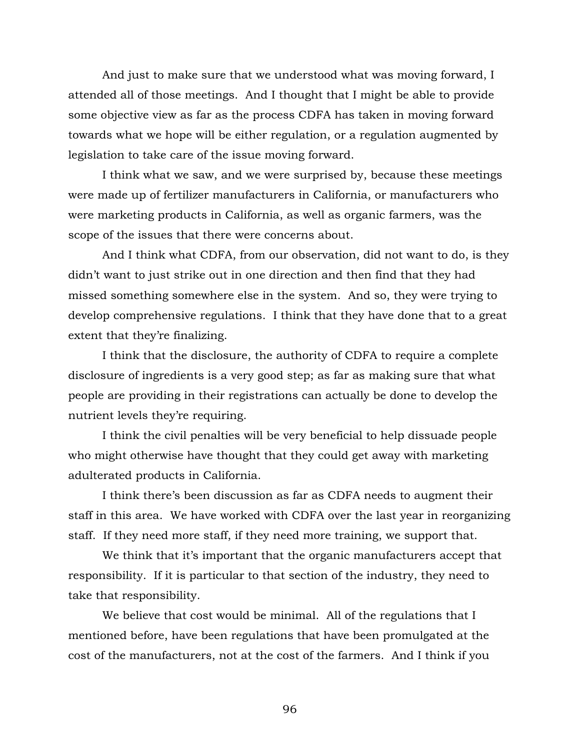And just to make sure that we understood what was moving forward, I attended all of those meetings. And I thought that I might be able to provide some objective view as far as the process CDFA has taken in moving forward towards what we hope will be either regulation, or a regulation augmented by legislation to take care of the issue moving forward.

I think what we saw, and we were surprised by, because these meetings were made up of fertilizer manufacturers in California, or manufacturers who were marketing products in California, as well as organic farmers, was the scope of the issues that there were concerns about.

And I think what CDFA, from our observation, did not want to do, is they didn't want to just strike out in one direction and then find that they had missed something somewhere else in the system. And so, they were trying to develop comprehensive regulations. I think that they have done that to a great extent that they're finalizing.

I think that the disclosure, the authority of CDFA to require a complete disclosure of ingredients is a very good step; as far as making sure that what people are providing in their registrations can actually be done to develop the nutrient levels they're requiring.

I think the civil penalties will be very beneficial to help dissuade people who might otherwise have thought that they could get away with marketing adulterated products in California.

I think there's been discussion as far as CDFA needs to augment their staff in this area. We have worked with CDFA over the last year in reorganizing staff. If they need more staff, if they need more training, we support that.

We think that it's important that the organic manufacturers accept that responsibility. If it is particular to that section of the industry, they need to take that responsibility.

We believe that cost would be minimal. All of the regulations that I mentioned before, have been regulations that have been promulgated at the cost of the manufacturers, not at the cost of the farmers. And I think if you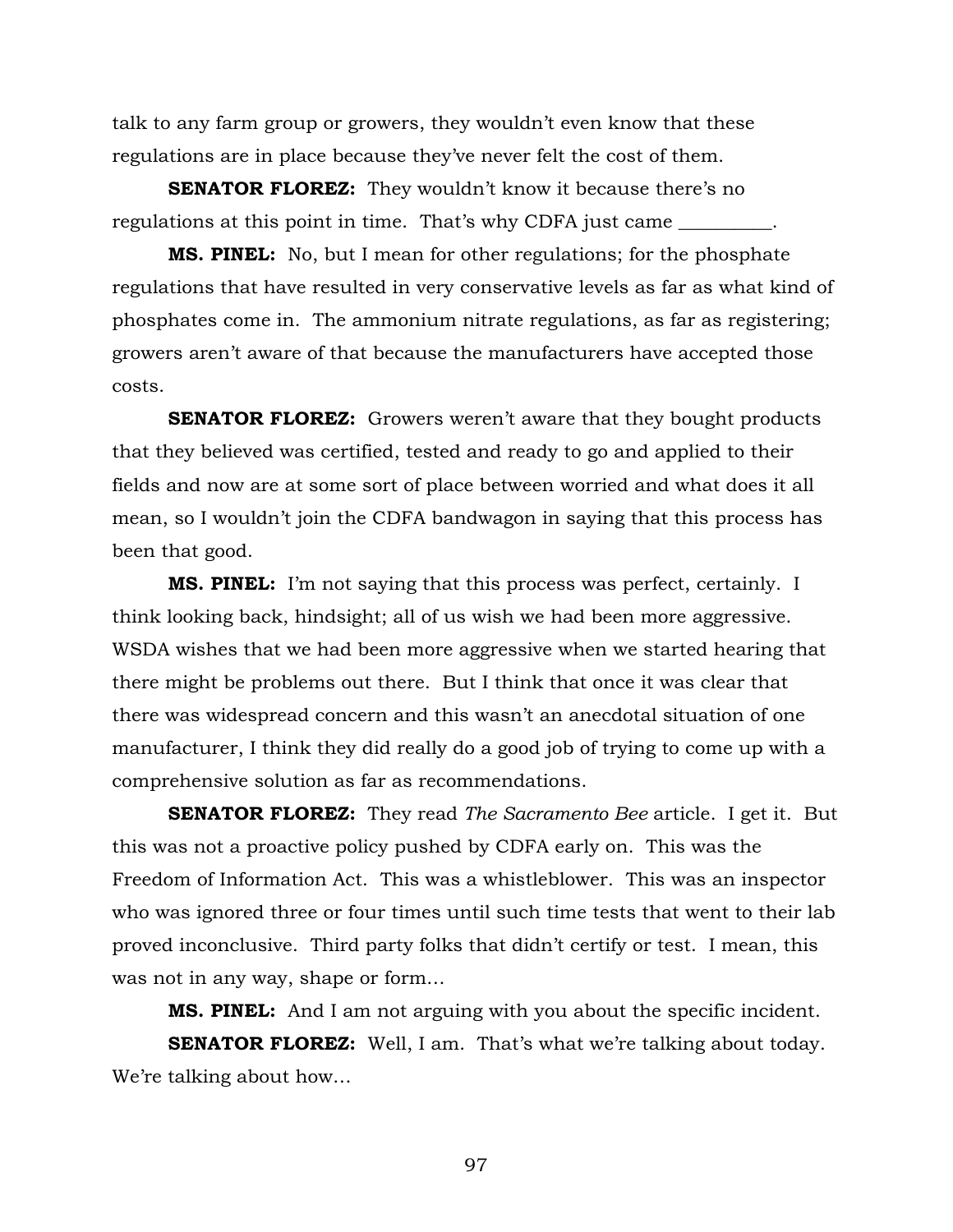talk to any farm group or growers, they wouldn't even know that these regulations are in place because they've never felt the cost of them.

**SENATOR FLOREZ:** They wouldn't know it because there's no regulations at this point in time. That's why CDFA just came __________.

**MS. PINEL:** No, but I mean for other regulations; for the phosphate regulations that have resulted in very conservative levels as far as what kind of phosphates come in. The ammonium nitrate regulations, as far as registering; growers aren't aware of that because the manufacturers have accepted those costs.

**SENATOR FLOREZ:** Growers weren't aware that they bought products that they believed was certified, tested and ready to go and applied to their fields and now are at some sort of place between worried and what does it all mean, so I wouldn't join the CDFA bandwagon in saying that this process has been that good.

**MS. PINEL:** I'm not saying that this process was perfect, certainly. I think looking back, hindsight; all of us wish we had been more aggressive. WSDA wishes that we had been more aggressive when we started hearing that there might be problems out there. But I think that once it was clear that there was widespread concern and this wasn't an anecdotal situation of one manufacturer, I think they did really do a good job of trying to come up with a comprehensive solution as far as recommendations.

**SENATOR FLOREZ:** They read *The Sacramento Bee* article. I get it. But this was not a proactive policy pushed by CDFA early on. This was the Freedom of Information Act. This was a whistleblower. This was an inspector who was ignored three or four times until such time tests that went to their lab proved inconclusive. Third party folks that didn't certify or test. I mean, this was not in any way, shape or form…

**MS. PINEL:** And I am not arguing with you about the specific incident.

**SENATOR FLOREZ:** Well, I am. That's what we're talking about today. We're talking about how…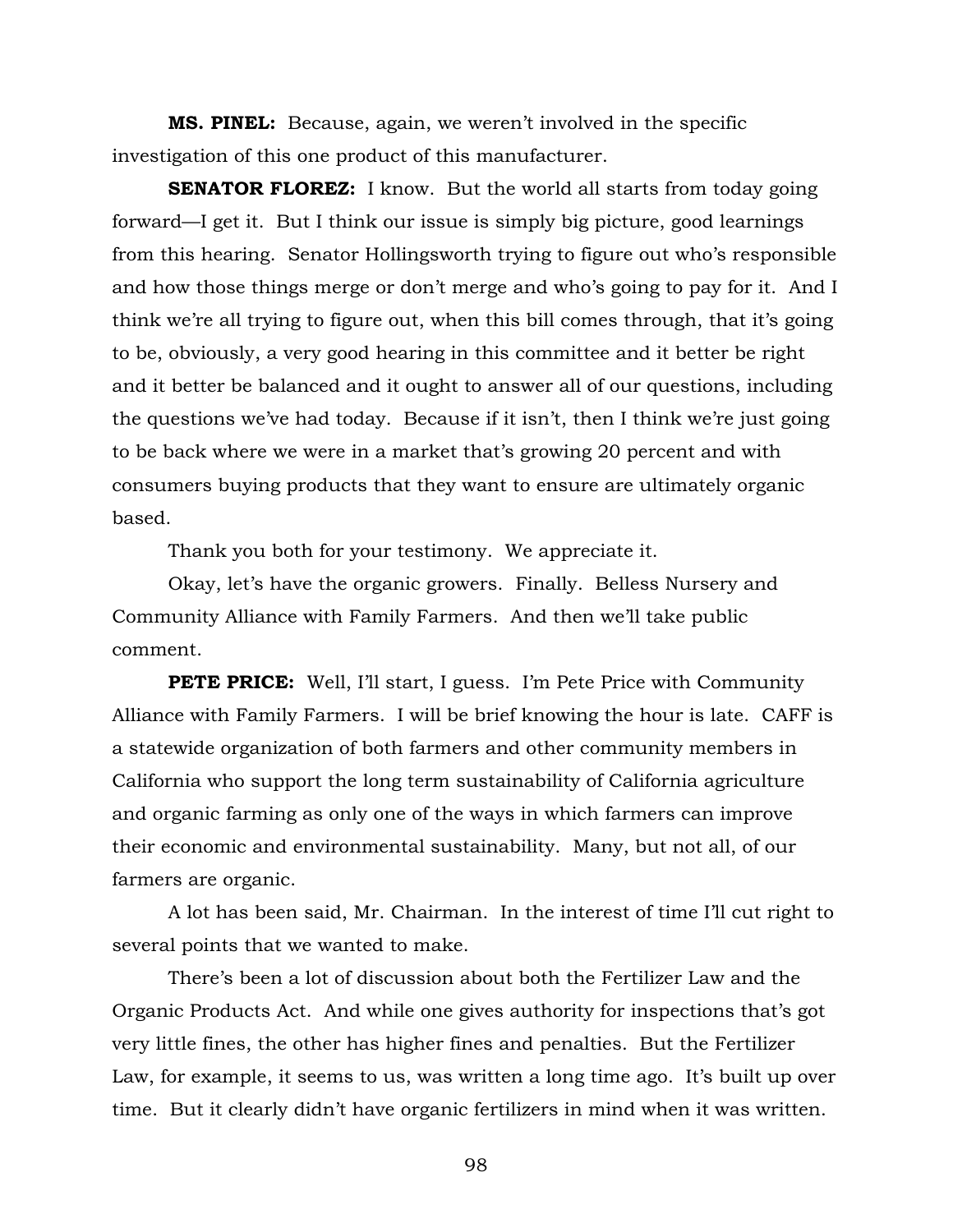**MS. PINEL:** Because, again, we weren't involved in the specific investigation of this one product of this manufacturer.

**SENATOR FLOREZ:** I know. But the world all starts from today going forward—I get it. But I think our issue is simply big picture, good learnings from this hearing. Senator Hollingsworth trying to figure out who's responsible and how those things merge or don't merge and who's going to pay for it. And I think we're all trying to figure out, when this bill comes through, that it's going to be, obviously, a very good hearing in this committee and it better be right and it better be balanced and it ought to answer all of our questions, including the questions we've had today. Because if it isn't, then I think we're just going to be back where we were in a market that's growing 20 percent and with consumers buying products that they want to ensure are ultimately organic based.

Thank you both for your testimony. We appreciate it.

Okay, let's have the organic growers. Finally. Belless Nursery and Community Alliance with Family Farmers. And then we'll take public comment.

**PETE PRICE:** Well, I'll start, I guess. I'm Pete Price with Community Alliance with Family Farmers. I will be brief knowing the hour is late. CAFF is a statewide organization of both farmers and other community members in California who support the long term sustainability of California agriculture and organic farming as only one of the ways in which farmers can improve their economic and environmental sustainability. Many, but not all, of our farmers are organic.

A lot has been said, Mr. Chairman. In the interest of time I'll cut right to several points that we wanted to make.

There's been a lot of discussion about both the Fertilizer Law and the Organic Products Act. And while one gives authority for inspections that's got very little fines, the other has higher fines and penalties. But the Fertilizer Law, for example, it seems to us, was written a long time ago. It's built up over time. But it clearly didn't have organic fertilizers in mind when it was written.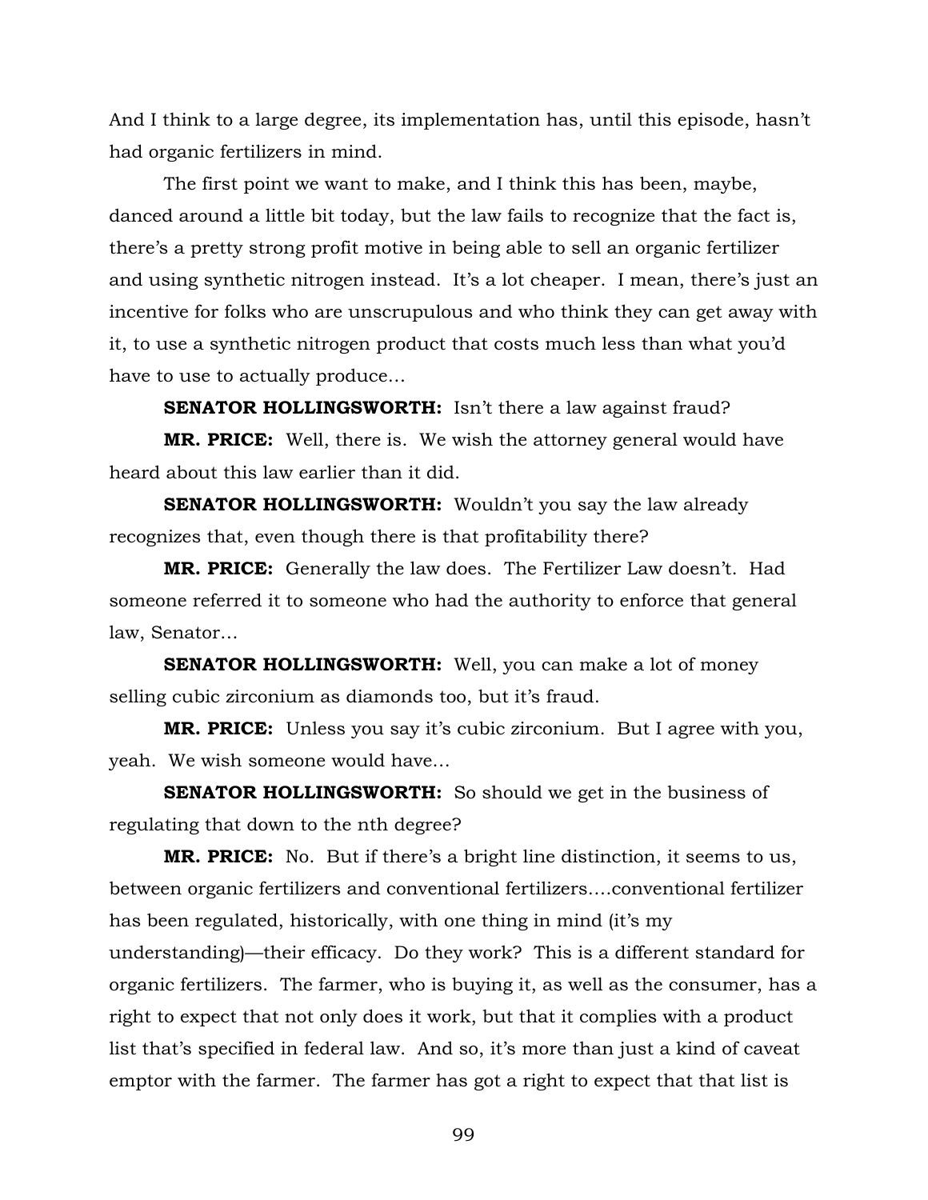And I think to a large degree, its implementation has, until this episode, hasn't had organic fertilizers in mind.

The first point we want to make, and I think this has been, maybe, danced around a little bit today, but the law fails to recognize that the fact is, there's a pretty strong profit motive in being able to sell an organic fertilizer and using synthetic nitrogen instead. It's a lot cheaper. I mean, there's just an incentive for folks who are unscrupulous and who think they can get away with it, to use a synthetic nitrogen product that costs much less than what you'd have to use to actually produce…

**SENATOR HOLLINGSWORTH:** Isn't there a law against fraud?

**MR. PRICE:** Well, there is. We wish the attorney general would have heard about this law earlier than it did.

**SENATOR HOLLINGSWORTH:** Wouldn't you say the law already recognizes that, even though there is that profitability there?

**MR. PRICE:** Generally the law does. The Fertilizer Law doesn't. Had someone referred it to someone who had the authority to enforce that general law, Senator…

**SENATOR HOLLINGSWORTH:** Well, you can make a lot of money selling cubic zirconium as diamonds too, but it's fraud.

**MR. PRICE:** Unless you say it's cubic zirconium. But I agree with you, yeah. We wish someone would have…

**SENATOR HOLLINGSWORTH:** So should we get in the business of regulating that down to the nth degree?

**MR. PRICE:** No. But if there's a bright line distinction, it seems to us, between organic fertilizers and conventional fertilizers….conventional fertilizer has been regulated, historically, with one thing in mind (it's my understanding)—their efficacy. Do they work? This is a different standard for organic fertilizers. The farmer, who is buying it, as well as the consumer, has a right to expect that not only does it work, but that it complies with a product list that's specified in federal law. And so, it's more than just a kind of caveat emptor with the farmer. The farmer has got a right to expect that that list is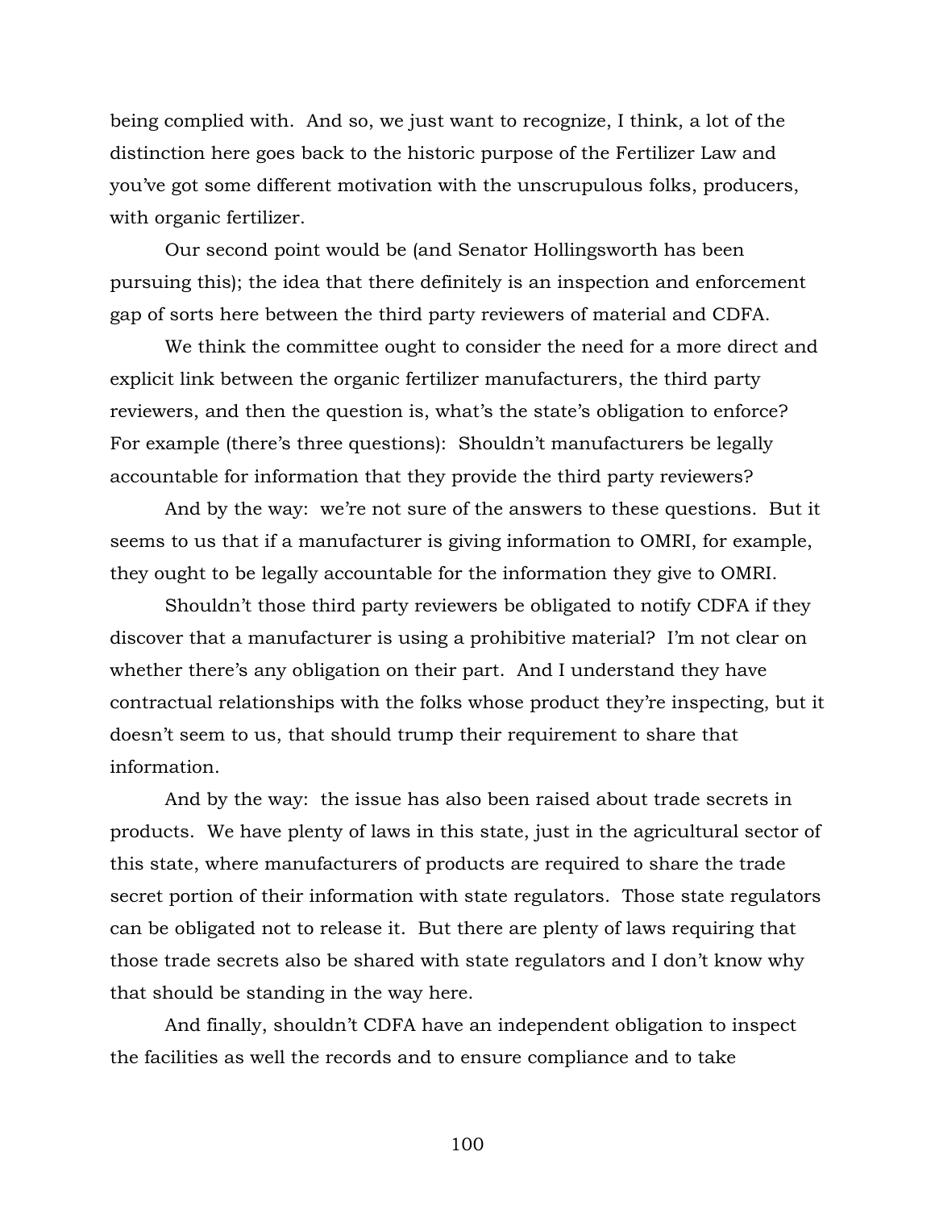being complied with. And so, we just want to recognize, I think, a lot of the distinction here goes back to the historic purpose of the Fertilizer Law and you've got some different motivation with the unscrupulous folks, producers, with organic fertilizer.

Our second point would be (and Senator Hollingsworth has been pursuing this); the idea that there definitely is an inspection and enforcement gap of sorts here between the third party reviewers of material and CDFA.

We think the committee ought to consider the need for a more direct and explicit link between the organic fertilizer manufacturers, the third party reviewers, and then the question is, what's the state's obligation to enforce? For example (there's three questions): Shouldn't manufacturers be legally accountable for information that they provide the third party reviewers?

And by the way: we're not sure of the answers to these questions. But it seems to us that if a manufacturer is giving information to OMRI, for example, they ought to be legally accountable for the information they give to OMRI.

Shouldn't those third party reviewers be obligated to notify CDFA if they discover that a manufacturer is using a prohibitive material? I'm not clear on whether there's any obligation on their part. And I understand they have contractual relationships with the folks whose product they're inspecting, but it doesn't seem to us, that should trump their requirement to share that information.

And by the way: the issue has also been raised about trade secrets in products. We have plenty of laws in this state, just in the agricultural sector of this state, where manufacturers of products are required to share the trade secret portion of their information with state regulators. Those state regulators can be obligated not to release it. But there are plenty of laws requiring that those trade secrets also be shared with state regulators and I don't know why that should be standing in the way here.

And finally, shouldn't CDFA have an independent obligation to inspect the facilities as well the records and to ensure compliance and to take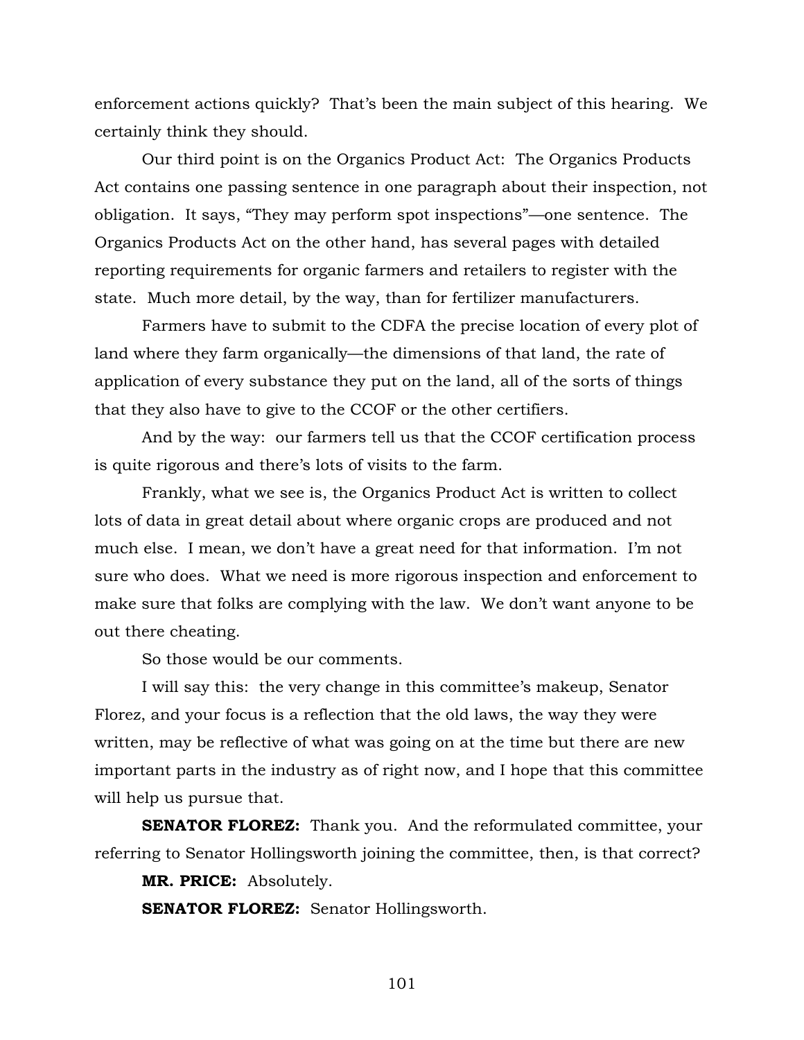enforcement actions quickly? That's been the main subject of this hearing. We certainly think they should.

Our third point is on the Organics Product Act: The Organics Products Act contains one passing sentence in one paragraph about their inspection, not obligation. It says, "They may perform spot inspections"—one sentence. The Organics Products Act on the other hand, has several pages with detailed reporting requirements for organic farmers and retailers to register with the state. Much more detail, by the way, than for fertilizer manufacturers.

Farmers have to submit to the CDFA the precise location of every plot of land where they farm organically—the dimensions of that land, the rate of application of every substance they put on the land, all of the sorts of things that they also have to give to the CCOF or the other certifiers.

And by the way: our farmers tell us that the CCOF certification process is quite rigorous and there's lots of visits to the farm.

Frankly, what we see is, the Organics Product Act is written to collect lots of data in great detail about where organic crops are produced and not much else. I mean, we don't have a great need for that information. I'm not sure who does. What we need is more rigorous inspection and enforcement to make sure that folks are complying with the law. We don't want anyone to be out there cheating.

So those would be our comments.

I will say this: the very change in this committee's makeup, Senator Florez, and your focus is a reflection that the old laws, the way they were written, may be reflective of what was going on at the time but there are new important parts in the industry as of right now, and I hope that this committee will help us pursue that.

**SENATOR FLOREZ:** Thank you. And the reformulated committee, your referring to Senator Hollingsworth joining the committee, then, is that correct?

**MR. PRICE:** Absolutely.

**SENATOR FLOREZ:** Senator Hollingsworth.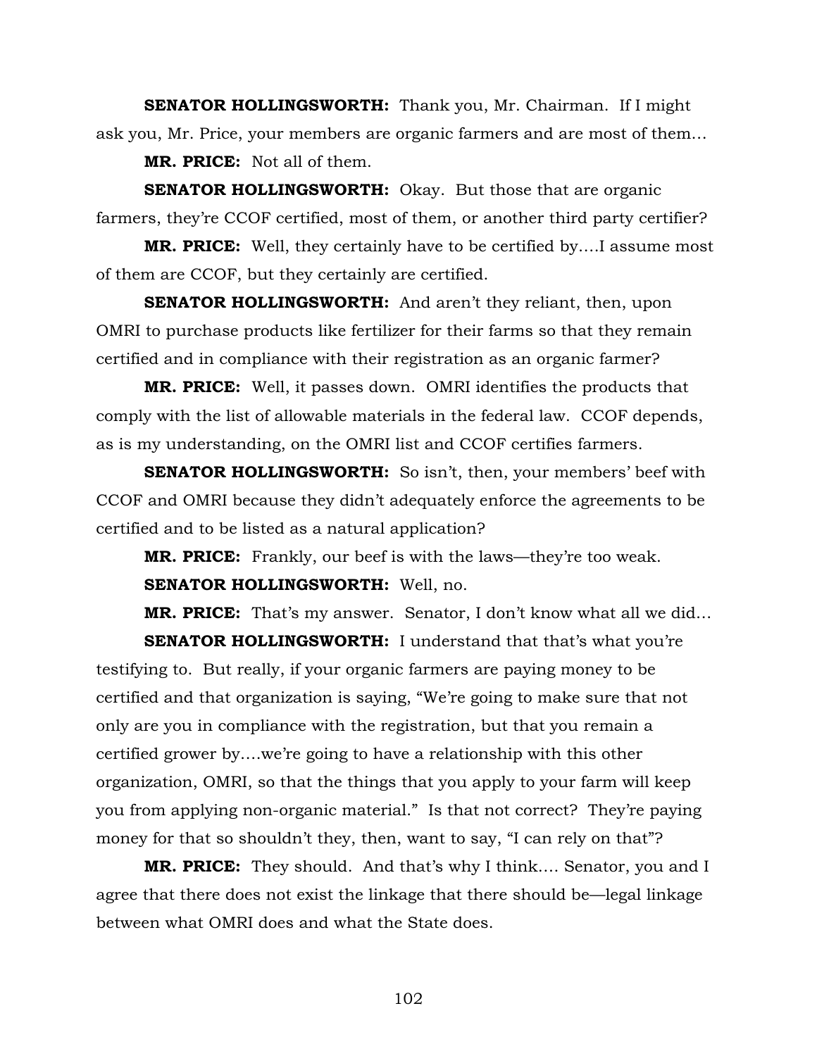**SENATOR HOLLINGSWORTH:** Thank you, Mr. Chairman. If I might ask you, Mr. Price, your members are organic farmers and are most of them…

**MR. PRICE:** Not all of them.

**SENATOR HOLLINGSWORTH:** Okay. But those that are organic farmers, they're CCOF certified, most of them, or another third party certifier?

**MR. PRICE:** Well, they certainly have to be certified by….I assume most of them are CCOF, but they certainly are certified.

**SENATOR HOLLINGSWORTH:** And aren't they reliant, then, upon OMRI to purchase products like fertilizer for their farms so that they remain certified and in compliance with their registration as an organic farmer?

**MR. PRICE:** Well, it passes down. OMRI identifies the products that comply with the list of allowable materials in the federal law. CCOF depends, as is my understanding, on the OMRI list and CCOF certifies farmers.

**SENATOR HOLLINGSWORTH:** So isn't, then, your members' beef with CCOF and OMRI because they didn't adequately enforce the agreements to be certified and to be listed as a natural application?

**MR. PRICE:** Frankly, our beef is with the laws—they're too weak.

**SENATOR HOLLINGSWORTH:** Well, no.

**MR. PRICE:** That's my answer. Senator, I don't know what all we did…

**SENATOR HOLLINGSWORTH:** I understand that that's what you're testifying to. But really, if your organic farmers are paying money to be certified and that organization is saying, "We're going to make sure that not only are you in compliance with the registration, but that you remain a certified grower by….we're going to have a relationship with this other organization, OMRI, so that the things that you apply to your farm will keep you from applying non-organic material." Is that not correct? They're paying money for that so shouldn't they, then, want to say, "I can rely on that"?

**MR. PRICE:** They should. And that's why I think…. Senator, you and I agree that there does not exist the linkage that there should be—legal linkage between what OMRI does and what the State does.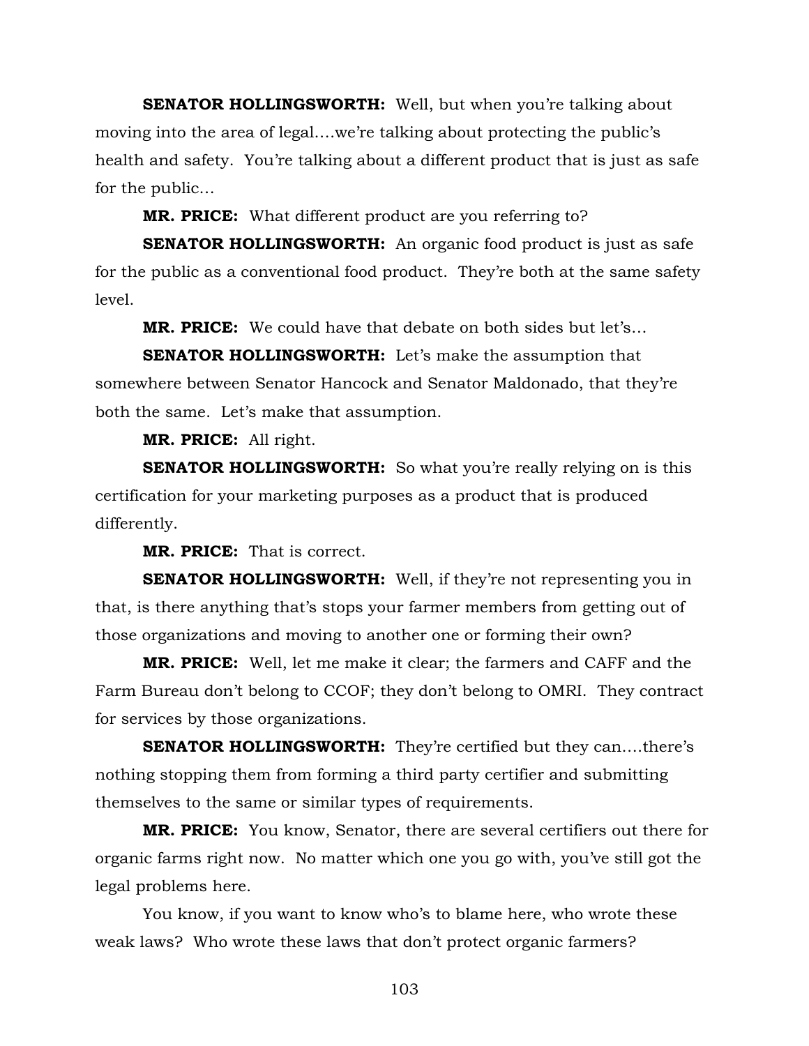**SENATOR HOLLINGSWORTH:** Well, but when you're talking about moving into the area of legal….we're talking about protecting the public's health and safety. You're talking about a different product that is just as safe for the public…

**MR. PRICE:** What different product are you referring to?

**SENATOR HOLLINGSWORTH:** An organic food product is just as safe for the public as a conventional food product. They're both at the same safety level.

**MR. PRICE:** We could have that debate on both sides but let's…

**SENATOR HOLLINGSWORTH:** Let's make the assumption that somewhere between Senator Hancock and Senator Maldonado, that they're both the same. Let's make that assumption.

**MR. PRICE:** All right.

**SENATOR HOLLINGSWORTH:** So what you're really relying on is this certification for your marketing purposes as a product that is produced differently.

**MR. PRICE:** That is correct.

**SENATOR HOLLINGSWORTH:** Well, if they're not representing you in that, is there anything that's stops your farmer members from getting out of those organizations and moving to another one or forming their own?

**MR. PRICE:** Well, let me make it clear; the farmers and CAFF and the Farm Bureau don't belong to CCOF; they don't belong to OMRI. They contract for services by those organizations.

**SENATOR HOLLINGSWORTH:** They're certified but they can….there's nothing stopping them from forming a third party certifier and submitting themselves to the same or similar types of requirements.

**MR. PRICE:** You know, Senator, there are several certifiers out there for organic farms right now. No matter which one you go with, you've still got the legal problems here.

You know, if you want to know who's to blame here, who wrote these weak laws? Who wrote these laws that don't protect organic farmers?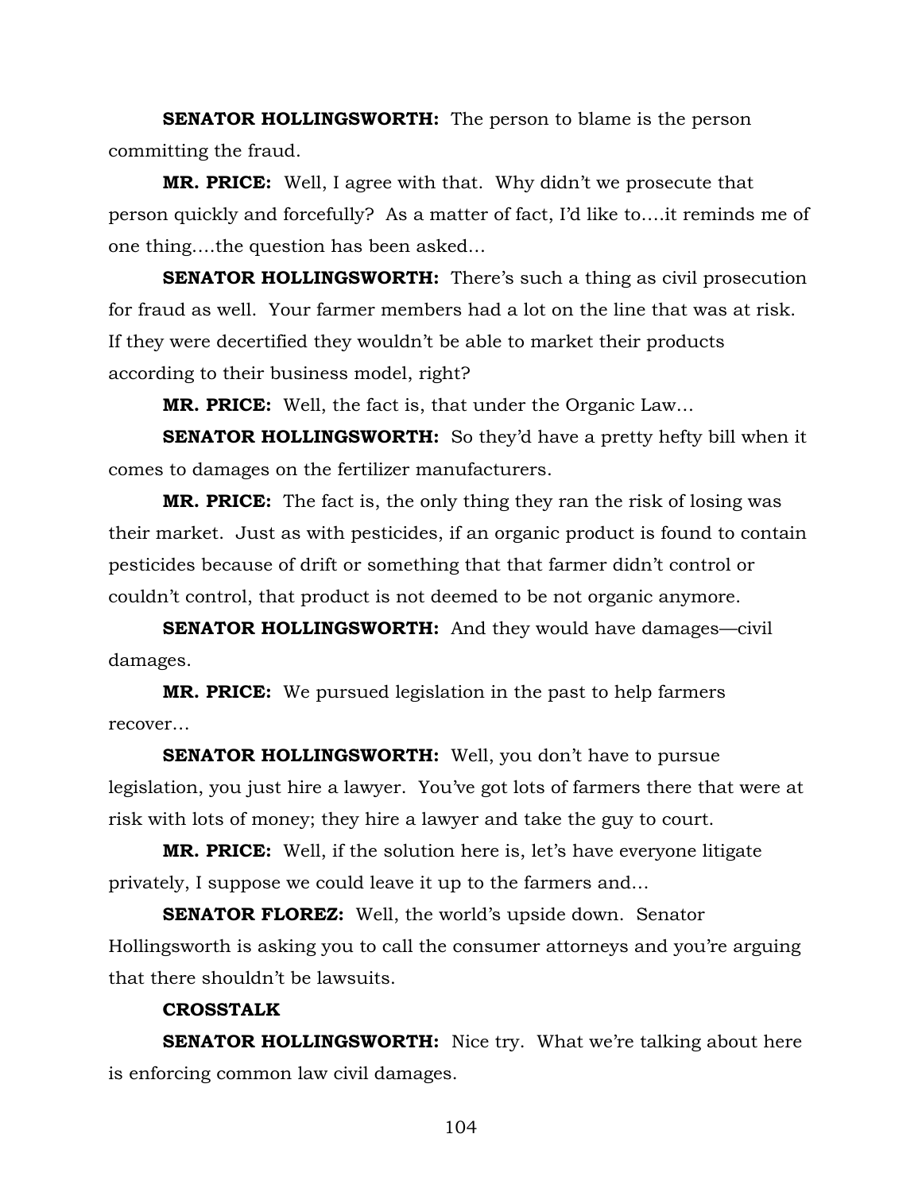**SENATOR HOLLINGSWORTH:** The person to blame is the person committing the fraud.

**MR. PRICE:** Well, I agree with that. Why didn't we prosecute that person quickly and forcefully? As a matter of fact, I'd like to….it reminds me of one thing….the question has been asked…

**SENATOR HOLLINGSWORTH:** There's such a thing as civil prosecution for fraud as well. Your farmer members had a lot on the line that was at risk. If they were decertified they wouldn't be able to market their products according to their business model, right?

**MR. PRICE:** Well, the fact is, that under the Organic Law…

**SENATOR HOLLINGSWORTH:** So they'd have a pretty hefty bill when it comes to damages on the fertilizer manufacturers.

**MR. PRICE:** The fact is, the only thing they ran the risk of losing was their market. Just as with pesticides, if an organic product is found to contain pesticides because of drift or something that that farmer didn't control or couldn't control, that product is not deemed to be not organic anymore.

**SENATOR HOLLINGSWORTH:** And they would have damages—civil damages.

**MR. PRICE:** We pursued legislation in the past to help farmers recover…

**SENATOR HOLLINGSWORTH:** Well, you don't have to pursue legislation, you just hire a lawyer. You've got lots of farmers there that were at risk with lots of money; they hire a lawyer and take the guy to court.

**MR. PRICE:** Well, if the solution here is, let's have everyone litigate privately, I suppose we could leave it up to the farmers and…

**SENATOR FLOREZ:** Well, the world's upside down. Senator Hollingsworth is asking you to call the consumer attorneys and you're arguing that there shouldn't be lawsuits.

**CROSSTALK**

**SENATOR HOLLINGSWORTH:** Nice try. What we're talking about here is enforcing common law civil damages.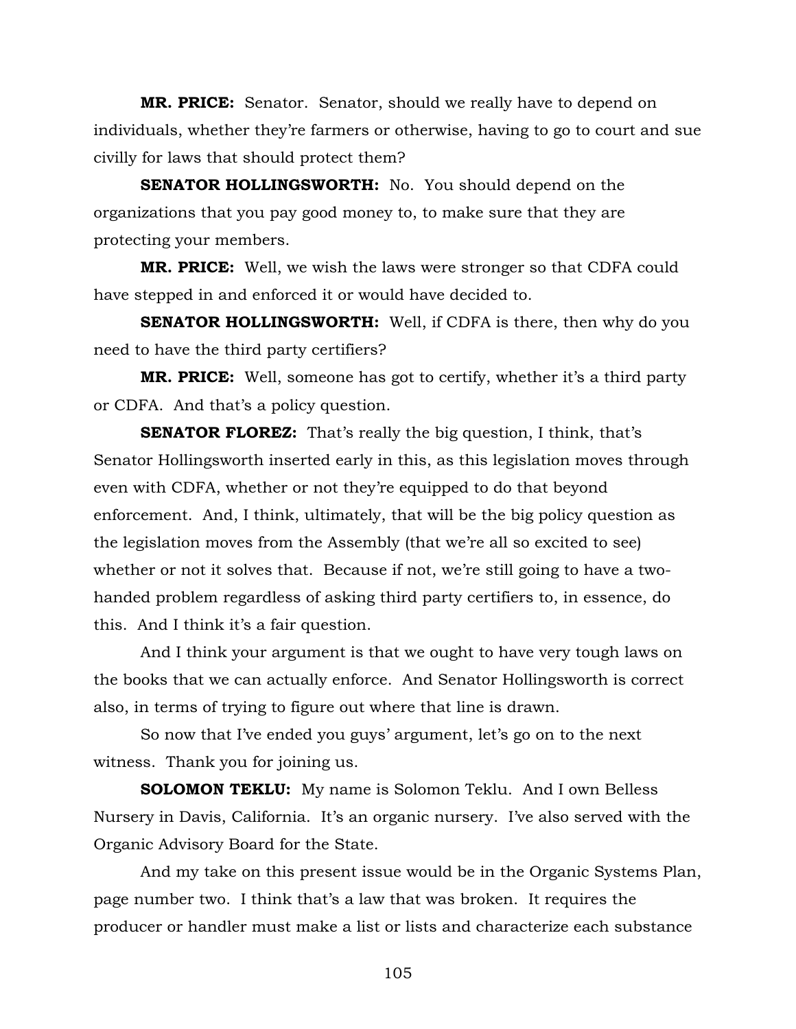**MR. PRICE:** Senator. Senator, should we really have to depend on individuals, whether they're farmers or otherwise, having to go to court and sue civilly for laws that should protect them?

**SENATOR HOLLINGSWORTH:** No. You should depend on the organizations that you pay good money to, to make sure that they are protecting your members.

**MR. PRICE:** Well, we wish the laws were stronger so that CDFA could have stepped in and enforced it or would have decided to.

**SENATOR HOLLINGSWORTH:** Well, if CDFA is there, then why do you need to have the third party certifiers?

**MR. PRICE:** Well, someone has got to certify, whether it's a third party or CDFA. And that's a policy question.

**SENATOR FLOREZ:** That's really the big question, I think, that's Senator Hollingsworth inserted early in this, as this legislation moves through even with CDFA, whether or not they're equipped to do that beyond enforcement. And, I think, ultimately, that will be the big policy question as the legislation moves from the Assembly (that we're all so excited to see) whether or not it solves that. Because if not, we're still going to have a two-handed problem regardless of asking third party certifiers to, in essence, do this. And I think it's a fair question.

And I think your argument is that we ought to have very tough laws on the books that we can actually enforce. And Senator Hollingsworth is correct also, in terms of trying to figure out where that line is drawn.

So now that I've ended you guys' argument, let's go on to the next witness. Thank you for joining us.

**SOLOMON TEKLU:** My name is Solomon Teklu. And I own Belless Nursery in Davis, California. It's an organic nursery. I've also served with the Organic Advisory Board for the State.

And my take on this present issue would be in the Organic Systems Plan, page number two. I think that's a law that was broken. It requires the producer or handler must make a list or lists and characterize each substance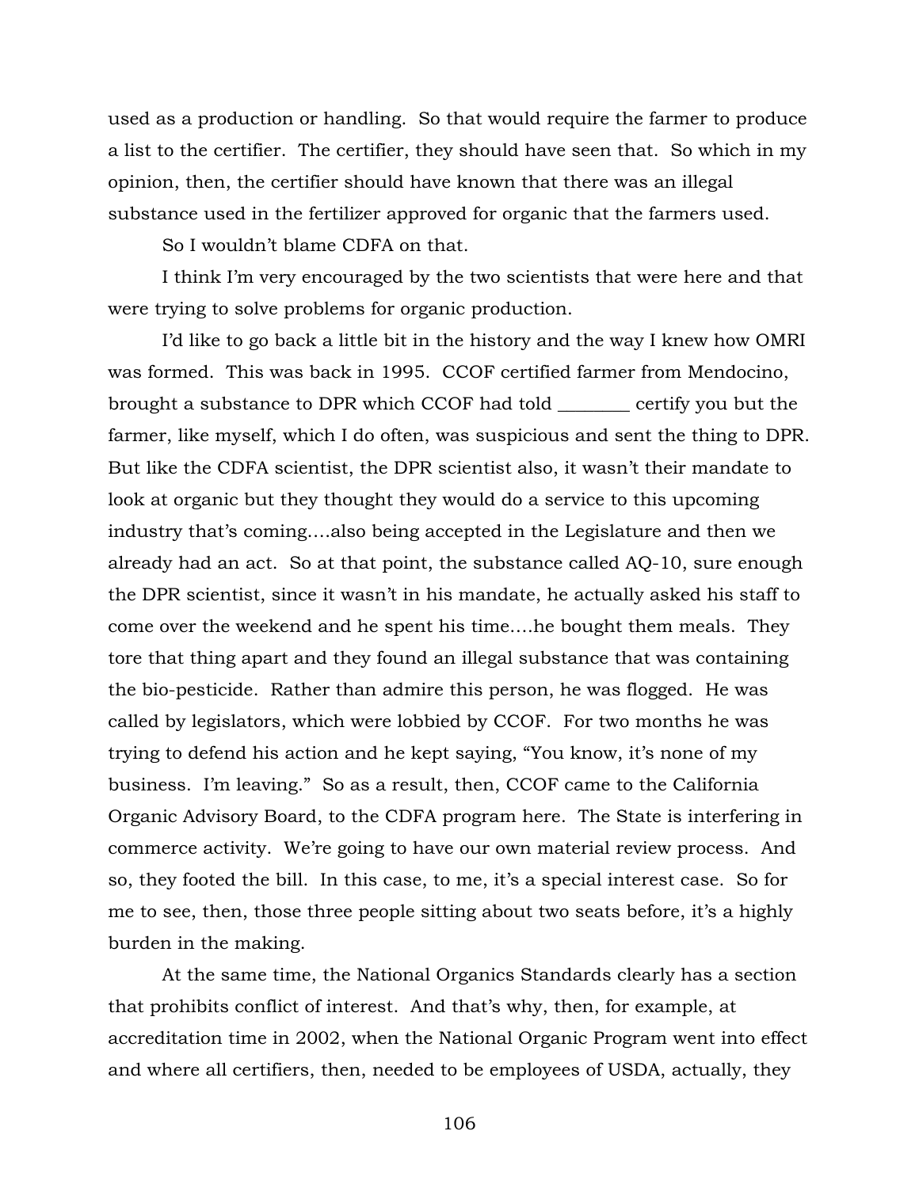used as a production or handling. So that would require the farmer to produce a list to the certifier. The certifier, they should have seen that. So which in my opinion, then, the certifier should have known that there was an illegal substance used in the fertilizer approved for organic that the farmers used.

So I wouldn't blame CDFA on that.

I think I'm very encouraged by the two scientists that were here and that were trying to solve problems for organic production.

I'd like to go back a little bit in the history and the way I knew how OMRI was formed. This was back in 1995. CCOF certified farmer from Mendocino, brought a substance to DPR which CCOF had told ________ certify you but the farmer, like myself, which I do often, was suspicious and sent the thing to DPR. But like the CDFA scientist, the DPR scientist also, it wasn't their mandate to look at organic but they thought they would do a service to this upcoming industry that's coming….also being accepted in the Legislature and then we already had an act. So at that point, the substance called AQ-10, sure enough the DPR scientist, since it wasn't in his mandate, he actually asked his staff to come over the weekend and he spent his time….he bought them meals. They tore that thing apart and they found an illegal substance that was containing the bio-pesticide. Rather than admire this person, he was flogged. He was called by legislators, which were lobbied by CCOF. For two months he was trying to defend his action and he kept saying, "You know, it's none of my business. I'm leaving." So as a result, then, CCOF came to the California Organic Advisory Board, to the CDFA program here. The State is interfering in commerce activity. We're going to have our own material review process. And so, they footed the bill. In this case, to me, it's a special interest case. So for me to see, then, those three people sitting about two seats before, it's a highly burden in the making.

At the same time, the National Organics Standards clearly has a section that prohibits conflict of interest. And that's why, then, for example, at accreditation time in 2002, when the National Organic Program went into effect and where all certifiers, then, needed to be employees of USDA, actually, they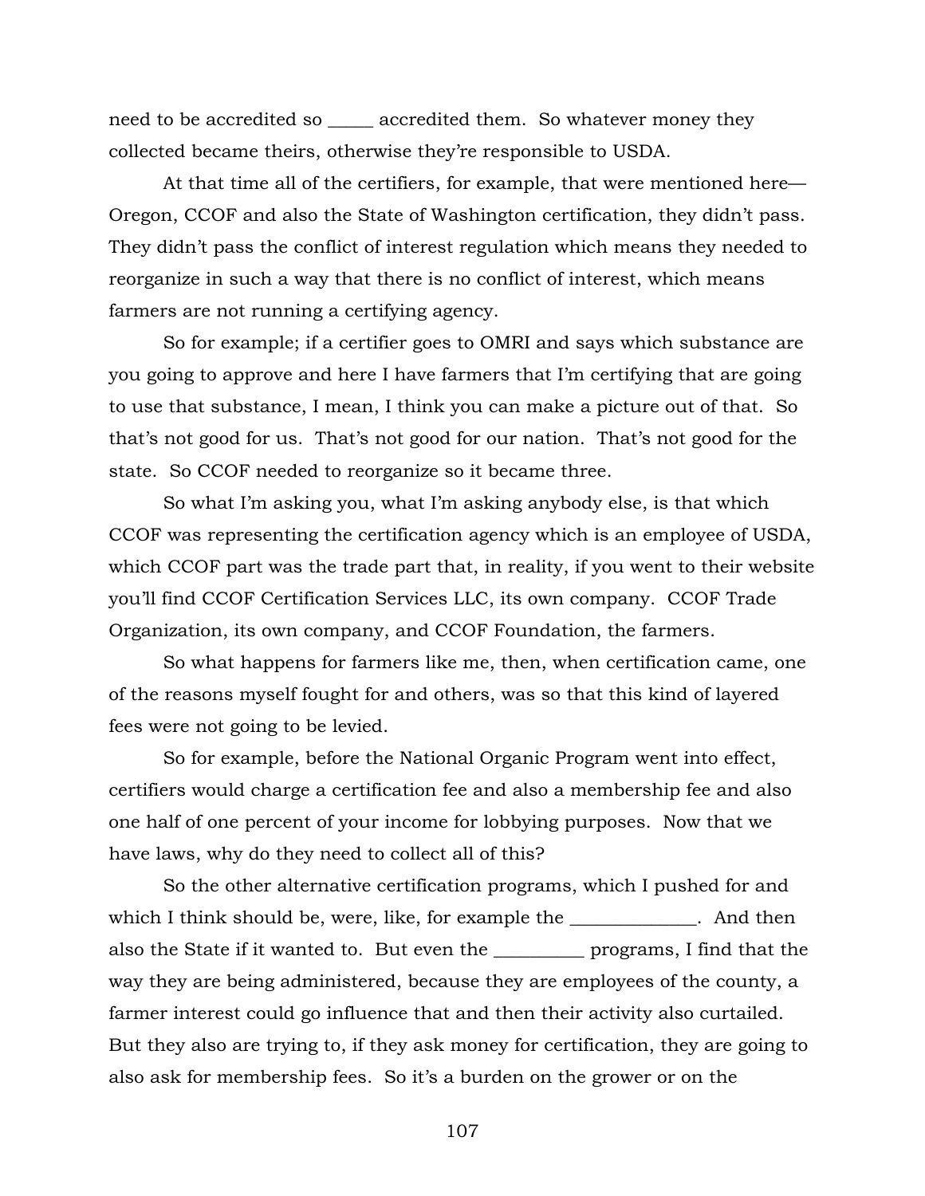need to be accredited so _____ accredited them. So whatever money they collected became theirs, otherwise they're responsible to USDA.

At that time all of the certifiers, for example, that were mentioned here—Oregon, CCOF and also the State of Washington certification, they didn't pass. They didn't pass the conflict of interest regulation which means they needed to reorganize in such a way that there is no conflict of interest, which means farmers are not running a certifying agency.

So for example; if a certifier goes to OMRI and says which substance are you going to approve and here I have farmers that I'm certifying that are going to use that substance, I mean, I think you can make a picture out of that. So that's not good for us. That's not good for our nation. That's not good for the state. So CCOF needed to reorganize so it became three.

So what I'm asking you, what I'm asking anybody else, is that which CCOF was representing the certification agency which is an employee of USDA, which CCOF part was the trade part that, in reality, if you went to their website you'll find CCOF Certification Services LLC, its own company. CCOF Trade Organization, its own company, and CCOF Foundation, the farmers.

So what happens for farmers like me, then, when certification came, one of the reasons myself fought for and others, was so that this kind of layered fees were not going to be levied.

So for example, before the National Organic Program went into effect, certifiers would charge a certification fee and also a membership fee and also one half of one percent of your income for lobbying purposes. Now that we have laws, why do they need to collect all of this?

So the other alternative certification programs, which I pushed for and which I think should be, were, like, for example the ______________. And then also the State if it wanted to. But even the __________ programs, I find that the way they are being administered, because they are employees of the county, a farmer interest could go influence that and then their activity also curtailed. But they also are trying to, if they ask money for certification, they are going to also ask for membership fees. So it's a burden on the grower or on the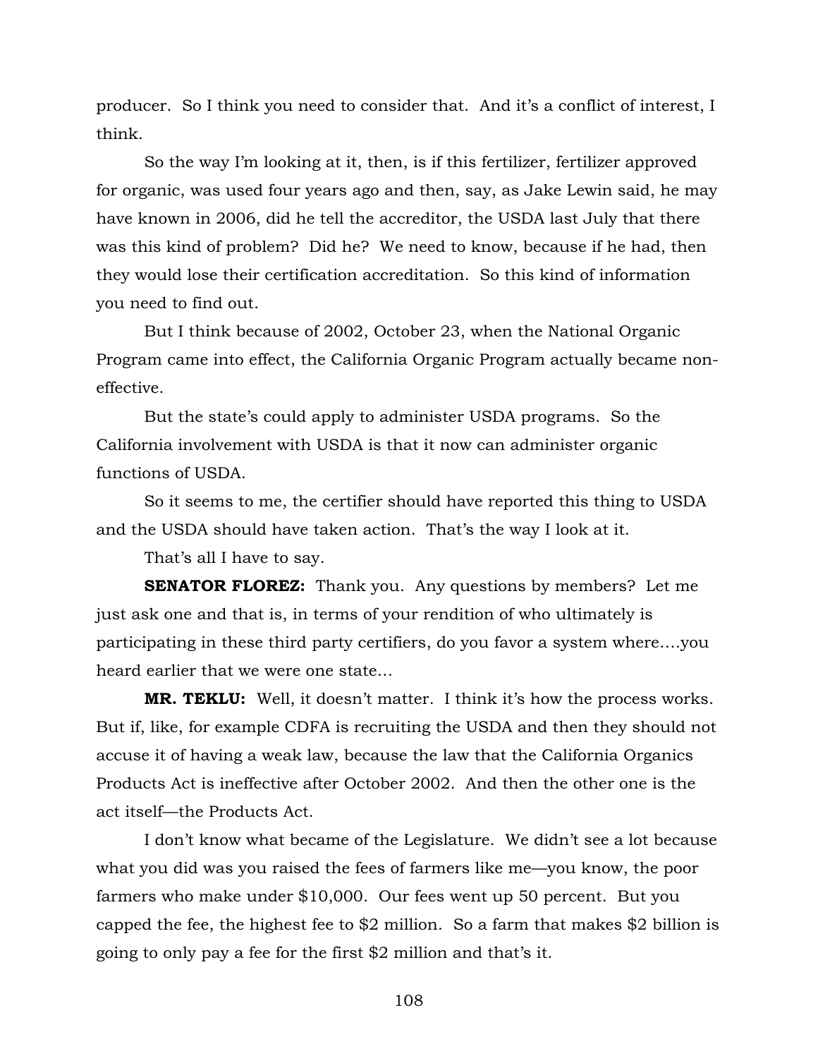producer. So I think you need to consider that. And it's a conflict of interest, I think.

So the way I'm looking at it, then, is if this fertilizer, fertilizer approved for organic, was used four years ago and then, say, as Jake Lewin said, he may have known in 2006, did he tell the accreditor, the USDA last July that there was this kind of problem? Did he? We need to know, because if he had, then they would lose their certification accreditation. So this kind of information you need to find out.

But I think because of 2002, October 23, when the National Organic Program came into effect, the California Organic Program actually became non-effective.

But the state's could apply to administer USDA programs. So the California involvement with USDA is that it now can administer organic functions of USDA.

So it seems to me, the certifier should have reported this thing to USDA and the USDA should have taken action. That's the way I look at it.

That's all I have to say.

**SENATOR FLOREZ:** Thank you. Any questions by members? Let me just ask one and that is, in terms of your rendition of who ultimately is participating in these third party certifiers, do you favor a system where….you heard earlier that we were one state…

**MR. TEKLU:** Well, it doesn't matter. I think it's how the process works. But if, like, for example CDFA is recruiting the USDA and then they should not accuse it of having a weak law, because the law that the California Organics Products Act is ineffective after October 2002. And then the other one is the act itself—the Products Act.

I don't know what became of the Legislature. We didn't see a lot because what you did was you raised the fees of farmers like me—you know, the poor farmers who make under $10,000. Our fees went up 50 percent. But you capped the fee, the highest fee to $2 million. So a farm that makes $2 billion is going to only pay a fee for the first $2 million and that's it.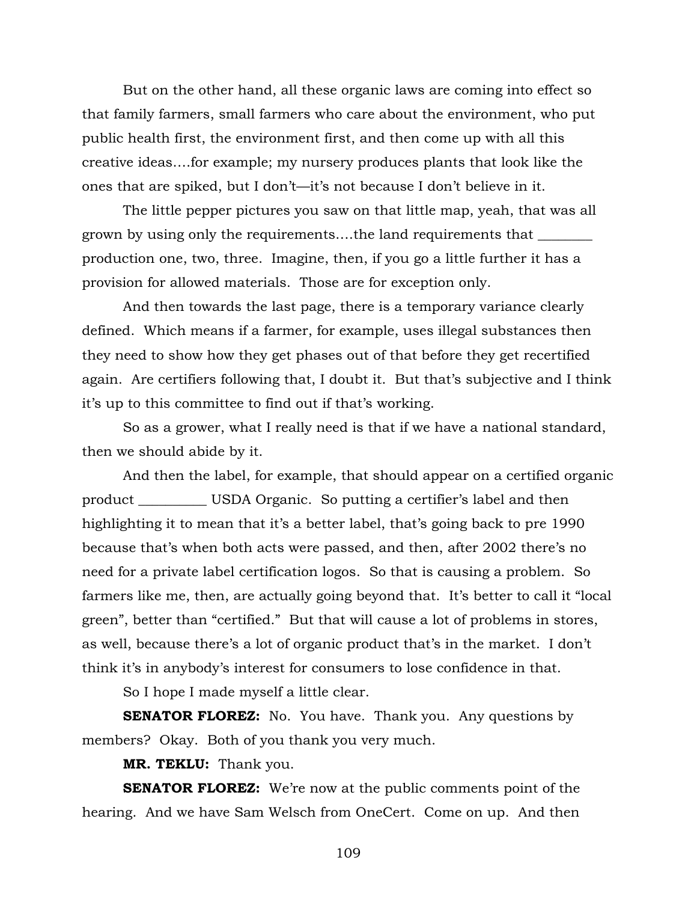But on the other hand, all these organic laws are coming into effect so that family farmers, small farmers who care about the environment, who put public health first, the environment first, and then come up with all this creative ideas….for example; my nursery produces plants that look like the ones that are spiked, but I don't—it's not because I don't believe in it.

The little pepper pictures you saw on that little map, yeah, that was all grown by using only the requirements….the land requirements that ________ production one, two, three. Imagine, then, if you go a little further it has a provision for allowed materials. Those are for exception only.

And then towards the last page, there is a temporary variance clearly defined. Which means if a farmer, for example, uses illegal substances then they need to show how they get phases out of that before they get recertified again. Are certifiers following that, I doubt it. But that's subjective and I think it's up to this committee to find out if that's working.

So as a grower, what I really need is that if we have a national standard, then we should abide by it.

And then the label, for example, that should appear on a certified organic product __________ USDA Organic. So putting a certifier's label and then highlighting it to mean that it's a better label, that's going back to pre 1990 because that's when both acts were passed, and then, after 2002 there's no need for a private label certification logos. So that is causing a problem. So farmers like me, then, are actually going beyond that. It's better to call it "local green", better than "certified." But that will cause a lot of problems in stores, as well, because there's a lot of organic product that's in the market. I don't think it's in anybody's interest for consumers to lose confidence in that.

So I hope I made myself a little clear.

**SENATOR FLOREZ:** No. You have. Thank you. Any questions by members? Okay. Both of you thank you very much.

**MR. TEKLU:** Thank you.

**SENATOR FLOREZ:** We're now at the public comments point of the hearing. And we have Sam Welsch from OneCert. Come on up. And then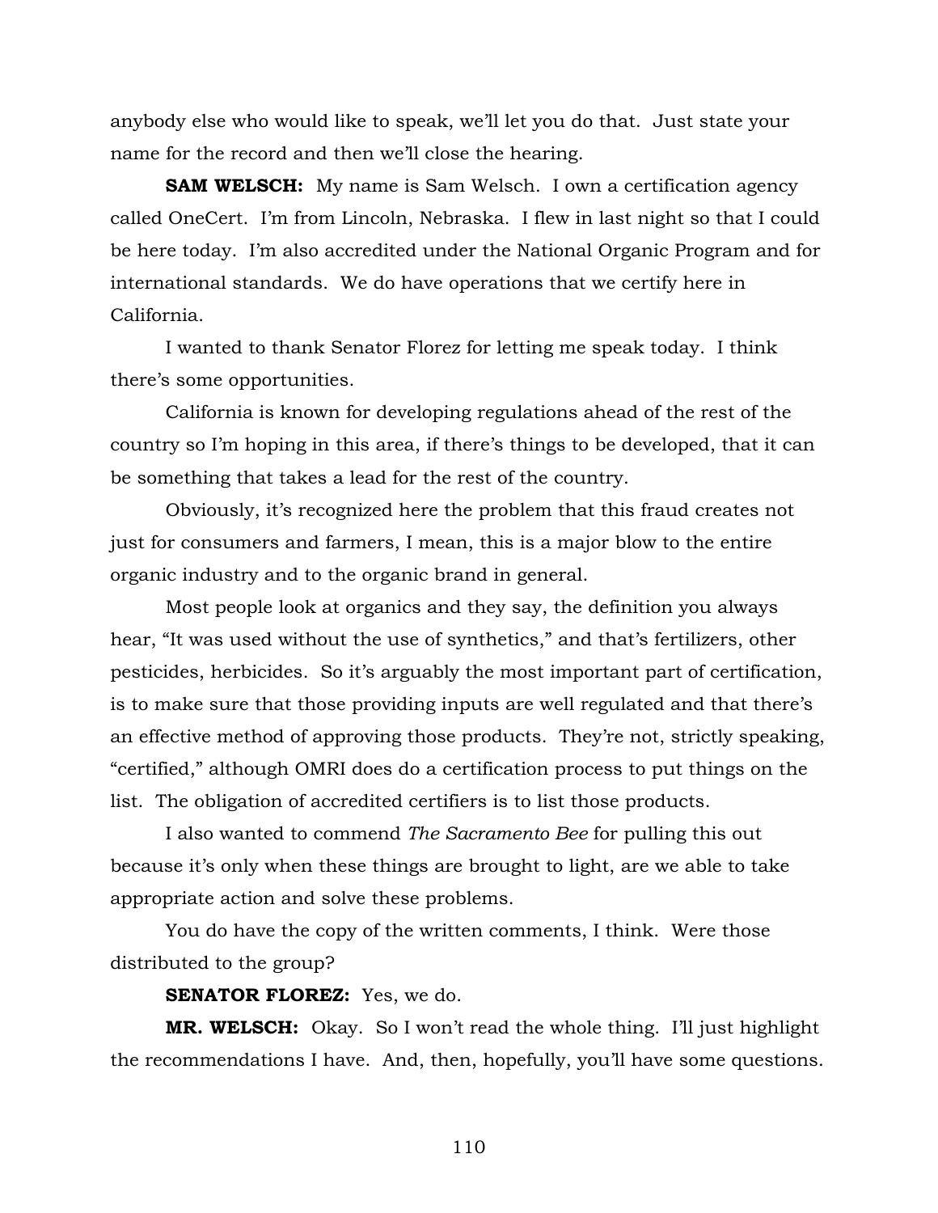anybody else who would like to speak, we'll let you do that. Just state your name for the record and then we'll close the hearing.

**SAM WELSCH:** My name is Sam Welsch. I own a certification agency called OneCert. I'm from Lincoln, Nebraska. I flew in last night so that I could be here today. I'm also accredited under the National Organic Program and for international standards. We do have operations that we certify here in California.

I wanted to thank Senator Florez for letting me speak today. I think there's some opportunities.

California is known for developing regulations ahead of the rest of the country so I'm hoping in this area, if there's things to be developed, that it can be something that takes a lead for the rest of the country.

Obviously, it's recognized here the problem that this fraud creates not just for consumers and farmers, I mean, this is a major blow to the entire organic industry and to the organic brand in general.

Most people look at organics and they say, the definition you always hear, "It was used without the use of synthetics," and that's fertilizers, other pesticides, herbicides. So it's arguably the most important part of certification, is to make sure that those providing inputs are well regulated and that there's an effective method of approving those products. They're not, strictly speaking, "certified," although OMRI does do a certification process to put things on the list. The obligation of accredited certifiers is to list those products.

I also wanted to commend *The Sacramento Bee* for pulling this out because it's only when these things are brought to light, are we able to take appropriate action and solve these problems.

You do have the copy of the written comments, I think. Were those distributed to the group?

**SENATOR FLOREZ:** Yes, we do.

**MR. WELSCH:** Okay. So I won't read the whole thing. I'll just highlight the recommendations I have. And, then, hopefully, you'll have some questions.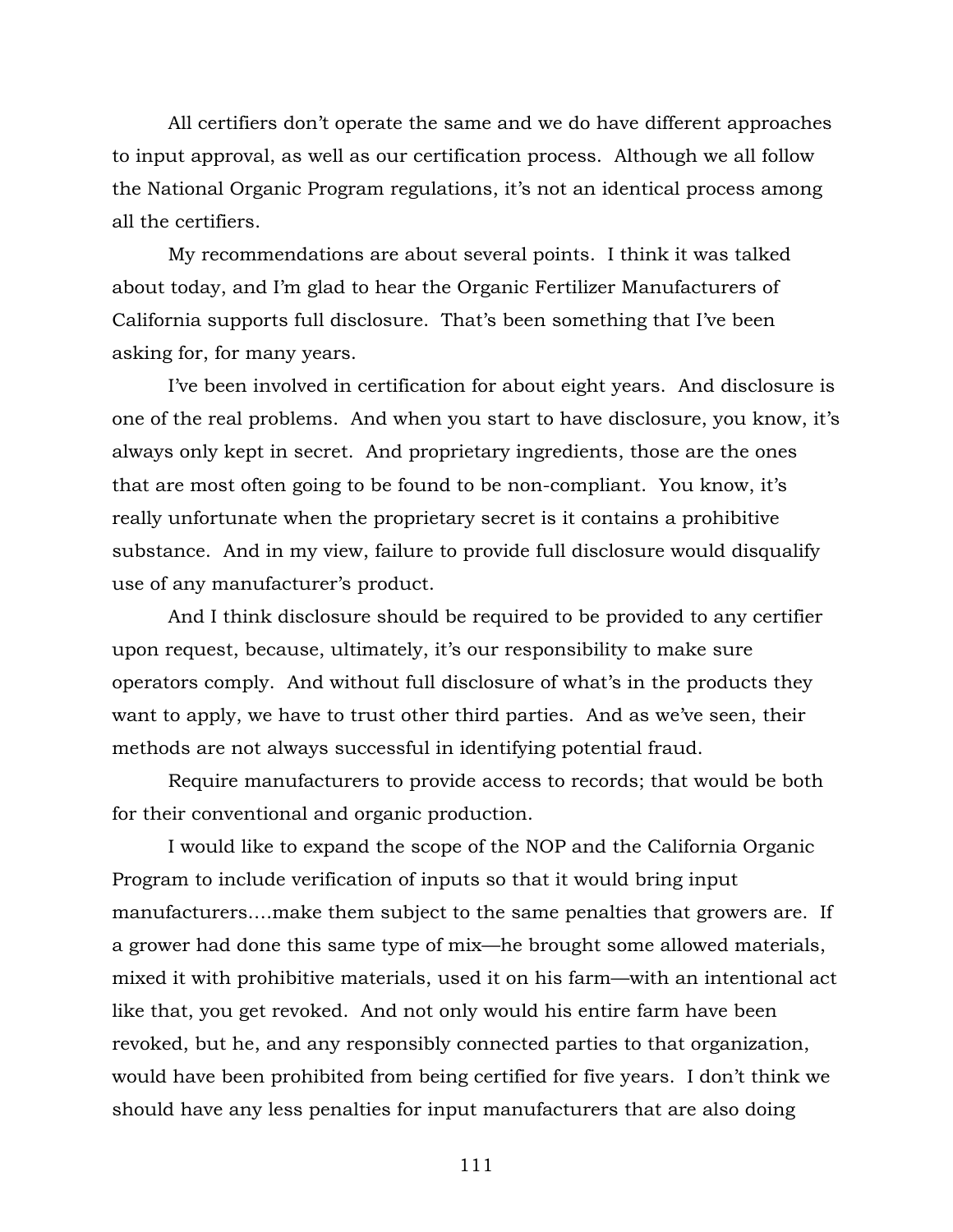All certifiers don't operate the same and we do have different approaches to input approval, as well as our certification process. Although we all follow the National Organic Program regulations, it's not an identical process among all the certifiers.

My recommendations are about several points. I think it was talked about today, and I'm glad to hear the Organic Fertilizer Manufacturers of California supports full disclosure. That's been something that I've been asking for, for many years.

I've been involved in certification for about eight years. And disclosure is one of the real problems. And when you start to have disclosure, you know, it's always only kept in secret. And proprietary ingredients, those are the ones that are most often going to be found to be non-compliant. You know, it's really unfortunate when the proprietary secret is it contains a prohibitive substance. And in my view, failure to provide full disclosure would disqualify use of any manufacturer's product.

And I think disclosure should be required to be provided to any certifier upon request, because, ultimately, it's our responsibility to make sure operators comply. And without full disclosure of what's in the products they want to apply, we have to trust other third parties. And as we've seen, their methods are not always successful in identifying potential fraud.

Require manufacturers to provide access to records; that would be both for their conventional and organic production.

I would like to expand the scope of the NOP and the California Organic Program to include verification of inputs so that it would bring input manufacturers….make them subject to the same penalties that growers are. If a grower had done this same type of mix—he brought some allowed materials, mixed it with prohibitive materials, used it on his farm—with an intentional act like that, you get revoked. And not only would his entire farm have been revoked, but he, and any responsibly connected parties to that organization, would have been prohibited from being certified for five years. I don't think we should have any less penalties for input manufacturers that are also doing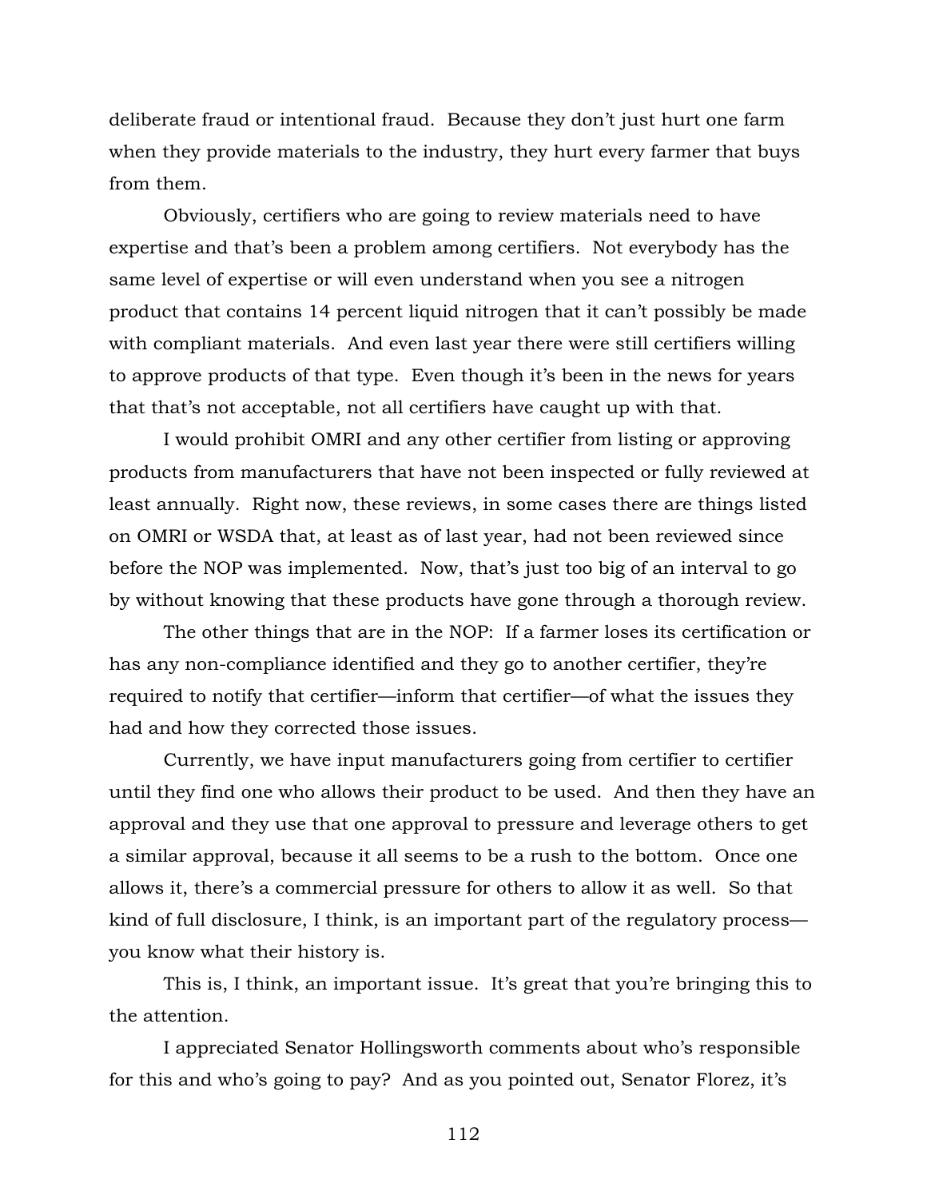deliberate fraud or intentional fraud. Because they don't just hurt one farm when they provide materials to the industry, they hurt every farmer that buys from them.

Obviously, certifiers who are going to review materials need to have expertise and that's been a problem among certifiers. Not everybody has the same level of expertise or will even understand when you see a nitrogen product that contains 14 percent liquid nitrogen that it can't possibly be made with compliant materials. And even last year there were still certifiers willing to approve products of that type. Even though it's been in the news for years that that's not acceptable, not all certifiers have caught up with that.

I would prohibit OMRI and any other certifier from listing or approving products from manufacturers that have not been inspected or fully reviewed at least annually. Right now, these reviews, in some cases there are things listed on OMRI or WSDA that, at least as of last year, had not been reviewed since before the NOP was implemented. Now, that's just too big of an interval to go by without knowing that these products have gone through a thorough review.

The other things that are in the NOP: If a farmer loses its certification or has any non-compliance identified and they go to another certifier, they're required to notify that certifier—inform that certifier—of what the issues they had and how they corrected those issues.

Currently, we have input manufacturers going from certifier to certifier until they find one who allows their product to be used. And then they have an approval and they use that one approval to pressure and leverage others to get a similar approval, because it all seems to be a rush to the bottom. Once one allows it, there's a commercial pressure for others to allow it as well. So that kind of full disclosure, I think, is an important part of the regulatory process—you know what their history is.

This is, I think, an important issue. It's great that you're bringing this to the attention.

I appreciated Senator Hollingsworth comments about who's responsible for this and who's going to pay? And as you pointed out, Senator Florez, it's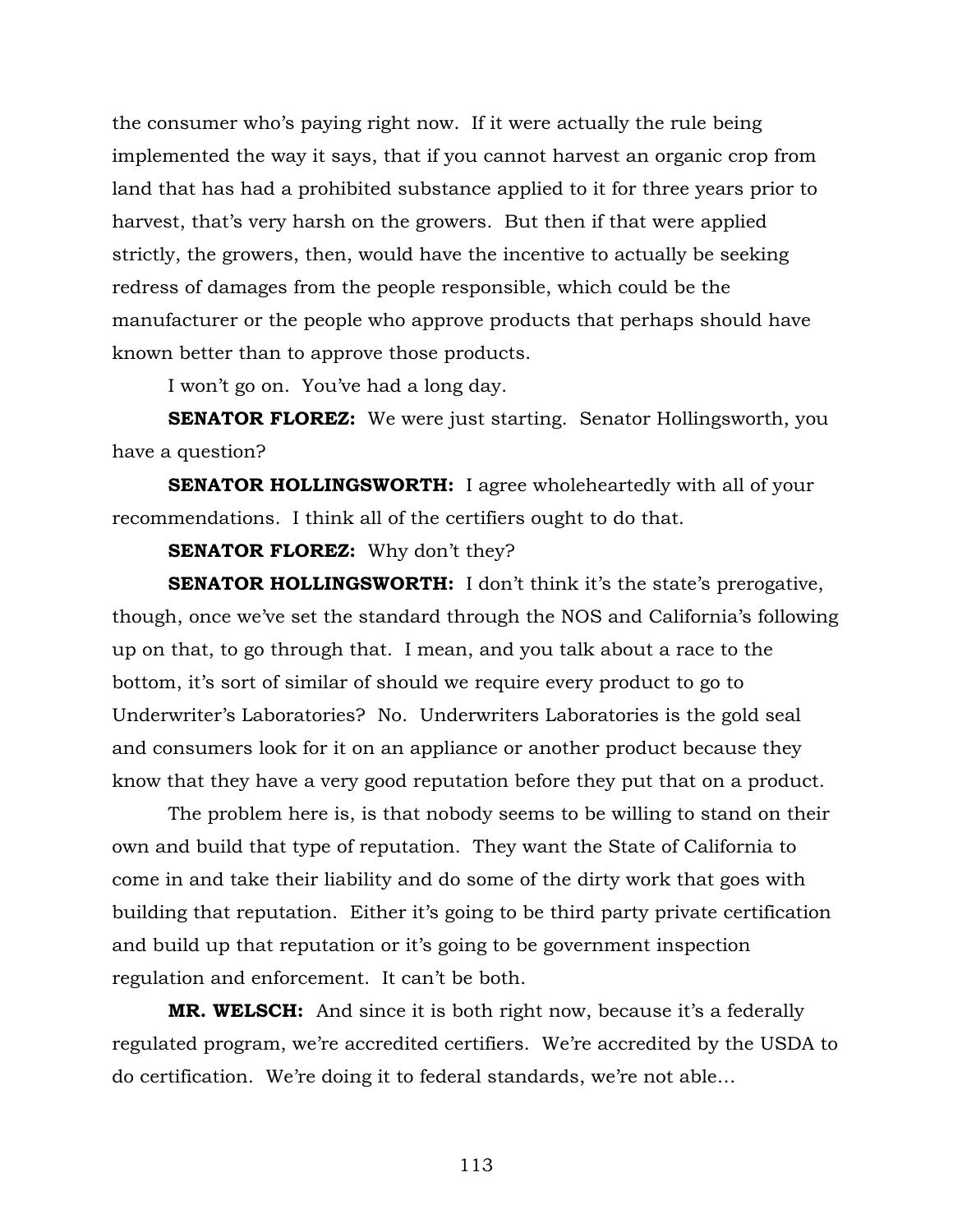the consumer who's paying right now. If it were actually the rule being implemented the way it says, that if you cannot harvest an organic crop from land that has had a prohibited substance applied to it for three years prior to harvest, that's very harsh on the growers. But then if that were applied strictly, the growers, then, would have the incentive to actually be seeking redress of damages from the people responsible, which could be the manufacturer or the people who approve products that perhaps should have known better than to approve those products.

I won't go on. You've had a long day.

**SENATOR FLOREZ:** We were just starting. Senator Hollingsworth, you have a question?

**SENATOR HOLLINGSWORTH:** I agree wholeheartedly with all of your recommendations. I think all of the certifiers ought to do that.

**SENATOR FLOREZ:** Why don't they?

**SENATOR HOLLINGSWORTH:** I don't think it's the state's prerogative, though, once we've set the standard through the NOS and California's following up on that, to go through that. I mean, and you talk about a race to the bottom, it's sort of similar of should we require every product to go to Underwriter's Laboratories? No. Underwriters Laboratories is the gold seal and consumers look for it on an appliance or another product because they know that they have a very good reputation before they put that on a product.

The problem here is, is that nobody seems to be willing to stand on their own and build that type of reputation. They want the State of California to come in and take their liability and do some of the dirty work that goes with building that reputation. Either it's going to be third party private certification and build up that reputation or it's going to be government inspection regulation and enforcement. It can't be both.

**MR. WELSCH:** And since it is both right now, because it's a federally regulated program, we're accredited certifiers. We're accredited by the USDA to do certification. We're doing it to federal standards, we're not able…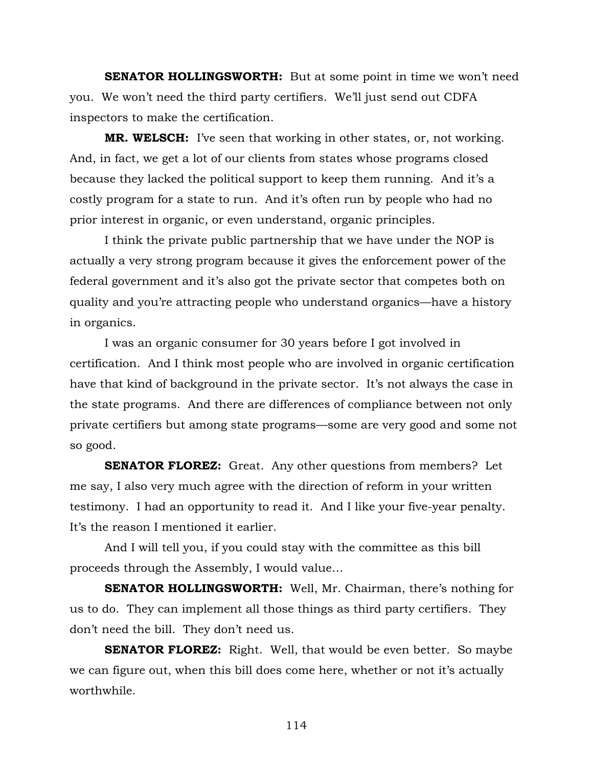**SENATOR HOLLINGSWORTH:** But at some point in time we won't need you. We won't need the third party certifiers. We'll just send out CDFA inspectors to make the certification.

**MR. WELSCH:** I've seen that working in other states, or, not working. And, in fact, we get a lot of our clients from states whose programs closed because they lacked the political support to keep them running. And it's a costly program for a state to run. And it's often run by people who had no prior interest in organic, or even understand, organic principles.

I think the private public partnership that we have under the NOP is actually a very strong program because it gives the enforcement power of the federal government and it's also got the private sector that competes both on quality and you're attracting people who understand organics—have a history in organics.

I was an organic consumer for 30 years before I got involved in certification. And I think most people who are involved in organic certification have that kind of background in the private sector. It's not always the case in the state programs. And there are differences of compliance between not only private certifiers but among state programs—some are very good and some not so good.

**SENATOR FLOREZ:** Great. Any other questions from members? Let me say, I also very much agree with the direction of reform in your written testimony. I had an opportunity to read it. And I like your five-year penalty. It's the reason I mentioned it earlier.

And I will tell you, if you could stay with the committee as this bill proceeds through the Assembly, I would value…

**SENATOR HOLLINGSWORTH:** Well, Mr. Chairman, there's nothing for us to do. They can implement all those things as third party certifiers. They don't need the bill. They don't need us.

**SENATOR FLOREZ:** Right. Well, that would be even better. So maybe we can figure out, when this bill does come here, whether or not it's actually worthwhile.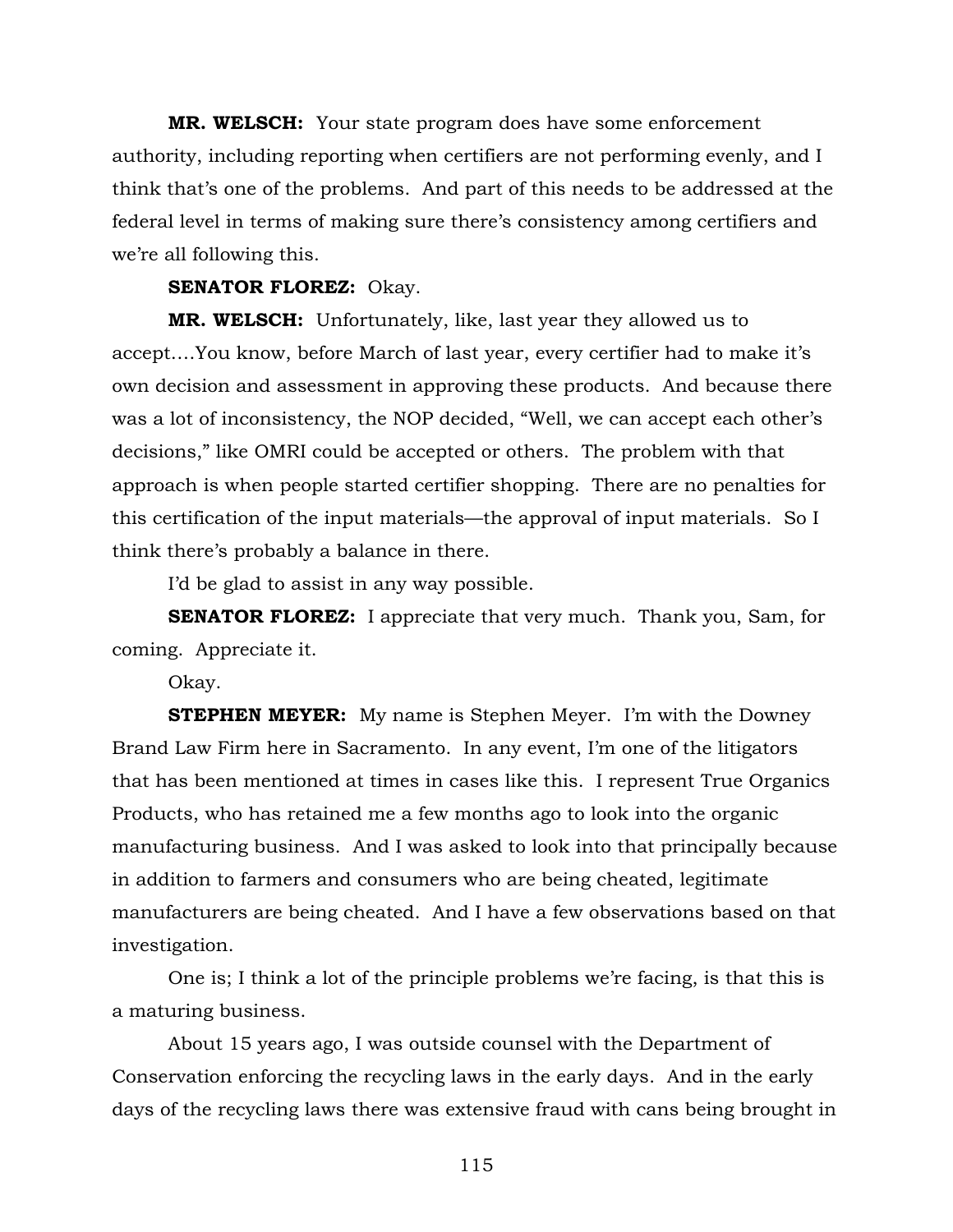**MR. WELSCH:** Your state program does have some enforcement authority, including reporting when certifiers are not performing evenly, and I think that's one of the problems. And part of this needs to be addressed at the federal level in terms of making sure there's consistency among certifiers and we're all following this.

**SENATOR FLOREZ:** Okay.

**MR. WELSCH:** Unfortunately, like, last year they allowed us to accept.…You know, before March of last year, every certifier had to make it's own decision and assessment in approving these products. And because there was a lot of inconsistency, the NOP decided, "Well, we can accept each other's decisions," like OMRI could be accepted or others. The problem with that approach is when people started certifier shopping. There are no penalties for this certification of the input materials—the approval of input materials. So I think there's probably a balance in there.

I'd be glad to assist in any way possible.

**SENATOR FLOREZ:** I appreciate that very much. Thank you, Sam, for coming. Appreciate it.

Okay.

**STEPHEN MEYER:** My name is Stephen Meyer. I'm with the Downey Brand Law Firm here in Sacramento. In any event, I'm one of the litigators that has been mentioned at times in cases like this. I represent True Organics Products, who has retained me a few months ago to look into the organic manufacturing business. And I was asked to look into that principally because in addition to farmers and consumers who are being cheated, legitimate manufacturers are being cheated. And I have a few observations based on that investigation.

One is; I think a lot of the principle problems we're facing, is that this is a maturing business.

About 15 years ago, I was outside counsel with the Department of Conservation enforcing the recycling laws in the early days. And in the early days of the recycling laws there was extensive fraud with cans being brought in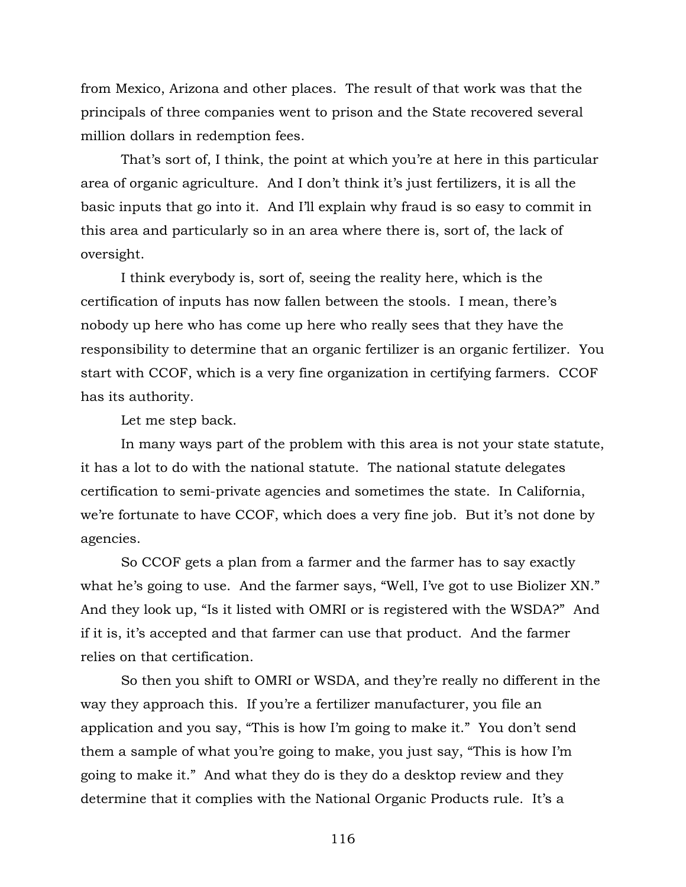from Mexico, Arizona and other places. The result of that work was that the principals of three companies went to prison and the State recovered several million dollars in redemption fees.

That's sort of, I think, the point at which you're at here in this particular area of organic agriculture. And I don't think it's just fertilizers, it is all the basic inputs that go into it. And I'll explain why fraud is so easy to commit in this area and particularly so in an area where there is, sort of, the lack of oversight.

I think everybody is, sort of, seeing the reality here, which is the certification of inputs has now fallen between the stools. I mean, there's nobody up here who has come up here who really sees that they have the responsibility to determine that an organic fertilizer is an organic fertilizer. You start with CCOF, which is a very fine organization in certifying farmers. CCOF has its authority.

Let me step back.

In many ways part of the problem with this area is not your state statute, it has a lot to do with the national statute. The national statute delegates certification to semi-private agencies and sometimes the state. In California, we're fortunate to have CCOF, which does a very fine job. But it's not done by agencies.

So CCOF gets a plan from a farmer and the farmer has to say exactly what he's going to use. And the farmer says, "Well, I've got to use Biolizer XN." And they look up, "Is it listed with OMRI or is registered with the WSDA?" And if it is, it's accepted and that farmer can use that product. And the farmer relies on that certification.

So then you shift to OMRI or WSDA, and they're really no different in the way they approach this. If you're a fertilizer manufacturer, you file an application and you say, "This is how I'm going to make it." You don't send them a sample of what you're going to make, you just say, "This is how I'm going to make it." And what they do is they do a desktop review and they determine that it complies with the National Organic Products rule. It's a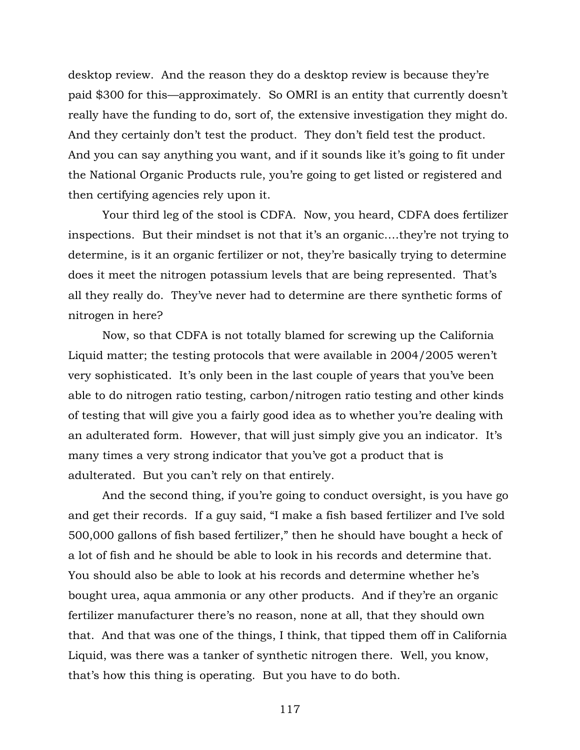desktop review. And the reason they do a desktop review is because they're paid $300 for this—approximately. So OMRI is an entity that currently doesn't really have the funding to do, sort of, the extensive investigation they might do. And they certainly don't test the product. They don't field test the product. And you can say anything you want, and if it sounds like it's going to fit under the National Organic Products rule, you're going to get listed or registered and then certifying agencies rely upon it.

Your third leg of the stool is CDFA. Now, you heard, CDFA does fertilizer inspections. But their mindset is not that it's an organic....they're not trying to determine, is it an organic fertilizer or not, they're basically trying to determine does it meet the nitrogen potassium levels that are being represented. That's all they really do. They've never had to determine are there synthetic forms of nitrogen in here?

Now, so that CDFA is not totally blamed for screwing up the California Liquid matter; the testing protocols that were available in 2004/2005 weren't very sophisticated. It's only been in the last couple of years that you've been able to do nitrogen ratio testing, carbon/nitrogen ratio testing and other kinds of testing that will give you a fairly good idea as to whether you're dealing with an adulterated form. However, that will just simply give you an indicator. It's many times a very strong indicator that you've got a product that is adulterated. But you can't rely on that entirely.

And the second thing, if you're going to conduct oversight, is you have go and get their records. If a guy said, "I make a fish based fertilizer and I've sold 500,000 gallons of fish based fertilizer," then he should have bought a heck of a lot of fish and he should be able to look in his records and determine that. You should also be able to look at his records and determine whether he's bought urea, aqua ammonia or any other products. And if they're an organic fertilizer manufacturer there's no reason, none at all, that they should own that. And that was one of the things, I think, that tipped them off in California Liquid, was there was a tanker of synthetic nitrogen there. Well, you know, that's how this thing is operating. But you have to do both.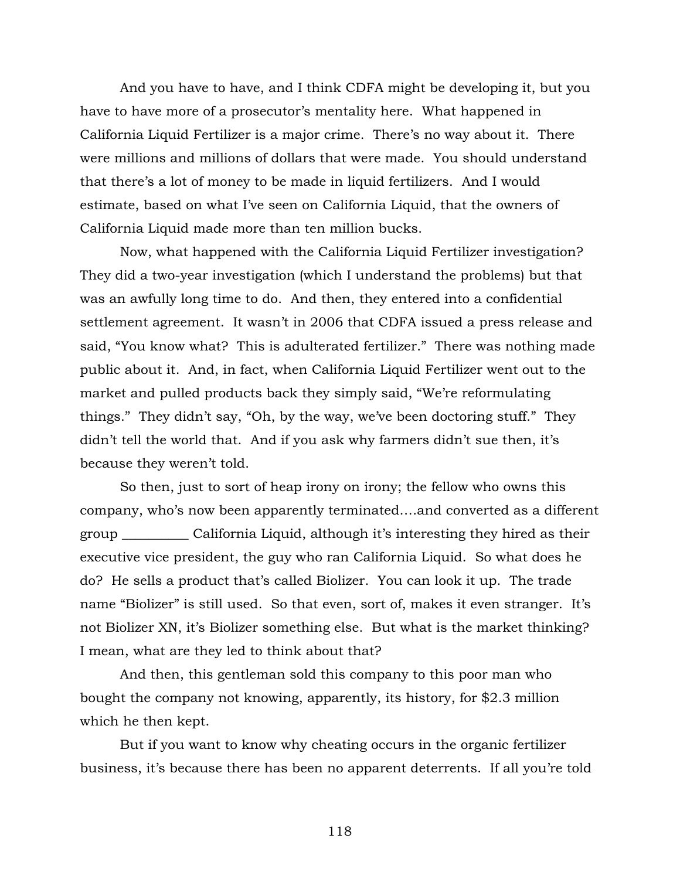And you have to have, and I think CDFA might be developing it, but you have to have more of a prosecutor's mentality here. What happened in California Liquid Fertilizer is a major crime. There's no way about it. There were millions and millions of dollars that were made. You should understand that there's a lot of money to be made in liquid fertilizers. And I would estimate, based on what I've seen on California Liquid, that the owners of California Liquid made more than ten million bucks.

Now, what happened with the California Liquid Fertilizer investigation? They did a two-year investigation (which I understand the problems) but that was an awfully long time to do. And then, they entered into a confidential settlement agreement. It wasn't in 2006 that CDFA issued a press release and said, "You know what? This is adulterated fertilizer." There was nothing made public about it. And, in fact, when California Liquid Fertilizer went out to the market and pulled products back they simply said, "We're reformulating things." They didn't say, "Oh, by the way, we've been doctoring stuff." They didn't tell the world that. And if you ask why farmers didn't sue then, it's because they weren't told.

So then, just to sort of heap irony on irony; the fellow who owns this company, who's now been apparently terminated….and converted as a different group __________ California Liquid, although it's interesting they hired as their executive vice president, the guy who ran California Liquid. So what does he do? He sells a product that's called Biolizer. You can look it up. The trade name "Biolizer" is still used. So that even, sort of, makes it even stranger. It's not Biolizer XN, it's Biolizer something else. But what is the market thinking? I mean, what are they led to think about that?

And then, this gentleman sold this company to this poor man who bought the company not knowing, apparently, its history, for $2.3 million which he then kept.

But if you want to know why cheating occurs in the organic fertilizer business, it's because there has been no apparent deterrents. If all you're told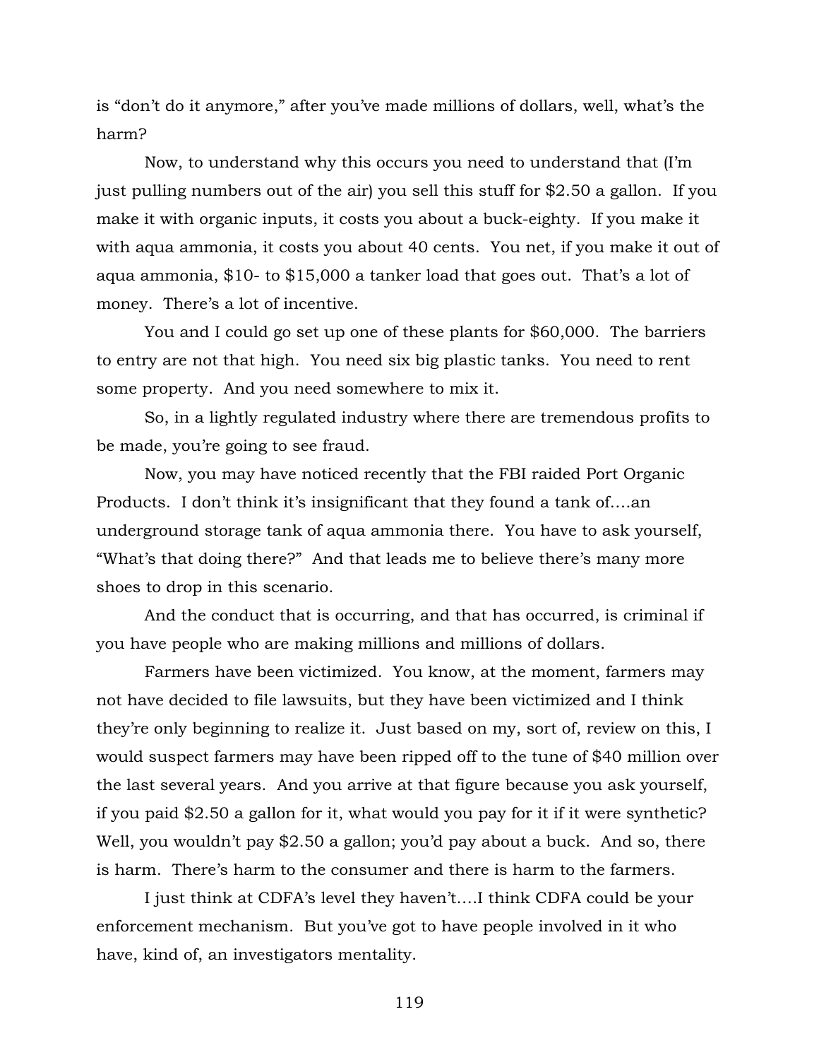is "don't do it anymore," after you've made millions of dollars, well, what's the harm?

Now, to understand why this occurs you need to understand that (I'm just pulling numbers out of the air) you sell this stuff for $2.50 a gallon. If you make it with organic inputs, it costs you about a buck-eighty. If you make it with aqua ammonia, it costs you about 40 cents. You net, if you make it out of aqua ammonia, $10- to $15,000 a tanker load that goes out. That's a lot of money. There's a lot of incentive.

You and I could go set up one of these plants for $60,000. The barriers to entry are not that high. You need six big plastic tanks. You need to rent some property. And you need somewhere to mix it.

So, in a lightly regulated industry where there are tremendous profits to be made, you're going to see fraud.

Now, you may have noticed recently that the FBI raided Port Organic Products. I don't think it's insignificant that they found a tank of….an underground storage tank of aqua ammonia there. You have to ask yourself, "What's that doing there?" And that leads me to believe there's many more shoes to drop in this scenario.

And the conduct that is occurring, and that has occurred, is criminal if you have people who are making millions and millions of dollars.

Farmers have been victimized. You know, at the moment, farmers may not have decided to file lawsuits, but they have been victimized and I think they're only beginning to realize it. Just based on my, sort of, review on this, I would suspect farmers may have been ripped off to the tune of $40 million over the last several years. And you arrive at that figure because you ask yourself, if you paid $2.50 a gallon for it, what would you pay for it if it were synthetic? Well, you wouldn't pay $2.50 a gallon; you'd pay about a buck. And so, there is harm. There's harm to the consumer and there is harm to the farmers.

I just think at CDFA's level they haven't….I think CDFA could be your enforcement mechanism. But you've got to have people involved in it who have, kind of, an investigators mentality.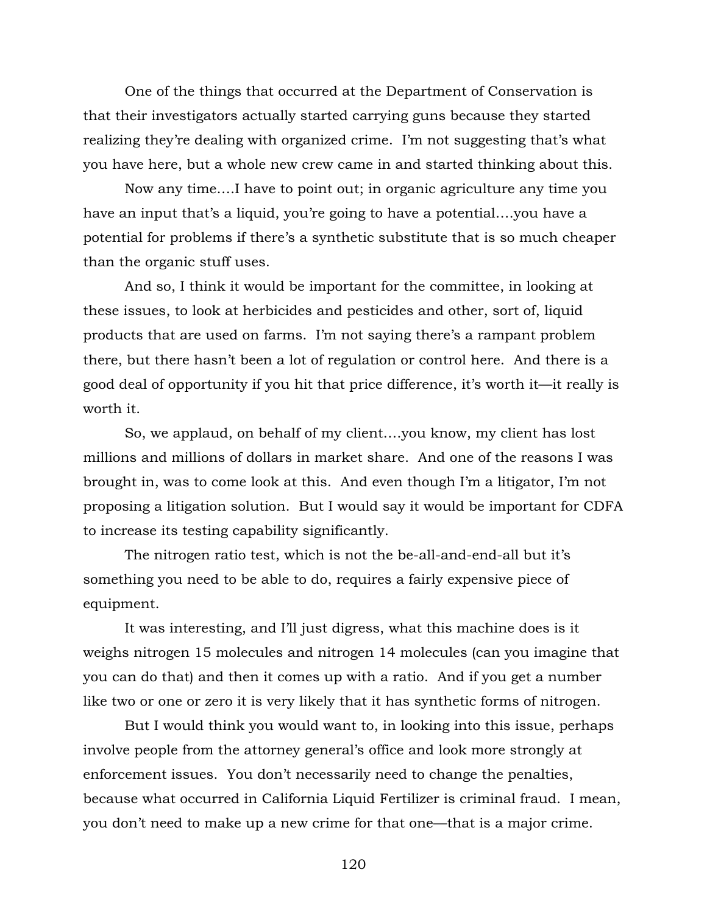One of the things that occurred at the Department of Conservation is that their investigators actually started carrying guns because they started realizing they're dealing with organized crime. I'm not suggesting that's what you have here, but a whole new crew came in and started thinking about this.

Now any time….I have to point out; in organic agriculture any time you have an input that's a liquid, you're going to have a potential….you have a potential for problems if there's a synthetic substitute that is so much cheaper than the organic stuff uses.

And so, I think it would be important for the committee, in looking at these issues, to look at herbicides and pesticides and other, sort of, liquid products that are used on farms. I'm not saying there's a rampant problem there, but there hasn't been a lot of regulation or control here. And there is a good deal of opportunity if you hit that price difference, it's worth it—it really is worth it.

So, we applaud, on behalf of my client….you know, my client has lost millions and millions of dollars in market share. And one of the reasons I was brought in, was to come look at this. And even though I'm a litigator, I'm not proposing a litigation solution. But I would say it would be important for CDFA to increase its testing capability significantly.

The nitrogen ratio test, which is not the be-all-and-end-all but it's something you need to be able to do, requires a fairly expensive piece of equipment.

It was interesting, and I'll just digress, what this machine does is it weighs nitrogen 15 molecules and nitrogen 14 molecules (can you imagine that you can do that) and then it comes up with a ratio. And if you get a number like two or one or zero it is very likely that it has synthetic forms of nitrogen.

But I would think you would want to, in looking into this issue, perhaps involve people from the attorney general's office and look more strongly at enforcement issues. You don't necessarily need to change the penalties, because what occurred in California Liquid Fertilizer is criminal fraud. I mean, you don't need to make up a new crime for that one—that is a major crime.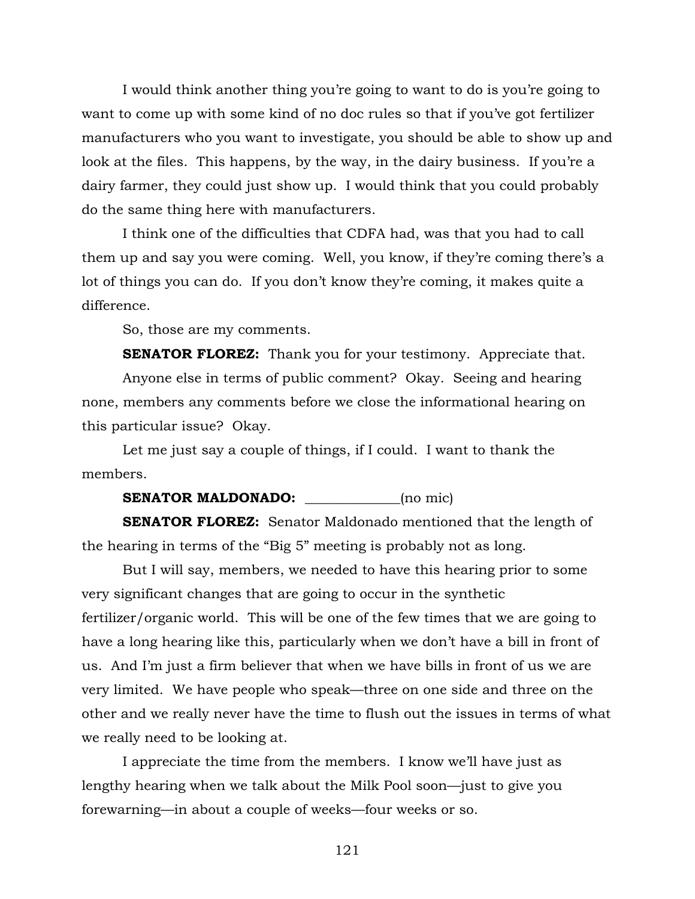I would think another thing you're going to want to do is you're going to want to come up with some kind of no doc rules so that if you've got fertilizer manufacturers who you want to investigate, you should be able to show up and look at the files. This happens, by the way, in the dairy business. If you're a dairy farmer, they could just show up. I would think that you could probably do the same thing here with manufacturers.

I think one of the difficulties that CDFA had, was that you had to call them up and say you were coming. Well, you know, if they're coming there's a lot of things you can do. If you don't know they're coming, it makes quite a difference.

So, those are my comments.

**SENATOR FLOREZ:** Thank you for your testimony. Appreciate that.

Anyone else in terms of public comment? Okay. Seeing and hearing none, members any comments before we close the informational hearing on this particular issue? Okay.

Let me just say a couple of things, if I could. I want to thank the members.

**SENATOR MALDONADO:** ______________(no mic)

**SENATOR FLOREZ:** Senator Maldonado mentioned that the length of the hearing in terms of the "Big 5" meeting is probably not as long.

But I will say, members, we needed to have this hearing prior to some very significant changes that are going to occur in the synthetic fertilizer/organic world. This will be one of the few times that we are going to have a long hearing like this, particularly when we don't have a bill in front of us. And I'm just a firm believer that when we have bills in front of us we are very limited. We have people who speak—three on one side and three on the other and we really never have the time to flush out the issues in terms of what we really need to be looking at.

I appreciate the time from the members. I know we'll have just as lengthy hearing when we talk about the Milk Pool soon—just to give you forewarning—in about a couple of weeks—four weeks or so.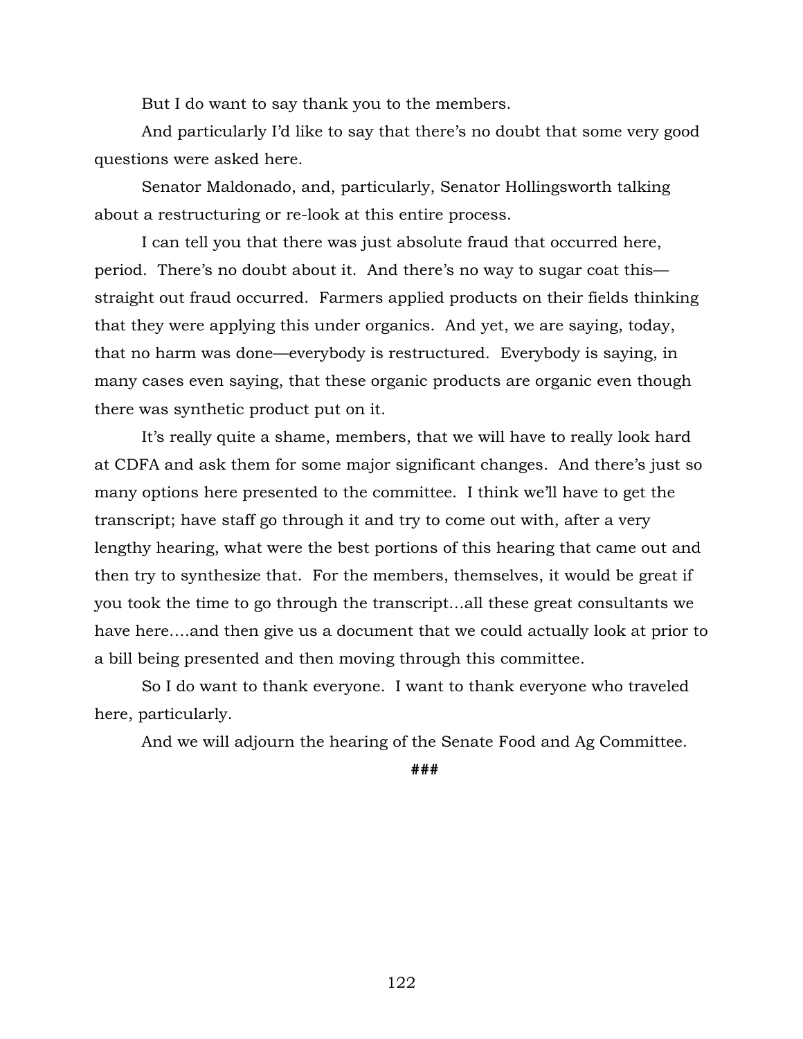But I do want to say thank you to the members.

And particularly I'd like to say that there's no doubt that some very good questions were asked here.

Senator Maldonado, and, particularly, Senator Hollingsworth talking about a restructuring or re-look at this entire process.

I can tell you that there was just absolute fraud that occurred here, period. There's no doubt about it. And there's no way to sugar coat this—straight out fraud occurred. Farmers applied products on their fields thinking that they were applying this under organics. And yet, we are saying, today, that no harm was done—everybody is restructured. Everybody is saying, in many cases even saying, that these organic products are organic even though there was synthetic product put on it.

It's really quite a shame, members, that we will have to really look hard at CDFA and ask them for some major significant changes. And there's just so many options here presented to the committee. I think we'll have to get the transcript; have staff go through it and try to come out with, after a very lengthy hearing, what were the best portions of this hearing that came out and then try to synthesize that. For the members, themselves, it would be great if you took the time to go through the transcript…all these great consultants we have here….and then give us a document that we could actually look at prior to a bill being presented and then moving through this committee.

So I do want to thank everyone. I want to thank everyone who traveled here, particularly.

And we will adjourn the hearing of the Senate Food and Ag Committee.

###